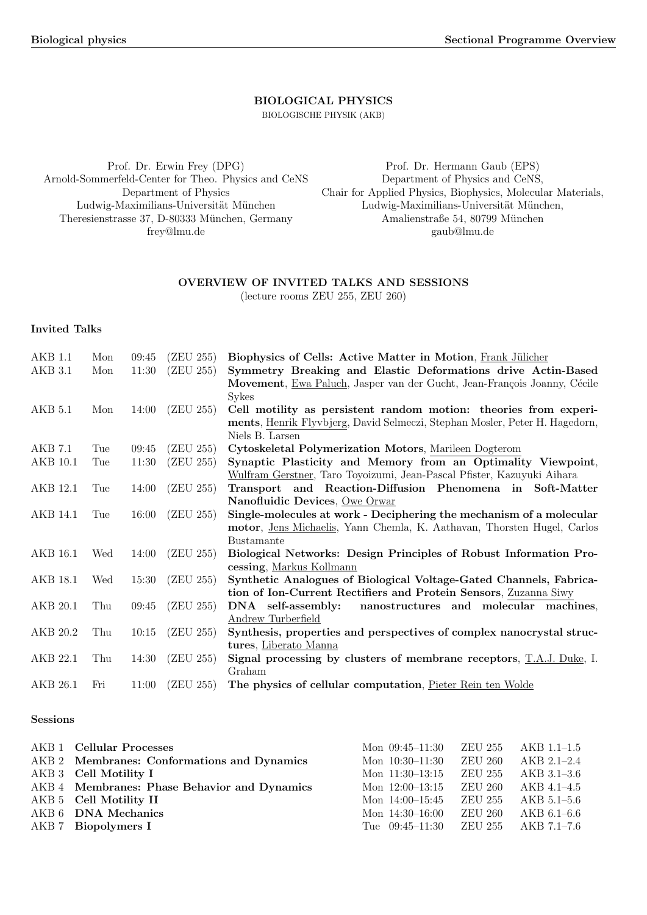# BIOLOGICAL PHYSICS

BIOLOGISCHE PHYSIK (AKB)

Prof. Dr. Erwin Frey (DPG)
Arnold-Sommerfeld-Center for Theo. Physics and CeNS
Department of Physics
Ludwig-Maximilians-Universität München
Theresienstrasse 37, D-80333 München, Germany
frey@lmu.de

Prof. Dr. Hermann Gaub (EPS)
Department of Physics and CeNS,
Chair for Applied Physics, Biophysics, Molecular Materials,
Ludwig-Maximilians-Universität München,
Amalienstraße 54, 80799 München
gaub@lmu.de

## OVERVIEW OF INVITED TALKS AND SESSIONS

(lecture rooms ZEU 255, ZEU 260)

### Invited Talks

| | | | | |
|---|---|---|---|---|
| AKB 1.1 | Mon | 09:45 | (ZEU 255) | **Biophysics of Cells: Active Matter in Motion**, Frank Jülicher |
| AKB 3.1 | Mon | 11:30 | (ZEU 255) | **Symmetry Breaking and Elastic Deformations drive Actin-Based Movement**, Ewa Paluch, Jasper van der Gucht, Jean-François Joanny, Cécile Sykes |
| AKB 5.1 | Mon | 14:00 | (ZEU 255) | **Cell motility as persistent random motion: theories from experiments**, Henrik Flyvbjerg, David Selmeczi, Stephan Mosler, Peter H. Hagedorn, Niels B. Larsen |
| AKB 7.1 | Tue | 09:45 | (ZEU 255) | **Cytoskeletal Polymerization Motors**, Marileen Dogterom |
| AKB 10.1 | Tue | 11:30 | (ZEU 255) | **Synaptic Plasticity and Memory from an Optimality Viewpoint**, Wulfram Gerstner, Taro Toyoizumi, Jean-Pascal Pfister, Kazuyuki Aihara |
| AKB 12.1 | Tue | 14:00 | (ZEU 255) | **Transport and Reaction-Diffusion Phenomena in Soft-Matter Nanofluidic Devices**, Owe Orwar |
| AKB 14.1 | Tue | 16:00 | (ZEU 255) | **Single-molecules at work - Deciphering the mechanism of a molecular motor**, Jens Michaelis, Yann Chemla, K. Aathavan, Thorsten Hugel, Carlos Bustamante |
| AKB 16.1 | Wed | 14:00 | (ZEU 255) | **Biological Networks: Design Principles of Robust Information Processing**, Markus Kollmann |
| AKB 18.1 | Wed | 15:30 | (ZEU 255) | **Synthetic Analogues of Biological Voltage-Gated Channels, Fabrication of Ion-Current Rectifiers and Protein Sensors**, Zuzanna Siwy |
| AKB 20.1 | Thu | 09:45 | (ZEU 255) | **DNA self-assembly: nanostructures and molecular machines**, Andrew Turberfield |
| AKB 20.2 | Thu | 10:15 | (ZEU 255) | **Synthesis, properties and perspectives of complex nanocrystal structures**, Liberato Manna |
| AKB 22.1 | Thu | 14:30 | (ZEU 255) | **Signal processing by clusters of membrane receptors**, T.A.J. Duke, I. Graham |
| AKB 26.1 | Fri | 11:00 | (ZEU 255) | **The physics of cellular computation**, Pieter Rein ten Wolde |

### Sessions

| | | | | |
|---|---|---|---|---|
| AKB 1 | **Cellular Processes** | Mon 09:45–11:30 | ZEU 255 | AKB 1.1–1.5 |
| AKB 2 | **Membranes: Conformations and Dynamics** | Mon 10:30–11:30 | ZEU 260 | AKB 2.1–2.4 |
| AKB 3 | **Cell Motility I** | Mon 11:30–13:15 | ZEU 255 | AKB 3.1–3.6 |
| AKB 4 | **Membranes: Phase Behavior and Dynamics** | Mon 12:00–13:15 | ZEU 260 | AKB 4.1–4.5 |
| AKB 5 | **Cell Motility II** | Mon 14:00–15:45 | ZEU 255 | AKB 5.1–5.6 |
| AKB 6 | **DNA Mechanics** | Mon 14:30–16:00 | ZEU 260 | AKB 6.1–6.6 |
| AKB 7 | **Biopolymers I** | Tue 09:45–11:30 | ZEU 255 | AKB 7.1–7.6 |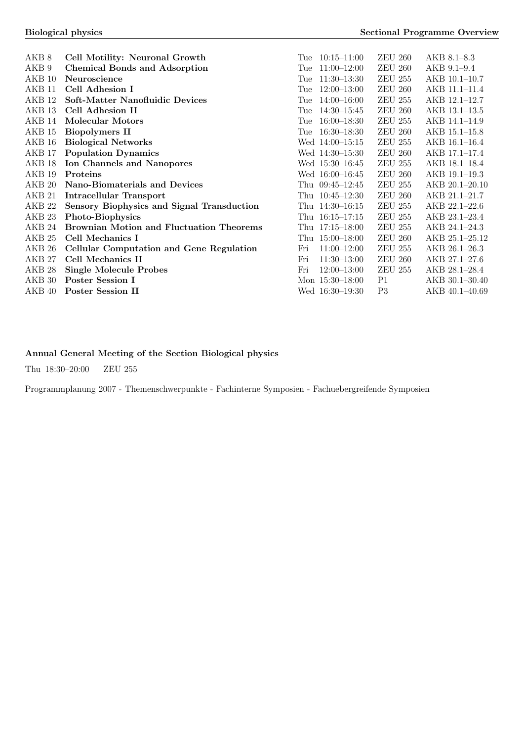| | | | | |
|---|---|---|---|---|
| AKB 8 | **Cell Motility: Neuronal Growth** | Tue 10:15–11:00 | ZEU 260 | AKB 8.1–8.3 |
| AKB 9 | **Chemical Bonds and Adsorption** | Tue 11:00–12:00 | ZEU 260 | AKB 9.1–9.4 |
| AKB 10 | **Neuroscience** | Tue 11:30–13:30 | ZEU 255 | AKB 10.1–10.7 |
| AKB 11 | **Cell Adhesion I** | Tue 12:00–13:00 | ZEU 260 | AKB 11.1–11.4 |
| AKB 12 | **Soft-Matter Nanofluidic Devices** | Tue 14:00–16:00 | ZEU 255 | AKB 12.1–12.7 |
| AKB 13 | **Cell Adhesion II** | Tue 14:30–15:45 | ZEU 260 | AKB 13.1–13.5 |
| AKB 14 | **Molecular Motors** | Tue 16:00–18:30 | ZEU 255 | AKB 14.1–14.9 |
| AKB 15 | **Biopolymers II** | Tue 16:30–18:30 | ZEU 260 | AKB 15.1–15.8 |
| AKB 16 | **Biological Networks** | Wed 14:00–15:15 | ZEU 255 | AKB 16.1–16.4 |
| AKB 17 | **Population Dynamics** | Wed 14:30–15:30 | ZEU 260 | AKB 17.1–17.4 |
| AKB 18 | **Ion Channels and Nanopores** | Wed 15:30–16:45 | ZEU 255 | AKB 18.1–18.4 |
| AKB 19 | **Proteins** | Wed 16:00–16:45 | ZEU 260 | AKB 19.1–19.3 |
| AKB 20 | **Nano-Biomaterials and Devices** | Thu 09:45–12:45 | ZEU 255 | AKB 20.1–20.10 |
| AKB 21 | **Intracellular Transport** | Thu 10:45–12:30 | ZEU 260 | AKB 21.1–21.7 |
| AKB 22 | **Sensory Biophysics and Signal Transduction** | Thu 14:30–16:15 | ZEU 255 | AKB 22.1–22.6 |
| AKB 23 | **Photo-Biophysics** | Thu 16:15–17:15 | ZEU 255 | AKB 23.1–23.4 |
| AKB 24 | **Brownian Motion and Fluctuation Theorems** | Thu 17:15–18:00 | ZEU 255 | AKB 24.1–24.3 |
| AKB 25 | **Cell Mechanics I** | Thu 15:00–18:00 | ZEU 260 | AKB 25.1–25.12 |
| AKB 26 | **Cellular Computation and Gene Regulation** | Fri 11:00–12:00 | ZEU 255 | AKB 26.1–26.3 |
| AKB 27 | **Cell Mechanics II** | Fri 11:30–13:00 | ZEU 260 | AKB 27.1–27.6 |
| AKB 28 | **Single Molecule Probes** | Fri 12:00–13:00 | ZEU 255 | AKB 28.1–28.4 |
| AKB 30 | **Poster Session I** | Mon 15:30–18:00 | P1 | AKB 30.1–30.40 |
| AKB 40 | **Poster Session II** | Wed 16:30–19:30 | P3 | AKB 40.1–40.69 |

**Annual General Meeting of the Section Biological physics**

Thu 18:30–20:00 ZEU 255

Programmplanung 2007 - Themenschwerpunkte - Fachinterne Symposien - Fachuebergreifende Symposien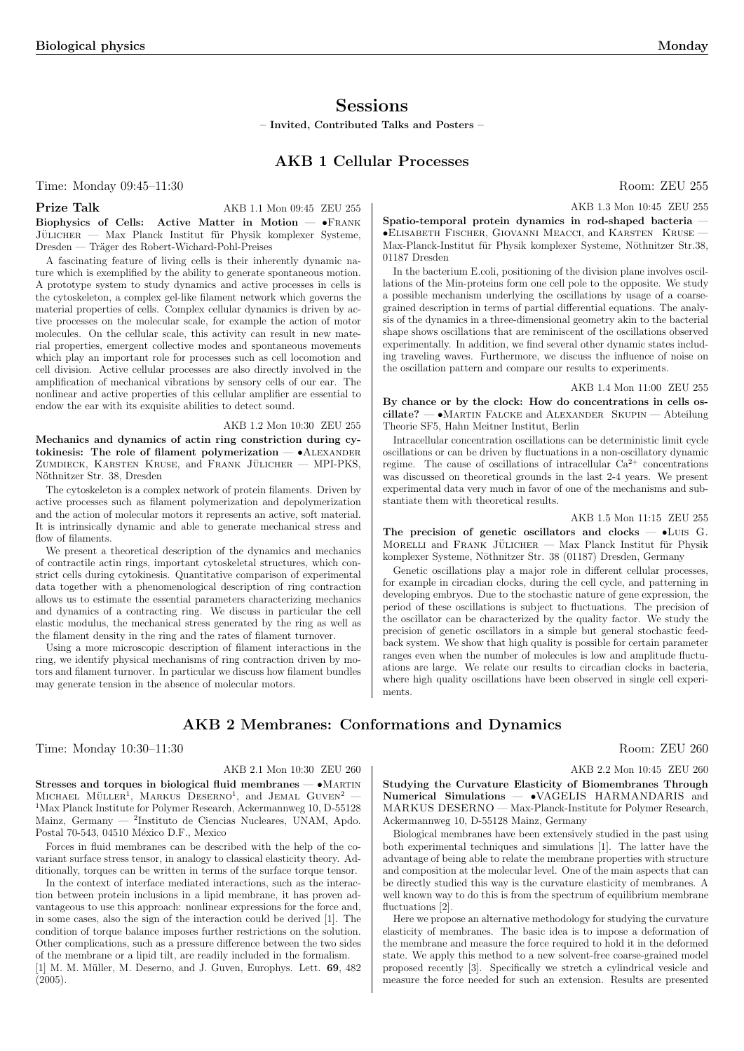# Sessions

**– Invited, Contributed Talks and Posters –**

## AKB 1 Cellular Processes

Time: Monday 09:45–11:30 Room: ZEU 255

**Prize Talk** AKB 1.1 Mon 09:45 ZEU 255

**Biophysics of Cells: Active Matter in Motion** — •Frank Jülicher — Max Planck Institut für Physik komplexer Systeme, Dresden — Träger des Robert-Wichard-Pohl-Preises

A fascinating feature of living cells is their inherently dynamic nature which is exemplified by the ability to generate spontaneous motion. A prototype system to study dynamics and active processes in cells is the cytoskeleton, a complex gel-like filament network which governs the material properties of cells. Complex cellular dynamics is driven by active processes on the molecular scale, for example the action of motor molecules. On the cellular scale, this activity can result in new material properties, emergent collective modes and spontaneous movements which play an important role for processes such as cell locomotion and cell division. Active cellular processes are also directly involved in the amplification of mechanical vibrations by sensory cells of our ear. The nonlinear and active properties of this cellular amplifier are essential to endow the ear with its exquisite abilities to detect sound.

AKB 1.2 Mon 10:30 ZEU 255

**Mechanics and dynamics of actin ring constriction during cytokinesis: The role of filament polymerization** — •Alexander Zumdieck, Karsten Kruse, and Frank Jülicher — MPI-PKS, Nöthnitzer Str. 38, Dresden

The cytoskeleton is a complex network of protein filaments. Driven by active processes such as filament polymerization and depolymerization and the action of molecular motors it represents an active, soft material. It is intrinsically dynamic and able to generate mechanical stress and flow of filaments.

We present a theoretical description of the dynamics and mechanics of contractile actin rings, important cytoskeletal structures, which constrict cells during cytokinesis. Quantitative comparison of experimental data together with a phenomenological description of ring contraction allows us to estimate the essential parameters characterizing mechanics and dynamics of a contracting ring. We discuss in particular the cell elastic modulus, the mechanical stress generated by the ring as well as the filament density in the ring and the rates of filament turnover.

Using a more microscopic description of filament interactions in the ring, we identify physical mechanisms of ring contraction driven by motors and filament turnover. In particular we discuss how filament bundles may generate tension in the absence of molecular motors.

AKB 1.3 Mon 10:45 ZEU 255

**Spatio-temporal protein dynamics in rod-shaped bacteria** — •Elisabeth Fischer, Giovanni Meacci, and Karsten Kruse — Max-Planck-Institut für Physik komplexer Systeme, Nöthnitzer Str.38, 01187 Dresden

In the bacterium E.coli, positioning of the division plane involves oscillations of the Min-proteins form one cell pole to the opposite. We study a possible mechanism underlying the oscillations by usage of a coarse-grained description in terms of partial differential equations. The analysis of the dynamics in a three-dimensional geometry akin to the bacterial shape shows oscillations that are reminiscent of the oscillations observed experimentally. In addition, we find several other dynamic states including traveling waves. Furthermore, we discuss the influence of noise on the oscillation pattern and compare our results to experiments.

AKB 1.4 Mon 11:00 ZEU 255

**By chance or by the clock: How do concentrations in cells oscillate?** — •Martin Falcke and Alexander Skupin — Abteilung Theorie SF5, Hahn Meitner Institut, Berlin

Intracellular concentration oscillations can be deterministic limit cycle oscillations or can be driven by fluctuations in a non-oscillatory dynamic regime. The cause of oscillations of intracellular $Ca^{2+}$ concentrations was discussed on theoretical grounds in the last 2-4 years. We present experimental data very much in favor of one of the mechanisms and substantiate them with theoretical results.

AKB 1.5 Mon 11:15 ZEU 255

**The precision of genetic oscillators and clocks** — •Luis G. Morelli and Frank Jülicher — Max Planck Institut für Physik komplexer Systeme, Nöthnitzer Str. 38 (01187) Dresden, Germany

Genetic oscillations play a major role in different cellular processes, for example in circadian clocks, during the cell cycle, and patterning in developing embryos. Due to the stochastic nature of gene expression, the period of these oscillations is subject to fluctuations. The precision of the oscillator can be characterized by the quality factor. We study the precision of genetic oscillators in a simple but general stochastic feedback system. We show that high quality is possible for certain parameter ranges even when the number of molecules is low and amplitude fluctuations are large. We relate our results to circadian clocks in bacteria, where high quality oscillations have been observed in single cell experiments.

## AKB 2 Membranes: Conformations and Dynamics

Time: Monday 10:30–11:30 Room: ZEU 260

AKB 2.1 Mon 10:30 ZEU 260

**Stresses and torques in biological fluid membranes** — •Martin Michael Müller[1], Markus Deserno[1], and Jemal Guven[2] — [1]Max Planck Institute for Polymer Research, Ackermannweg 10, D-55128 Mainz, Germany — [2]Instituto de Ciencias Nucleares, UNAM, Apdo. Postal 70-543, 04510 México D.F., Mexico

Forces in fluid membranes can be described with the help of the covariant surface stress tensor, in analogy to classical elasticity theory. Additionally, torques can be written in terms of the surface torque tensor.

In the context of interface mediated interactions, such as the interaction between protein inclusions in a lipid membrane, it has proven advantageous to use this approach: nonlinear expressions for the force and, in some cases, also the sign of the interaction could be derived [1]. The condition of torque balance imposes further restrictions on the solution. Other complications, such as a pressure difference between the two sides of the membrane or a lipid tilt, are readily included in the formalism.

[1] M. M. Müller, M. Deserno, and J. Guven, Europhys. Lett. **69**, 482 (2005).

AKB 2.2 Mon 10:45 ZEU 260

**Studying the Curvature Elasticity of Biomembranes Through Numerical Simulations** — •VAGELIS HARMANDARIS and MARKUS DESERNO — Max-Planck-Institute for Polymer Research, Ackermannweg 10, D-55128 Mainz, Germany

Biological membranes have been extensively studied in the past using both experimental techniques and simulations [1]. The latter have the advantage of being able to relate the membrane properties with structure and composition at the molecular level. One of the main aspects that can be directly studied this way is the curvature elasticity of membranes. A well known way to do this is from the spectrum of equilibrium membrane fluctuations [2].

Here we propose an alternative methodology for studying the curvature elasticity of membranes. The basic idea is to impose a deformation of the membrane and measure the force required to hold it in the deformed state. We apply this method to a new solvent-free coarse-grained model proposed recently [3]. Specifically we stretch a cylindrical vesicle and measure the force needed for such an extension. Results are presented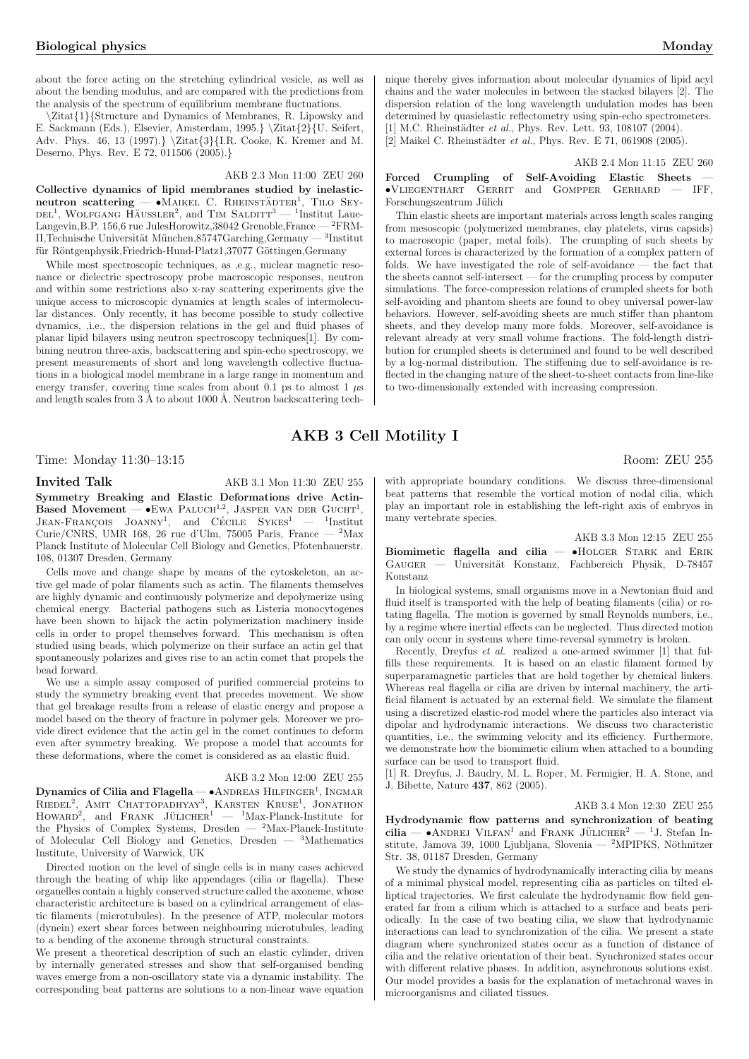about the force acting on the stretching cylindrical vesicle, as well as about the bending modulus, and are compared with the predictions from the analysis of the spectrum of equilibrium membrane fluctuations.

\Zitat{1}{Structure and Dynamics of Membranes, R. Lipowsky and E. Sackmann (Eds.), Elsevier, Amsterdam, 1995.} \Zitat{2}{U. Seifert, Adv. Phys. 46, 13 (1997).} \Zitat{3}{I.R. Cooke, K. Kremer and M. Deserno, Phys. Rev. E 72, 011506 (2005).}

AKB 2.3 Mon 11:00 ZEU 260

**Collective dynamics of lipid membranes studied by inelastic neutron scattering** — •Maikel C. Rheinstädter[1], Tilo Seydel[1], Wolfgang Häussler[2], and Tim Salditt[3] — [1]Institut Laue-Langevin,B.P. 156,6 rue JulesHorowitz,38042 Grenoble,France — [2]FRM-II,Technische Universität München,85747Garching,Germany — [3]Institut für Röntgenphysik,Friedrich-Hundt-Platz1,37077 Göttingen,Germany

While most spectroscopic techniques, as ,e.g., nuclear magnetic resonance or dielectric spectroscopy probe macroscopic responses, neutron and within some restrictions also x-ray scattering experiments give the unique access to microscopic dynamics at length scales of intermolecular distances. Only recently, it has become possible to study collective dynamics, ,i.e., the dispersion relations in the gel and fluid phases of planar lipid bilayers using neutron spectroscopy techniques[1]. By combining neutron three-axis, backscattering and spin-echo spectroscopy, we present measurements of short and long wavelength collective fluctuations in a biological model membrane in a large range in momentum and energy transfer, covering time scales from about 0.1 ps to almost 1 $\mu$s and length scales from 3 Å to about 1000 Å. Neutron backscattering technique thereby gives information about molecular dynamics of lipid acyl chains and the water molecules in between the stacked bilayers [2]. The dispersion relation of the long wavelength undulation modes has been determined by quasielastic reflectometry using spin-echo spectrometers.

[1] M.C. Rheinstädter *et al.*, Phys. Rev. Lett. 93, 108107 (2004).

[2] Maikel C. Rheinstädter *et al.*, Phys. Rev. E 71, 061908 (2005).

AKB 2.4 Mon 11:15 ZEU 260

**Forced Crumpling of Self-Avoiding Elastic Sheets** — •Vliegenthart Gerrit and Gompper Gerhard — IFF, Forschungszentrum Jülich

Thin elastic sheets are important materials across length scales ranging from mesoscopic (polymerized membranes, clay platelets, virus capsids) to macroscopic (paper, metal foils). The crumpling of such sheets by external forces is characterized by the formation of a complex pattern of folds. We have investigated the role of self-avoidance — the fact that the sheets cannot self-intersect — for the crumpling process by computer simulations. The force-compression relations of crumpled sheets for both self-avoiding and phantom sheets are found to obey universal power-law behaviors. However, self-avoiding sheets are much stiffer than phantom sheets, and they develop many more folds. Moreover, self-avoidance is relevant already at very small volume fractions. The fold-length distribution for crumpled sheets is determined and found to be well described by a log-normal distribution. The stiffening due to self-avoidance is reflected in the changing nature of the sheet-to-sheet contacts from line-like to two-dimensionally extended with increasing compression.

# AKB 3 Cell Motility I

Time: Monday 11:30–13:15 Room: ZEU 255

**Invited Talk** AKB 3.1 Mon 11:30 ZEU 255

**Symmetry Breaking and Elastic Deformations drive Actin-Based Movement** — •Ewa Paluch[1,2], Jasper van der Gucht[1], Jean-François Joanny[1], and Cécile Sykes[1] — [1]Institut Curie/CNRS, UMR 168, 26 rue d'Ulm, 75005 Paris, France — [2]Max Planck Institute of Molecular Cell Biology and Genetics, Pfotenhauerstr. 108, 01307 Dresden, Germany

Cells move and change shape by means of the cytoskeleton, an active gel made of polar filaments such as actin. The filaments themselves are highly dynamic and continuously polymerize and depolymerize using chemical energy. Bacterial pathogens such as Listeria monocytogenes have been shown to hijack the actin polymerization machinery inside cells in order to propel themselves forward. This mechanism is often studied using beads, which polymerize on their surface an actin gel that spontaneously polarizes and gives rise to an actin comet that propels the bead forward.

We use a simple assay composed of purified commercial proteins to study the symmetry breaking event that precedes movement. We show that gel breakage results from a release of elastic energy and propose a model based on the theory of fracture in polymer gels. Moreover we provide direct evidence that the actin gel in the comet continues to deform even after symmetry breaking. We propose a model that accounts for these deformations, where the comet is considered as an elastic fluid.

AKB 3.2 Mon 12:00 ZEU 255

**Dynamics of Cilia and Flagella** — •Andreas Hilfinger[1], Ingmar Riedel[2], Amit Chattopadhyay[3], Karsten Kruse[1], Jonathon Howard[2], and Frank Jülicher[1] — [1]Max-Planck-Institute for the Physics of Complex Systems, Dresden — [2]Max-Planck-Institute of Molecular Cell Biology and Genetics, Dresden — [3]Mathematics Institute, University of Warwick, UK

Directed motion on the level of single cells is in many cases achieved through the beating of whip like appendages (cilia or flagella). These organelles contain a highly conserved structure called the axoneme, whose characteristic architecture is based on a cylindrical arrangement of elastic filaments (microtubules). In the presence of ATP, molecular motors (dynein) exert shear forces between neighbouring microtubules, leading to a bending of the axoneme through structural constraints.

We present a theoretical description of such an elastic cylinder, driven by internally generated stresses and show that self-organised bending waves emerge from a non-oscillatory state via a dynamic instability. The corresponding beat patterns are solutions to a non-linear wave equation with appropriate boundary conditions. We discuss three-dimensional beat patterns that resemble the vortical motion of nodal cilia, which play an important role in establishing the left-right axis of embryos in many vertebrate species.

AKB 3.3 Mon 12:15 ZEU 255

**Biomimetic flagella and cilia** — •Holger Stark and Erik Gauger — Universität Konstanz, Fachbereich Physik, D-78457 Konstanz

In biological systems, small organisms move in a Newtonian fluid and fluid itself is transported with the help of beating filaments (cilia) or rotating flagella. The motion is governed by small Reynolds numbers, i.e., by a regime where inertial effects can be neglected. Thus directed motion can only occur in systems where time-reversal symmetry is broken.

Recently, Dreyfus *et al.* realized a one-armed swimmer [1] that fulfills these requirements. It is based on an elastic filament formed by superparamagnetic particles that are hold together by chemical linkers. Whereas real flagella or cilia are driven by internal machinery, the artificial filament is actuated by an external field. We simulate the filament using a discretized elastic-rod model where the particles also interact via dipolar and hydrodynamic interactions. We discuss two characteristic quantities, i.e., the swimming velocity and its efficiency. Furthermore, we demonstrate how the biomimetic cilium when attached to a bounding surface can be used to transport fluid.

[1] R. Dreyfus, J. Baudry, M. L. Roper, M. Fermigier, H. A. Stone, and J. Bibette, Nature **437**, 862 (2005).

AKB 3.4 Mon 12:30 ZEU 255

**Hydrodynamic flow patterns and synchronization of beating cilia** — •Andrej Vilfan[1] and Frank Jülicher[2] — [1]J. Stefan Institute, Jamova 39, 1000 Ljubljana, Slovenia — [2]MPIPKS, Nöthnitzer Str. 38, 01187 Dresden, Germany

We study the dynamics of hydrodynamically interacting cilia by means of a minimal physical model, representing cilia as particles on tilted elliptical trajectories. We first calculate the hydrodynamic flow field generated far from a cilium which is attached to a surface and beats periodically. In the case of two beating cilia, we show that hydrodynamic interactions can lead to synchronization of the cilia. We present a state diagram where synchronized states occur as a function of distance of cilia and the relative orientation of their beat. Synchronized states occur with different relative phases. In addition, asynchronous solutions exist. Our model provides a basis for the explanation of metachronal waves in microorganisms and ciliated tissues.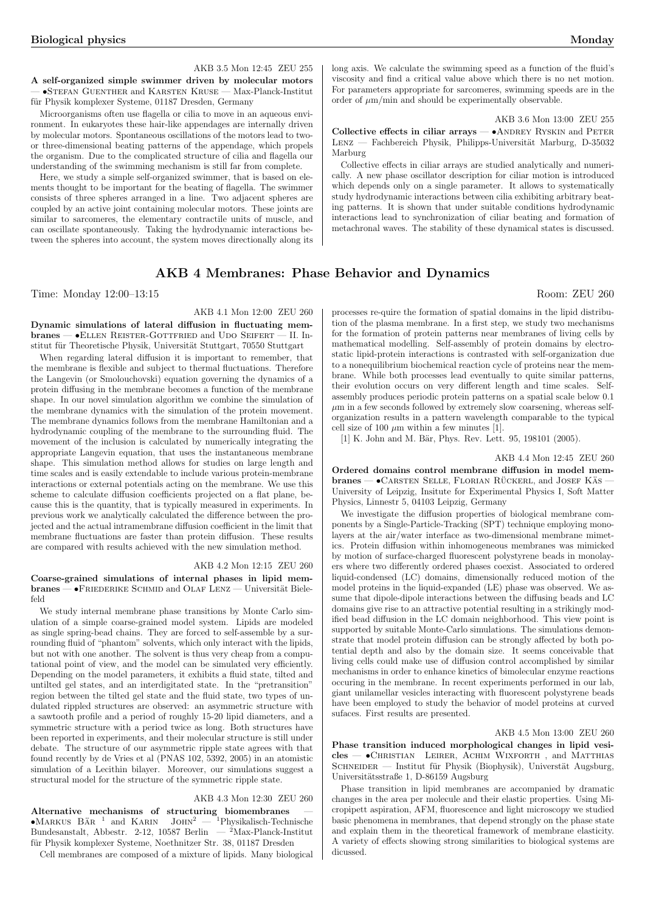AKB 3.5 Mon 12:45 ZEU 255

**A self-organized simple swimmer driven by molecular motors** — •Stefan Guenther and Karsten Kruse — Max-Planck-Institut für Physik komplexer Systeme, 01187 Dresden, Germany

Microorganisms often use flagella or cilia to move in an aqueous environment. In eukaryotes these hair-like appendages are internally driven by molecular motors. Spontaneous oscillations of the motors lead to two- or three-dimensional beating patterns of the appendage, which propels the organism. Due to the complicated structure of cilia and flagella our understanding of the swimming mechanism is still far from complete.

Here, we study a simple self-organized swimmer, that is based on elements thought to be important for the beating of flagella. The swimmer consists of three spheres arranged in a line. Two adjacent spheres are coupled by an active joint containing molecular motors. These joints are similar to sarcomeres, the elementary contractile units of muscle, and can oscillate spontaneously. Taking the hydrodynamic interactions between the spheres into account, the system moves directionally along its long axis. We calculate the swimming speed as a function of the fluid's viscosity and find a critical value above which there is no net motion. For parameters appropriate for sarcomeres, swimming speeds are in the order of $\mu$m/min and should be experimentally observable.

AKB 3.6 Mon 13:00 ZEU 255

**Collective effects in ciliar arrays** — •Andrey Ryskin and Peter Lenz — Fachbereich Physik, Philipps-Universität Marburg, D-35032 Marburg

Collective effects in ciliar arrays are studied analytically and numerically. A new phase oscillator description for ciliar motion is introduced which depends only on a single parameter. It allows to systematically study hydrodynamic interactions between cilia exhibiting arbitrary beating patterns. It is shown that under suitable conditions hydrodynamic interactions lead to synchronization of ciliar beating and formation of metachronal waves. The stability of these dynamical states is discussed.

## AKB 4 Membranes: Phase Behavior and Dynamics

Time: Monday 12:00–13:15 Room: ZEU 260

AKB 4.1 Mon 12:00 ZEU 260

**Dynamic simulations of lateral diffusion in fluctuating membranes** — •Ellen Reister-Gottfried and Udo Seifert — II. Institut für Theoretische Physik, Universität Stuttgart, 70550 Stuttgart

When regarding lateral diffusion it is important to remember, that the membrane is flexible and subject to thermal fluctuations. Therefore the Langevin (or Smolouchovski) equation governing the dynamics of a protein diffusing in the membrane becomes a function of the membrane shape. In our novel simulation algorithm we combine the simulation of the membrane dynamics with the simulation of the protein movement. The membrane dynamics follows from the membrane Hamiltonian and a hydrodynamic coupling of the membrane to the surrounding fluid. The movement of the inclusion is calculated by numerically integrating the appropriate Langevin equation, that uses the instantaneous membrane shape. This simulation method allows for studies on large length and time scales and is easily extendable to include various protein-membrane interactions or external potentials acting on the membrane. We use this scheme to calculate diffusion coefficients projected on a flat plane, because this is the quantity, that is typically measured in experiments. In previous work we analytically calculated the difference between the projected and the actual intramembrane diffusion coefficient in the limit that membrane fluctuations are faster than protein diffusion. These results are compared with results achieved with the new simulation method.

AKB 4.2 Mon 12:15 ZEU 260

**Coarse-grained simulations of internal phases in lipid membranes** — •Friederike Schmid and Olaf Lenz — Universität Bielefeld

We study internal membrane phase transitions by Monte Carlo simulation of a simple coarse-grained model system. Lipids are modeled as single spring-bead chains. They are forced to self-assemble by a surrounding fluid of "phantom" solvents, which only interact with the lipids, but not with one another. The solvent is thus very cheap from a computational point of view, and the model can be simulated very efficiently. Depending on the model parameters, it exhibits a fluid state, tilted and untilted gel states, and an interdigitated state. In the "pretransition" region between the tilted gel state and the fluid state, two types of undulated rippled structures are observed: an asymmetric structure with a sawtooth profile and a period of roughly 15-20 lipid diameters, and a symmetric structure with a period twice as long. Both structures have been reported in experiments, and their molecular structure is still under debate. The structure of our asymmetric ripple state agrees with that found recently by de Vries et al (PNAS 102, 5392, 2005) in an atomistic simulation of a Lecithin bilayer. Moreover, our simulations suggest a structural model for the structure of the symmetric ripple state.

AKB 4.3 Mon 12:30 ZEU 260

**Alternative mechanisms of structuring biomembranes** — •Markus Bär [1] and Karin John[2] — [1]Physikalisch-Technische Bundesanstalt, Abbestr. 2-12, 10587 Berlin — [2]Max-Planck-Institut für Physik komplexer Systeme, Noethnitzer Str. 38, 01187 Dresden

Cell membranes are composed of a mixture of lipids. Many biological processes re-quire the formation of spatial domains in the lipid distribution of the plasma membrane. In a first step, we study two mechanisms for the formation of protein patterns near membranes of living cells by mathematical modelling. Self-assembly of protein domains by electrostatic lipid-protein interactions is contrasted with self-organization due to a nonequilibrium biochemical reaction cycle of proteins near the membrane. While both processes lead eventually to quite similar patterns, their evolution occurs on very different length and time scales. Self-assembly produces periodic protein patterns on a spatial scale below 0.1 $\mu$m in a few seconds followed by extremely slow coarsening, whereas self-organization results in a pattern wavelength comparable to the typical cell size of 100 $\mu$m within a few minutes [1].

[1] K. John and M. Bär, Phys. Rev. Lett. 95, 198101 (2005).

AKB 4.4 Mon 12:45 ZEU 260

**Ordered domains control membrane diffusion in model membranes** — •Carsten Selle, Florian Rückerl, and Josef Käs — University of Leipzig, Insitute for Experimental Physics I, Soft Matter Physics, Linnestr 5, 04103 Leipzig, Germany

We investigate the diffusion properties of biological membrane components by a Single-Particle-Tracking (SPT) technique employing monolayers at the air/water interface as two-dimensional membrane mimetics. Protein diffusion within inhomogeneous membranes was mimicked by motion of surface-charged fluorescent polystyrene beads in monolayers where two differently ordered phases coexist. Associated to ordered liquid-condensed (LC) domains, dimensionally reduced motion of the model proteins in the liquid-expanded (LE) phase was observed. We assume that dipole-dipole interactions between the diffusing beads and LC domains give rise to an attractive potential resulting in a strikingly modified bead diffusion in the LC domain neighborhood. This view point is supported by suitable Monte-Carlo simulations. The simulations demonstrate that model protein diffusion can be strongly affected by both potential depth and also by the domain size. It seems conceivable that living cells could make use of diffusion control accomplished by similar mechanisms in order to enhance kinetics of bimolecular enzyme reactions occuring in the membrane. In recent experiments performed in our lab, giant unilamellar vesicles interacting with fluorescent polystyrene beads have been employed to study the behavior of model proteins at curved sufaces. First results are presented.

AKB 4.5 Mon 13:00 ZEU 260

**Phase transition induced morphological changes in lipid vesicles** — •Christian Leirer, Achim Wixforth , and Matthias Schneider — Institut für Physik (Biophysik), Universität Augsburg, Universitätsstraße 1, D-86159 Augsburg

Phase transition in lipid membranes are accompanied by dramatic changes in the area per molecule and their elastic properties. Using Micropipett aspiration, AFM, fluorescence and light microscopy we studied basic phenomena in membranes, that depend strongly on the phase state and explain them in the theoretical framework of membrane elasticity. A variety of effects showing strong similarities to biological systems are dicussed.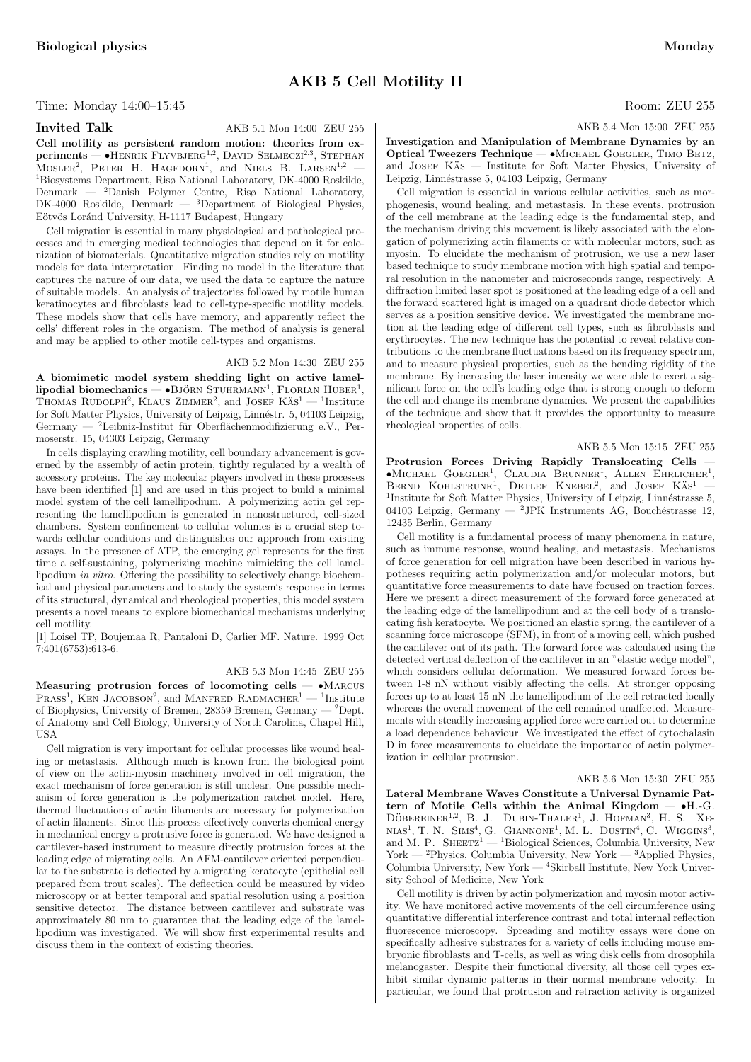# AKB 5 Cell Motility II

Time: Monday 14:00–15:45 Room: ZEU 255

**Invited Talk** AKB 5.1 Mon 14:00 ZEU 255

**Cell motility as persistent random motion: theories from experiments** — •Henrik Flyvbjerg[1,2], David Selmeczi[2,3], Stephan Mosler[2], Peter H. Hagedorn[1], and Niels B. Larsen[1,2] — [1]Biosystems Department, Risø National Laboratory, DK-4000 Roskilde, Denmark — [2]Danish Polymer Centre, Risø National Laboratory, DK-4000 Roskilde, Denmark — [3]Department of Biological Physics, Eötvös Loránd University, H-1117 Budapest, Hungary

Cell migration is essential in many physiological and pathological processes and in emerging medical technologies that depend on it for colonization of biomaterials. Quantitative migration studies rely on motility models for data interpretation. Finding no model in the literature that captures the nature of our data, we used the data to capture the nature of suitable models. An analysis of trajectories followed by motile human keratinocytes and fibroblasts lead to cell-type-specific motility models. These models show that cells have memory, and apparently reflect the cells' different roles in the organism. The method of analysis is general and may be applied to other motile cell-types and organisms.

AKB 5.2 Mon 14:30 ZEU 255

**A biomimetic model system shedding light on active lamellipodial biomechanics** — •Björn Stuhrmann[1], Florian Huber[1], Thomas Rudolph[2], Klaus Zimmer[2], and Josef Käs[1] — [1]Institute for Soft Matter Physics, University of Leipzig, Linnéstr. 5, 04103 Leipzig, Germany — [2]Leibniz-Institut für Oberflächenmodifizierung e.V., Permoserstr. 15, 04303 Leipzig, Germany

In cells displaying crawling motility, cell boundary advancement is governed by the assembly of actin protein, tightly regulated by a wealth of accessory proteins. The key molecular players involved in these processes have been identified [1] and are used in this project to build a minimal model system of the cell lamellipodium. A polymerizing actin gel representing the lamellipodium is generated in nanostructured, cell-sized chambers. System confinement to cellular volumes is a crucial step towards cellular conditions and distinguishes our approach from existing assays. In the presence of ATP, the emerging gel represents for the first time a self-sustaining, polymerizing machine mimicking the cell lamellipodium *in vitro*. Offering the possibility to selectively change biochemical and physical parameters and to study the system's response in terms of its structural, dynamical and rheological properties, this model system presents a novel means to explore biomechanical mechanisms underlying cell motility.

[1] Loisel TP, Boujemaa R, Pantaloni D, Carlier MF. Nature. 1999 Oct 7;401(6753):613-6.

AKB 5.3 Mon 14:45 ZEU 255

**Measuring protrusion forces of locomoting cells** — •Marcus Prass[1], Ken Jacobson[2], and Manfred Radmacher[1] — [1]Institute of Biophysics, University of Bremen, 28359 Bremen, Germany — [2]Dept. of Anatomy and Cell Biology, University of North Carolina, Chapel Hill, USA

Cell migration is very important for cellular processes like wound healing or metastasis. Although much is known from the biological point of view on the actin-myosin machinery involved in cell migration, the exact mechanism of force generation is still unclear. One possible mechanism of force generation is the polymerization ratchet model. Here, thermal fluctuations of actin filaments are necessary for polymerization of actin filaments. Since this process effectively converts chemical energy in mechanical energy a protrusive force is generated. We have designed a cantilever-based instrument to measure directly protrusion forces at the leading edge of migrating cells. An AFM-cantilever oriented perpendicular to the substrate is deflected by a migrating keratocyte (epithelial cell prepared from trout scales). The deflection could be measured by video microscopy or at better temporal and spatial resolution using a position sensitive detector. The distance between cantilever and substrate was approximately 80 nm to guarantee that the leading edge of the lamellipodium was investigated. We will show first experimental results and discuss them in the context of existing theories.

AKB 5.4 Mon 15:00 ZEU 255

**Investigation and Manipulation of Membrane Dynamics by an Optical Tweezers Technique** — •Michael Goegler, Timo Betz, and Josef Käs — Institute for Soft Matter Physics, University of Leipzig, Linnéstrasse 5, 04103 Leipzig, Germany

Cell migration is essential in various cellular activities, such as morphogenesis, wound healing, and metastasis. In these events, protrusion of the cell membrane at the leading edge is the fundamental step, and the mechanism driving this movement is likely associated with the elongation of polymerizing actin filaments or with molecular motors, such as myosin. To elucidate the mechanism of protrusion, we use a new laser based technique to study membrane motion with high spatial and temporal resolution in the nanometer and microseconds range, respectively. A diffraction limited laser spot is positioned at the leading edge of a cell and the forward scattered light is imaged on a quadrant diode detector which serves as a position sensitive device. We investigated the membrane motion at the leading edge of different cell types, such as fibroblasts and erythrocytes. The new technique has the potential to reveal relative contributions to the membrane fluctuations based on its frequency spectrum, and to measure physical properties, such as the bending rigidity of the membrane. By increasing the laser intensity we were able to exert a significant force on the cell's leading edge that is strong enough to deform the cell and change its membrane dynamics. We present the capabilities of the technique and show that it provides the opportunity to measure rheological properties of cells.

AKB 5.5 Mon 15:15 ZEU 255

**Protrusion Forces Driving Rapidly Translocating Cells** — •Michael Goegler[1], Claudia Brunner[1], Allen Ehrlicher[1], Bernd Kohlstrunk[1], Detlef Knebel[2], and Josef Käs[1] — [1]Institute for Soft Matter Physics, University of Leipzig, Linnéstrasse 5, 04103 Leipzig, Germany — [2]JPK Instruments AG, Bouchéstrasse 12, 12435 Berlin, Germany

Cell motility is a fundamental process of many phenomena in nature, such as immune response, wound healing, and metastasis. Mechanisms of force generation for cell migration have been described in various hypotheses requiring actin polymerization and/or molecular motors, but quantitative force measurements to date have focused on traction forces. Here we present a direct measurement of the forward force generated at the leading edge of the lamellipodium and at the cell body of a translocating fish keratocyte. We positioned an elastic spring, the cantilever of a scanning force microscope (SFM), in front of a moving cell, which pushed the cantilever out of its path. The forward force was calculated using the detected vertical deflection of the cantilever in an "elastic wedge model", which considers cellular deformation. We measured forward forces between 1-8 nN without visibly affecting the cells. At stronger opposing forces up to at least 15 nN the lamellipodium of the cell retracted locally whereas the overall movement of the cell remained unaffected. Measurements with steadily increasing applied force were carried out to determine a load dependence behaviour. We investigated the effect of cytochalasin D in force measurements to elucidate the importance of actin polymerization in cellular protrusion.

AKB 5.6 Mon 15:30 ZEU 255

**Lateral Membrane Waves Constitute a Universal Dynamic Pattern of Motile Cells within the Animal Kingdom** — •H.-G. Döbereiner[1,2], B. J. Dubin-Thaler[1], J. Hofman[3], H. S. Xenias[1], T. N. Sims[4], G. Giannone[1], M. L. Dustin[4], C. Wiggins[3], and M. P. Sheetz[1] — [1]Biological Sciences, Columbia University, New York — [2]Physics, Columbia University, New York — [3]Applied Physics, Columbia University, New York — [4]Skirball Institute, New York University School of Medicine, New York

Cell motility is driven by actin polymerization and myosin motor activity. We have monitored active movements of the cell circumference using quantitative differential interference contrast and total internal reflection fluorescence microscopy. Spreading and motility essays were done on specifically adhesive substrates for a variety of cells including mouse embryonic fibroblasts and T-cells, as well as wing disk cells from drosophila melanogaster. Despite their functional diversity, all those cell types exhibit similar dynamic patterns in their normal membrane velocity. In particular, we found that protrusion and retraction activity is organized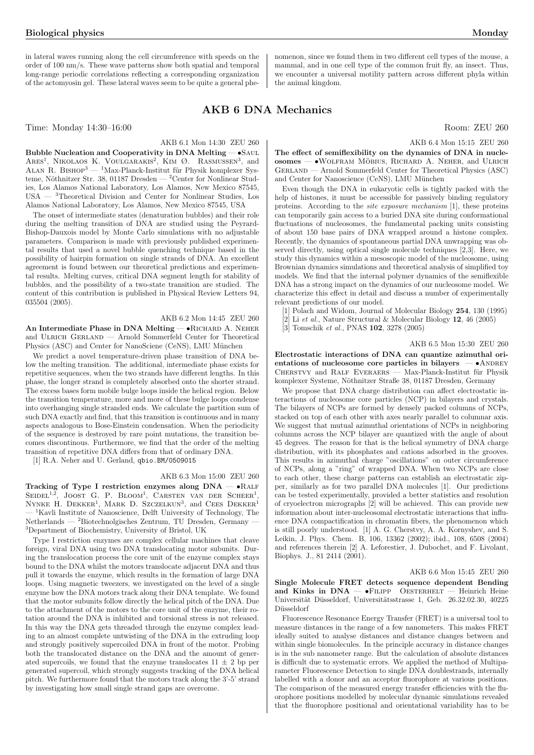in lateral waves running along the cell circumference with speeds on the order of 100 nm/s. These wave patterns show both spatial and temporal long-range periodic correlations reflecting a corresponding organization of the actomyosin gel. These lateral waves seem to be quite a general phenomenon, since we found them in two different cell types of the mouse, a mammal, and in one cell type of the common fruit fly, an insect. Thus, we encounter a universal motility pattern across different phyla within the animal kingdom.

## AKB 6 DNA Mechanics

Time: Monday 14:30–16:00 Room: ZEU 260

AKB 6.1 Mon 14:30 ZEU 260

**Bubble Nucleation and Cooperativity in DNA Melting** — •Saul Ares[1], Nikolaos K. Voulgarakis[2], Kim Ø. Rasmussen[3], and Alan R. Bishop[3] — [1]Max-Planck-Institut für Physik komplexer Systeme, Nöthnitzer Str. 38, 01187 Dresden — [2]Center for Nonlinear Studies, Los Alamos National Laboratory, Los Alamos, New Mexico 87545, USA — [3]Theoretical Division and Center for Nonlinear Studies, Los Alamos National Laboratory, Los Alamos, New Mexico 87545, USA

The onset of intermediate states (denaturation bubbles) and their role during the melting transition of DNA are studied using the Peyrard-Bishop-Dauxois model by Monte Carlo simulations with no adjustable parameters. Comparison is made with previously published experimental results that used a novel bubble quenching technique based in the possibility of hairpin formation on single strands of DNA. An excellent agreement is found between our theoretical predictions and experimental results. Melting curves, critical DNA segment length for stability of bubbles, and the possibility of a two-state transition are studied. The content of this contribution is published in Physical Review Letters 94, 035504 (2005).

AKB 6.2 Mon 14:45 ZEU 260

**An Intermediate Phase in DNA Melting** — •Richard A. Neher and Ulrich Gerland — Arnold Sommerfeld Center for Theoretical Physics (ASC) and Center for NanoSciene (CeNS), LMU München

We predict a novel temperature-driven phase transition of DNA below the melting transition. The additional, intermediate phase exists for repetitive sequences, when the two strands have different lengths. In this phase, the longer strand is completely absorbed onto the shorter strand. The excess bases form mobile bulge loops inside the helical region. Below the transition temperature, more and more of these bulge loops condense into overhanging single stranded ends. We calculate the partition sum of such DNA exactly and find, that this transition is continuous and in many aspects analogous to Bose-Einstein condensation. When the periodicity of the sequence is destroyed by rare point mutations, the transition becomes discontinous. Furthermore, we find that the order of the melting transition of repetitive DNA differs from that of ordinary DNA.

[1] R.A. Neher and U. Gerland, qbio.BM/0509015

AKB 6.3 Mon 15:00 ZEU 260

**Tracking of Type I restriction enzymes along DNA** — •Ralf Seidel[1,2], Joost G. P. Bloom[1], Carsten van der Scheer[1], Nynke H. Dekker[1], Mark D. Szczelkun[3], and Cees Dekker[1] — [1]Kavli Institute of Nanoscience, Delft University of Technology, The Netherlands — [2]Biotechnolgisches Zentrum, TU Dresden, Germany — [3]Department of Biochemistry, University of Bristol, UK

Type I restriction enzymes are complex cellular machines that cleave foreign, viral DNA using two DNA translocating motor subunits. During the translocation process the core unit of the enzyme complex stays bound to the DNA whilst the motors translocate adjacent DNA and thus pull it towards the enzyme, which results in the formation of large DNA loops. Using magnetic tweezers, we investigated on the level of a single enzyme how the DNA motors track along their DNA template. We found that the motor subunits follow directly the helical pitch of the DNA. Due to the attachment of the motors to the core unit of the enzyme, their rotation around the DNA is inhibited and torsional stress is not released. In this way the DNA gets threaded through the enzyme complex leading to an almost complete untwisting of the DNA in the extruding loop and strongly positively supercoiled DNA in front of the motor. Probing both the translocated distance on the DNA and the amount of generated supercoils, we found that the enzyme translocates 11 ± 2 bp per generated supercoil, which strongly suggests tracking of the DNA helical pitch. We furthermore found that the motors track along the 3'-5' strand by investigating how small single strand gaps are overcome.

AKB 6.4 Mon 15:15 ZEU 260

**The effect of semiflexibility on the dynamics of DNA in nucleosomes** — •Wolfram Möbius, Richard A. Neher, and Ulrich Gerland — Arnold Sommerfeld Center for Theoretical Physics (ASC) and Center for Nanoscience (CeNS), LMU München

Even though the DNA in eukaryotic cells is tightly packed with the help of histones, it must be accessible for passively binding regulatory proteins. According to the *site exposure mechanism* [1], these proteins can temporarily gain access to a buried DNA site during conformational fluctuations of nucleosomes, the fundamental packing units consisting of about 150 base pairs of DNA wrapped around a histone complex. Recently, the dynamics of spontaneous partial DNA unwrapping was observed directly, using optical single molecule techniques [2,3]. Here, we study this dynamics within a mesoscopic model of the nucleosome, using Brownian dynamics simulations and theoretical analysis of simplified toy models. We find that the internal polymer dynamics of the semiflexible DNA has a strong impact on the dynamics of our nucleosome model. We characterize this effect in detail and discuss a number of experimentally relevant predictions of our model.

[1] Polach and Widom, Journal of Molecular Biology **254**, 130 (1995)

[2] Li *et al.*, Nature Structural & Molecular Biology **12**, 46 (2005)

[3] Tomschik *et al.*, PNAS **102**, 3278 (2005)

AKB 6.5 Mon 15:30 ZEU 260

**Electrostatic interactions of DNA can quantize azimuthal orientations of nucleosome core particles in bilayers** — •Andrey Cherstvy and Ralf Everaers — Max-Planck-Institut für Physik komplexer Systeme, Nöthnitzer Straße 38, 01187 Dresden, Germany

We propose that DNA charge distribution can affect electrostatic interactions of nucleosome core particles (NCP) in bilayers and crystals. The bilayers of NCPs are formed by densely packed columns of NCPs, stacked on top of each other with axes nearly parallel to columnar axis. We suggest that mutual azimuthal orientations of NCPs in neighboring columns across the NCP bilayer are quantized with the angle of about 45 degrees. The reason for that is the helical symmetry of DNA charge distribution, with its phosphates and cations adsorbed in the grooves. This results in azimuthal charge "oscillations" on outer circumference of NCPs, along a "ring" of wrapped DNA. When two NCPs are close to each other, these charge patterns can establish an electrostatic zipper, similarly as for two parallel DNA molecules [1]. Our predictions can be tested experimentally, provided a better statistics and resolution of cryoelectron micrographs [2] will be achieved. This can provide new information about inter-nucleosomal electrostatic interactions that influence DNA compactification in chromatin fibers, the phenomenon which is still poorly understood. [1] A. G. Cherstvy, A. A. Kornyshev, and S. Leikin, J. Phys. Chem. B, 106, 13362 (2002); ibid., 108, 6508 (2004) and references therein [2] A. Leforestier, J. Dubochet, and F. Livolant, Biophys. J., 81 2414 (2001).

AKB 6.6 Mon 15:45 ZEU 260

**Single Molecule FRET detects sequence dependent Bending and Kinks in DNA** — •Filipp Oesterhelt — Heinrich Heine Universität Düsseldorf, Universitätsstrasse 1, Geb. 26.32.02.30, 40225 Düsseldorf

Fluorescence Resonance Energy Transfer (FRET) is a universal tool to measure distances in the range of a few nanometers. This makes FRET ideally suited to analyse distances and distance changes between and within single biomolecules. In the principle accuracy in distance changes is in the sub nanometer range. But the calculation of absolute distances is difficult due to systematic errors. We applied the method of Multiparameter Fluorescence Detection to single DNA doublestrands, internally labelled with a donor and an acceptor fluorophore at various positions. The comparison of the measured energy transfer efficiencies with the fluorophore positions modelled by molecular dynamic simulations revealed that the fluorophore positional and orientational variability has to be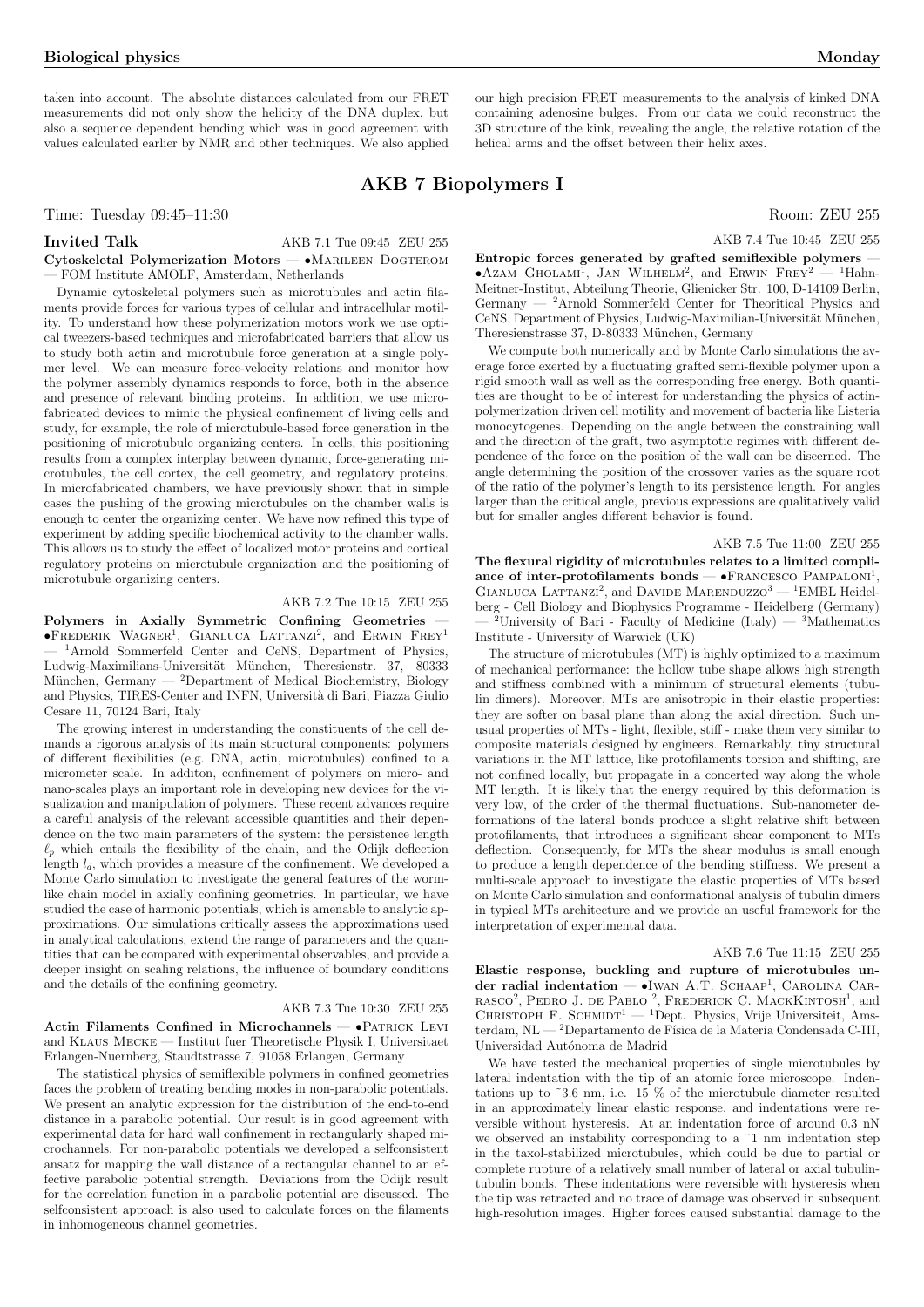taken into account. The absolute distances calculated from our FRET measurements did not only show the helicity of the DNA duplex, but also a sequence dependent bending which was in good agreement with values calculated earlier by NMR and other techniques. We also applied our high precision FRET measurements to the analysis of kinked DNA containing adenosine bulges. From our data we could reconstruct the 3D structure of the kink, revealing the angle, the relative rotation of the helical arms and the offset between their helix axes.

# AKB 7 Biopolymers I

Time: Tuesday 09:45–11:30 Room: ZEU 255

**Invited Talk** AKB 7.1 Tue 09:45 ZEU 255

**Cytoskeletal Polymerization Motors** — •Marileen Dogterom — FOM Institute AMOLF, Amsterdam, Netherlands

Dynamic cytoskeletal polymers such as microtubules and actin filaments provide forces for various types of cellular and intracellular motility. To understand how these polymerization motors work we use optical tweezers-based techniques and microfabricated barriers that allow us to study both actin and microtubule force generation at a single polymer level. We can measure force-velocity relations and monitor how the polymer assembly dynamics responds to force, both in the absence and presence of relevant binding proteins. In addition, we use microfabricated devices to mimic the physical confinement of living cells and study, for example, the role of microtubule-based force generation in the positioning of microtubule organizing centers. In cells, this positioning results from a complex interplay between dynamic, force-generating microtubules, the cell cortex, the cell geometry, and regulatory proteins. In microfabricated chambers, we have previously shown that in simple cases the pushing of the growing microtubules on the chamber walls is enough to center the organizing center. We have now refined this type of experiment by adding specific biochemical activity to the chamber walls. This allows us to study the effect of localized motor proteins and cortical regulatory proteins on microtubule organization and the positioning of microtubule organizing centers.

AKB 7.2 Tue 10:15 ZEU 255

**Polymers in Axially Symmetric Confining Geometries** — •Frederik Wagner[1], Gianluca Lattanzi[2], and Erwin Frey[1] — [1]Arnold Sommerfeld Center and CeNS, Department of Physics, Ludwig-Maximilians-Universität München, Theresienstr. 37, 80333 München, Germany — [2]Department of Medical Biochemistry, Biology and Physics, TIRES-Center and INFN, Università di Bari, Piazza Giulio Cesare 11, 70124 Bari, Italy

The growing interest in understanding the constituents of the cell demands a rigorous analysis of its main structural components: polymers of different flexibilities (e.g. DNA, actin, microtubules) confined to a micrometer scale. In additon, confinement of polymers on micro- and nano-scales plays an important role in developing new devices for the visualization and manipulation of polymers. These recent advances require a careful analysis of the relevant accessible quantities and their dependence on the two main parameters of the system: the persistence length $\ell_p$ which entails the flexibility of the chain, and the Odijk deflection length $l_d$, which provides a measure of the confinement. We developed a Monte Carlo simulation to investigate the general features of the worm-like chain model in axially confining geometries. In particular, we have studied the case of harmonic potentials, which is amenable to analytic approximations. Our simulations critically assess the approximations used in analytical calculations, extend the range of parameters and the quantities that can be compared with experimental observables, and provide a deeper insight on scaling relations, the influence of boundary conditions and the details of the confining geometry.

AKB 7.3 Tue 10:30 ZEU 255

**Actin Filaments Confined in Microchannels** — •Patrick Levi and Klaus Mecke — Institut fuer Theoretische Physik I, Universitaet Erlangen-Nuernberg, Staudtstrasse 7, 91058 Erlangen, Germany

The statistical physics of semiflexible polymers in confined geometries faces the problem of treating bending modes in non-parabolic potentials. We present an analytic expression for the distribution of the end-to-end distance in a parabolic potential. Our result is in good agreement with experimental data for hard wall confinement in rectangularly shaped microchannels. For non-parabolic potentials we developed a selfconsistent ansatz for mapping the wall distance of a rectangular channel to an effective parabolic potential strength. Deviations from the Odijk result for the correlation function in a parabolic potential are discussed. The selfconsistent approach is also used to calculate forces on the filaments in inhomogeneous channel geometries.

AKB 7.4 Tue 10:45 ZEU 255

**Entropic forces generated by grafted semiflexible polymers** — •Azam Gholami[1], Jan Wilhelm[2], and Erwin Frey[2] — [1]Hahn-Meitner-Institut, Abteilung Theorie, Glienicker Str. 100, D-14109 Berlin, Germany — [2]Arnold Sommerfeld Center for Theoritical Physics and CeNS, Department of Physics, Ludwig-Maximilian-Universität München, Theresienstrasse 37, D-80333 München, Germany

We compute both numerically and by Monte Carlo simulations the average force exerted by a fluctuating grafted semi-flexible polymer upon a rigid smooth wall as well as the corresponding free energy. Both quantities are thought to be of interest for understanding the physics of actin-polymerization driven cell motility and movement of bacteria like Listeria monocytogenes. Depending on the angle between the constraining wall and the direction of the graft, two asymptotic regimes with different dependence of the force on the position of the wall can be discerned. The angle determining the position of the crossover varies as the square root of the ratio of the polymer's length to its persistence length. For angles larger than the critical angle, previous expressions are qualitatively valid but for smaller angles different behavior is found.

AKB 7.5 Tue 11:00 ZEU 255

**The flexural rigidity of microtubules relates to a limited compliance of inter-protofilaments bonds** — •Francesco Pampaloni[1], Gianluca Lattanzi[2], and Davide Marenduzzo[3] — [1]EMBL Heidelberg - Cell Biology and Biophysics Programme - Heidelberg (Germany) — [2]University of Bari - Faculty of Medicine (Italy) — [3]Mathematics Institute - University of Warwick (UK)

The structure of microtubules (MT) is highly optimized to a maximum of mechanical performance: the hollow tube shape allows high strength and stiffness combined with a minimum of structural elements (tubulin dimers). Moreover, MTs are anisotropic in their elastic properties: they are softer on basal plane than along the axial direction. Such unusual properties of MTs - light, flexible, stiff - make them very similar to composite materials designed by engineers. Remarkably, tiny structural variations in the MT lattice, like protofilaments torsion and shifting, are not confined locally, but propagate in a concerted way along the whole MT length. It is likely that the energy required by this deformation is very low, of the order of the thermal fluctuations. Sub-nanometer deformations of the lateral bonds produce a slight relative shift between protofilaments, that introduces a significant shear component to MTs deflection. Consequently, for MTs the shear modulus is small enough to produce a length dependence of the bending stiffness. We present a multi-scale approach to investigate the elastic properties of MTs based on Monte Carlo simulation and conformational analysis of tubulin dimers in typical MTs architecture and we provide an useful framework for the interpretation of experimental data.

AKB 7.6 Tue 11:15 ZEU 255

**Elastic response, buckling and rupture of microtubules under radial indentation** — •Iwan A.T. Schaap[1], Carolina Carrasco[2], Pedro J. de Pablo [2], Frederick C. MacKintosh[1], and Christoph F. Schmidt[1] — [1]Dept. Physics, Vrije Universiteit, Amsterdam, NL — [2]Departamento de Física de la Materia Condensada C-III, Universidad Autónoma de Madrid

We have tested the mechanical properties of single microtubules by lateral indentation with the tip of an atomic force microscope. Indentations up to ~3.6 nm, i.e. 15 % of the microtubule diameter resulted in an approximately linear elastic response, and indentations were reversible without hysteresis. At an indentation force of around 0.3 nN we observed an instability corresponding to a ~1 nm indentation step in the taxol-stabilized microtubules, which could be due to partial or complete rupture of a relatively small number of lateral or axial tubulin-tubulin bonds. These indentations were reversible with hysteresis when the tip was retracted and no trace of damage was observed in subsequent high-resolution images. Higher forces caused substantial damage to the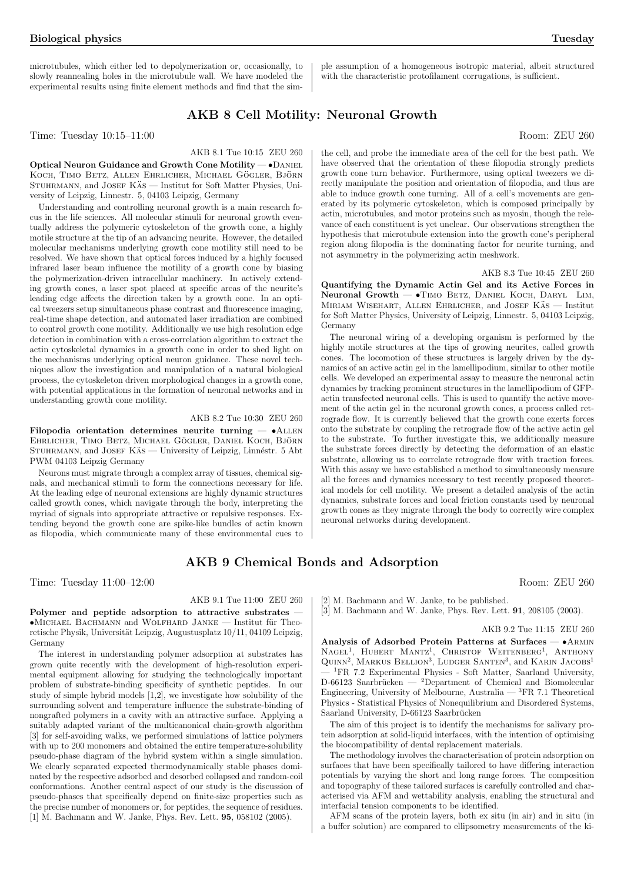microtubules, which either led to depolymerization or, occasionally, to slowly reannealing holes in the microtubule wall. We have modeled the experimental results using finite element methods and find that the simple assumption of a homogeneous isotropic material, albeit structured with the characteristic protofilament corrugations, is sufficient.

## AKB 8 Cell Motility: Neuronal Growth

Time: Tuesday 10:15–11:00 Room: ZEU 260

AKB 8.1 Tue 10:15 ZEU 260

**Optical Neuron Guidance and Growth Cone Motility** — •Daniel Koch, Timo Betz, Allen Ehrlicher, Michael Gögler, Björn Stuhrmann, and Josef Käs — Institut for Soft Matter Physics, University of Leipzig, Linnestr. 5, 04103 Leipzig, Germany

Understanding and controlling neuronal growth is a main research focus in the life sciences. All molecular stimuli for neuronal growth eventually address the polymeric cytoskeleton of the growth cone, a highly motile structure at the tip of an advancing neurite. However, the detailed molecular mechanisms underlying growth cone motility still need to be resolved. We have shown that optical forces induced by a highly focused infrared laser beam influence the motility of a growth cone by biasing the polymerization-driven intracellular machinery. In actively extending growth cones, a laser spot placed at specific areas of the neurite's leading edge affects the direction taken by a growth cone. In an optical tweezers setup simultaneous phase contrast and fluorescence imaging, real-time shape detection, and automated laser irradiation are combined to control growth cone motility. Additionally we use high resolution edge detection in combination with a cross-correlation algorithm to extract the actin cytoskeletal dynamics in a growth cone in order to shed light on the mechanisms underlying optical neuron guidance. These novel techniques allow the investigation and manipulation of a natural biological process, the cytoskeleton driven morphological changes in a growth cone, with potential applications in the formation of neuronal networks and in understanding growth cone motility.

AKB 8.2 Tue 10:30 ZEU 260

**Filopodia orientation determines neurite turning** — •Allen Ehrlicher, Timo Betz, Michael Gögler, Daniel Koch, Björn Stuhrmann, and Josef Käs — University of Leipzig, Linnéstr. 5 Abt PWM 04103 Leipzig Germany

Neurons must migrate through a complex array of tissues, chemical signals, and mechanical stimuli to form the connections necessary for life. At the leading edge of neuronal extensions are highly dynamic structures called growth cones, which navigate through the body, interpreting the myriad of signals into appropriate attractive or repulsive responses. Extending beyond the growth cone are spike-like bundles of actin known as filopodia, which communicate many of these environmental cues to the cell, and probe the immediate area of the cell for the best path. We have observed that the orientation of these filopodia strongly predicts growth cone turn behavior. Furthermore, using optical tweezers we directly manipulate the position and orientation of filopodia, and thus are able to induce growth cone turning. All of a cell's movements are generated by its polymeric cytoskeleton, which is composed principally by actin, microtubules, and motor proteins such as myosin, though the relevance of each constituent is yet unclear. Our observations strengthen the hypothesis that microtubule extension into the growth cone's peripheral region along filopodia is the dominating factor for neurite turning, and not asymmetry in the polymerizing actin meshwork.

AKB 8.3 Tue 10:45 ZEU 260

**Quantifying the Dynamic Actin Gel and its Active Forces in Neuronal Growth** — •Timo Betz, Daniel Koch, Daryl Lim, Miriam Wisehart, Allen Ehrlicher, and Josef Käs — Institut for Soft Matter Physics, University of Leipzig, Linnestr. 5, 04103 Leipzig, Germany

The neuronal wiring of a developing organism is performed by the highly motile structures at the tips of growing neurites, called growth cones. The locomotion of these structures is largely driven by the dynamics of an active actin gel in the lamellipodium, similar to other motile cells. We developed an experimental assay to measure the neuronal actin dynamics by tracking prominent structures in the lamellipodium of GFP-actin transfected neuronal cells. This is used to quantify the active movement of the actin gel in the neuronal growth cones, a process called retrograde flow. It is currently believed that the growth cone exerts forces onto the substrate by coupling the retrograde flow of the active actin gel to the substrate. To further investigate this, we additionally measure the substrate forces directly by detecting the deformation of an elastic substrate, allowing us to correlate retrograde flow with traction forces. With this assay we have established a method to simultaneously measure all the forces and dynamics necessary to test recently proposed theoretical models for cell motility. We present a detailed analysis of the actin dynamics, substrate forces and local friction constants used by neuronal growth cones as they migrate through the body to correctly wire complex neuronal networks during development.

## AKB 9 Chemical Bonds and Adsorption

Time: Tuesday 11:00–12:00 Room: ZEU 260

AKB 9.1 Tue 11:00 ZEU 260

**Polymer and peptide adsorption to attractive substrates** — •Michael Bachmann and Wolfhard Janke — Institut für Theoretische Physik, Universität Leipzig, Augustusplatz 10/11, 04109 Leipzig, Germany

The interest in understanding polymer adsorption at substrates has grown quite recently with the development of high-resolution experimental equipment allowing for studying the technologically important problem of substrate-binding specificity of synthetic peptides. In our study of simple hybrid models [1,2], we investigate how solubility of the surrounding solvent and temperature influence the substrate-binding of nongrafted polymers in a cavity with an attractive surface. Applying a suitably adapted variant of the multicanonical chain-growth algorithm [3] for self-avoiding walks, we performed simulations of lattice polymers with up to 200 monomers and obtained the entire temperature-solubility pseudo-phase diagram of the hybrid system within a single simulation. We clearly separated expected thermodynamically stable phases dominated by the respective adsorbed and desorbed collapsed and random-coil conformations. Another central aspect of our study is the discussion of pseudo-phases that specifically depend on finite-size properties such as the precise number of monomers or, for peptides, the sequence of residues.

[1] M. Bachmann and W. Janke, Phys. Rev. Lett. **95**, 058102 (2005).
[2] M. Bachmann and W. Janke, to be published.
[3] M. Bachmann and W. Janke, Phys. Rev. Lett. **91**, 208105 (2003).

AKB 9.2 Tue 11:15 ZEU 260

**Analysis of Adsorbed Protein Patterns at Surfaces** — •Armin Nagel[1], Hubert Mantz[1], Christof Weitenberg[1], Anthony Quinn[2], Markus Bellion[3], Ludger Santen[3], and Karin Jacobs[1] — [1]FR 7.2 Experimental Physics - Soft Matter, Saarland University, D-66123 Saarbrücken — [2]Department of Chemical and Biomolecular Engineering, University of Melbourne, Australia — [3]FR 7.1 Theoretical Physics - Statistical Physics of Nonequilibrium and Disordered Systems, Saarland University, D-66123 Saarbrücken

The aim of this project is to identify the mechanisms for salivary protein adsorption at solid-liquid interfaces, with the intention of optimising the biocompatibility of dental replacement materials.

The methodology involves the characterisation of protein adsorption on surfaces that have been specifically tailored to have differing interaction potentials by varying the short and long range forces. The composition and topography of these tailored surfaces is carefully controlled and characterised via AFM and wettability analysis, enabling the structural and interfacial tension components to be identified.

AFM scans of the protein layers, both ex situ (in air) and in situ (in a buffer solution) are compared to ellipsometry measurements of the ki-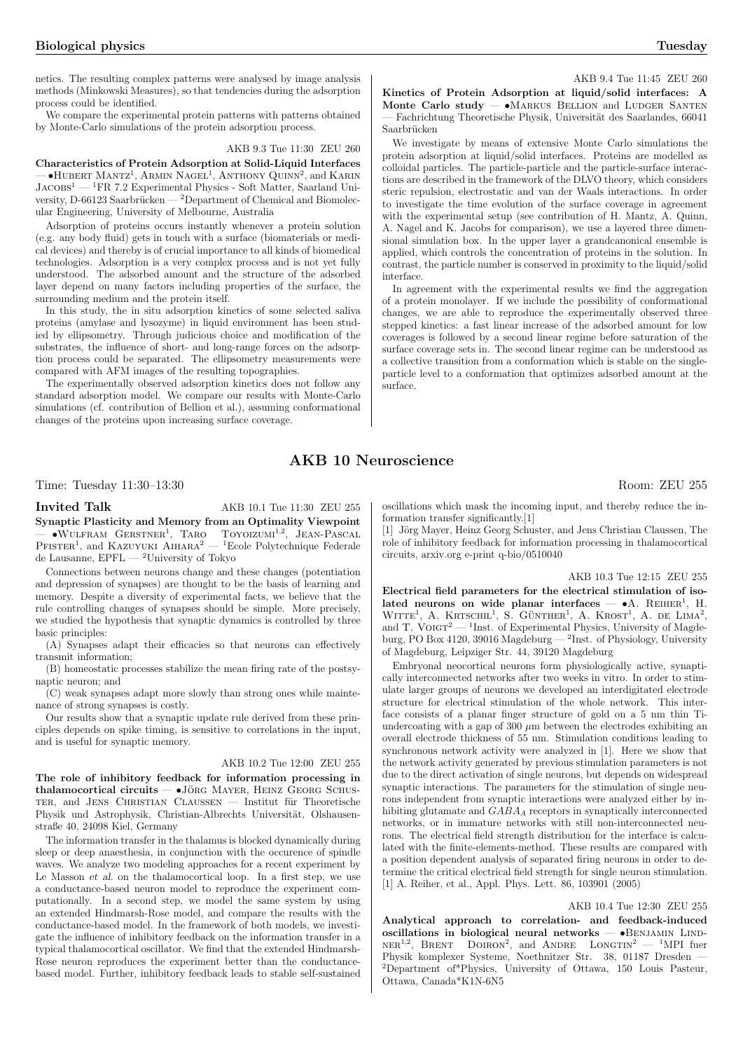netics. The resulting complex patterns were analysed by image analysis methods (Minkowski Measures), so that tendencies during the adsorption process could be identified.

We compare the experimental protein patterns with patterns obtained by Monte-Carlo simulations of the protein adsorption process.

AKB 9.3 Tue 11:30 ZEU 260

**Characteristics of Protein Adsorption at Solid-Liquid Interfaces** — •Hubert Mantz[1], Armin Nagel[1], Anthony Quinn[2], and Karin Jacobs[1] — [1]FR 7.2 Experimental Physics - Soft Matter, Saarland University, D-66123 Saarbrücken — [2]Department of Chemical and Biomolecular Engineering, University of Melbourne, Australia

Adsorption of proteins occurs instantly whenever a protein solution (e.g. any body fluid) gets in touch with a surface (biomaterials or medical devices) and thereby is of crucial importance to all kinds of biomedical technologies. Adsorption is a very complex process and is not yet fully understood. The adsorbed amount and the structure of the adsorbed layer depend on many factors including properties of the surface, the surrounding medium and the protein itself.

In this study, the in situ adsorption kinetics of some selected saliva proteins (amylase and lysozyme) in liquid environment has been studied by ellipsometry. Through judicious choice and modification of the substrates, the influence of short- and long-range forces on the adsorption process could be separated. The ellipsometry measurements were compared with AFM images of the resulting topographies.

The experimentally observed adsorption kinetics does not follow any standard adsorption model. We compare our results with Monte-Carlo simulations (cf. contribution of Bellion et al.), assuming conformational changes of the proteins upon increasing surface coverage.

AKB 9.4 Tue 11:45 ZEU 260

**Kinetics of Protein Adsorption at liquid/solid interfaces: A Monte Carlo study** — •Markus Bellion and Ludger Santen — Fachrichtung Theoretische Physik, Universität des Saarlandes, 66041 Saarbrücken

We investigate by means of extensive Monte Carlo simulations the protein adsorption at liquid/solid interfaces. Proteins are modelled as colloidal particles. The particle-particle and the particle-surface interactions are described in the framework of the DLVO theory, which considers steric repulsion, electrostatic and van der Waals interactions. In order to investigate the time evolution of the surface coverage in agreement with the experimental setup (see contribution of H. Mantz, A. Quinn, A. Nagel and K. Jacobs for comparison), we use a layered three dimensional simulation box. In the upper layer a grandcanonical ensemble is applied, which controls the concentration of proteins in the solution. In contrast, the particle number is conserved in proximity to the liquid/solid interface.

In agreement with the experimental results we find the aggregation of a protein monolayer. If we include the possibility of conformational changes, we are able to reproduce the experimentally observed three stepped kinetics: a fast linear increase of the adsorbed amount for low coverages is followed by a second linear regime before saturation of the surface coverage sets in. The second linear regime can be understood as a collective transition from a conformation which is stable on the single-particle level to a conformation that optimizes adsorbed amount at the surface.

## AKB 10 Neuroscience

Time: Tuesday 11:30–13:30 Room: ZEU 255

**Invited Talk** AKB 10.1 Tue 11:30 ZEU 255

**Synaptic Plasticity and Memory from an Optimality Viewpoint** — •Wulfram Gerstner[1], Taro Toyoizumi[1,2], Jean-Pascal Pfister[1], and Kazuyuki Aihara[2] — [1]Ecole Polytechnique Federale de Lausanne, EPFL — [2]University of Tokyo

Connections between neurons change and these changes (potentiation and depression of synapses) are thought to be the basis of learning and memory. Despite a diversity of experimental facts, we believe that the rule controlling changes of synapses should be simple. More precisely, we studied the hypothesis that synaptic dynamics is controlled by three basic principles:

(A) Synapses adapt their efficacies so that neurons can effectively transmit information;

(B) homeostatic processes stabilize the mean firing rate of the postsynaptic neuron; and

(C) weak synapses adapt more slowly than strong ones while maintenance of strong synapses is costly.

Our results show that a synaptic update rule derived from these principles depends on spike timing, is sensitive to correlations in the input, and is useful for synaptic memory.

AKB 10.2 Tue 12:00 ZEU 255

**The role of inhibitory feedback for information processing in thalamocortical circuits** — •Jörg Mayer, Heinz Georg Schuster, and Jens Christian Claussen — Institut für Theoretische Physik und Astrophysik, Christian-Albrechts Universität, Olshausenstraße 40, 24098 Kiel, Germany

The information transfer in the thalamus is blocked dynamically during sleep or deep anaesthesia, in conjunction with the occurence of spindle waves. We analyze two modeling approaches for a recent experiment by Le Masson *et al.* on the thalamocortical loop. In a first step, we use a conductance-based neuron model to reproduce the experiment computationally. In a second step, we model the same system by using an extended Hindmarsh-Rose model, and compare the results with the conductance-based model. In the framework of both models, we investigate the influence of inhibitory feedback on the information transfer in a typical thalamocortical oscillator. We find that the extended Hindmarsh-Rose neuron reproduces the experiment better than the conductance-based model. Further, inhibitory feedback leads to stable self-sustained oscillations which mask the incoming input, and thereby reduce the information transfer significantly.[1]

[1] Jörg Mayer, Heinz Georg Schuster, and Jens Christian Claussen, The role of inhibitory feedback for information processing in thalamocortical circuits, arxiv.org e-print q-bio/0510040

AKB 10.3 Tue 12:15 ZEU 255

**Electrical field parameters for the electrical stimulation of isolated neurons on wide planar interfaces** — •A. Reiher[1], H. Witte[1], A. Krtschil[1], S. Günther[1], A. Krost[1], A. de Lima[2], and T. Voigt[2] — [1]Inst. of Experimental Physics, University of Magdeburg, PO Box 4120, 39016 Magdeburg — [2]Inst. of Physiology, University of Magdeburg, Leipziger Str. 44, 39120 Magdeburg

Embryonal neocortical neurons form physiologically active, synaptically interconnected networks after two weeks in vitro. In order to stimulate larger groups of neurons we developed an interdigitated electrode structure for electrical stimulation of the whole network. This interface consists of a gold finger structure of gold on a 5 nm thin Ti-undercoating with a gap of 300 $\mu$m between the electrodes exhibiting an overall electrode thickness of 55 nm. Stimulation conditions leading to synchronous network activity were analyzed in [1]. Here we show that the network activity generated by previous stimulation parameters is not due to the direct activation of single neurons, but depends on widespread synaptic interactions. The parameters for the stimulation of single neurons independent from synaptic interactions were analyzed either by inhibiting glutamate and $GABA_A$ receptors in synaptically interconnected networks, or in immature networks with still non-interconnected neurons. The electrical field strength distribution for the interface is calculated with the finite-elements-method. These results are compared with a position dependent analysis of separated firing neurons in order to determine the critical electrical field strength for single neuron stimulation.

[1] A. Reiher, et al., Appl. Phys. Lett. 86, 103901 (2005)

AKB 10.4 Tue 12:30 ZEU 255

**Analytical approach to correlation- and feedback-induced oscillations in biological neural networks** — •Benjamin Lindner[1,2], Brent Doiron[2], and Andre Longtin[2] — [1]MPI fuer Physik komplexer Systeme, Noethnitzer Str. 38, 01187 Dresden — [2]Department of*Physics, University of Ottawa, 150 Louis Pasteur, Ottawa, Canada*K1N-6N5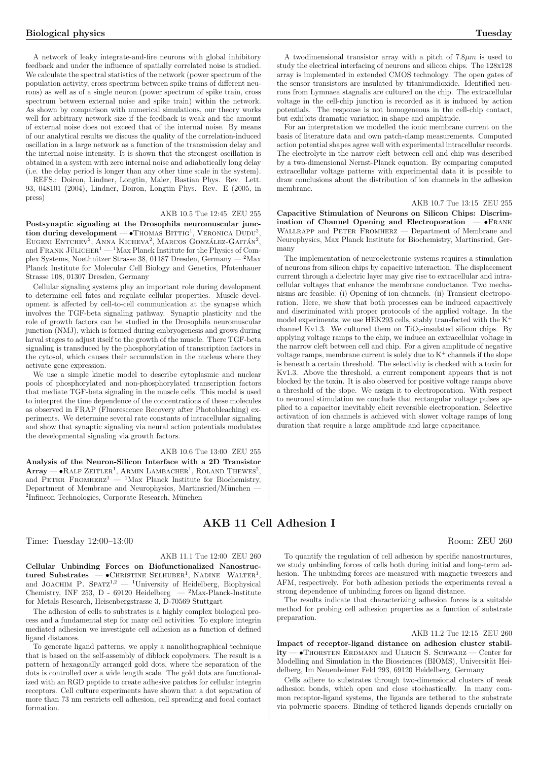A network of leaky integrate-and-fire neurons with global inhibitory feedback and under the influence of spatially correlated noise is studied. We calculate the spectral statistics of the network (power spectrum of the population activity, cross spectrum between spike trains of different neurons) as well as of a single neuron (power spectrum of spike train, cross spectrum between external noise and spike train) within the network. As shown by comparison with numerical simulations, our theory works well for arbitrary network size if the feedback is weak and the amount of external noise does not exceed that of the internal noise. By means of our analytical results we discuss the quality of the correlation-induced oscillation in a large network as a function of the transmission delay and the internal noise intensity. It is shown that the strongest oscillation is obtained in a system with zero internal noise and adiabatically long delay (i.e. the delay period is longer than any other time scale in the system).

REFS.: Doiron, Lindner, Longtin, Maler, Bastian Phys. Rev. Lett. 93, 048101 (2004), Lindner, Doiron, Longtin Phys. Rev. E (2005, in press)

AKB 10.5 Tue 12:45 ZEU 255

**Postsynaptic signaling at the Drosophila neuromuscular junction during development** — •Thomas Bittig[1], Veronica Dudu[2], Eugeni Entchev[2], Anna Kicheva[2], Marcos González-Gaitán[2], and Frank Jülicher[1] — [1]Max Planck Institute for the Physics of Complex Systems, Noethnitzer Strasse 38, 01187 Dresden, Germany — [2]Max Planck Institute for Molecular Cell Biology and Genetics, Pfotenhauer Strasse 108, 01307 Dresden, Germany

Cellular signaling systems play an important role during development to determine cell fates and regulate cellular properties. Muscle development is affected by cell-to-cell communication at the synapse which involves the TGF-beta signaling pathway. Synaptic plasticity and the role of growth factors can be studied in the Drosophila neuromuscular junction (NMJ), which is formed during embryogenesis and grows during larval stages to adjust itself to the growth of the muscle. There TGF-beta signaling is transduced by the phosphorylation of transcription factors in the cytosol, which causes their accumulation in the nucleus where they activate gene expression.

We use a simple kinetic model to describe cytoplasmic and nuclear pools of phosphorylated and non-phosphorylated transcription factors that mediate TGF-beta signaling in the muscle cells. This model is used to interpret the time dependence of the concentrations of these molecules as observed in FRAP (Fluorescence Recovery after Photobleaching) experiments. We determine several rate constants of intracellular signaling and show that synaptic signaling via neural action potentials modulates the developmental signaling via growth factors.

AKB 10.6 Tue 13:00 ZEU 255

**Analysis of the Neuron-Silicon Interface with a 2D Transistor Array** — •Ralf Zeitler[1], Armin Lambacher[1], Roland Thewes[2], and Peter Fromherz[1] — [1]Max Planck Institute for Biochemistry, Department of Membrane and Neurophysics, Martinsried/München — [2]Infineon Technologies, Corporate Research, München

A twodimensional transistor array with a pitch of $7.8\mu m$ is used to study the electrical interfacing of neurons and silicon chips. The 128x128 array is implemented in extended CMOS technology. The open gates of the sensor transistors are insulated by titaniumdioxide. Identified neurons from Lymnaea stagnalis are cultured on the chip. The extracellular voltage in the cell-chip junction is recorded as it is induced by action potentials. The response is not homogeneous in the cell-chip contact, but exhibits dramatic variation in shape and amplitude.

For an interpretation we modelled the ionic membrane current on the basis of literature data and own patch-clamp measurements. Computed action potential shapes agree well with experimental intracellular records. The electrolyte in the narrow cleft between cell and chip was described by a two-dimensional Nernst-Planck equation. By comparing computed extracellular voltage patterns with experimental data it is possible to draw conclusions about the distribution of ion channels in the adhesion membrane.

AKB 10.7 Tue 13:15 ZEU 255

**Capacitive Stimulation of Neurons on Silicon Chips: Discrimination of Channel Opening and Electroporation** — •Frank Wallrapp and Peter Fromherz — Department of Membrane and Neurophysics, Max Planck Institute for Biochemistry, Martinsried, Germany

The implementation of neuroelectronic systems requires a stimulation of neurons from silicon chips by capacitive interaction. The displacement current through a dielectric layer may give rise to extracellular and intracellular voltages that enhance the membrane conductance. Two mechanisms are feasible: (i) Opening of ion channels. (ii) Transient electroporation. Here, we show that both processes can be induced capacitively and discriminated with proper protocols of the applied voltage. In the model experiments, we use HEK293 cells, stably transfected with the $K^+$ channel Kv1.3. We cultured them on $TiO_2$-insulated silicon chips. By applying voltage ramps to the chip, we induce an extracellular voltage in the narrow cleft between cell and chip. For a given amplitude of negative voltage ramps, membrane current is solely due to $K^+$ channels if the slope is beneath a certain threshold. The selectivity is checked with a toxin for Kv1.3. Above the threshold, a current component appears that is not blocked by the toxin. It is also observed for positive voltage ramps above a threshold of the slope. We assign it to electroporation. With respect to neuronal stimulation we conclude that rectangular voltage pulses applied to a capacitor inevitably elicit reversible electroporation. Selective activation of ion channels is achieved with slower voltage ramps of long duration that require a large amplitude and large capacitance.

## AKB 11 Cell Adhesion I

Time: Tuesday 12:00–13:00 Room: ZEU 260

AKB 11.1 Tue 12:00 ZEU 260

**Cellular Unbinding Forces on Biofunctionalized Nanostructured Substrates** — •Christine Selhuber[1], Nadine Walter[1], and Joachim P. Spatz[1,2] — [1]University of Heidelberg, Biophysical Chemistry, INF 253, D - 69120 Heidelberg — [2]Max-Planck-Institute for Metals Research, Heisenbergstrasse 3, D-70569 Stuttgart

The adhesion of cells to substrates is a highly complex biological process and a fundamental step for many cell activities. To explore integrin mediated adhesion we investigate cell adhesion as a function of defined ligand distances.

To generate ligand patterns, we apply a nanolithographical technique that is based on the self-assembly of diblock copolymers. The result is a pattern of hexagonally arranged gold dots, where the separation of the dots is controlled over a wide length scale. The gold dots are functionalized with an RGD peptide to create adhesive patches for cellular integrin receptors. Cell culture experiments have shown that a dot separation of more than 73 nm restricts cell adhesion, cell spreading and focal contact formation.

To quantify the regulation of cell adhesion by specific nanostructures, we study unbinding forces of cells both during initial and long-term adhesion. The unbinding forces are measured with magnetic tweezers and AFM, respectively. For both adhesion periods the experiments reveal a strong dependence of unbinding forces on ligand distance.

The results indicate that characterizing adhesion forces is a suitable method for probing cell adhesion properties as a function of substrate preparation.

AKB 11.2 Tue 12:15 ZEU 260

**Impact of receptor-ligand distance on adhesion cluster stability** — •Thorsten Erdmann and Ulrich S. Schwarz — Center for Modelling and Simulation in the Biosciences (BIOMS), Universität Heidelberg, Im Neuenheimer Feld 293, 69120 Heidelberg, Germany

Cells adhere to substrates through two-dimensional clusters of weak adhesion bonds, which open and close stochastically. In many common receptor-ligand systems, the ligands are tethered to the substrate via polymeric spacers. Binding of tethered ligands depends crucially on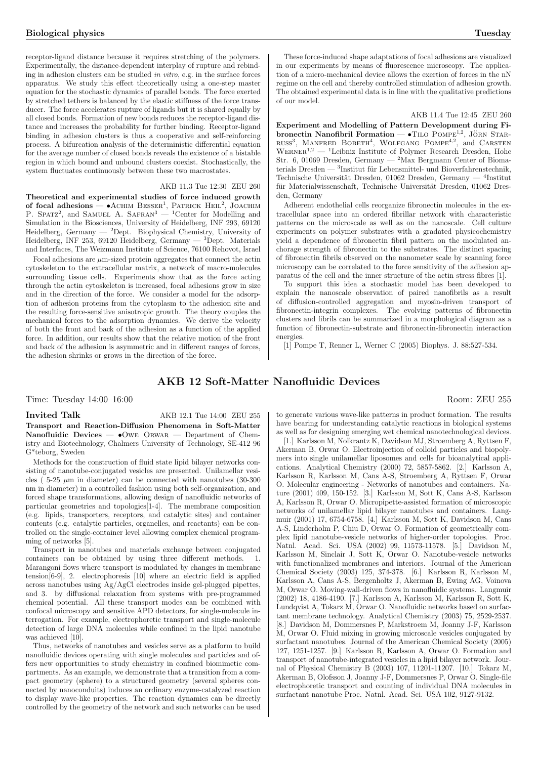receptor-ligand distance because it requires stretching of the polymers. Experimentally, the distance-dependent interplay of rupture and rebinding in adhesion clusters can be studied *in vitro*, e.g. in the surface forces apparatus. We study this effect theoretically using a one-step master equation for the stochastic dynamics of parallel bonds. The force exerted by stretched tethers is balanced by the elastic stiffness of the force transducer. The force accelerates rupture of ligands but it is shared equally by all closed bonds. Formation of new bonds reduces the receptor-ligand distance and increases the probability for further binding. Receptor-ligand binding in adhesion clusters is thus a cooperative and self-reinforcing process. A bifurcation analysis of the deterministic differential equation for the average number of closed bonds reveals the existence of a bistable region in which bound and unbound clusters coexist. Stochastically, the system fluctuates continuously between these two macrostates.

AKB 11.3 Tue 12:30 ZEU 260

**Theoretical and experimental studies of force induced growth of focal adhesions** — •Achim Besser[1], Patrick Heil[2], Joachim P. Spatz[2], and Samuel A. Safran[3] — [1]Center for Modelling and Simulation in the Biosciences, University of Heidelberg, INF 293, 69120 Heidelberg, Germany — [2]Dept. Biophysical Chemistry, University of Heidelberg, INF 253, 69120 Heidelberg, Germany — [3]Dept. Materials and Interfaces, The Weizmann Institute of Science, 76100 Rehovot, Israel

Focal adhesions are $\mu$m-sized protein aggregates that connect the actin cytoskeleton to the extracellular matrix, a network of macro-molecules surrounding tissue cells. Experiments show that as the force acting through the actin cytoskeleton is increased, focal adhesions grow in size and in the direction of the force. We consider a model for the adsorption of adhesion proteins from the cytoplasm to the adhesion site and the resulting force-sensitive anisotropic growth. The theory couples the mechanical forces to the adsorption dynamics. We derive the velocity of both the front and back of the adhesion as a function of the applied force. In addition, our results show that the relative motion of the front and back of the adhesion is asymmetric and in different ranges of forces, the adhesion shrinks or grows in the direction of the force.

These force-induced shape adaptations of focal adhesions are visualized in our experiments by means of fluorescence microscopy. The application of a micro-mechanical device allows the exertion of forces in the nN regime on the cell and thereby controlled stimulation of adhesion growth. The obtained experimental data is in line with the qualitative predictions of our model.

AKB 11.4 Tue 12:45 ZEU 260

**Experiment and Modelling of Pattern Development during Fibronectin Nanofibril Formation** — •Tilo Pompe[1,2], Jörn Starruss[3], Manfred Bobeth[4], Wolfgang Pompe[4,2], and Carsten Werner[1,2] — [1]Leibniz Institute of Polymer Research Dresden, Hohe Str. 6, 01069 Dresden, Germany — [2]Max Bergmann Center of Biomaterials Dresden — [3]Institut für Lebensmittel- und Bioverfahrenstechnik, Technische Universität Dresden, 01062 Dresden, Germany — [4]Institut für Materialwissenschaft, Technische Universität Dresden, 01062 Dresden, Germany

Adherent endothelial cells reorganize fibronectin molecules in the extracellular space into an ordered fibrillar network with characteristic patterns on the microscale as well as on the nanoscale. Cell culture experiments on polymer substrates with a gradated physicochemistry yield a dependence of fibronectin fibril pattern on the modulated anchorage strength of fibronectin to the substrates. The distinct spacing of fibronectin fibrils observed on the nanometer scale by scanning force microscopy can be correlated to the force sensitivity of the adhesion apparatus of the cell and the inner structure of the actin stress fibres [1].

To support this idea a stochastic model has been developed to explain the nanoscale observation of paired nanofibrils as a result of diffusion-controlled aggregation and myosin-driven transport of fibronectin-integrin complexes. The evolving patterns of fibronectin clusters and fibrils can be summarized in a morphological diagram as a function of fibronectin-substrate and fibronectin-fibronectin interaction energies.

[1] Pompe T, Renner L, Werner C (2005) Biophys. J. 88:527-534.

## AKB 12 Soft-Matter Nanofluidic Devices

Time: Tuesday 14:00–16:00 Room: ZEU 255

**Invited Talk** AKB 12.1 Tue 14:00 ZEU 255

**Transport and Reaction-Diffusion Phenomena in Soft-Matter Nanofluidic Devices** — •Owe Orwar — Department of Chemistry and Biotechnology, Chalmers University of Technology, SE-412 96 G*teborg, Sweden

Methods for the construction of fluid state lipid bilayer networks consisting of nanotube-conjugated vesicles are presented. Unilamellar vesicles ( 5-25 $\mu$m in diameter) can be connected with nanotubes (30-300 nm in diameter) in a controlled fashion using both self-organization, and forced shape transformations, allowing design of nanofluidic networks of particular geometries and topologies[1-4]. The membrane composition (e.g. lipids, transporters, receptors, and catalytic sites) and container contents (e.g. catalytic particles, organelles, and reactants) can be controlled on the single-container level allowing complex chemical programming of networks [5].

Transport in nanotubes and materials exchange between conjugated containers can be obtained by using three different methods. 1. Marangoni flows where transport is modulated by changes in membrane tension[6-9], 2. electrophoresis [10] where an electric field is applied across nanotubes using Ag/AgCl electrodes inside gel-plugged pipettes, and 3. by diffusional relaxation from systems with pre-programmed chemical potential. All these transport modes can be combined with confocal microscopy and sensitive APD detectors, for single-molecule interrogation. For example, electrophoretic transport and single-molecule detection of large DNA molecules while confined in the lipid nanotube was achieved [10].

Thus, networks of nanotubes and vesicles serve as a platform to build nanofluidic devices operating with single molecules and particles and offers new opportunities to study chemistry in confined biomimetic compartments. As an example, we demonstrate that a transition from a compact geometry (sphere) to a structured geometry (several spheres connected by nanoconduits) induces an ordinary enzyme-catalyzed reaction to display wave-like properties. The reaction dynamics can be directly controlled by the geometry of the network and such networks can be used to generate various wave-like patterns in product formation. The results have bearing for understanding catalytic reactions in biological systems as well as for designing emerging wet chemical nanotechnological devices.

[1.] Karlsson M, Nolkrantz K, Davidson MJ, Stroemberg A, Ryttsen F, Akerman B, Orwar O. Electroinjection of colloid particles and biopolymers into single unilamellar liposomes and cells for bioanalytical applications. Analytical Chemistry (2000) 72, 5857-5862. [2.] Karlsson A, Karlsson R, Karlsson M, Cans A-S, Stroemberg A, Ryttsen F, Orwar O. Molecular engineering - Networks of nanotubes and containers. Nature (2001) 409, 150-152. [3.] Karlsson M, Sott K, Cans A-S, Karlsson A, Karlsson R, Orwar O. Micropipette-assisted formation of microscopic networks of unilamellar lipid bilayer nanotubes and containers. Langmuir (2001) 17, 6754-6758. [4.] Karlsson M, Sott K, Davidson M, Cans A-S, Linderholm P, Chiu D, Orwar O. Formation of geometrically complex lipid nanotube-vesicle networks of higher-order topologies. Proc. Natnl. Acad. Sci. USA (2002) 99, 11573-11578. [5.] Davidson M, Karlsson M, Sinclair J, Sott K, Orwar O. Nanotube-vesicle networks with functionalized membranes and interiors. Journal of the American Chemical Society (2003) 125, 374-378. [6.] Karlsson R, Karlsson M, Karlsson A, Cans A-S, Bergenholtz J, Akerman B, Ewing AG, Voinova M, Orwar O. Moving-wall-driven flows in nanofluidic systems. Langmuir (2002) 18, 4186-4190. [7.] Karlsson A, Karlsson M, Karlsson R, Sott K, Lundqvist A, Tokarz M, Orwar O. Nanofluidic networks based on surfactant membrane technology. Analytical Chemistry (2003) 75, 2529-2537. [8.] Davidson M, Dommersnes P, Markstroem M, Joanny J-F, Karlsson M, Orwar O. Fluid mixing in growing microscale vesicles conjugated by surfactant nanotubes. Journal of the American Chemical Society (2005) 127, 1251-1257. [9.] Karlsson R, Karlsson A, Orwar O. Formation and transport of nanotube-integrated vesicles in a lipid bilayer network. Journal of Physical Chemistry B (2003) 107, 11201-11207. [10.] Tokarz M, Akerman B, Olofsson J, Joanny J-F, Dommersnes P, Orwar O. Single-file electrophoretic transport and counting of individual DNA molecules in surfactant nanotube Proc. Natnl. Acad. Sci. USA 102, 9127-9132.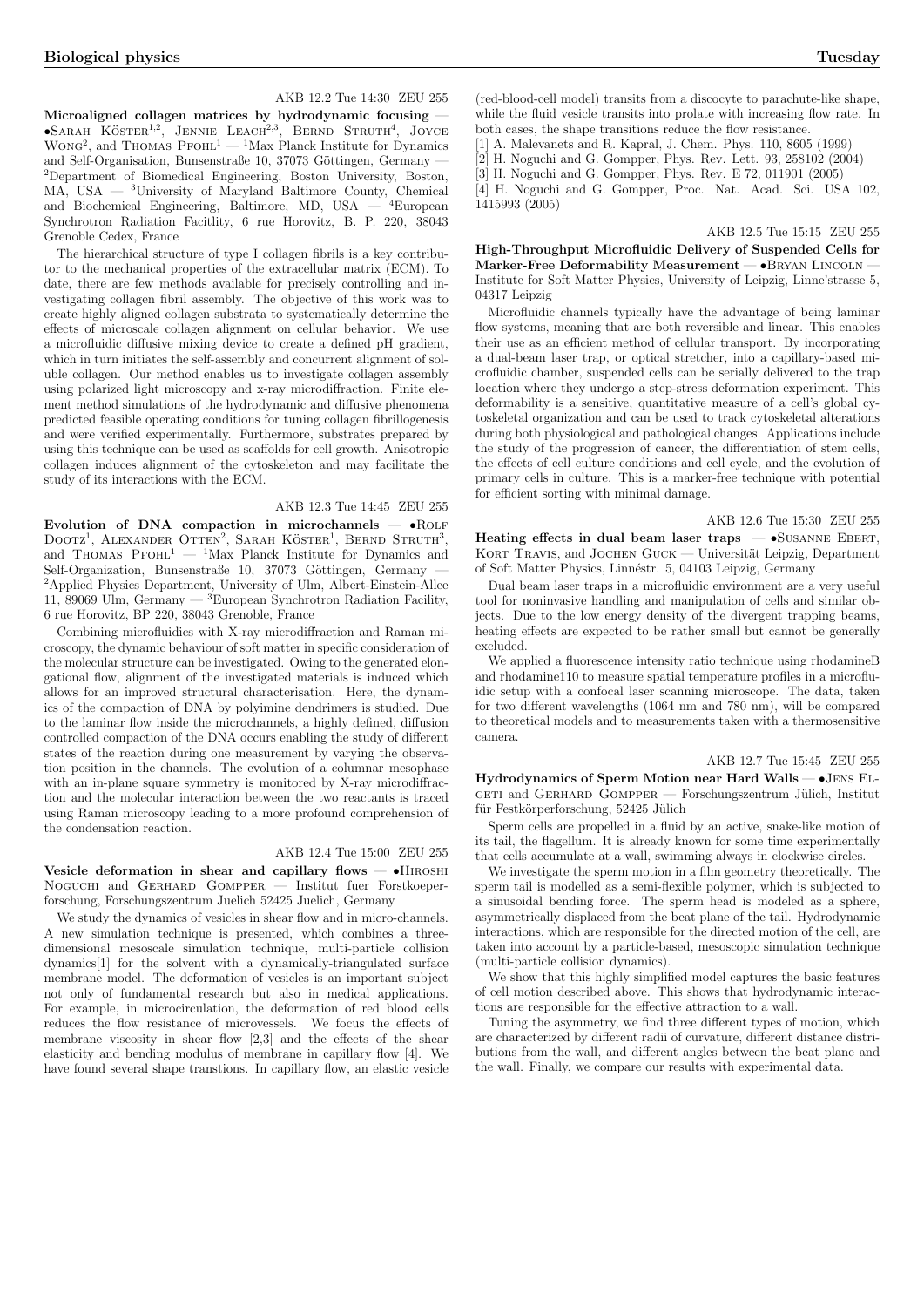AKB 12.2 Tue 14:30 ZEU 255

**Microaligned collagen matrices by hydrodynamic focusing** — •Sarah Köster[1,2], Jennie Leach[2,3], Bernd Struth[4], Joyce Wong[2], and Thomas Pfohl[1] — [1]Max Planck Institute for Dynamics and Self-Organisation, Bunsenstraße 10, 37073 Göttingen, Germany — [2]Department of Biomedical Engineering, Boston University, Boston, MA, USA — [3]University of Maryland Baltimore County, Chemical and Biochemical Engineering, Baltimore, MD, USA — [4]European Synchrotron Radiation Facitlity, 6 rue Horovitz, B. P. 220, 38043 Grenoble Cedex, France

The hierarchical structure of type I collagen fibrils is a key contributor to the mechanical properties of the extracellular matrix (ECM). To date, there are few methods available for precisely controlling and investigating collagen fibril assembly. The objective of this work was to create highly aligned collagen substrata to systematically determine the effects of microscale collagen alignment on cellular behavior. We use a microfluidic diffusive mixing device to create a defined pH gradient, which in turn initiates the self-assembly and concurrent alignment of soluble collagen. Our method enables us to investigate collagen assembly using polarized light microscopy and x-ray microdiffraction. Finite element method simulations of the hydrodynamic and diffusive phenomena predicted feasible operating conditions for tuning collagen fibrillogenesis and were verified experimentally. Furthermore, substrates prepared by using this technique can be used as scaffolds for cell growth. Anisotropic collagen induces alignment of the cytoskeleton and may facilitate the study of its interactions with the ECM.

AKB 12.3 Tue 14:45 ZEU 255

**Evolution of DNA compaction in microchannels** — •Rolf Dootz[1], Alexander Otten[2], Sarah Köster[1], Bernd Struth[3], and Thomas Pfohl[1] — [1]Max Planck Institute for Dynamics and Self-Organization, Bunsenstraße 10, 37073 Göttingen, Germany — [2]Applied Physics Department, University of Ulm, Albert-Einstein-Allee 11, 89069 Ulm, Germany — [3]European Synchrotron Radiation Facility, 6 rue Horovitz, BP 220, 38043 Grenoble, France

Combining microfluidics with X-ray microdiffraction and Raman microscopy, the dynamic behaviour of soft matter in specific consideration of the molecular structure can be investigated. Owing to the generated elongational flow, alignment of the investigated materials is induced which allows for an improved structural characterisation. Here, the dynamics of the compaction of DNA by polyimine dendrimers is studied. Due to the laminar flow inside the microchannels, a highly defined, diffusion controlled compaction of the DNA occurs enabling the study of different states of the reaction during one measurement by varying the observation position in the channels. The evolution of a columnar mesophase with an in-plane square symmetry is monitored by X-ray microdiffraction and the molecular interaction between the two reactants is traced using Raman microscopy leading to a more profound comprehension of the condensation reaction.

AKB 12.4 Tue 15:00 ZEU 255

**Vesicle deformation in shear and capillary flows** — •Hiroshi Noguchi and Gerhard Gompper — Institut fuer Forstkoeperforschung, Forschungszentrum Juelich 52425 Juelich, Germany

We study the dynamics of vesicles in shear flow and in micro-channels. A new simulation technique is presented, which combines a three-dimensional mesoscale simulation technique, multi-particle collision dynamics[1] for the solvent with a dynamically-triangulated surface membrane model. The deformation of vesicles is an important subject not only of fundamental research but also in medical applications. For example, in microcirculation, the deformation of red blood cells reduces the flow resistance of microvessels. We focus the effects of membrane viscosity in shear flow [2,3] and the effects of the shear elasticity and bending modulus of membrane in capillary flow [4]. We have found several shape transtions. In capillary flow, an elastic vesicle (red-blood-cell model) transits from a discocyte to parachute-like shape, while the fluid vesicle transits into prolate with increasing flow rate. In both cases, the shape transitions reduce the flow resistance.

[1] A. Malevanets and R. Kapral, J. Chem. Phys. 110, 8605 (1999)
[2] H. Noguchi and G. Gompper, Phys. Rev. Lett. 93, 258102 (2004)
[3] H. Noguchi and G. Gompper, Phys. Rev. E 72, 011901 (2005)
[4] H. Noguchi and G. Gompper, Proc. Nat. Acad. Sci. USA 102, 1415993 (2005)

AKB 12.5 Tue 15:15 ZEU 255

**High-Throughput Microfluidic Delivery of Suspended Cells for Marker-Free Deformability Measurement** — •Bryan Lincoln — Institute for Soft Matter Physics, University of Leipzig, Linne'strasse 5, 04317 Leipzig

Microfluidic channels typically have the advantage of being laminar flow systems, meaning that are both reversible and linear. This enables their use as an efficient method of cellular transport. By incorporating a dual-beam laser trap, or optical stretcher, into a capillary-based microfluidic chamber, suspended cells can be serially delivered to the trap location where they undergo a step-stress deformation experiment. This deformability is a sensitive, quantitative measure of a cell's global cytoskeletal organization and can be used to track cytoskeletal alterations during both physiological and pathological changes. Applications include the study of the progression of cancer, the differentiation of stem cells, the effects of cell culture conditions and cell cycle, and the evolution of primary cells in culture. This is a marker-free technique with potential for efficient sorting with minimal damage.

AKB 12.6 Tue 15:30 ZEU 255

**Heating effects in dual beam laser traps** — •Susanne Ebert, Kort Travis, and Jochen Guck — Universität Leipzig, Department of Soft Matter Physics, Linnéstr. 5, 04103 Leipzig, Germany

Dual beam laser traps in a microfluidic environment are a very useful tool for noninvasive handling and manipulation of cells and similar objects. Due to the low energy density of the divergent trapping beams, heating effects are expected to be rather small but cannot be generally excluded.

We applied a fluorescence intensity ratio technique using rhodamineB and rhodamine110 to measure spatial temperature profiles in a microfluidic setup with a confocal laser scanning microscope. The data, taken for two different wavelengths (1064 nm and 780 nm), will be compared to theoretical models and to measurements taken with a thermosensitive camera.

AKB 12.7 Tue 15:45 ZEU 255

**Hydrodynamics of Sperm Motion near Hard Walls** — •Jens Elgeti and Gerhard Gompper — Forschungszentrum Jülich, Institut für Festkörperforschung, 52425 Jülich

Sperm cells are propelled in a fluid by an active, snake-like motion of its tail, the flagellum. It is already known for some time experimentally that cells accumulate at a wall, swimming always in clockwise circles.

We investigate the sperm motion in a film geometry theoretically. The sperm tail is modelled as a semi-flexible polymer, which is subjected to a sinusoidal bending force. The sperm head is modeled as a sphere, asymmetrically displaced from the beat plane of the tail. Hydrodynamic interactions, which are responsible for the directed motion of the cell, are taken into account by a particle-based, mesoscopic simulation technique (multi-particle collision dynamics).

We show that this highly simplified model captures the basic features of cell motion described above. This shows that hydrodynamic interactions are responsible for the effective attraction to a wall.

Tuning the asymmetry, we find three different types of motion, which are characterized by different radii of curvature, different distance distributions from the wall, and different angles between the beat plane and the wall. Finally, we compare our results with experimental data.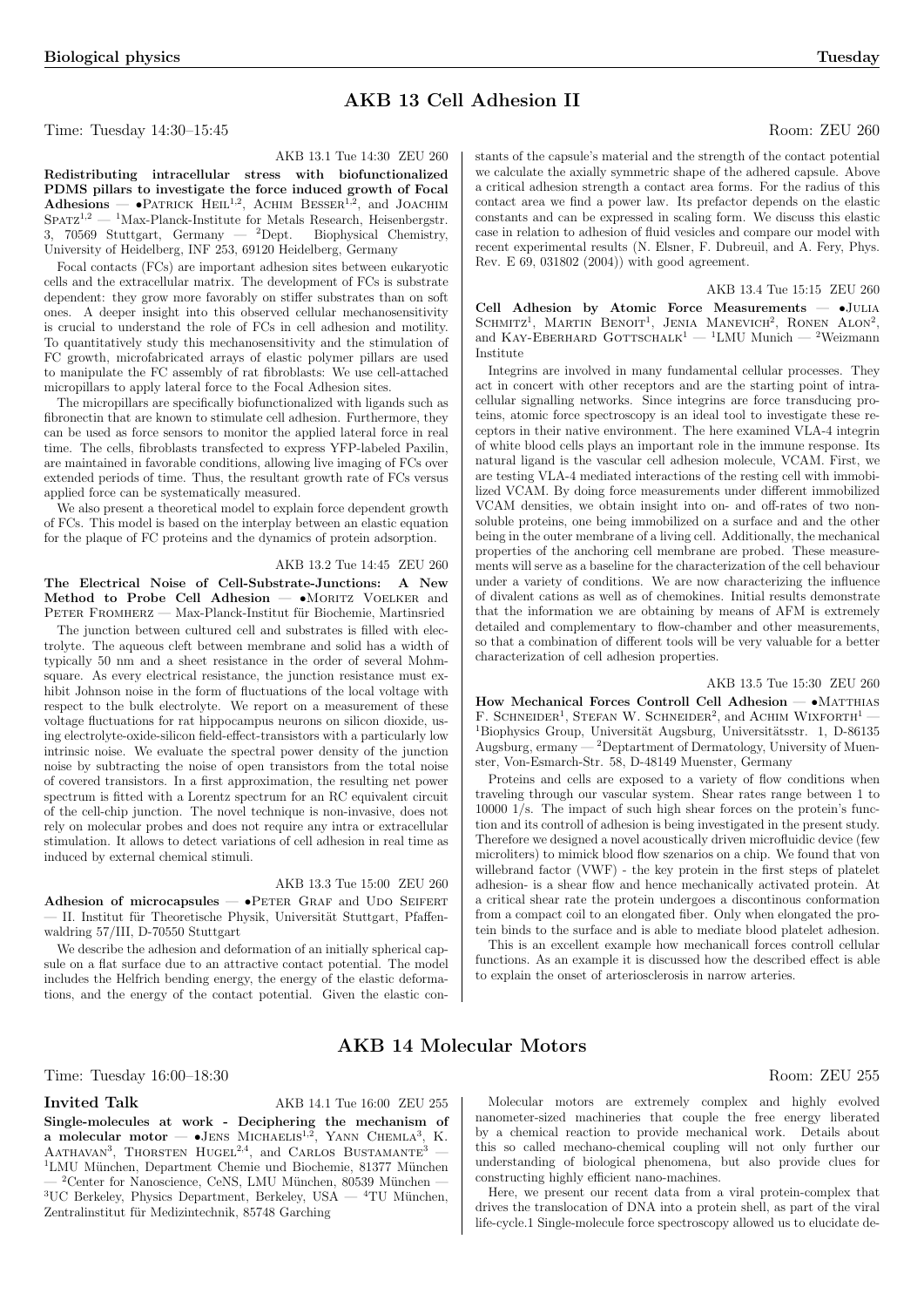## AKB 13 Cell Adhesion II

Time: Tuesday 14:30–15:45 Room: ZEU 260

AKB 13.1 Tue 14:30 ZEU 260

**Redistributing intracellular stress with biofunctionalized PDMS pillars to investigate the force induced growth of Focal Adhesions** — •Patrick Heil[1,2], Achim Besser[1,2], and Joachim Spatz[1,2] — [1]Max-Planck-Institute for Metals Research, Heisenbergstr. 3, 70569 Stuttgart, Germany — [2]Dept. Biophysical Chemistry, University of Heidelberg, INF 253, 69120 Heidelberg, Germany

Focal contacts (FCs) are important adhesion sites between eukaryotic cells and the extracellular matrix. The development of FCs is substrate dependent: they grow more favorably on stiffer substrates than on soft ones. A deeper insight into this observed cellular mechanosensitivity is crucial to understand the role of FCs in cell adhesion and motility. To quantitatively study this mechanosensitivity and the stimulation of FC growth, microfabricated arrays of elastic polymer pillars are used to manipulate the FC assembly of rat fibroblasts: We use cell-attached micropillars to apply lateral force to the Focal Adhesion sites.

The micropillars are specifically biofunctionalized with ligands such as fibronectin that are known to stimulate cell adhesion. Furthermore, they can be used as force sensors to monitor the applied lateral force in real time. The cells, fibroblasts transfected to express YFP-labeled Paxilin, are maintained in favorable conditions, allowing live imaging of FCs over extended periods of time. Thus, the resultant growth rate of FCs versus applied force can be systematically measured.

We also present a theoretical model to explain force dependent growth of FCs. This model is based on the interplay between an elastic equation for the plaque of FC proteins and the dynamics of protein adsorption.

AKB 13.2 Tue 14:45 ZEU 260

**The Electrical Noise of Cell-Substrate-Junctions: A New Method to Probe Cell Adhesion** — •Moritz Voelker and Peter Fromherz — Max-Planck-Institut für Biochemie, Martinsried

The junction between cultured cell and substrates is filled with electrolyte. The aqueous cleft between membrane and solid has a width of typically 50 nm and a sheet resistance in the order of several Mohmsquare. As every electrical resistance, the junction resistance must exhibit Johnson noise in the form of fluctuations of the local voltage with respect to the bulk electrolyte. We report on a measurement of these voltage fluctuations for rat hippocampus neurons on silicon dioxide, using electrolyte-oxide-silicon field-effect-transistors with a particularly low intrinsic noise. We evaluate the spectral power density of the junction noise by subtracting the noise of open transistors from the total noise of covered transistors. In a first approximation, the resulting net power spectrum is fitted with a Lorentz spectrum for an RC equivalent circuit of the cell-chip junction. The novel technique is non-invasive, does not rely on molecular probes and does not require any intra or extracellular stimulation. It allows to detect variations of cell adhesion in real time as induced by external chemical stimuli.

AKB 13.3 Tue 15:00 ZEU 260

**Adhesion of microcapsules** — •Peter Graf and Udo Seifert — II. Institut für Theoretische Physik, Universität Stuttgart, Pfaffenwaldring 57/III, D-70550 Stuttgart

We describe the adhesion and deformation of an initially spherical capsule on a flat surface due to an attractive contact potential. The model includes the Helfrich bending energy, the energy of the elastic deformations, and the energy of the contact potential. Given the elastic constants of the capsule's material and the strength of the contact potential we calculate the axially symmetric shape of the adhered capsule. Above a critical adhesion strength a contact area forms. For the radius of this contact area we find a power law. Its prefactor depends on the elastic constants and can be expressed in scaling form. We discuss this elastic case in relation to adhesion of fluid vesicles and compare our model with recent experimental results (N. Elsner, F. Dubreuil, and A. Fery, Phys. Rev. E 69, 031802 (2004)) with good agreement.

AKB 13.4 Tue 15:15 ZEU 260

**Cell Adhesion by Atomic Force Measurements** — •Julia Schmitz[1], Martin Benoit[1], Jenia Manevich[2], Ronen Alon[2], and Kay-Eberhard Gottschalk[1] — [1]LMU Munich — [2]Weizmann Institute

Integrins are involved in many fundamental cellular processes. They act in concert with other receptors and are the starting point of intracellular signalling networks. Since integrins are force transducing proteins, atomic force spectroscopy is an ideal tool to investigate these receptors in their native environment. The here examined VLA-4 integrin of white blood cells plays an important role in the immune response. Its natural ligand is the vascular cell adhesion molecule, VCAM. First, we are testing VLA-4 mediated interactions of the resting cell with immobilized VCAM. By doing force measurements under different immobilized VCAM densities, we obtain insight into on- and off-rates of two nonsoluble proteins, one being immobilized on a surface and the other being in the outer membrane of a living cell. Additionally, the mechanical properties of the anchoring cell membrane are probed. These measurements will serve as a baseline for the characterization of the cell behaviour under a variety of conditions. We are now characterizing the influence of divalent cations as well as of chemokines. Initial results demonstrate that the information we are obtaining by means of AFM is extremely detailed and complementary to flow-chamber and other measurements, so that a combination of different tools will be very valuable for a better characterization of cell adhesion properties.

AKB 13.5 Tue 15:30 ZEU 260

**How Mechanical Forces Controll Cell Adhesion** — •Matthias F. Schneider[1], Stefan W. Schneider[2], and Achim Wixforth[1] — [1]Biophysics Group, Universität Augsburg, Universitätsstr. 1, D-86135 Augsburg, ermany — [2]Deptartment of Dermatology, University of Muenster, Von-Esmarch-Str. 58, D-48149 Muenster, Germany

Proteins and cells are exposed to a variety of flow conditions when traveling through our vascular system. Shear rates range between 1 to 10000 1/s. The impact of such high shear forces on the protein's function and its controll of adhesion is being investigated in the present study. Therefore we designed a novel acoustically driven microfluidic device (few microliters) to mimick blood flow szenarios on a chip. We found that von willebrand factor (VWF) - the key protein in the first steps of platelet adhesion- is a shear flow and hence mechanically activated protein. At a critical shear rate the protein undergoes a discontinous conformation from a compact coil to an elongated fiber. Only when elongated the protein binds to the surface and is able to mediate blood platelet adhesion.

This is an excellent example how mechanicall forces controll cellular functions. As an example it is discussed how the described effect is able to explain the onset of arteriosclerosis in narrow arteries.

## AKB 14 Molecular Motors

Time: Tuesday 16:00–18:30 Room: ZEU 255

**Invited Talk** AKB 14.1 Tue 16:00 ZEU 255

**Single-molecules at work - Deciphering the mechanism of a molecular motor** — •Jens Michaelis[1,2], Yann Chemla[3], K. Aathavan[3], Thorsten Hugel[2,4], and Carlos Bustamante[3] — [1]LMU München, Department Chemie und Biochemie, 81377 München — [2]Center for Nanoscience, CeNS, LMU München, 80539 München — [3]UC Berkeley, Physics Department, Berkeley, USA — [4]TU München, Zentralinstitut für Medizintechnik, 85748 Garching

Molecular motors are extremely complex and highly evolved nanometer-sized machineries that couple the free energy liberated by a chemical reaction to provide mechanical work. Details about this so called mechano-chemical coupling will not only further our understanding of biological phenomena, but also provide clues for constructing highly efficient nano-machines.

Here, we present our recent data from a viral protein-complex that drives the translocation of DNA into a protein shell, as part of the viral life-cycle.1 Single-molecule force spectroscopy allowed us to elucidate de-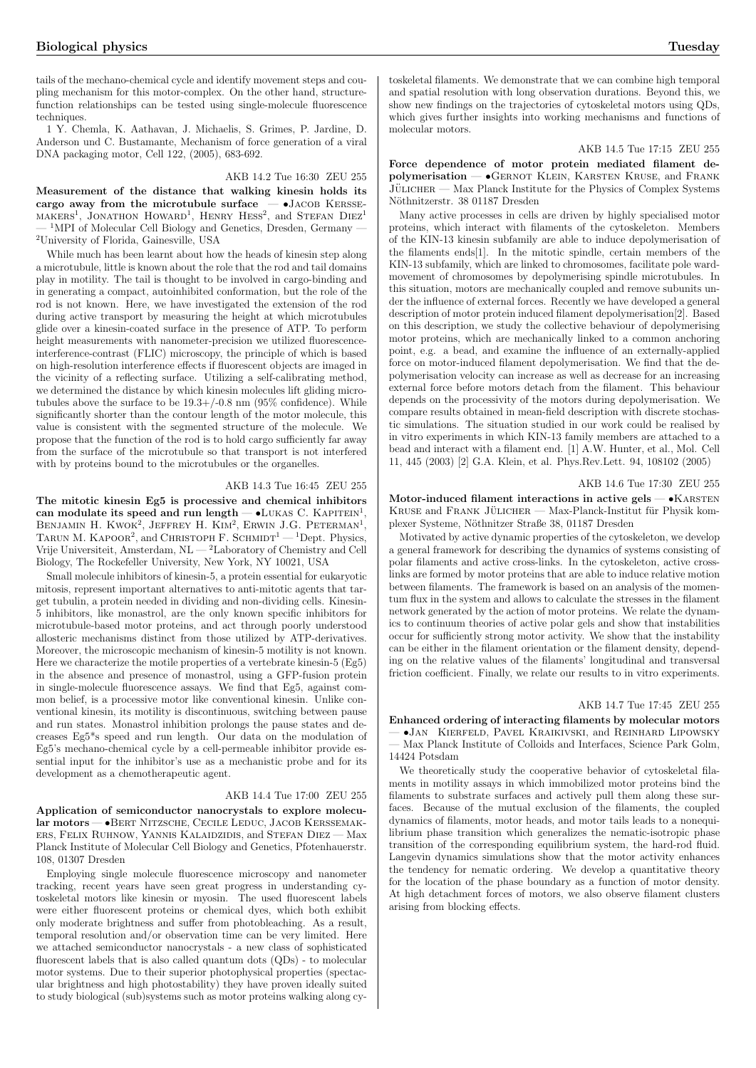tails of the mechano-chemical cycle and identify movement steps and coupling mechanism for this motor-complex. On the other hand, structure-function relationships can be tested using single-molecule fluorescence techniques.

1 Y. Chemla, K. Aathavan, J. Michaelis, S. Grimes, P. Jardine, D. Anderson und C. Bustamante, Mechanism of force generation of a viral DNA packaging motor, Cell 122, (2005), 683-692.

AKB 14.2 Tue 16:30 ZEU 255

**Measurement of the distance that walking kinesin holds its cargo away from the microtubule surface** — •Jacob Kerssemakers[1], Jonathon Howard[1], Henry Hess[2], and Stefan Diez[1] — [1]MPI of Molecular Cell Biology and Genetics, Dresden, Germany — [2]University of Florida, Gainesville, USA

While much has been learnt about how the heads of kinesin step along a microtubule, little is known about the role that the rod and tail domains play in motility. The tail is thought to be involved in cargo-binding and in generating a compact, autoinhibited conformation, but the role of the rod is not known. Here, we have investigated the extension of the rod during active transport by measuring the height at which microtubules glide over a kinesin-coated surface in the presence of ATP. To perform height measurements with nanometer-precision we utilized fluorescence-interference-contrast (FLIC) microscopy, the principle of which is based on high-resolution interference effects if fluorescent objects are imaged in the vicinity of a reflecting surface. Utilizing a self-calibrating method, we determined the distance by which kinesin molecules lift gliding microtubules above the surface to be 19.3+/-0.8 nm (95% confidence). While significantly shorter than the contour length of the motor molecule, this value is consistent with the segmented structure of the molecule. We propose that the function of the rod is to hold cargo sufficiently far away from the surface of the microtubule so that transport is not interfered with by proteins bound to the microtubules or the organelles.

AKB 14.3 Tue 16:45 ZEU 255

**The mitotic kinesin Eg5 is processive and chemical inhibitors can modulate its speed and run length** — •Lukas C. Kapitein[1], Benjamin H. Kwok[2], Jeffrey H. Kim[2], Erwin J.G. Peterman[1], Tarun M. Kapoor[2], and Christoph F. Schmidt[1] — [1]Dept. Physics, Vrije Universiteit, Amsterdam, NL — [2]Laboratory of Chemistry and Cell Biology, The Rockefeller University, New York, NY 10021, USA

Small molecule inhibitors of kinesin-5, a protein essential for eukaryotic mitosis, represent important alternatives to anti-mitotic agents that target tubulin, a protein needed in dividing and non-dividing cells. Kinesin-5 inhibitors, like monastrol, are the only known specific inhibitors for microtubule-based motor proteins, and act through poorly understood allosteric mechanisms distinct from those utilized by ATP-derivatives. Moreover, the microscopic mechanism of kinesin-5 motility is not known. Here we characterize the motile properties of a vertebrate kinesin-5 (Eg5) in the absence and presence of monastrol, using a GFP-fusion protein in single-molecule fluorescence assays. We find that Eg5, against common belief, is a processive motor like conventional kinesin. Unlike conventional kinesin, its motility is discontinuous, switching between pause and run states. Monastrol inhibition prolongs the pause states and decreases Eg5*s speed and run length. Our data on the modulation of Eg5's mechano-chemical cycle by a cell-permeable inhibitor provide essential input for the inhibitor's use as a mechanistic probe and for its development as a chemotherapeutic agent.

AKB 14.4 Tue 17:00 ZEU 255

**Application of semiconductor nanocrystals to explore molecular motors** — •Bert Nitzsche, Cecile Leduc, Jacob Kerssemakers, Felix Ruhnow, Yannis Kalaidzidis, and Stefan Diez — Max Planck Institute of Molecular Cell Biology and Genetics, Pfotenhauerstr. 108, 01307 Dresden

Employing single molecule fluorescence microscopy and nanometer tracking, recent years have seen great progress in understanding cytoskeletal motors like kinesin or myosin. The used fluorescent labels were either fluorescent proteins or chemical dyes, which both exhibit only moderate brightness and suffer from photobleaching. As a result, temporal resolution and/or observation time can be very limited. Here we attached semiconductor nanocrystals - a new class of sophisticated fluorescent labels that is also called quantum dots (QDs) - to molecular motor systems. Due to their superior photophysical properties (spectacular brightness and high photostability) they have proven ideally suited to study biological (sub)systems such as motor proteins walking along cytoskeletal filaments. We demonstrate that we can combine high temporal and spatial resolution with long observation durations. Beyond this, we show new findings on the trajectories of cytoskeletal motors using QDs, which gives further insights into working mechanisms and functions of molecular motors.

AKB 14.5 Tue 17:15 ZEU 255

**Force dependence of motor protein mediated filament depolymerisation** — •Gernot Klein, Karsten Kruse, and Frank Jülicher — Max Planck Institute for the Physics of Complex Systems Nöthnitzerstr. 38 01187 Dresden

Many active processes in cells are driven by highly specialised motor proteins, which interact with filaments of the cytoskeleton. Members of the KIN-13 kinesin subfamily are able to induce depolymerisation of the filaments ends[1]. In the mitotic spindle, certain members of the KIN-13 subfamily, which are linked to chromosomes, facilitate pole ward-movement of chromosomes by depolymerising spindle microtubules. In this situation, motors are mechanically coupled and remove subunits under the influence of external forces. Recently we have developed a general description of motor protein induced filament depolymerisation[2]. Based on this description, we study the collective behaviour of depolymerising motor proteins, which are mechanically linked to a common anchoring point, e.g. a bead, and examine the influence of an externally-applied force on motor-induced filament depolymerisation. We find that the depolymerisation velocity can increase as well as decrease for an increasing external force before motors detach from the filament. This behaviour depends on the processivity of the motors during depolymerisation. We compare results obtained in mean-field description with discrete stochastic simulations. The situation studied in our work could be realised by in vitro experiments in which KIN-13 family members are attached to a bead and interact with a filament end. [1] A.W. Hunter, et al., Mol. Cell 11, 445 (2003) [2] G.A. Klein, et al. Phys.Rev.Lett. 94, 108102 (2005)

AKB 14.6 Tue 17:30 ZEU 255

**Motor-induced filament interactions in active gels** — •Karsten Kruse and Frank Jülicher — Max-Planck-Institut für Physik komplexer Systeme, Nöthnitzer Straße 38, 01187 Dresden

Motivated by active dynamic properties of the cytoskeleton, we develop a general framework for describing the dynamics of systems consisting of polar filaments and active cross-links. In the cytoskeleton, active cross-links are formed by motor proteins that are able to induce relative motion between filaments. The framework is based on an analysis of the momentum flux in the system and allows to calculate the stresses in the filament network generated by the action of motor proteins. We relate the dynamics to continuum theories of active polar gels and show that instabilities occur for sufficiently strong motor activity. We show that the instability can be either in the filament orientation or the filament density, depending on the relative values of the filaments' longitudinal and transversal friction coefficient. Finally, we relate our results to in vitro experiments.

AKB 14.7 Tue 17:45 ZEU 255

**Enhanced ordering of interacting filaments by molecular motors** — •Jan Kierfeld, Pavel Kraikivski, and Reinhard Lipowsky — Max Planck Institute of Colloids and Interfaces, Science Park Golm, 14424 Potsdam

We theoretically study the cooperative behavior of cytoskeletal filaments in motility assays in which immobilized motor proteins bind the filaments to substrate surfaces and actively pull them along these surfaces. Because of the mutual exclusion of the filaments, the coupled dynamics of filaments, motor heads, and motor tails leads to a nonequilibrium phase transition which generalizes the nematic-isotropic phase transition of the corresponding equilibrium system, the hard-rod fluid. Langevin dynamics simulations show that the motor activity enhances the tendency for nematic ordering. We develop a quantitative theory for the location of the phase boundary as a function of motor density. At high detachment forces of motors, we also observe filament clusters arising from blocking effects.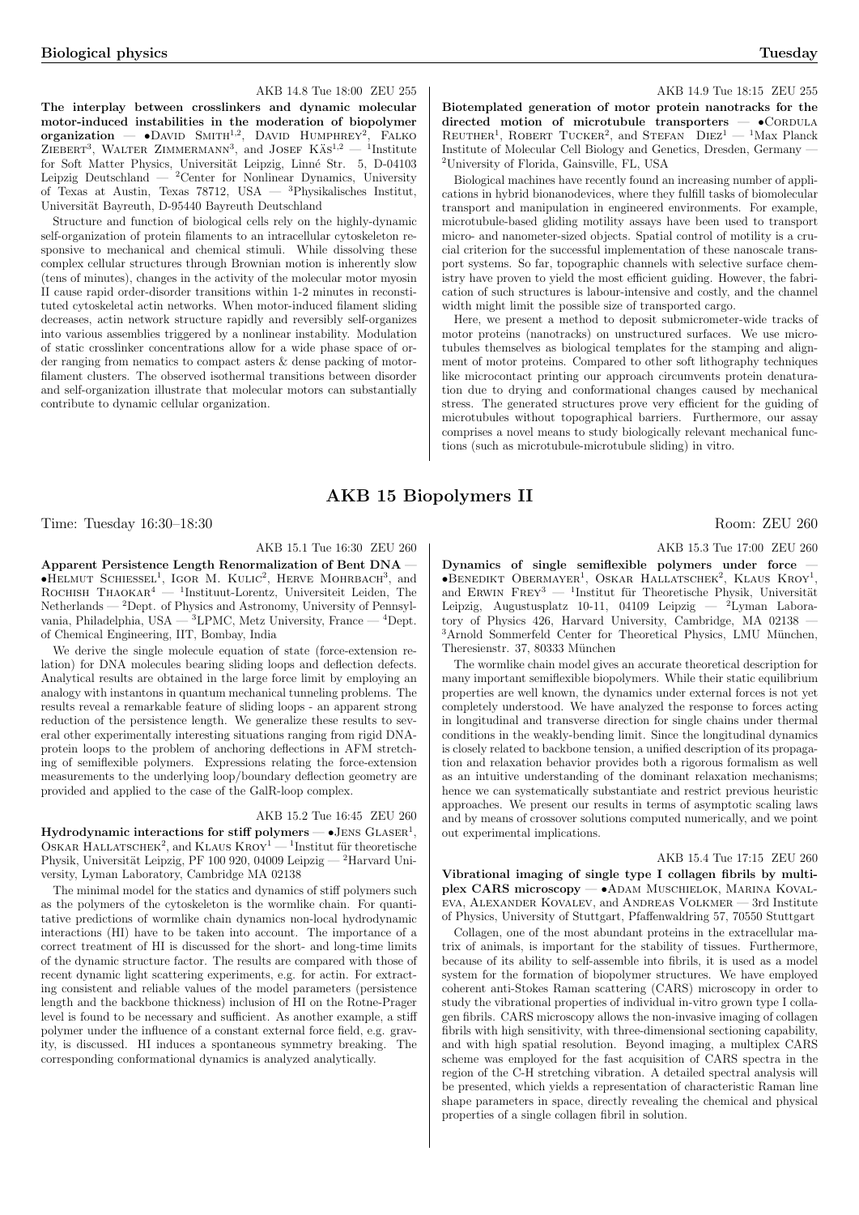AKB 14.8 Tue 18:00 ZEU 255

**The interplay between crosslinkers and dynamic molecular motor-induced instabilities in the moderation of biopolymer organization** — •David Smith[1,2], David Humphrey[2], Falko Ziebert[3], Walter Zimmermann[3], and Josef Käs[1,2] — [1]Institute for Soft Matter Physics, Universität Leipzig, Linné Str. 5, D-04103 Leipzig Deutschland — [2]Center for Nonlinear Dynamics, University of Texas at Austin, Texas 78712, USA — [3]Physikalisches Institut, Universität Bayreuth, D-95440 Bayreuth Deutschland

Structure and function of biological cells rely on the highly-dynamic self-organization of protein filaments to an intracellular cytoskeleton responsive to mechanical and chemical stimuli. While dissolving these complex cellular structures through Brownian motion is inherently slow (tens of minutes), changes in the activity of the molecular motor myosin II cause rapid order-disorder transitions within 1-2 minutes in reconstituted cytoskeletal actin networks. When motor-induced filament sliding decreases, actin network structure rapidly and reversibly self-organizes into various assemblies triggered by a nonlinear instability. Modulation of static crosslinker concentrations allow for a wide phase space of order ranging from nematics to compact asters & dense packing of motor-filament clusters. The observed isothermal transitions between disorder and self-organization illustrate that molecular motors can substantially contribute to dynamic cellular organization.

AKB 14.9 Tue 18:15 ZEU 255

**Biotemplated generation of motor protein nanotracks for the directed motion of microtubule transporters** — •Cordula Reuther[1], Robert Tucker[2], and Stefan Diez[1] — [1]Max Planck Institute of Molecular Cell Biology and Genetics, Dresden, Germany — [2]University of Florida, Gainsville, FL, USA

Biological machines have recently found an increasing number of applications in hybrid bionanodevices, where they fulfill tasks of biomolecular transport and manipulation in engineered environments. For example, microtubule-based gliding motility assays have been used to transport micro- and nanometer-sized objects. Spatial control of motility is a crucial criterion for the successful implementation of these nanoscale transport systems. So far, topographic channels with selective surface chemistry have proven to yield the most efficient guiding. However, the fabrication of such structures is labour-intensive and costly, and the channel width might limit the possible size of transported cargo.

Here, we present a method to deposit submicrometer-wide tracks of motor proteins (nanotracks) on unstructured surfaces. We use microtubules themselves as biological templates for the stamping and alignment of motor proteins. Compared to other soft lithography techniques like microcontact printing our approach circumvents protein denaturation due to drying and conformational changes caused by mechanical stress. The generated structures prove very efficient for the guiding of microtubules without topographical barriers. Furthermore, our assay comprises a novel means to study biologically relevant mechanical functions (such as microtubule-microtubule sliding) in vitro.

## AKB 15 Biopolymers II

Time: Tuesday 16:30–18:30 Room: ZEU 260

AKB 15.1 Tue 16:30 ZEU 260

**Apparent Persistence Length Renormalization of Bent DNA** — •Helmut Schiessel[1], Igor M. Kulic[2], Herve Mohrbach[3], and Rochish Thaokar[4] — [1]Instituut-Lorentz, Universiteit Leiden, The Netherlands — [2]Dept. of Physics and Astronomy, University of Pennsylvania, Philadelphia, USA — [3]LPMC, Metz University, France — [4]Dept. of Chemical Engineering, IIT, Bombay, India

We derive the single molecule equation of state (force-extension relation) for DNA molecules bearing sliding loops and deflection defects. Analytical results are obtained in the large force limit by employing an analogy with instantons in quantum mechanical tunneling problems. The results reveal a remarkable feature of sliding loops - an apparent strong reduction of the persistence length. We generalize these results to several other experimentally interesting situations ranging from rigid DNA-protein loops to the problem of anchoring deflections in AFM stretching of semiflexible polymers. Expressions relating the force-extension measurements to the underlying loop/boundary deflection geometry are provided and applied to the case of the GalR-loop complex.

AKB 15.2 Tue 16:45 ZEU 260

**Hydrodynamic interactions for stiff polymers** — •Jens Glaser[1], Oskar Hallatschek[2], and Klaus Kroy[1] — [1]Institut für theoretische Physik, Universität Leipzig, PF 100 920, 04009 Leipzig — [2]Harvard University, Lyman Laboratory, Cambridge MA 02138

The minimal model for the statics and dynamics of stiff polymers such as the polymers of the cytoskeleton is the wormlike chain. For quantitative predictions of wormlike chain dynamics non-local hydrodynamic interactions (HI) have to be taken into account. The importance of a correct treatment of HI is discussed for the short- and long-time limits of the dynamic structure factor. The results are compared with those of recent dynamic light scattering experiments, e.g. for actin. For extracting consistent and reliable values of the model parameters (persistence length and the backbone thickness) inclusion of HI on the Rotne-Prager level is found to be necessary and sufficient. As another example, a stiff polymer under the influence of a constant external force field, e.g. gravity, is discussed. HI induces a spontaneous symmetry breaking. The corresponding conformational dynamics is analyzed analytically.

AKB 15.3 Tue 17:00 ZEU 260

**Dynamics of single semiflexible polymers under force** — •Benedikt Obermayer[1], Oskar Hallatschek[2], Klaus Kroy[1], and Erwin Frey[3] — [1]Institut für Theoretische Physik, Universität Leipzig, Augustusplatz 10-11, 04109 Leipzig — [2]Lyman Laboratory of Physics 426, Harvard University, Cambridge, MA 02138 — [3]Arnold Sommerfeld Center for Theoretical Physics, LMU München, Theresienstr. 37, 80333 München

The wormlike chain model gives an accurate theoretical description for many important semiflexible biopolymers. While their static equilibrium properties are well known, the dynamics under external forces is not yet completely understood. We have analyzed the response to forces acting in longitudinal and transverse direction for single chains under thermal conditions in the weakly-bending limit. Since the longitudinal dynamics is closely related to backbone tension, a unified description of its propagation and relaxation behavior provides both a rigorous formalism as well as an intuitive understanding of the dominant relaxation mechanisms; hence we can systematically substantiate and restrict previous heuristic approaches. We present our results in terms of asymptotic scaling laws and by means of crossover solutions computed numerically, and we point out experimental implications.

AKB 15.4 Tue 17:15 ZEU 260

**Vibrational imaging of single type I collagen fibrils by multiplex CARS microscopy** — •Adam Muschielok, Marina Kovaleva, Alexander Kovalev, and Andreas Volkmer — 3rd Institute of Physics, University of Stuttgart, Pfaffenwaldring 57, 70550 Stuttgart

Collagen, one of the most abundant proteins in the extracellular matrix of animals, is important for the stability of tissues. Furthermore, because of its ability to self-assemble into fibrils, it is used as a model system for the formation of biopolymer structures. We have employed coherent anti-Stokes Raman scattering (CARS) microscopy in order to study the vibrational properties of individual in-vitro grown type I collagen fibrils. CARS microscopy allows the non-invasive imaging of collagen fibrils with high sensitivity, with three-dimensional sectioning capability, and with high spatial resolution. Beyond imaging, a multiplex CARS scheme was employed for the fast acquisition of CARS spectra in the region of the C-H stretching vibration. A detailed spectral analysis will be presented, which yields a representation of characteristic Raman line shape parameters in space, directly revealing the chemical and physical properties of a single collagen fibril in solution.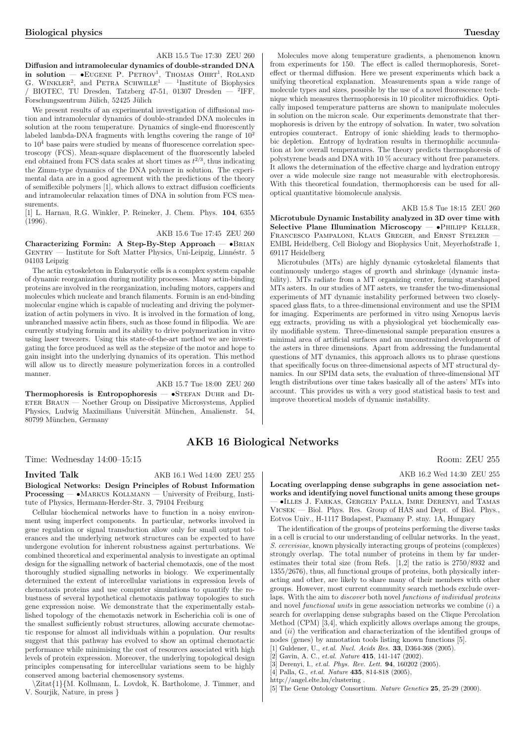AKB 15.5 Tue 17:30 ZEU 260

**Diffusion and intramolecular dynamics of double-stranded DNA in solution** — •Eugene P. Petrov[1], Thomas Ohrt[1], Roland G. Winkler[2], and Petra Schwille[1] — [1]Institute of Biophysics / BIOTEC, TU Dresden, Tatzberg 47-51, 01307 Dresden — [2]IFF, Forschungszentrum Jülich, 52425 Jülich

We present results of an experimental investigation of diffusional motion and intramolecular dynamics of double-stranded DNA molecules in solution at the room temperature. Dynamics of single-end fluorescently labeled lambda-DNA fragments with lengths covering the range of $10^2$ to $10^4$ base pairs were studied by means of fluorescence correlation spectroscopy (FCS). Mean-square displacement of the fluorescently labeled end obtained from FCS data scales at short times as $t^{2/3}$, thus indicating the Zimm-type dynamics of the DNA polymer in solution. The experimental data are in a good agreement with the predictions of the theory of semiflexible polymers [1], which allows to extract diffusion coefficients and intramolecular relaxation times of DNA in solution from FCS measurements.

[1] L. Harnau, R.G. Winkler, P. Reineker, J. Chem. Phys. **104**, 6355 (1996).

AKB 15.6 Tue 17:45 ZEU 260

**Characterizing Formin: A Step-By-Step Approach** — •Brian Gentry — Institute for Soft Matter Physics, Uni-Leipzig, Linnéstr. 5 04103 Leipzig

The actin cytoskeleton in Eukaryotic cells is a complex system capable of dynamic reorganization during motility processes. Many actin-binding proteins are involved in the reorganization, including motors, cappers and molecules which nucleate and branch filaments. Formin is an end-binding molecular engine which is capable of nucleating and driving the polymerization of actin polymers in vivo. It is involved in the formation of long, unbranched massive actin fibers, such as those found in filipodia. We are currently studying formin and its ability to drive polymerization in vitro using laser tweezers. Using this state-of-the-art method we are investigating the force produced as well as the stepsize of the motor and hope to gain insight into the underlying dynamics of its operation. This method will allow us to directly measure polymerization forces in a controlled manner.

AKB 15.7 Tue 18:00 ZEU 260

**Thermophoresis is Entropophoresis** — •Stefan Duhr and Dieter Braun — Noether Group on Dissipative Microsystems, Applied Physics, Ludwig Maximilians Universität München, Amalienstr. 54, 80799 München, Germany

Molecules move along temperature gradients, a phenomenon known from experiments for 150. The effect is called thermophoresis, Soret-effect or thermal diffusion. Here we present experiments which back a unifying theoretical explanation. Measurements span a wide range of molecule types and sizes, possible by the use of a novel fluorescence technique which measures thermophoresis in 10 picoliter microfluidics. Optically imposed temperature patterns are shown to manipulate molecules in solution on the micron scale. Our experiments demonstrate that thermophoresis is driven by the entropy of solvation. In water, two solvation entropies counteract. Entropy of ionic shielding leads to thermophobic depletion. Entropy of hydration results in thermophilic accumulation at low overall temperatures. The theory predicts thermophoresis of polystyrene beads and DNA with 10 % accuracy without free parameters. It allows the determination of the effective charge and hydration entropy over a wide molecule size range not measurable with electrophoresis. With this theoretical foundation, thermophoresis can be used for all-optical quantitative biomolecule analysis.

AKB 15.8 Tue 18:15 ZEU 260

**Microtubule Dynamic Instability analyzed in 3D over time with Selective Plane Illumination Microscopy** — •Philipp Keller, Francesco Pampaloni, Klaus Greger, and Ernst Stelzer — EMBL Heidelberg, Cell Biology and Biophysics Unit, Meyerhofstraße 1, 69117 Heidelberg

Microtubules (MTs) are highly dynamic cytoskeletal filaments that continuously undergo stages of growth and shrinkage (dynamic instability). MTs radiate from a MT organizing center, forming starshaped MTs asters. In our studies of MT asters, we transfer the two-dimensional experiments of MT dynamic instability performed between two closely-spaced glass flats, to a three-dimensional environment and use the SPIM for imaging. Experiments are performed in vitro using Xenopus laevis egg extracts, providing us with a physiological yet biochemically easily modifiable system. Three-dimensional sample preparation ensures a minimal area of artificial surfaces and an unconstrained development of the asters in three dimensions. Apart from addressing the fundamental questions of MT dynamics, this approach allows us to phrase questions that specifically focus on three-dimensional aspects of MT structural dynamics. In our SPIM data sets, the evaluation of three-dimensional MT length distributions over time takes basically all of the asters' MTs into account. This provides us with a very good statistical basis to test and improve theoretical models of dynamic instability.

## AKB 16 Biological Networks

Time: Wednesday 14:00–15:15 Room: ZEU 255

**Invited Talk** AKB 16.1 Wed 14:00 ZEU 255

**Biological Networks: Design Principles of Robust Information Processing** — •Markus Kollmann — University of Freiburg, Institute of Physics, Hermann-Herder-Str. 3, 79104 Freiburg

Cellular biochemical networks have to function in a noisy environment using imperfect components. In particular, networks involved in gene regulation or signal transduction allow only for small output tolerances and the underlying network structures can be expected to have undergone evolution for inherent robustness against perturbations. We combined theoretical and experimental analysis to investigate an optimal design for the signalling network of bacterial chemotaxis, one of the most thoroughly studied signalling networks in biology. We experimentally determined the extent of intercellular variations in expression levels of chemotaxis proteins and use computer simulations to quantify the robustness of several hypothetical chemotaxis pathway topologies to such gene expression noise. We demonstrate that the experimentally established topology of the chemotaxis network in Escherichia coli is one of the smallest sufficiently robust structures, allowing accurate chemotactic response for almost all individuals within a population. Our results suggest that this pathway has evolved to show an optimal chemotactic performance while minimising the cost of resources associated with high levels of protein expression. Moreover, the underlying topological design principles compensating for intercellular variations seem to be highly conserved among bacterial chemosensory systems.

\Zitat{1}{M. Kollmann, L. Lovdok, K. Bartholome, J. Timmer, and V. Sourjik, Nature, in press }

AKB 16.2 Wed 14:30 ZEU 255

**Locating overlapping dense subgraphs in gene association networks and identifying novel functional units among these groups** — •Illes J. Farkas, Gergely Palla, Imre Derenyi, and Tamas Vicsek — Biol. Phys. Res. Group of HAS and Dept. of Biol. Phys., Eotvos Univ., H-1117 Budapest, Pazmany P. stny. 1A, Hungary

The identification of the groups of proteins performing the diverse tasks in a cell is crucial to our understanding of cellular networks. In the yeast, *S. cerevisiae*, known physically interacting groups of proteins (complexes) strongly overlap. The total number of proteins in them by far underestimates their total size (from Refs. [1,2] the ratio is 2750/8932 and 1355/2676), thus, all functional groups of proteins, both physically interacting and other, are likely to share many of their members with other groups. However, most current community search methods exclude overlaps. With the aim to *discover* both novel *functions of individual proteins* and novel *functional units* in gene association networks we combine (*i*) a search for overlapping dense subgraphs based on the Clique Percolation Method (CPM) [3,4], which explicitly allows overlaps among the groups, and (*ii*) the verification and characterization of the identified groups of nodes (genes) by annotation tools listing known functions [5].

[1] Guldener, U., *et.al. Nucl. Acids Res.* **33**, D364-368 (2005).
[2] Gavin, A. C., *et.al. Nature* **415**, 141-147 (2002).
[3] Derenyi, I., *et.al. Phys. Rev. Lett.* **94**, 160202 (2005).
[4] Palla, G., *et.al. Nature* **435**, 814-818 (2005),
http://angel.elte.hu/clustering .
[5] The Gene Ontology Consortium. *Nature Genetics* **25**, 25-29 (2000).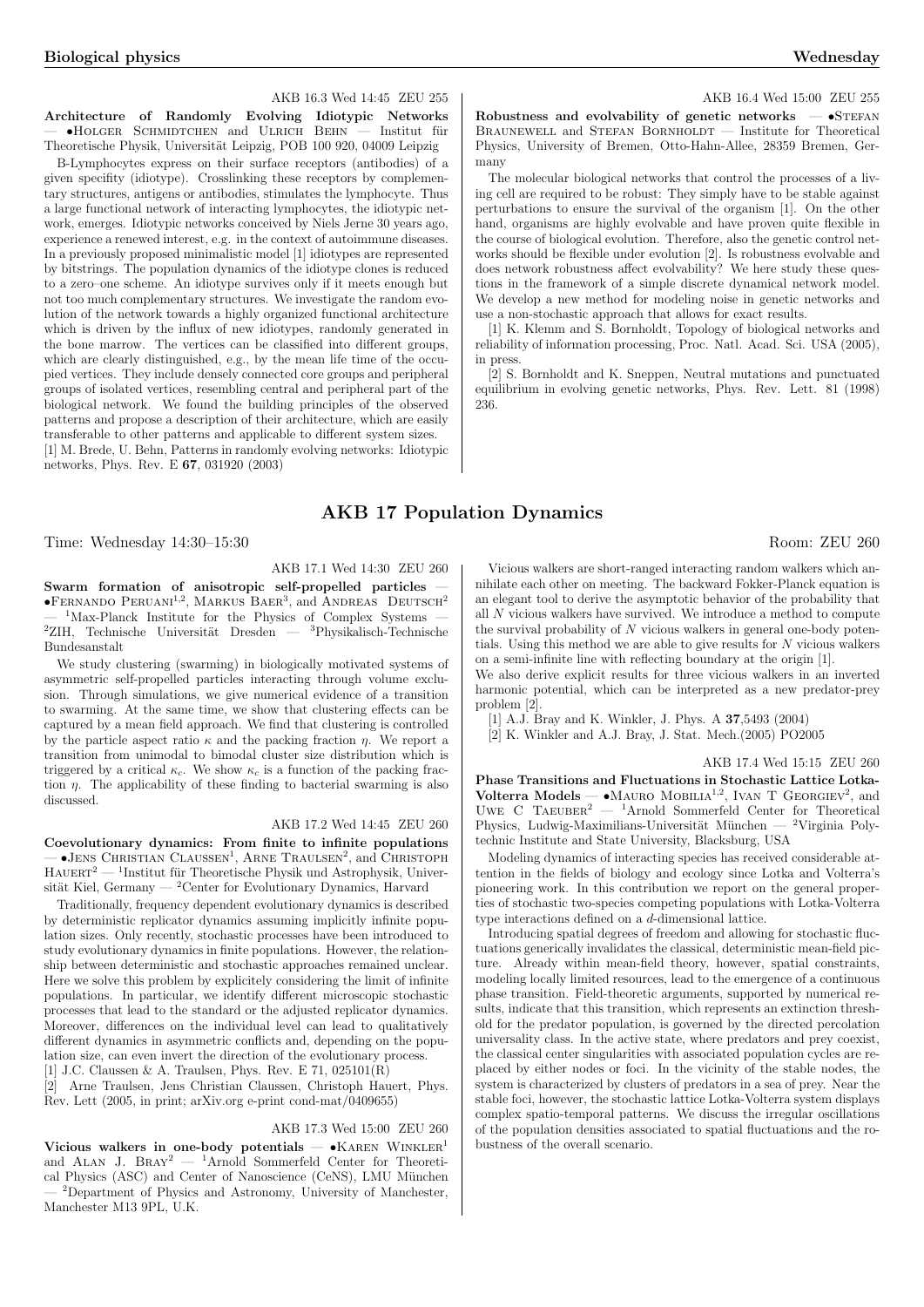AKB 16.3 Wed 14:45 ZEU 255

**Architecture of Randomly Evolving Idiotypic Networks** — •Holger Schmidtchen and Ulrich Behn — Institut für Theoretische Physik, Universität Leipzig, POB 100 920, 04009 Leipzig

B-Lymphocytes express on their surface receptors (antibodies) of a given specifity (idiotype). Crosslinking these receptors by complementary structures, antigens or antibodies, stimulates the lymphocyte. Thus a large functional network of interacting lymphocytes, the idiotypic network, emerges. Idiotypic networks conceived by Niels Jerne 30 years ago, experience a renewed interest, e.g. in the context of autoimmune diseases. In a previously proposed minimalistic model [1] idiotypes are represented by bitstrings. The population dynamics of the idiotype clones is reduced to a zero–one scheme. An idiotype survives only if it meets enough but not too much complementary structures. We investigate the random evolution of the network towards a highly organized functional architecture which is driven by the influx of new idiotypes, randomly generated in the bone marrow. The vertices can be classified into different groups, which are clearly distinguished, e.g., by the mean life time of the occupied vertices. They include densely connected core groups and peripheral groups of isolated vertices, resembling central and peripheral part of the biological network. We found the building principles of the observed patterns and propose a description of their architecture, which are easily transferable to other patterns and applicable to different system sizes.

[1] M. Brede, U. Behn, Patterns in randomly evolving networks: Idiotypic networks, Phys. Rev. E **67**, 031920 (2003)

AKB 16.4 Wed 15:00 ZEU 255

**Robustness and evolvability of genetic networks** — •Stefan Braunewell and Stefan Bornholdt — Institute for Theoretical Physics, University of Bremen, Otto-Hahn-Allee, 28359 Bremen, Germany

The molecular biological networks that control the processes of a living cell are required to be robust: They simply have to be stable against perturbations to ensure the survival of the organism [1]. On the other hand, organisms are highly evolvable and have proven quite flexible in the course of biological evolution. Therefore, also the genetic control networks should be flexible under evolution [2]. Is robustness evolvable and does network robustness affect evolvability? We here study these questions in the framework of a simple discrete dynamical network model. We develop a new method for modeling noise in genetic networks and use a non-stochastic approach that allows for exact results.

[1] K. Klemm and S. Bornholdt, Topology of biological networks and reliability of information processing, Proc. Natl. Acad. Sci. USA (2005), in press.

[2] S. Bornholdt and K. Sneppen, Neutral mutations and punctuated equilibrium in evolving genetic networks, Phys. Rev. Lett. 81 (1998) 236.

## AKB 17 Population Dynamics

Time: Wednesday 14:30–15:30 Room: ZEU 260

AKB 17.1 Wed 14:30 ZEU 260

**Swarm formation of anisotropic self-propelled particles** — •Fernando Peruani[1,2], Markus Baer[3], and Andreas Deutsch[2] — [1]Max-Planck Institute for the Physics of Complex Systems — [2]ZIH, Technische Universität Dresden — [3]Physikalisch-Technische Bundesanstalt

We study clustering (swarming) in biologically motivated systems of asymmetric self-propelled particles interacting through volume exclusion. Through simulations, we give numerical evidence of a transition to swarming. At the same time, we show that clustering effects can be captured by a mean field approach. We find that clustering is controlled by the particle aspect ratio $\kappa$ and the packing fraction $\eta$. We report a transition from unimodal to bimodal cluster size distribution which is triggered by a critical $\kappa_c$. We show $\kappa_c$ is a function of the packing fraction $\eta$. The applicability of these finding to bacterial swarming is also discussed.

AKB 17.2 Wed 14:45 ZEU 260

**Coevolutionary dynamics: From finite to infinite populations** — •Jens Christian Claussen[1], Arne Traulsen[2], and Christoph Hauert[2] — [1]Institut für Theoretische Physik und Astrophysik, Universität Kiel, Germany — [2]Center for Evolutionary Dynamics, Harvard

Traditionally, frequency dependent evolutionary dynamics is described by deterministic replicator dynamics assuming implicitly infinite population sizes. Only recently, stochastic processes have been introduced to study evolutionary dynamics in finite populations. However, the relationship between deterministic and stochastic approaches remained unclear. Here we solve this problem by explicitely considering the limit of infinite populations. In particular, we identify different microscopic stochastic processes that lead to the standard or the adjusted replicator dynamics. Moreover, differences on the individual level can lead to qualitatively different dynamics in asymmetric conflicts and, depending on the population size, can even invert the direction of the evolutionary process.

[1] J.C. Claussen & A. Traulsen, Phys. Rev. E 71, 025101(R)

[2] Arne Traulsen, Jens Christian Claussen, Christoph Hauert, Phys. Rev. Lett (2005, in print; arXiv.org e-print cond-mat/0409655)

AKB 17.3 Wed 15:00 ZEU 260

**Vicious walkers in one-body potentials** — •Karen Winkler[1] and Alan J. Bray[2] — [1]Arnold Sommerfeld Center for Theoretical Physics (ASC) and Center of Nanoscience (CeNS), LMU München — [2]Department of Physics and Astronomy, University of Manchester, Manchester M13 9PL, U.K.

Vicious walkers are short-ranged interacting random walkers which annihilate each other on meeting. The backward Fokker-Planck equation is an elegant tool to derive the asymptotic behavior of the probability that all $N$ vicious walkers have survived. We introduce a method to compute the survival probability of $N$ vicious walkers in general one-body potentials. Using this method we are able to give results for $N$ vicious walkers on a semi-infinite line with reflecting boundary at the origin [1].

We also derive explicit results for three vicious walkers in an inverted harmonic potential, which can be interpreted as a new predator-prey problem [2].

[1] A.J. Bray and K. Winkler, J. Phys. A **37**,5493 (2004)

[2] K. Winkler and A.J. Bray, J. Stat. Mech.(2005) PO2005

AKB 17.4 Wed 15:15 ZEU 260

**Phase Transitions and Fluctuations in Stochastic Lattice Lotka-Volterra Models** — •Mauro Mobilia[1,2], Ivan T Georgiev[2], and Uwe C Taeuber[2] — [1]Arnold Sommerfeld Center for Theoretical Physics, Ludwig-Maximilians-Universität München — [2]Virginia Polytechnic Institute and State University, Blacksburg, USA

Modeling dynamics of interacting species has received considerable attention in the fields of biology and ecology since Lotka and Volterra's pioneering work. In this contribution we report on the general properties of stochastic two-species competing populations with Lotka-Volterra type interactions defined on a $d$-dimensional lattice.

Introducing spatial degrees of freedom and allowing for stochastic fluctuations generically invalidates the classical, deterministic mean-field picture. Already within mean-field theory, however, spatial constraints, modeling locally limited resources, lead to the emergence of a continuous phase transition. Field-theoretic arguments, supported by numerical results, indicate that this transition, which represents an extinction threshold for the predator population, is governed by the directed percolation universality class. In the active state, where predators and prey coexist, the classical center singularities with associated population cycles are replaced by either nodes or foci. In the vicinity of the stable nodes, the system is characterized by clusters of predators in a sea of prey. Near the stable foci, however, the stochastic lattice Lotka-Volterra system displays complex spatio-temporal patterns. We discuss the irregular oscillations of the population densities associated to spatial fluctuations and the robustness of the overall scenario.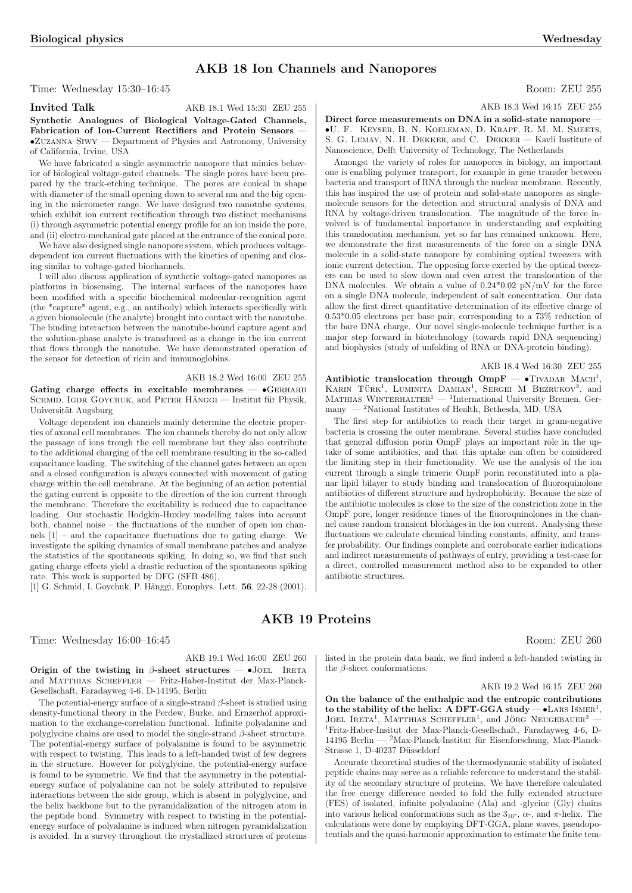## AKB 18 Ion Channels and Nanopores

Time: Wednesday 15:30–16:45 Room: ZEU 255

**Invited Talk** AKB 18.1 Wed 15:30 ZEU 255

**Synthetic Analogues of Biological Voltage-Gated Channels, Fabrication of Ion-Current Rectifiers and Protein Sensors** — •Zuzanna Siwy — Department of Physics and Astronomy, University of California, Irvine, USA

We have fabricated a single asymmetric nanopore that mimics behavior of biological voltage-gated channels. The single pores have been prepared by the track-etching technique. The pores are conical in shape with diameter of the small opening down to several nm and the big opening in the micrometer range. We have designed two nanotube systems, which exhibit ion current rectification through two distinct mechanisms (i) through asymmetric potential energy profile for an ion inside the pore, and (ii) electro-mechanical gate placed at the entrance of the conical pore.

We have also designed single nanopore system, which produces voltage-dependent ion current fluctuations with the kinetics of opening and closing similar to voltage-gated biochannels.

I will also discuss application of synthetic voltage-gated nanopores as platforms in biosensing. The internal surfaces of the nanopores have been modified with a specific biochemical molecular-recognition agent (the *capture* agent, e.g., an antibody) which interacts specifically with a given biomolecule (the analyte) brought into contact with the nanotube. The binding interaction between the nanotube-bound capture agent and the solution-phase analyte is transduced as a change in the ion current that flows through the nanotube. We have demonstrated operation of the sensor for detection of ricin and immunoglobins.

AKB 18.2 Wed 16:00 ZEU 255

**Gating charge effects in excitable membranes** — •Gerhard Schmid, Igor Goychuk, and Peter Hänggi — Institut für Physik, Universität Augsburg

Voltage dependent ion channels mainly determine the electric properties of axonal cell membranes. The ion channels thereby do not only allow the passage of ions trough the cell membrane but they also contribute to the additional charging of the cell membrane resulting in the so-called capacitance loading. The switching of the channel gates between an open and a closed configuration is always connected with movement of gating charge within the cell membrane. At the beginning of an action potential the gating current is opposite to the direction of the ion current through the membrane. Therefore the excitability is reduced due to capacitance loading. Our stochastic Hodgkin-Huxley modelling takes into account both, channel noise – the fluctuations of the number of open ion channels [1] – and the capacitance fluctuations due to gating charge. We investigate the spiking dynamics of small membrane patches and analyze the statistics of the spontaneous spiking. In doing so, we find that such gating charge effects yield a drastic reduction of the spontaneous spiking rate. This work is supported by DFG (SFB 486).

[1] G. Schmid, I. Goychuk, P. Hänggi, Europhys. Lett. **56**, 22-28 (2001).

AKB 18.3 Wed 16:15 ZEU 255

**Direct force measurements on DNA in a solid-state nanopore** — •U. F. Keyser, B. N. Koeleman, D. Krapf, R. M. M. Smeets, S. G. Lemay, N. H. Dekker, and C. Dekker — Kavli Institute of Nanoscience, Delft University of Technology, The Netherlands

Amongst the variety of roles for nanopores in biology, an important one is enabling polymer transport, for example in gene transfer between bacteria and transport of RNA through the nuclear membrane. Recently, this has inspired the use of protein and solid-state nanopores as single-molecule sensors for the detection and structural analysis of DNA and RNA by voltage-driven translocation. The magnitude of the force involved is of fundamental importance in understanding and exploiting this translocation mechanism, yet so far has remained unknown. Here, we demonstrate the first measurements of the force on a single DNA molecule in a solid-state nanopore by combining optical tweezers with ionic current detection. The opposing force exerted by the optical tweezers can be used to slow down and even arrest the translocation of the DNA molecules. We obtain a value of 0.24*0.02 pN/mV for the force on a single DNA molecule, independent of salt concentration. Our data allow the first direct quantitative determination of its effective charge of 0.53*0.05 electrons per base pair, corresponding to a 73% reduction of the bare DNA charge. Our novel single-molecule technique further is a major step forward in biotechnology (towards rapid DNA sequencing) and biophysics (study of unfolding of RNA or DNA-protein binding).

AKB 18.4 Wed 16:30 ZEU 255

**Antibiotic translocation through OmpF** — •Tivadar Mach[1], Karin Türk[1], Luminita Damian[1], Sergei M Bezrukov[2], and Mathias Winterhalter[1] — [1]International University Bremen, Germany — [2]National Institutes of Health, Bethesda, MD, USA

The first step for antibiotics to reach their target in gram-negative bacteria is crossing the outer membrane. Several studies have concluded that general diffusion porin OmpF plays an important role in the uptake of some antibiotics, and that this uptake can often be considered the limiting step in their functionality. We use the analysis of the ion current through a single trimeric OmpF porin reconstituted into a planar lipid bilayer to study binding and translocation of fluoroquinolone antibiotics of different structure and hydrophobicity. Because the size of the antibiotic molecules is close to the size of the constriction zone in the OmpF pore, longer residence times of the fluoroquinolones in the channel cause random transient blockages in the ion current. Analysing these fluctuations we calculate chemical binding constants, affinity, and transfer probability. Our findings complete and corroborate earlier indications and indirect measurements of pathways of entry, providing a test-case for a direct, controlled measurement method also to be expanded to other antibiotic structures.

## AKB 19 Proteins

Time: Wednesday 16:00–16:45 Room: ZEU 260

AKB 19.1 Wed 16:00 ZEU 260

**Origin of the twisting in $\beta$-sheet structures** — •Joel Ireta and Matthias Scheffler — Fritz-Haber-Institut der Max-Planck-Gesellschaft, Faradayweg 4-6, D-14195, Berlin

The potential-energy surface of a single-strand $\beta$-sheet is studied using density-functional theory in the Perdew, Burke, and Ernzerhof approximation to the exchange-correlation functional. Infinite polyalanine and polyglycine chains are used to model the single-strand $\beta$-sheet structure. The potential-energy surface of polyalanine is found to be asymmetric with respect to twisting. This leads to a left-handed twist of few degrees in the structure. However for polyglycine, the potential-energy surface is found to be symmetric. We find that the asymmetry in the potential-energy surface of polyalanine can not be solely attributed to repulsive interactions between the side group, which is absent in polyglycine, and the helix backbone but to the pyramidalization of the nitrogen atom in the peptide bond. Symmetry with respect to twisting in the potential-energy surface of polyalanine is induced when nitrogen pyramidalization is avoided. In a survey throughout the crystallized structures of proteins listed in the protein data bank, we find indeed a left-handed twisting in the $\beta$-sheet conformations.

AKB 19.2 Wed 16:15 ZEU 260

**On the balance of the enthalpic and the entropic contributions to the stability of the helix: A DFT-GGA study** — •Lars Ismer[1], Joel Ireta[1], Matthias Scheffler[1], and Jörg Neugebauer[2] — [1]Fritz-Haber-Insitut der Max-Planck-Gesellschaft, Faradayweg 4-6, D-14195 Berlin — [2]Max-Planck-Institut für Eisenforschung, Max-Planck-Strasse 1, D-40237 Düsseldorf

Accurate theoretical studies of the thermodynamic stability of isolated peptide chains may serve as a reliable reference to understand the stability of the secondary structure of proteins. We have therefore calculated the free energy difference needed to fold the fully extended structure (FES) of isolated, infinite polyalanine (Ala) and -glycine (Gly) chains into various helical conformations such as the $3_{10}$-, $\alpha$-, and $\pi$-helix. The calculations were done by employing DFT-GGA, plane waves, pseudopotentials and the quasi-harmonic approximation to estimate the finite tem-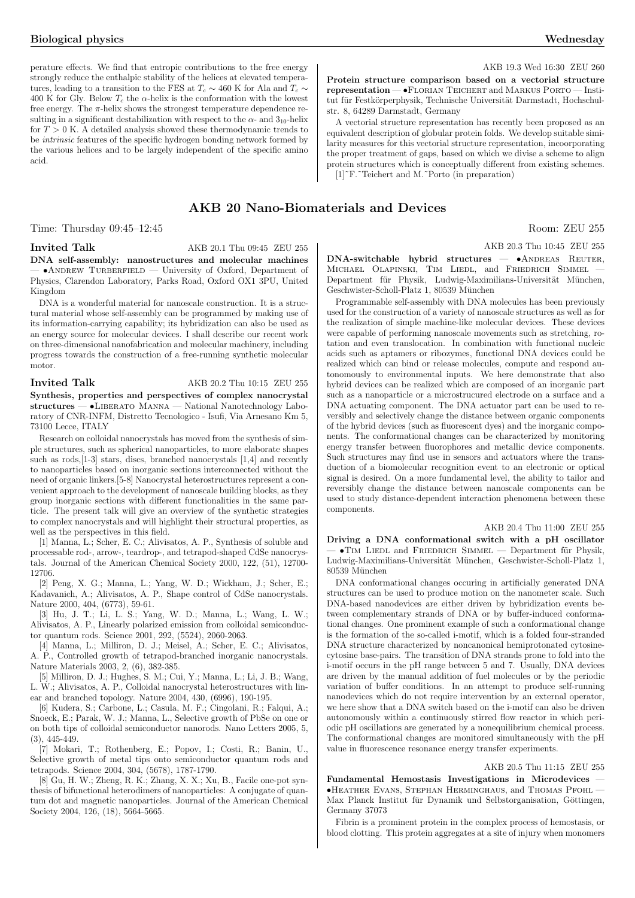perature effects. We find that entropic contributions to the free energy strongly reduce the enthalpic stability of the helices at elevated temperatures, leading to a transition to the FES at $T_c \sim 460$ K for Ala and $T_c \sim 400$ K for Gly. Below $T_c$ the $\alpha$-helix is the conformation with the lowest free energy. The $\pi$-helix shows the strongest temperature dependence resulting in a significant destabilization with respect to the $\alpha$- and $3_{10}$-helix for $T > 0$ K. A detailed analysis showed these thermodynamic trends to be *intrinsic* features of the specific hydrogen bonding network formed by the various helices and to be largely independent of the specific amino acid.

AKB 19.3 Wed 16:30 ZEU 260

**Protein structure comparison based on a vectorial structure representation** — •Florian Teichert and Markus Porto — Institut für Festkörperphysik, Technische Universität Darmstadt, Hochschulstr. 8, 64289 Darmstadt, Germany

A vectorial structure representation has recently been proposed as an equivalent description of globular protein folds. We develop suitable similarity measures for this vectorial structure representation, incoorporating the proper treatment of gaps, based on which we divise a scheme to align protein structures which is conceptually different from existing schemes.
[1]˜F.˜Teichert and M.˜Porto (in preparation)

## AKB 20 Nano-Biomaterials and Devices

Time: Thursday 09:45–12:45 Room: ZEU 255

**Invited Talk** AKB 20.1 Thu 09:45 ZEU 255

**DNA self-assembly: nanostructures and molecular machines** — •Andrew Turberfield — University of Oxford, Department of Physics, Clarendon Laboratory, Parks Road, Oxford OX1 3PU, United Kingdom

DNA is a wonderful material for nanoscale construction. It is a structural material whose self-assembly can be programmed by making use of its information-carrying capability; its hybridization can also be used as an energy source for molecular devices. I shall describe our recent work on three-dimensional nanofabrication and molecular machinery, including progress towards the construction of a free-running synthetic molecular motor.

**Invited Talk** AKB 20.2 Thu 10:15 ZEU 255

**Synthesis, properties and perspectives of complex nanocrystal structures** — •Liberato Manna — National Nanotechnology Laboratory of CNR-INFM, Distretto Tecnologico - Isufi, Via Arnesano Km 5, 73100 Lecce, ITALY

Research on colloidal nanocrystals has moved from the synthesis of simple structures, such as spherical nanoparticles, to more elaborate shapes such as rods,[1-3] stars, discs, branched nanocrystals [1,4] and recently to nanoparticles based on inorganic sections interconnected without the need of organic linkers.[5-8] Nanocrystal heterostructures represent a convenient approach to the development of nanoscale building blocks, as they group inorganic sections with different functionalities in the same particle. The present talk will give an overview of the synthetic strategies to complex nanocrystals and will highlight their structural properties, as well as the perspectives in this field.

[1] Manna, L.; Scher, E. C.; Alivisatos, A. P., Synthesis of soluble and processable rod-, arrow-, teardrop-, and tetrapod-shaped CdSe nanocrystals. Journal of the American Chemical Society 2000, 122, (51), 12700-12706.

[2] Peng, X. G.; Manna, L.; Yang, W. D.; Wickham, J.; Scher, E.; Kadavanich, A.; Alivisatos, A. P., Shape control of CdSe nanocrystals. Nature 2000, 404, (6773), 59-61.

[3] Hu, J. T.; Li, L. S.; Yang, W. D.; Manna, L.; Wang, L. W.; Alivisatos, A. P., Linearly polarized emission from colloidal semiconductor quantum rods. Science 2001, 292, (5524), 2060-2063.

[4] Manna, L.; Milliron, D. J.; Meisel, A.; Scher, E. C.; Alivisatos, A. P., Controlled growth of tetrapod-branched inorganic nanocrystals. Nature Materials 2003, 2, (6), 382-385.

[5] Milliron, D. J.; Hughes, S. M.; Cui, Y.; Manna, L.; Li, J. B.; Wang, L. W.; Alivisatos, A. P., Colloidal nanocrystal heterostructures with linear and branched topology. Nature 2004, 430, (6996), 190-195.

[6] Kudera, S.; Carbone, L.; Casula, M. F.; Cingolani, R.; Falqui, A.; Snoeck, E.; Parak, W. J.; Manna, L., Selective growth of PbSe on one or on both tips of colloidal semiconductor nanorods. Nano Letters 2005, 5, (3), 445-449.

[7] Mokari, T.; Rothenberg, E.; Popov, I.; Costi, R.; Banin, U., Selective growth of metal tips onto semiconductor quantum rods and tetrapods. Science 2004, 304, (5678), 1787-1790.

[8] Gu, H. W.; Zheng, R. K.; Zhang, X. X.; Xu, B., Facile one-pot synthesis of bifunctional heterodimers of nanoparticles: A conjugate of quantum dot and magnetic nanoparticles. Journal of the American Chemical Society 2004, 126, (18), 5664-5665.

AKB 20.3 Thu 10:45 ZEU 255

**DNA-switchable hybrid structures** — •Andreas Reuter, Michael Olapinski, Tim Liedl, and Friedrich Simmel — Department für Physik, Ludwig-Maximilians-Universität München, Geschwister-Scholl-Platz 1, 80539 München

Programmable self-assembly with DNA molecules has been previously used for the construction of a variety of nanoscale structures as well as for the realization of simple machine-like molecular devices. These devices were capable of performing nanoscale movements such as stretching, rotation and even translocation. In combination with functional nucleic acids such as aptamers or ribozymes, functional DNA devices could be realized which can bind or release molecules, compute and respond autonomously to environmental inputs. We here demonstrate that also hybrid devices can be realized which are composed of an inorganic part such as a nanoparticle or a microstrucured electrode on a surface and a DNA actuating component. The DNA actuator part can be used to reversibly and selectively change the distance between organic components of the hybrid devices (such as fluorescent dyes) and the inorganic components. The conformational changes can be characterized by monitoring energy transfer between fluorophores and metallic device components. Such structures may find use in sensors and actuators where the transduction of a biomolecular recognition event to an electronic or optical signal is desired. On a more fundamental level, the ability to tailor and reversibly change the distance between nanoscale components can be used to study distance-dependent interaction phenomena between these components.

AKB 20.4 Thu 11:00 ZEU 255

**Driving a DNA conformational switch with a pH oscillator** — •Tim Liedl and Friedrich Simmel — Department für Physik, Ludwig-Maximilians-Universität München, Geschwister-Scholl-Platz 1, 80539 München

DNA conformational changes occuring in artificially generated DNA structures can be used to produce motion on the nanometer scale. Such DNA-based nanodevices are either driven by hybridization events between complementary strands of DNA or by buffer-induced conformational changes. One prominent example of such a conformational change is the formation of the so-called i-motif, which is a folded four-stranded DNA structure characterized by noncanonical hemiprotonated cytosine-cytosine base-pairs. The transition of DNA strands prone to fold into the i-motif occurs in the pH range between 5 and 7. Usually, DNA devices are driven by the manual addition of fuel molecules or by the periodic variation of buffer conditions. In an attempt to produce self-running nanodevices which do not require intervention by an external operator, we here show that a DNA switch based on the i-motif can also be driven autonomously within a continuously stirred flow reactor in which periodic pH oscillations are generated by a nonequilibrium chemical process. The conformational changes are monitored simultaneously with the pH value in fluorescence resonance energy transfer experiments.

AKB 20.5 Thu 11:15 ZEU 255

**Fundamental Hemostasis Investigations in Microdevices** — •Heather Evans, Stephan Herminghaus, and Thomas Pfohl — Max Planck Institut für Dynamik und Selbstorganisation, Göttingen, Germany 37073

Fibrin is a prominent protein in the complex process of hemostasis, or blood clotting. This protein aggregates at a site of injury when monomers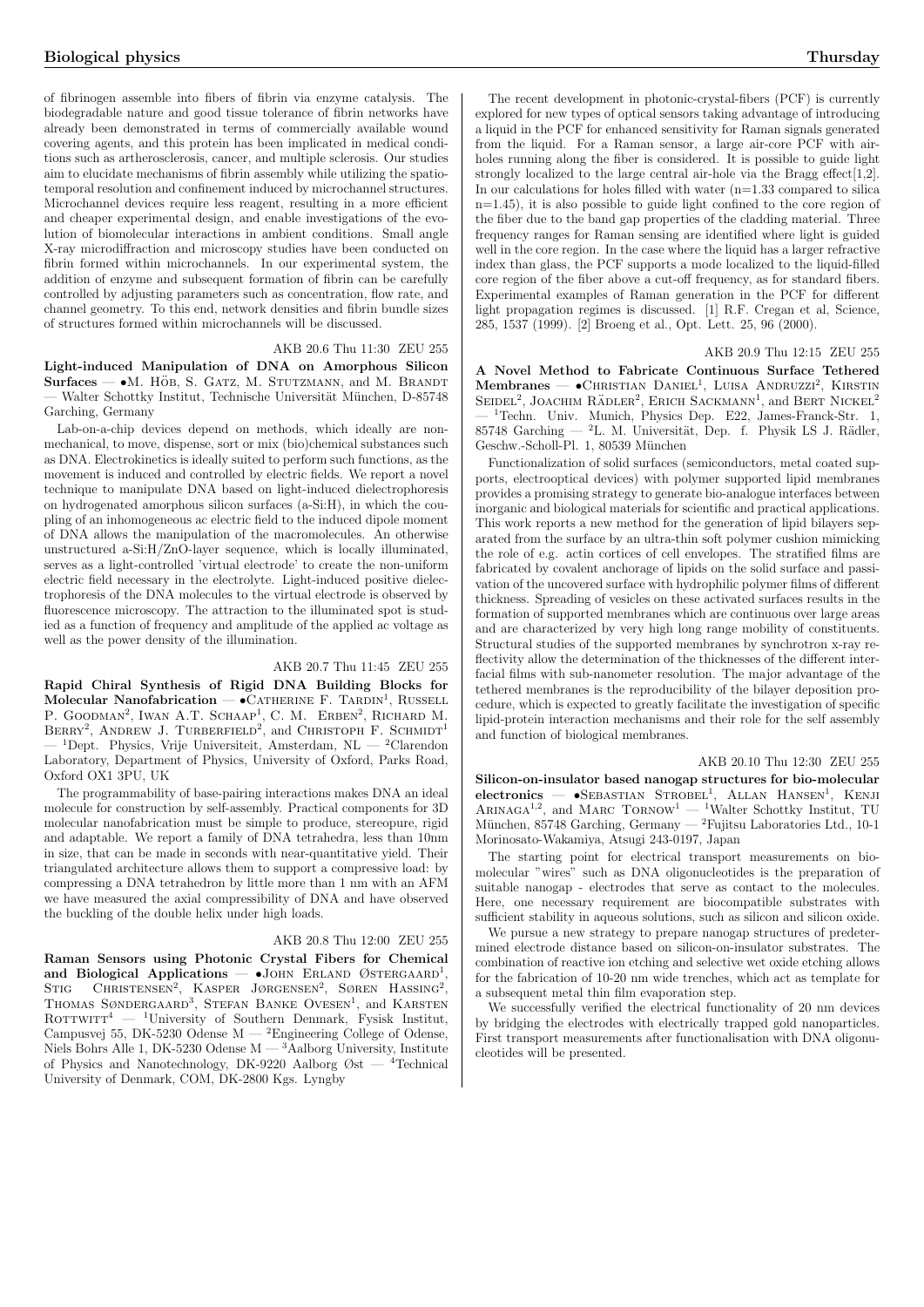of fibrinogen assemble into fibers of fibrin via enzyme catalysis. The biodegradable nature and good tissue tolerance of fibrin networks have already been demonstrated in terms of commercially available wound covering agents, and this protein has been implicated in medical conditions such as artherosclerosis, cancer, and multiple sclerosis. Our studies aim to elucidate mechanisms of fibrin assembly while utilizing the spatio-temporal resolution and confinement induced by microchannel structures. Microchannel devices require less reagent, resulting in a more efficient and cheaper experimental design, and enable investigations of the evolution of biomolecular interactions in ambient conditions. Small angle X-ray microdiffraction and microscopy studies have been conducted on fibrin formed within microchannels. In our experimental system, the addition of enzyme and subsequent formation of fibrin can be carefully controlled by adjusting parameters such as concentration, flow rate, and channel geometry. To this end, network densities and fibrin bundle sizes of structures formed within microchannels will be discussed.

AKB 20.6 Thu 11:30 ZEU 255

**Light-induced Manipulation of DNA on Amorphous Silicon Surfaces** — •M. Höb, S. Gatz, M. Stutzmann, and M. Brandt — Walter Schottky Institut, Technische Universität München, D-85748 Garching, Germany

Lab-on-a-chip devices depend on methods, which ideally are non-mechanical, to move, dispense, sort or mix (bio)chemical substances such as DNA. Electrokinetics is ideally suited to perform such functions, as the movement is induced and controlled by electric fields. We report a novel technique to manipulate DNA based on light-induced dielectrophoresis on hydrogenated amorphous silicon surfaces (a-Si:H), in which the coupling of an inhomogeneous ac electric field to the induced dipole moment of DNA allows the manipulation of the macromolecules. An otherwise unstructured a-Si:H/ZnO-layer sequence, which is locally illuminated, serves as a light-controlled 'virtual electrode' to create the non-uniform electric field necessary in the electrolyte. Light-induced positive dielectrophoresis of the DNA molecules to the virtual electrode is observed by fluorescence microscopy. The attraction to the illuminated spot is studied as a function of frequency and amplitude of the applied ac voltage as well as the power density of the illumination.

AKB 20.7 Thu 11:45 ZEU 255

**Rapid Chiral Synthesis of Rigid DNA Building Blocks for Molecular Nanofabrication** — •Catherine F. Tardin[1], Russell P. Goodman[2], Iwan A.T. Schaap[1], C. M. Erben[2], Richard M. Berry[2], Andrew J. Turberfield[2], and Christoph F. Schmidt[1] — [1]Dept. Physics, Vrije Universiteit, Amsterdam, NL — [2]Clarendon Laboratory, Department of Physics, University of Oxford, Parks Road, Oxford OX1 3PU, UK

The programmability of base-pairing interactions makes DNA an ideal molecule for construction by self-assembly. Practical components for 3D molecular nanofabrication must be simple to produce, stereopure, rigid and adaptable. We report a family of DNA tetrahedra, less than 10nm in size, that can be made in seconds with near-quantitative yield. Their triangulated architecture allows them to support a compressive load: by compressing a DNA tetrahedron by little more than 1 nm with an AFM we have measured the axial compressibility of DNA and have observed the buckling of the double helix under high loads.

AKB 20.8 Thu 12:00 ZEU 255

**Raman Sensors using Photonic Crystal Fibers for Chemical and Biological Applications** — •John Erland Østergaard[1], Stig Christensen[2], Kasper Jørgensen[2], Søren Hassing[2], Thomas Søndergaard[3], Stefan Banke Ovesen[1], and Karsten Rottwitt[4] — [1]University of Southern Denmark, Fysisk Institut, Campusvej 55, DK-5230 Odense M — [2]Engineering College of Odense, Niels Bohrs Alle 1, DK-5230 Odense M — [3]Aalborg University, Institute of Physics and Nanotechnology, DK-9220 Aalborg Øst — [4]Technical University of Denmark, COM, DK-2800 Kgs. Lyngby

The recent development in photonic-crystal-fibers (PCF) is currently explored for new types of optical sensors taking advantage of introducing a liquid in the PCF for enhanced sensitivity for Raman signals generated from the liquid. For a Raman sensor, a large air-core PCF with air-holes running along the fiber is considered. It is possible to guide light strongly localized to the large central air-hole via the Bragg effect[1,2]. In our calculations for holes filled with water (n=1.33 compared to silica n=1.45), it is also possible to guide light confined to the core region of the fiber due to the band gap properties of the cladding material. Three frequency ranges for Raman sensing are identified where light is guided well in the core region. In the case where the liquid has a larger refractive index than glass, the PCF supports a mode localized to the liquid-filled core region of the fiber above a cut-off frequency, as for standard fibers. Experimental examples of Raman generation in the PCF for different light propagation regimes is discussed. [1] R.F. Cregan et al, Science, 285, 1537 (1999). [2] Broeng et al., Opt. Lett. 25, 96 (2000).

AKB 20.9 Thu 12:15 ZEU 255

**A Novel Method to Fabricate Continuous Surface Tethered Membranes** — •Christian Daniel[1], Luisa Andruzzi[2], Kirstin Seidel[2], Joachim Rädler[2], Erich Sackmann[1], and Bert Nickel[2] — [1]Techn. Univ. Munich, Physics Dep. E22, James-Franck-Str. 1, 85748 Garching — [2]L. M. Universität, Dep. f. Physik LS J. Rädler, Geschw.-Scholl-Pl. 1, 80539 München

Functionalization of solid surfaces (semiconductors, metal coated supports, electrooptical devices) with polymer supported lipid membranes provides a promising strategy to generate bio-analogue interfaces between inorganic and biological materials for scientific and practical applications. This work reports a new method for the generation of lipid bilayers separated from the surface by an ultra-thin soft polymer cushion mimicking the role of e.g. actin cortices of cell envelopes. The stratified films are fabricated by covalent anchorage of lipids on the solid surface and passivation of the uncovered surface with hydrophilic polymer films of different thickness. Spreading of vesicles on these activated surfaces results in the formation of supported membranes which are continuous over large areas and are characterized by very high long range mobility of constituents. Structural studies of the supported membranes by synchrotron x-ray reflectivity allow the determination of the thicknesses of the different interfacial films with sub-nanometer resolution. The major advantage of the tethered membranes is the reproducibility of the bilayer deposition procedure, which is expected to greatly facilitate the investigation of specific lipid-protein interaction mechanisms and their role for the self assembly and function of biological membranes.

AKB 20.10 Thu 12:30 ZEU 255

**Silicon-on-insulator based nanogap structures for bio-molecular electronics** — •Sebastian Strobel[1], Allan Hansen[1], Kenji Arinaga[1,2], and Marc Tornow[1] — [1]Walter Schottky Institut, TU München, 85748 Garching, Germany — [2]Fujitsu Laboratories Ltd., 10-1 Morinosato-Wakamiya, Atsugi 243-0197, Japan

The starting point for electrical transport measurements on biomolecular "wires" such as DNA oligonucleotides is the preparation of suitable nanogap - electrodes that serve as contact to the molecules. Here, one necessary requirement are biocompatible substrates with sufficient stability in aqueous solutions, such as silicon and silicon oxide.

We pursue a new strategy to prepare nanogap structures of predetermined electrode distance based on silicon-on-insulator substrates. The combination of reactive ion etching and selective wet oxide etching allows for the fabrication of 10-20 nm wide trenches, which act as template for a subsequent metal thin film evaporation step.

We successfully verified the electrical functionality of 20 nm devices by bridging the electrodes with electrically trapped gold nanoparticles. First transport measurements after functionalisation with DNA oligonucleotides will be presented.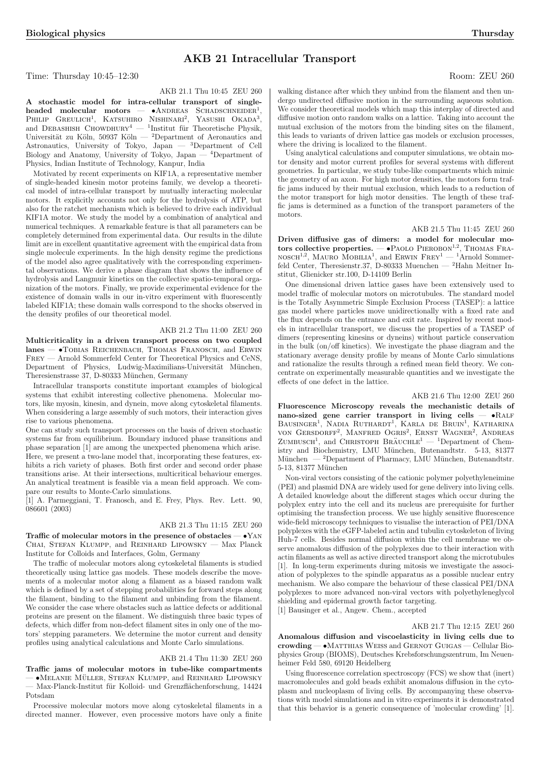# AKB 21 Intracellular Transport

Time: Thursday 10:45–12:30 Room: ZEU 260

AKB 21.1 Thu 10:45 ZEU 260

**A stochastic model for intra-cellular transport of single-headed molecular motors** — •Andreas Schadschneider[1], Philip Greulich[1], Katsuhiro Nishinari[2], Yasushi Okada[3], and Debashish Chowdhury[4] — [1]Institut für Theoretische Physik, Universität zu Köln, 50937 Köln — [2]Department of Aeronautics and Astronautics, University of Tokyo, Japan — [3]Department of Cell Biology and Anatomy, University of Tokyo, Japan — [4]Department of Physics, Indian Institute of Technology, Kanpur, India

Motivated by recent experiments on KIF1A, a representative member of single-headed kinesin motor proteins family, we develop a theoretical model of intra-cellular transport by mutually interacting molecular motors. It explicitly accounts not only for the hydrolysis of ATP, but also for the ratchet mechanism which is believed to drive each individual KIF1A motor. We study the model by a combination of analytical and numerical techniques. A remarkable feature is that all parameters can be completely determined from experimental data. Our results in the dilute limit are in excellent quantitative agreement with the empirical data from single molecule experiments. In the high density regime the predictions of the model also agree qualitatively with the corresponding experimental observations. We derive a phase diagram that shows the influence of hydrolysis and Langmuir kinetics on the collective spatio-temporal organization of the motors. Finally, we provide experimental evidence for the existence of domain walls in our in-vitro experiment with fluorescently labeled KIF1A; these domain walls correspond to the shocks observed in the density profiles of our theoretical model.

AKB 21.2 Thu 11:00 ZEU 260

**Multicriticality in a driven transport process on two coupled lanes** — •Tobias Reichenbach, Thomas Franosch, and Erwin Frey — Arnold Sommerfeld Center for Theoretical Physics and CeNS, Department of Physics, Ludwig-Maximilians-Universität München, Theresienstrasse 37, D-80333 München, Germany

Intracellular transports constitute important examples of biological systems that exhibit interesting collective phenomena. Molecular motors, like myosin, kinesin, and dynein, move along cytoskeletal filaments. When considering a large assembly of such motors, their interaction gives rise to various phenomena.

One can study such transport processes on the basis of driven stochastic systems far from equilibrium. Boundary induced phase transitions and phase separation [1] are among the unexpected phenomena which arise. Here, we present a two-lane model that, incorporating these features, exhibits a rich variety of phases. Both first order and second order phase transitions arise. At their intersections, multicritical behaviour emerges. An analytical treatment is feasible via a mean field approach. We compare our results to Monte-Carlo simulations.

[1] A. Parmeggiani, T. Franosch, and E. Frey, Phys. Rev. Lett. 90, 086601 (2003)

AKB 21.3 Thu 11:15 ZEU 260

**Traffic of molecular motors in the presence of obstacles** — •Yan Chai, Stefan Klumpp, and Reinhard Lipowsky — Max Planck Institute for Colloids and Interfaces, Golm, Germany

The traffic of molecular motors along cytoskeletal filaments is studied theoretically using lattice gas models. These models describe the movements of a molecular motor along a filament as a biased random walk which is defined by a set of stepping probabilities for forward steps along the filament, binding to the filament and unbinding from the filament. We consider the case where obstacles such as lattice defects or additional proteins are present on the filament. We distinguish three basic types of defects, which differ from non-defect filament sites in only one of the motors' stepping parameters. We determine the motor current and density profiles using analytical calculations and Monte Carlo simulations.

AKB 21.4 Thu 11:30 ZEU 260

**Traffic jams of molecular motors in tube-like compartments** — •Melanie Müller, Stefan Klumpp, and Reinhard Lipowsky — Max-Planck-Institut für Kolloid- und Grenzflächenforschung, 14424 Potsdam

Processive molecular motors move along cytoskeletal filaments in a directed manner. However, even processive motors have only a finite walking distance after which they unbind from the filament and then undergo undirected diffusive motion in the surrounding aqueous solution. We consider theoretical models which map this interplay of directed and diffusive motion onto random walks on a lattice. Taking into account the mutual exclusion of the motors from the binding sites on the filament, this leads to variants of driven lattice gas models or exclusion processes, where the driving is localized to the filament.

Using analytical calculations and computer simulations, we obtain motor density and motor current profiles for several systems with different geometries. In particular, we study tube-like compartments which mimic the geometry of an axon. For high motor densities, the motors form traffic jams induced by their mutual exclusion, which leads to a reduction of the motor transport for high motor densities. The length of these traffic jams is determined as a function of the transport parameters of the motors.

AKB 21.5 Thu 11:45 ZEU 260

**Driven diffusive gas of dimers: a model for molecular motors collective properties.** — •Paolo Pierobon[1,2], Thomas Franosch[1,2], Mauro Mobilia[1], and Erwin Frey[1] — [1]Arnold Sommerfeld Center, Theresienstr.37, D-80333 Muenchen — [2]Hahn Meitner Institut, Glienicker str.100, D-14109 Berlin

One dimensional driven lattice gases have been extensively used to model traffic of molecular motors on microtubules. The standard model is the Totally Asymmetric Simple Exclusion Process (TASEP): a lattice gas model where particles move unidirectionally with a fixed rate and the flux depends on the entrance and exit rate. Inspired by recent models in intracellular transport, we discuss the properties of a TASEP of dimers (representing kinesins or dyneins) without particle conservation in the bulk (on/off kinetics). We investigate the phase diagram and the stationary average density profile by means of Monte Carlo simulations and rationalize the results through a refined mean field theory. We concentrate on experimentally measurable quantities and we investigate the effects of one defect in the lattice.

AKB 21.6 Thu 12:00 ZEU 260

**Fluorescence Microscopy reveals the mechanistic details of nano-sized gene carrier transport in living cells** — •Ralf Bausinger[1], Nadia Ruthardt[1], Karla de Bruin[1], Katharina von Gersdorff[2], Manfred Ogris[2], Ernst Wagner[2], Andreas Zumbusch[1], and Christoph Bräuchle[1] — [1]Department of Chemistry and Biochemistry, LMU München, Butenandtstr. 5-13, 81377 München — [2]Department of Pharmacy, LMU München, Butenandtstr. 5-13, 81377 München

Non-viral vectors consisting of the cationic polymer polyethyleneimine (PEI) and plasmid DNA are widely used for gene delivery into living cells. A detailed knowledge about the different stages which occur during the polyplex entry into the cell and its nucleus are prerequisite for further optimising the transfection process. We use highly sensitive fluorescence wide-field microscopy techniques to visualise the interaction of PEI/DNA polyplexes with the eGFP-labeled actin and tubulin cytoskeleton of living Huh-7 cells. Besides normal diffusion within the cell membrane we observe anomalous diffusion of the polyplexes due to their interaction with actin filaments as well as active directed transport along the microtubules [1]. In long-term experiments during mitosis we investigate the association of polyplexes to the spindle apparatus as a possible nuclear entry mechanism. We also compare the behaviour of these classical PEI/DNA polyplexes to more advanced non-viral vectors with polyethyleneglycol shielding and epidermal growth factor targeting.

[1] Bausinger et al., Angew. Chem., accepted

AKB 21.7 Thu 12:15 ZEU 260

**Anomalous diffusion and viscoelasticity in living cells due to crowding** — •Matthias Weiss and Gernot Guigas — Cellular Biophysics Group (BIOMS), Deutsches Krebsforschungszentrum, Im Neuenheimer Feld 580, 69120 Heidelberg

Using fluorescence correlation spectroscopy (FCS) we show that (inert) macromolecules and gold beads exhibit anomalous diffusion in the cytoplasm and nucleoplasm of living cells. By accompanying these observations with model simulations and in vitro experiments it is demonstrated that this behavior is a generic consequence of 'molecular crowding' [1].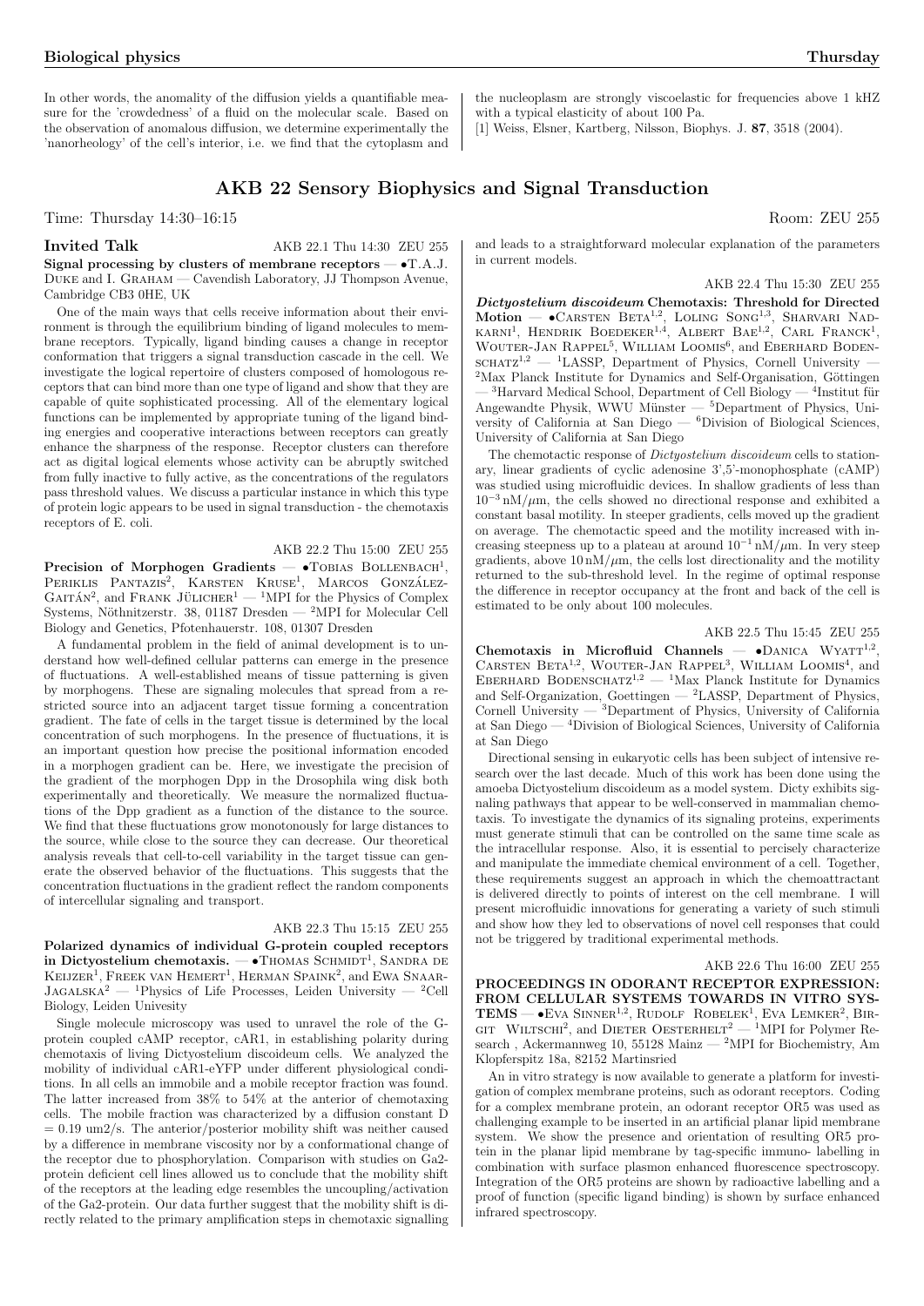In other words, the anomality of the diffusion yields a quantifiable measure for the 'crowdedness' of a fluid on the molecular scale. Based on the observation of anomalous diffusion, we determine experimentally the 'nanorheology' of the cell's interior, i.e. we find that the cytoplasm and the nucleoplasm are strongly viscoelastic for frequencies above 1 kHZ with a typical elasticity of about 100 Pa.

[1] Weiss, Elsner, Kartberg, Nilsson, Biophys. J. **87**, 3518 (2004).

## AKB 22 Sensory Biophysics and Signal Transduction

Time: Thursday 14:30–16:15 Room: ZEU 255

**Invited Talk** AKB 22.1 Thu 14:30 ZEU 255

**Signal processing by clusters of membrane receptors** — •T.A.J. Duke and I. Graham — Cavendish Laboratory, JJ Thompson Avenue, Cambridge CB3 0HE, UK

One of the main ways that cells receive information about their environment is through the equilibrium binding of ligand molecules to membrane receptors. Typically, ligand binding causes a change in receptor conformation that triggers a signal transduction cascade in the cell. We investigate the logical repertoire of clusters composed of homologous receptors that can bind more than one type of ligand and show that they are capable of quite sophisticated processing. All of the elementary logical functions can be implemented by appropriate tuning of the ligand binding energies and cooperative interactions between receptors can greatly enhance the sharpness of the response. Receptor clusters can therefore act as digital logical elements whose activity can be abruptly switched from fully inactive to fully active, as the concentrations of the regulators pass threshold values. We discuss a particular instance in which this type of protein logic appears to be used in signal transduction - the chemotaxis receptors of E. coli.

AKB 22.2 Thu 15:00 ZEU 255

**Precision of Morphogen Gradients** — •Tobias Bollenbach[1], Periklis Pantazis[2], Karsten Kruse[1], Marcos González-Gaitán[2], and Frank Jülicher[1] — [1]MPI for the Physics of Complex Systems, Nöthnitzerstr. 38, 01187 Dresden — [2]MPI for Molecular Cell Biology and Genetics, Pfotenhauerstr. 108, 01307 Dresden

A fundamental problem in the field of animal development is to understand how well-defined cellular patterns can emerge in the presence of fluctuations. A well-established means of tissue patterning is given by morphogens. These are signaling molecules that spread from a restricted source into an adjacent target tissue forming a concentration gradient. The fate of cells in the target tissue is determined by the local concentration of such morphogens. In the presence of fluctuations, it is an important question how precise the positional information encoded in a morphogen gradient can be. Here, we investigate the precision of the gradient of the morphogen Dpp in the Drosophila wing disk both experimentally and theoretically. We measure the normalized fluctuations of the Dpp gradient as a function of the distance to the source. We find that these fluctuations grow monotonously for large distances to the source, while close to the source they can decrease. Our theoretical analysis reveals that cell-to-cell variability in the target tissue can generate the observed behavior of the fluctuations. This suggests that the concentration fluctuations in the gradient reflect the random components of intercellular signaling and transport.

AKB 22.3 Thu 15:15 ZEU 255

**Polarized dynamics of individual G-protein coupled receptors in Dictyostelium chemotaxis.** — •Thomas Schmidt[1], Sandra de Keijzer[1], Freek van Hemert[1], Herman Spaink[2], and Ewa Snaar-Jagalska[2] — [1]Physics of Life Processes, Leiden University — [2]Cell Biology, Leiden Univesity

Single molecule microscopy was used to unravel the role of the G-protein coupled cAMP receptor, cAR1, in establishing polarity during chemotaxis of living Dictyostelium discoideum cells. We analyzed the mobility of individual cAR1-eYFP under different physiological conditions. In all cells an immobile and a mobile receptor fraction was found. The latter increased from 38% to 54% at the anterior of chemotaxing cells. The mobile fraction was characterized by a diffusion constant D = 0.19 um2/s. The anterior/posterior mobility shift was neither caused by a difference in membrane viscosity nor by a conformational change of the receptor due to phosphorylation. Comparison with studies on Ga2-protein deficient cell lines allowed us to conclude that the mobility shift of the receptors at the leading edge resembles the uncoupling/activation of the Ga2-protein. Our data further suggest that the mobility shift is directly related to the primary amplification steps in chemotaxic signalling and leads to a straightforward molecular explanation of the parameters in current models.

AKB 22.4 Thu 15:30 ZEU 255

***Dictyostelium discoideum* Chemotaxis: Threshold for Directed Motion** — •Carsten Beta[1,2], Loling Song[1,3], Sharvari Nadkarni[1], Hendrik Boedeker[1,4], Albert Bae[1,2], Carl Franck[1], Wouter-Jan Rappel[5], William Loomis[6], and Eberhard Bodenschatz[1,2] — [1]LASSP, Department of Physics, Cornell University — [2]Max Planck Institute for Dynamics and Self-Organisation, Göttingen — [3]Harvard Medical School, Department of Cell Biology — [4]Institut für Angewandte Physik, WWU Münster — [5]Department of Physics, University of California at San Diego — [6]Division of Biological Sciences, University of California at San Diego

The chemotactic response of *Dictyostelium discoideum* cells to stationary, linear gradients of cyclic adenosine 3',5'-monophosphate (cAMP) was studied using microfluidic devices. In shallow gradients of less than $10^{-3}$ nM/$\mu$m, the cells showed no directional response and exhibited a constant basal motility. In steeper gradients, cells moved up the gradient on average. The chemotactic speed and the motility increased with increasing steepness up to a plateau at around $10^{-1}$ nM/$\mu$m. In very steep gradients, above 10 nM/$\mu$m, the cells lost directionality and the motility returned to the sub-threshold level. In the regime of optimal response the difference in receptor occupancy at the front and back of the cell is estimated to be only about 100 molecules.

AKB 22.5 Thu 15:45 ZEU 255

**Chemotaxis in Microfluid Channels** — •Danica Wyatt[1,2], Carsten Beta[1,2], Wouter-Jan Rappel[3], William Loomis[4], and Eberhard Bodenschatz[1,2] — [1]Max Planck Institute for Dynamics and Self-Organization, Goettingen — [2]LASSP, Department of Physics, Cornell University — [3]Department of Physics, University of California at San Diego — [4]Division of Biological Sciences, University of California at San Diego

Directional sensing in eukaryotic cells has been subject of intensive research over the last decade. Much of this work has been done using the amoeba Dictyostelium discoideum as a model system. Dicty exhibits signaling pathways that appear to be well-conserved in mammalian chemotaxis. To investigate the dynamics of its signaling proteins, experiments must generate stimuli that can be controlled on the same time scale as the intracellular response. Also, it is essential to percisely characterize and manipulate the immediate chemical environment of a cell. Together, these requirements suggest an approach in which the chemoattractant is delivered directly to points of interest on the cell membrane. I will present microfluidic innovations for generating a variety of such stimuli and show how they led to observations of novel cell responses that could not be triggered by traditional experimental methods.

AKB 22.6 Thu 16:00 ZEU 255

**PROCEEDINGS IN ODORANT RECEPTOR EXPRESSION: FROM CELLULAR SYSTEMS TOWARDS IN VITRO SYSTEMS** — •Eva Sinner[1,2], Rudolf Robelek[1], Eva Lemker[2], Birgit Wiltschi[2], and Dieter Oesterhelt[2] — [1]MPI for Polymer Research , Ackermannweg 10, 55128 Mainz — [2]MPI for Biochemistry, Am Klopferspitz 18a, 82152 Martinsried

An in vitro strategy is now available to generate a platform for investigation of complex membrane proteins, such as odorant receptors. Coding for a complex membrane protein, an odorant receptor OR5 was used as challenging example to be inserted in an artificial planar lipid membrane system. We show the presence and orientation of resulting OR5 protein in the planar lipid membrane by tag-specific immuno- labelling in combination with surface plasmon enhanced fluorescence spectroscopy. Integration of the OR5 proteins are shown by radioactive labelling and a proof of function (specific ligand binding) is shown by surface enhanced infrared spectroscopy.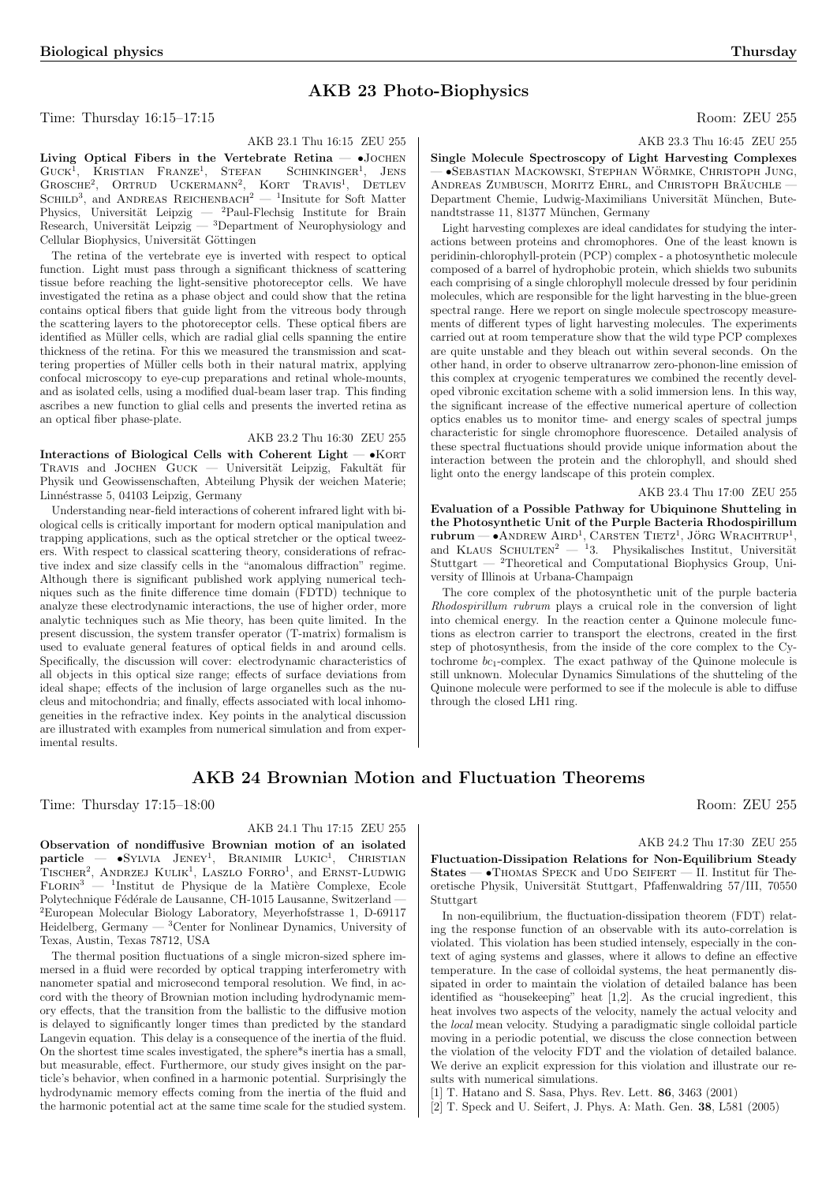# AKB 23 Photo-Biophysics

Time: Thursday 16:15–17:15 Room: ZEU 255

AKB 23.1 Thu 16:15 ZEU 255

**Living Optical Fibers in the Vertebrate Retina** — •Jochen Guck[1], Kristian Franze[1], Stefan Schinkinger[1], Jens Grosche[2], Ortrud Uckermann[2], Kort Travis[1], Detlev Schild[3], and Andreas Reichenbach[2] — [1]Insitute for Soft Matter Physics, Universität Leipzig — [2]Paul-Flechsig Institute for Brain Research, Universität Leipzig — [3]Department of Neurophysiology and Cellular Biophysics, Universität Göttingen

The retina of the vertebrate eye is inverted with respect to optical function. Light must pass through a significant thickness of scattering tissue before reaching the light-sensitive photoreceptor cells. We have investigated the retina as a phase object and could show that the retina contains optical fibers that guide light from the vitreous body through the scattering layers to the photoreceptor cells. These optical fibers are identified as Müller cells, which are radial glial cells spanning the entire thickness of the retina. For this we measured the transmission and scattering properties of Müller cells both in their natural matrix, applying confocal microscopy to eye-cup preparations and retinal whole-mounts, and as isolated cells, using a modified dual-beam laser trap. This finding ascribes a new function to glial cells and presents the inverted retina as an optical fiber phase-plate.

AKB 23.2 Thu 16:30 ZEU 255

**Interactions of Biological Cells with Coherent Light** — •Kort Travis and Jochen Guck — Universität Leipzig, Fakultät für Physik und Geowissenschaften, Abteilung Physik der weichen Materie; Linnéstrasse 5, 04103 Leipzig, Germany

Understanding near-field interactions of coherent infrared light with biological cells is critically important for modern optical manipulation and trapping applications, such as the optical stretcher or the optical tweezers. With respect to classical scattering theory, considerations of refractive index and size classify cells in the "anomalous diffraction" regime. Although there is significant published work applying numerical techniques such as the finite difference time domain (FDTD) technique to analyze these electrodynamic interactions, the use of higher order, more analytic techniques such as Mie theory, has been quite limited. In the present discussion, the system transfer operator (T-matrix) formalism is used to evaluate general features of optical fields in and around cells. Specifically, the discussion will cover: electrodynamic characteristics of all objects in this optical size range; effects of surface deviations from ideal shape; effects of the inclusion of large organelles such as the nucleus and mitochondria; and finally, effects associated with local inhomogeneities in the refractive index. Key points in the analytical discussion are illustrated with examples from numerical simulation and from experimental results.

AKB 23.3 Thu 16:45 ZEU 255

**Single Molecule Spectroscopy of Light Harvesting Complexes** — •Sebastian Mackowski, Stephan Wörmke, Christoph Jung, Andreas Zumbusch, Moritz Ehrl, and Christoph Bräuchle — Department Chemie, Ludwig-Maximilians Universität München, Butenandtstrasse 11, 81377 München, Germany

Light harvesting complexes are ideal candidates for studying the interactions between proteins and chromophores. One of the least known is peridinin-chlorophyll-protein (PCP) complex - a photosynthetic molecule composed of a barrel of hydrophobic protein, which shields two subunits each comprising of a single chlorophyll molecule dressed by four peridinin molecules, which are responsible for the light harvesting in the blue-green spectral range. Here we report on single molecule spectroscopy measurements of different types of light harvesting molecules. The experiments carried out at room temperature show that the wild type PCP complexes are quite unstable and they bleach out within several seconds. On the other hand, in order to observe ultranarrow zero-phonon-line emission of this complex at cryogenic temperatures we combined the recently developed vibronic excitation scheme with a solid immersion lens. In this way, the significant increase of the effective numerical aperture of collection optics enables us to monitor time- and energy scales of spectral jumps characteristic for single chromophore fluorescence. Detailed analysis of these spectral fluctuations should provide unique information about the interaction between the protein and the chlorophyll, and should shed light onto the energy landscape of this protein complex.

AKB 23.4 Thu 17:00 ZEU 255

**Evaluation of a Possible Pathway for Ubiquinone Shutteling in the Photosynthetic Unit of the Purple Bacteria Rhodospirillum rubrum** — •Andrew Aird[1], Carsten Tietz[1], Jörg Wrachtrup[1], and Klaus Schulten[2] — [1]3. Physikalisches Institut, Universität Stuttgart — [2]Theoretical and Computational Biophysics Group, University of Illinois at Urbana-Champaign

The core complex of the photosynthetic unit of the purple bacteria *Rhodospirillum rubrum* plays a cruical role in the conversion of light into chemical energy. In the reaction center a Quinone molecule functions as electron carrier to transport the electrons, created in the first step of photosynthesis, from the inside of the core complex to the Cytochrome $bc_1$-complex. The exact pathway of the Quinone molecule is still unknown. Molecular Dynamics Simulations of the shutteling of the Quinone molecule were performed to see if the molecule is able to diffuse through the closed LH1 ring.

# AKB 24 Brownian Motion and Fluctuation Theorems

Time: Thursday 17:15–18:00 Room: ZEU 255

AKB 24.1 Thu 17:15 ZEU 255

**Observation of nondiffusive Brownian motion of an isolated particle** — •Sylvia Jeney[1], Branimir Lukic[1], Christian Tischer[2], Andrzej Kulik[1], Laszlo Forro[1], and Ernst-Ludwig Florin[3] — [1]Institut de Physique de la Matière Complexe, Ecole Polytechnique Fédérale de Lausanne, CH-1015 Lausanne, Switzerland — [2]European Molecular Biology Laboratory, Meyerhofstrasse 1, D-69117 Heidelberg, Germany — [3]Center for Nonlinear Dynamics, University of Texas, Austin, Texas 78712, USA

The thermal position fluctuations of a single micron-sized sphere immersed in a fluid were recorded by optical trapping interferometry with nanometer spatial and microsecond temporal resolution. We find, in accord with the theory of Brownian motion including hydrodynamic memory effects, that the transition from the ballistic to the diffusive motion is delayed to significantly longer times than predicted by the standard Langevin equation. This delay is a consequence of the inertia of the fluid. On the shortest time scales investigated, the sphere*s inertia has a small, but measurable, effect. Furthermore, our study gives insight on the particle's behavior, when confined in a harmonic potential. Surprisingly the hydrodynamic memory effects coming from the inertia of the fluid and the harmonic potential act at the same time scale for the studied system.

AKB 24.2 Thu 17:30 ZEU 255

**Fluctuation-Dissipation Relations for Non-Equilibrium Steady States** — •Thomas Speck and Udo Seifert — II. Institut für Theoretische Physik, Universität Stuttgart, Pfaffenwaldring 57/III, 70550 Stuttgart

In non-equilibrium, the fluctuation-dissipation theorem (FDT) relating the response function of an observable with its auto-correlation is violated. This violation has been studied intensely, especially in the context of aging systems and glasses, where it allows to define an effective temperature. In the case of colloidal systems, the heat permanently dissipated in order to maintain the violation of detailed balance has been identified as "housekeeping" heat [1,2]. As the crucial ingredient, this heat involves two aspects of the velocity, namely the actual velocity and the *local* mean velocity. Studying a paradigmatic single colloidal particle moving in a periodic potential, we discuss the close connection between the violation of the velocity FDT and the violation of detailed balance. We derive an explicit expression for this violation and illustrate our results with numerical simulations.

[1] T. Hatano and S. Sasa, Phys. Rev. Lett. **86**, 3463 (2001)
[2] T. Speck and U. Seifert, J. Phys. A: Math. Gen. **38**, L581 (2005)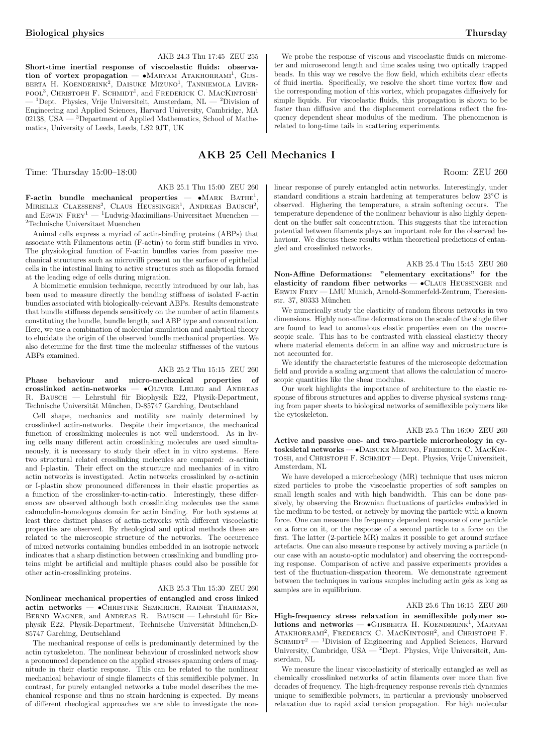AKB 24.3 Thu 17:45 ZEU 255

**Short-time inertial response of viscoelastic fluids: observation of vortex propagation** — •Maryam Atakhorrami[1], Gijsberta H. Koenderink[2], Daisuke Mizuno[1], Tanniemola Liverpool[3], Christoph F. Schmidt[1], and Frederick C. MacKintosh[1] — [1]Dept. Physics, Vrije Universiteit, Amsterdam, NL — [2]Division of Engineering and Applied Sciences, Harvard University, Cambridge, MA 02138, USA — [3]Department of Applied Mathematics, School of Mathematics, University of Leeds, Leeds, LS2 9JT, UK

We probe the response of viscous and viscoelastic fluids on micrometer and microsecond length and time scales using two optically trapped beads. In this way we resolve the flow field, which exhibits clear effects of fluid inertia. Specifically, we resolve the short time vortex flow and the corresponding motion of this vortex, which propagates diffusively for simple liquids. For viscoelastic fluids, this propagation is shown to be faster than diffusive and the displacement correlations reflect the frequency dependent shear modulus of the medium. The phenomenon is related to long-time tails in scattering experiments.

## AKB 25 Cell Mechanics I

Time: Thursday 15:00–18:00 Room: ZEU 260

AKB 25.1 Thu 15:00 ZEU 260

**F-actin bundle mechanical properties** — •Mark Bathe[1], Mireille Claessens[2], Claus Heussinger[1], Andreas Bausch[2], and Erwin Frey[1] — [1]Ludwig-Maximilians-Universitaet Muenchen — [2]Technische Universitaet Muenchen

Animal cells express a myriad of actin-binding proteins (ABPs) that associate with Filamentous actin (F-actin) to form stiff bundles in vivo. The physiological function of F-actin bundles varies from passive mechanical structures such as microvilli present on the surface of epithelial cells in the intestinal lining to active structures such as filopodia formed at the leading edge of cells during migration.

A biomimetic emulsion technique, recently introduced by our lab, has been used to measure directly the bending stiffness of isolated F-actin bundles associated with biologically-relevant ABPs. Results demonstrate that bundle stiffness depends sensitively on the number of actin filaments constituting the bundle, bundle length, and ABP type and concentration. Here, we use a combination of molecular simulation and analytical theory to elucidate the origin of the observed bundle mechanical properties. We also determine for the first time the molecular stiffnesses of the various ABPs examined.

AKB 25.2 Thu 15:15 ZEU 260

**Phase behaviour and micro-mechanical properties of crosslinked actin-networks** — •Oliver Lieleg and Andreas R. Bausch — Lehrstuhl für Biophysik E22, Physik-Department, Technische Universität München, D-85747 Garching, Deutschland

Cell shape, mechanics and motility are mainly determined by crosslinked actin-networks. Despite their importance, the mechanical function of crosslinking molecules is not well understood. As in living cells many different actin crosslinking molecules are used simultaneously, it is necessary to study their effect in in vitro systems. Here two structural related crosslinking molecules are compared: $\alpha$-actinin and I-plastin. Their effect on the structure and mechanics of in vitro actin networks is investigated. Actin networks crosslinked by $\alpha$-actinin or I-plastin show pronounced differences in their elastic properties as a function of the crosslinker-to-actin-ratio. Interestingly, these differences are observed although both crosslinking molecules use the same calmodulin-homologous domain for actin binding. For both systems at least three distinct phases of actin-networks with different viscoelastic properties are observed. By rheological and optical methods these are related to the microscopic structure of the networks. The occurrence of mixed networks containing bundles embedded in an isotropic network indicates that a sharp distinction between crosslinking and bundling proteins might be artificial and multiple phases could also be possible for other actin-crosslinking proteins.

AKB 25.3 Thu 15:30 ZEU 260

**Nonlinear mechanical properties of entangled and cross linked actin networks** — •Christine Semmrich, Rainer Tharmann, Bernd Wagner, and Andreas R. Bausch — Lehrstuhl für Biophysik E22, Physik-Department, Technische Universität München,D-85747 Garching, Deutschland

The mechanical response of cells is predominantly determined by the actin cytoskeleton. The nonlinear behaviour of crosslinked network show a pronounced dependence on the applied stresses spanning orders of magnitude in their elastic response. This can be related to the nonlinear mechanical behaviour of single filaments of this semiflexible polymer. In contrast, for purely entangled networks a tube model describes the mechanical response and thus no strain hardening is expected. By means of different rheological approaches we are able to investigate the nonlinear response of purely entangled actin networks. Interestingly, under standard conditions a strain hardening at temperatures below 23°C is observed. Highering the temperature, a strain softening occurs. The temperature dependence of the nonlinear behaviour is also highly dependent on the buffer salt concentration. This suggests that the interaction potential between filaments plays an important role for the observed behaviour. We discuss these results within theoretical predictions of entangled and crosslinked networks.

AKB 25.4 Thu 15:45 ZEU 260

**Non-Affine Deformations: "elementary excitations" for the elasticity of random fiber networks** — •Claus Heussinger and Erwin Frey — LMU Munich, Arnold-Sommerfeld-Zentrum, Theresienstr. 37, 80333 München

We numerically study the elasticity of random fibrous networks in two dimensions. Highly non-affine deformations on the scale of the single fiber are found to lead to anomalous elastic properties even on the macroscopic scale. This has to be contrasted with classical elasticity theory where material elements deform in an affine way and microstructure is not accounted for.

We identify the characteristic features of the microscopic deformation field and provide a scaling argument that allows the calculation of macroscopic quantities like the shear modulus.

Our work highlights the importance of architecture to the elastic response of fibrous structures and applies to diverse physical systems ranging from paper sheets to biological networks of semiflexible polymers like the cytoskeleton.

AKB 25.5 Thu 16:00 ZEU 260

**Active and passive one- and two-particle microrheology in cytosksletal networks** — •Daisuke Mizuno, Frederick C. MacKintosh, and Christoph F. Schmidt — Dept. Physics, Vrije Universiteit, Amsterdam, NL

We have developed a microrheology (MR) technique that uses micron sized particles to probe the viscoelastic properties of soft samples on small length scales and with high bandwidth. This can be done passively, by observing the Brownian fluctuations of particles embedded in the medium to be tested, or actively by moving the particle with a known force. One can measure the frequency dependent response of one particle on a force on it, or the response of a second particle to a force on the first. The latter (2-particle MR) makes it possible to get around surface artefacts. One can also measure response by actively moving a particle (n our case with an aousto-optic modulator) and observing the corresponding response. Comparison of active and passive experiments provides a test of the fluctuation-disspation theorem. We demonstrate agreement between the techniques in various samples including actin gels as long as samples are in equilibrium.

AKB 25.6 Thu 16:15 ZEU 260

**High-frequency stress relaxation in semiflexible polymer solutions and networks** — •Gijsberta H. Koenderink[1], Maryam Atakhorrami[2], Frederick C. MacKintosh[2], and Christoph F. Schmidt[2] — [1]Division of Engineering and Applied Sciences, Harvard University, Cambridge, USA — [2]Dept. Physics, Vrije Universiteit, Amsterdam, NL

We measure the linear viscoelasticity of sterically entangled as well as chemically crosslinked networks of actin filaments over more than five decades of frequency. The high-frequency response reveals rich dynamics unique to semiflexible polymers, in particular a previously unobserved relaxation due to rapid axial tension propagation. For high molecular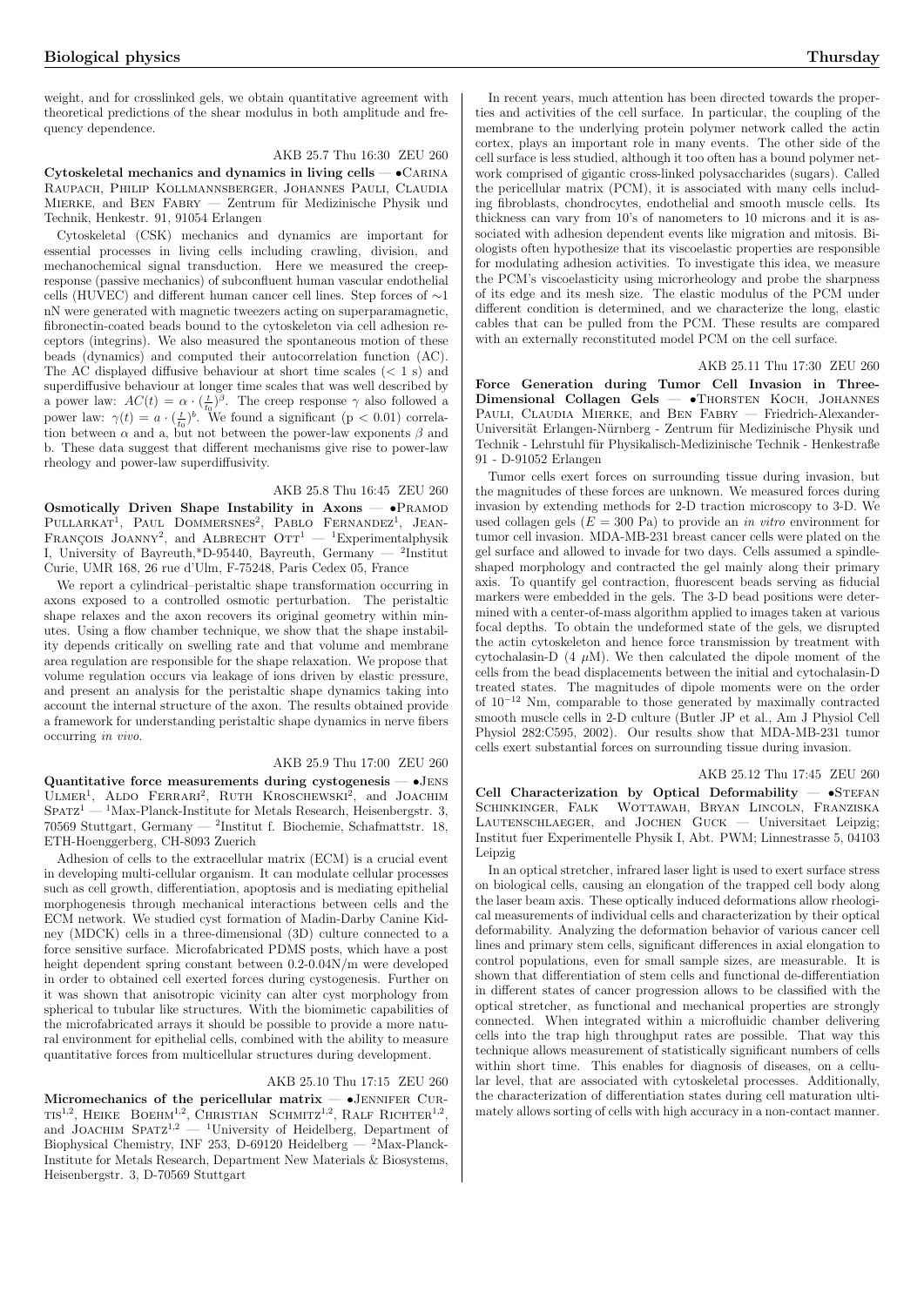weight, and for crosslinked gels, we obtain quantitative agreement with theoretical predictions of the shear modulus in both amplitude and frequency dependence.

AKB 25.7 Thu 16:30 ZEU 260

**Cytoskeletal mechanics and dynamics in living cells** — •Carina Raupach, Philip Kollmannsberger, Johannes Pauli, Claudia Mierke, and Ben Fabry — Zentrum für Medizinische Physik und Technik, Henkestr. 91, 91054 Erlangen

Cytoskeletal (CSK) mechanics and dynamics are important for essential processes in living cells including crawling, division, and mechanochemical signal transduction. Here we measured the creep-response (passive mechanics) of subconfluent human vascular endothelial cells (HUVEC) and different human cancer cell lines. Step forces of ∼1 nN were generated with magnetic tweezers acting on superparamagnetic, fibronectin-coated beads bound to the cytoskeleton via cell adhesion receptors (integrins). We also measured the spontaneous motion of these beads (dynamics) and computed their autocorrelation function (AC). The AC displayed diffusive behaviour at short time scales (< 1 s) and superdiffusive behaviour at longer time scales that was well described by a power law: $AC(t) = \alpha \cdot (\frac{t}{t_0})^\beta$. The creep response $\gamma$ also followed a power law: $\gamma(t) = a \cdot (\frac{t}{t_0})^b$. We found a significant ($p < 0.01$) correlation between $\alpha$ and a, but not between the power-law exponents $\beta$ and b. These data suggest that different mechanisms give rise to power-law rheology and power-law superdiffusivity.

AKB 25.8 Thu 16:45 ZEU 260

**Osmotically Driven Shape Instability in Axons** — •Pramod Pullarkat[1], Paul Dommersnes[2], Pablo Fernandez[1], Jean-François Joanny[2], and Albrecht Ott[1] — [1]Experimentalphysik I, University of Bayreuth,*D-95440, Bayreuth, Germany — [2]Institut Curie, UMR 168, 26 rue d'Ulm, F-75248, Paris Cedex 05, France

We report a cylindrical–peristaltic shape transformation occurring in axons exposed to a controlled osmotic perturbation. The peristaltic shape relaxes and the axon recovers its original geometry within minutes. Using a flow chamber technique, we show that the shape instability depends critically on swelling rate and that volume and membrane area regulation are responsible for the shape relaxation. We propose that volume regulation occurs via leakage of ions driven by elastic pressure, and present an analysis for the peristaltic shape dynamics taking into account the internal structure of the axon. The results obtained provide a framework for understanding peristaltic shape dynamics in nerve fibers occurring *in vivo*.

AKB 25.9 Thu 17:00 ZEU 260

**Quantitative force measurements during cystogenesis** — •Jens Ulmer[1], Aldo Ferrari[2], Ruth Kroschewski[2], and Joachim Spatz[1] — [1]Max-Planck-Institute for Metals Research, Heisenbergstr. 3, 70569 Stuttgart, Germany — [2]Institut f. Biochemie, Schafmattstr. 18, ETH-Hoenggerberg, CH-8093 Zuerich

Adhesion of cells to the extracellular matrix (ECM) is a crucial event in developing multi-cellular organism. It can modulate cellular processes such as cell growth, differentiation, apoptosis and is mediating epithelial morphogenesis through mechanical interactions between cells and the ECM network. We studied cyst formation of Madin-Darby Canine Kidney (MDCK) cells in a three-dimensional (3D) culture connected to a force sensitive surface. Microfabricated PDMS posts, which have a post height dependent spring constant between 0.2-0.04N/m were developed in order to obtained cell exerted forces during cystogenesis. Further on it was shown that anisotropic vicinity can alter cyst morphology from spherical to tubular like structures. With the biomimetic capabilities of the microfabricated arrays it should be possible to provide a more natural environment for epithelial cells, combined with the ability to measure quantitative forces from multicellular structures during development.

AKB 25.10 Thu 17:15 ZEU 260

**Micromechanics of the pericellular matrix** — •Jennifer Curtis[1,2], Heike Boehm[1,2], Christian Schmitz[1,2], Ralf Richter[1,2], and Joachim Spatz[1,2] — [1]University of Heidelberg, Department of Biophysical Chemistry, INF 253, D-69120 Heidelberg — [2]Max-Planck-Institute for Metals Research, Department New Materials & Biosystems, Heisenbergstr. 3, D-70569 Stuttgart

In recent years, much attention has been directed towards the properties and activities of the cell surface. In particular, the coupling of the membrane to the underlying protein polymer network called the actin cortex, plays an important role in many events. The other side of the cell surface is less studied, although it too often has a bound polymer network comprised of gigantic cross-linked polysaccharides (sugars). Called the pericellular matrix (PCM), it is associated with many cells including fibroblasts, chondrocytes, endothelial and smooth muscle cells. Its thickness can vary from 10's of nanometers to 10 microns and it is associated with adhesion dependent events like migration and mitosis. Biologists often hypothesize that its viscoelastic properties are responsible for modulating adhesion activities. To investigate this idea, we measure the PCM's viscoelasticity using microrheology and probe the sharpness of its edge and its mesh size. The elastic modulus of the PCM under different condition is determined, and we characterize the long, elastic cables that can be pulled from the PCM. These results are compared with an externally reconstituted model PCM on the cell surface.

AKB 25.11 Thu 17:30 ZEU 260

**Force Generation during Tumor Cell Invasion in Three-Dimensional Collagen Gels** — •Thorsten Koch, Johannes Pauli, Claudia Mierke, and Ben Fabry — Friedrich-Alexander-Universität Erlangen-Nürnberg - Zentrum für Medizinische Physik und Technik - Lehrstuhl für Physikalisch-Medizinische Technik - Henkestraße 91 - D-91052 Erlangen

Tumor cells exert forces on surrounding tissue during invasion, but the magnitudes of these forces are unknown. We measured forces during invasion by extending methods for 2-D traction microscopy to 3-D. We used collagen gels ($E = 300$ Pa) to provide an *in vitro* environment for tumor cell invasion. MDA-MB-231 breast cancer cells were plated on the gel surface and allowed to invade for two days. Cells assumed a spindle-shaped morphology and contracted the gel mainly along their primary axis. To quantify gel contraction, fluorescent beads serving as fiducial markers were embedded in the gels. The 3-D bead positions were determined with a center-of-mass algorithm applied to images taken at various focal depths. To obtain the undeformed state of the gels, we disrupted the actin cytoskeleton and hence force transmission by treatment with cytochalasin-D (4 $\mu$M). We then calculated the dipole moment of the cells from the bead displacements between the initial and cytochalasin-D treated states. The magnitudes of dipole moments were on the order of $10^{-12}$ Nm, comparable to those generated by maximally contracted smooth muscle cells in 2-D culture (Butler JP et al., Am J Physiol Cell Physiol 282:C595, 2002). Our results show that MDA-MB-231 tumor cells exert substantial forces on surrounding tissue during invasion.

AKB 25.12 Thu 17:45 ZEU 260

**Cell Characterization by Optical Deformability** — •Stefan Schinkinger, Falk Wottawah, Bryan Lincoln, Franziska Lautenschlaeger, and Jochen Guck — Universitaet Leipzig; Institut fuer Experimentelle Physik I, Abt. PWM; Linnestrasse 5, 04103 Leipzig

In an optical stretcher, infrared laser light is used to exert surface stress on biological cells, causing an elongation of the trapped cell body along the laser beam axis. These optically induced deformations allow rheological measurements of individual cells and characterization by their optical deformability. Analyzing the deformation behavior of various cancer cell lines and primary stem cells, significant differences in axial elongation to control populations, even for small sample sizes, are measurable. It is shown that differentiation of stem cells and functional de-differentiation in different states of cancer progression allows to be classified with the optical stretcher, as functional and mechanical properties are strongly connected. When integrated within a microfluidic chamber delivering cells into the trap high throughput rates are possible. That way this technique allows measurement of statistically significant numbers of cells within short time. This enables for diagnosis of diseases, on a cellular level, that are associated with cytoskeletal processes. Additionally, the characterization of differentiation states during cell maturation ultimately allows sorting of cells with high accuracy in a non-contact manner.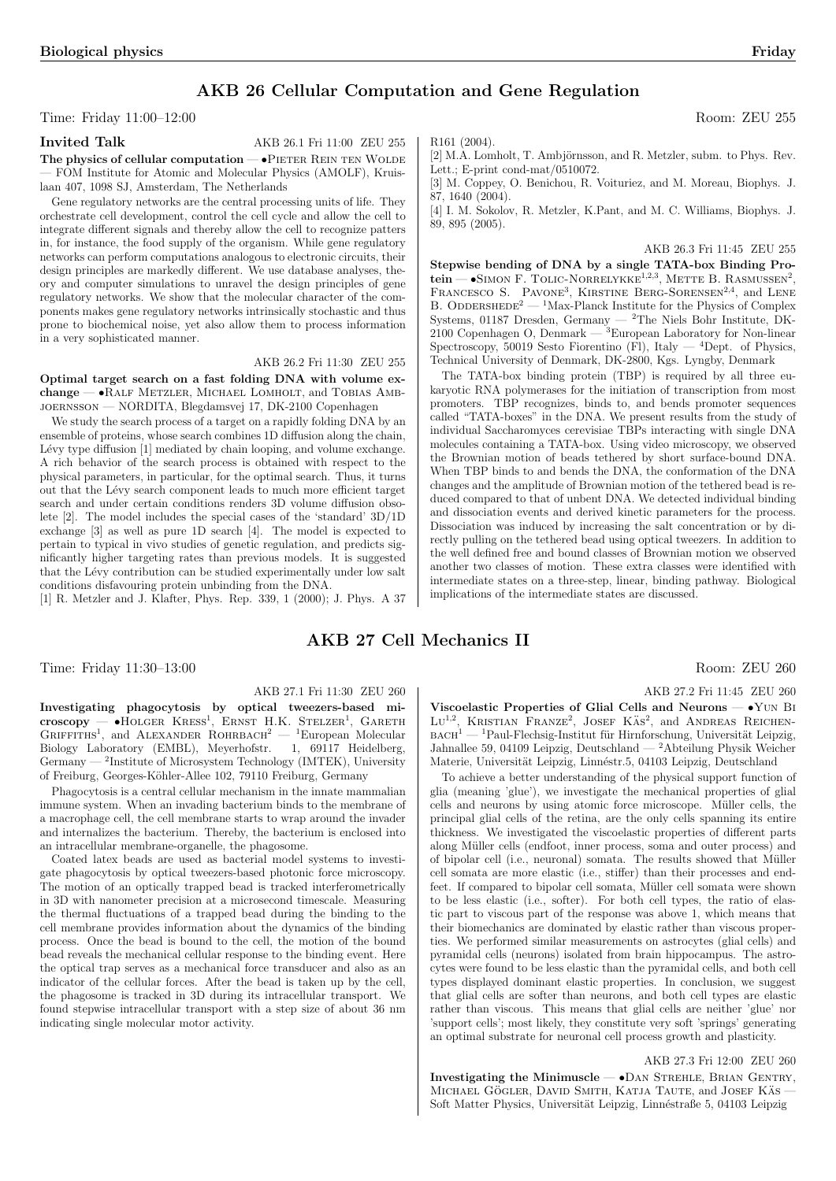## AKB 26 Cellular Computation and Gene Regulation

Time: Friday 11:00–12:00 Room: ZEU 255

**Invited Talk** AKB 26.1 Fri 11:00 ZEU 255

**The physics of cellular computation** — •Pieter Rein ten Wolde — FOM Institute for Atomic and Molecular Physics (AMOLF), Kruislaan 407, 1098 SJ, Amsterdam, The Netherlands

Gene regulatory networks are the central processing units of life. They orchestrate cell development, control the cell cycle and allow the cell to integrate different signals and thereby allow the cell to recognize patters in, for instance, the food supply of the organism. While gene regulatory networks can perform computations analogous to electronic circuits, their design principles are markedly different. We use database analyses, theory and computer simulations to unravel the design principles of gene regulatory networks. We show that the molecular character of the components makes gene regulatory networks intrinsically stochastic and thus prone to biochemical noise, yet also allow them to process information in a very sophisticated manner.

AKB 26.2 Fri 11:30 ZEU 255

**Optimal target search on a fast folding DNA with volume exchange** — •Ralf Metzler, Michael Lomholt, and Tobias Ambjoernsson — NORDITA, Blegdamsvej 17, DK-2100 Copenhagen

We study the search process of a target on a rapidly folding DNA by an ensemble of proteins, whose search combines 1D diffusion along the chain, Lévy type diffusion [1] mediated by chain looping, and volume exchange. A rich behavior of the search process is obtained with respect to the physical parameters, in particular, for the optimal search. Thus, it turns out that the Lévy search component leads to much more efficient target search and under certain conditions renders 3D volume diffusion obsolete [2]. The model includes the special cases of the 'standard' 3D/1D exchange [3] as well as pure 1D search [4]. The model is expected to pertain to typical in vivo studies of genetic regulation, and predicts significantly higher targeting rates than previous models. It is suggested that the Lévy contribution can be studied experimentally under low salt conditions disfavouring protein unbinding from the DNA.

[1] R. Metzler and J. Klafter, Phys. Rep. 339, 1 (2000); J. Phys. A 37 R161 (2004).

[2] M.A. Lomholt, T. Ambjörnsson, and R. Metzler, subm. to Phys. Rev. Lett.; E-print cond-mat/0510072.

[3] M. Coppey, O. Benichou, R. Voituriez, and M. Moreau, Biophys. J. 87, 1640 (2004).

[4] I. M. Sokolov, R. Metzler, K.Pant, and M. C. Williams, Biophys. J. 89, 895 (2005).

AKB 26.3 Fri 11:45 ZEU 255

**Stepwise bending of DNA by a single TATA-box Binding Protein** — •Simon F. Tolic-Norrelykke[1,2,3], Mette B. Rasmussen[2], Francesco S. Pavone[3], Kirstine Berg-Sorensen[2,4], and Lene B. Oddershede[2] — [1]Max-Planck Institute for the Physics of Complex Systems, 01187 Dresden, Germany — [2]The Niels Bohr Institute, DK-2100 Copenhagen O, Denmark — [3]European Laboratory for Non-linear Spectroscopy, 50019 Sesto Fiorentino (Fl), Italy — [4]Dept. of Physics, Technical University of Denmark, DK-2800, Kgs. Lyngby, Denmark

The TATA-box binding protein (TBP) is required by all three eukaryotic RNA polymerases for the initiation of transcription from most promoters. TBP recognizes, binds to, and bends promoter sequences called "TATA-boxes" in the DNA. We present results from the study of individual Saccharomyces cerevisiae TBPs interacting with single DNA molecules containing a TATA-box. Using video microscopy, we observed the Brownian motion of beads tethered by short surface-bound DNA. When TBP binds to and bends the DNA, the conformation of the DNA changes and the amplitude of Brownian motion of the tethered bead is reduced compared to that of unbent DNA. We detected individual binding and dissociation events and derived kinetic parameters for the process. Dissociation was induced by increasing the salt concentration or by directly pulling on the tethered bead using optical tweezers. In addition to the well defined free and bound classes of Brownian motion we observed another two classes of motion. These extra classes were identified with intermediate states on a three-step, linear, binding pathway. Biological implications of the intermediate states are discussed.

## AKB 27 Cell Mechanics II

Time: Friday 11:30–13:00 Room: ZEU 260

AKB 27.1 Fri 11:30 ZEU 260

**Investigating phagocytosis by optical tweezers-based microscopy** — •Holger Kress[1], Ernst H.K. Stelzer[1], Gareth Griffiths[1], and Alexander Rohrbach[2] — [1]European Molecular Biology Laboratory (EMBL), Meyerhofstr. 1, 69117 Heidelberg, Germany — [2]Institute of Microsystem Technology (IMTEK), University of Freiburg, Georges-Köhler-Allee 102, 79110 Freiburg, Germany

Phagocytosis is a central cellular mechanism in the innate mammalian immune system. When an invading bacterium binds to the membrane of a macrophage cell, the cell membrane starts to wrap around the invader and internalizes the bacterium. Thereby, the bacterium is enclosed into an intracellular membrane-organelle, the phagosome.

Coated latex beads are used as bacterial model systems to investigate phagocytosis by optical tweezers-based photonic force microscopy. The motion of an optically trapped bead is tracked interferometrically in 3D with nanometer precision at a microsecond timescale. Measuring the thermal fluctuations of a trapped bead during the binding to the cell membrane provides information about the dynamics of the binding process. Once the bead is bound to the cell, the motion of the bound bead reveals the mechanical cellular response to the binding event. Here the optical trap serves as a mechanical force transducer and also as an indicator of the cellular forces. After the bead is taken up by the cell, the phagosome is tracked in 3D during its intracellular transport. We found stepwise intracellular transport with a step size of about 36 nm indicating single molecular motor activity.

AKB 27.2 Fri 11:45 ZEU 260

**Viscoelastic Properties of Glial Cells and Neurons** — •Yun Bi Lu[1,2], Kristian Franze[2], Josef Käs[2], and Andreas Reichenbach[1] — [1]Paul-Flechsig-Institut für Hirnforschung, Universität Leipzig, Jahnallee 59, 04109 Leipzig, Deutschland — [2]Abteilung Physik Weicher Materie, Universität Leipzig, Linnéstr.5, 04103 Leipzig, Deutschland

To achieve a better understanding of the physical support function of glia (meaning 'glue'), we investigate the mechanical properties of glial cells and neurons by using atomic force microscope. Müller cells, the principal glial cells of the retina, are the only cells spanning its entire thickness. We investigated the viscoelastic properties of different parts along Müller cells (endfoot, inner process, soma and outer process) and of bipolar cell (i.e., neuronal) somata. The results showed that Müller cell somata are more elastic (i.e., stiffer) than their processes and endfeet. If compared to bipolar cell somata, Müller cell somata were shown to be less elastic (i.e., softer). For both cell types, the ratio of elastic part to viscous part of the response was above 1, which means that their biomechanics are dominated by elastic rather than viscous properties. We performed similar measurements on astrocytes (glial cells) and pyramidal cells (neurons) isolated from brain hippocampus. The astrocytes were found to be less elastic than the pyramidal cells, and both cell types displayed dominant elastic properties. In conclusion, we suggest that glial cells are softer than neurons, and both cell types are elastic rather than viscous. This means that glial cells are neither 'glue' nor 'support cells'; most likely, they constitute very soft 'springs' generating an optimal substrate for neuronal cell process growth and plasticity.

AKB 27.3 Fri 12:00 ZEU 260

**Investigating the Minimuscle** — •Dan Strehle, Brian Gentry, Michael Gögler, David Smith, Katja Taute, and Josef Käs — Soft Matter Physics, Universität Leipzig, Linnéstraße 5, 04103 Leipzig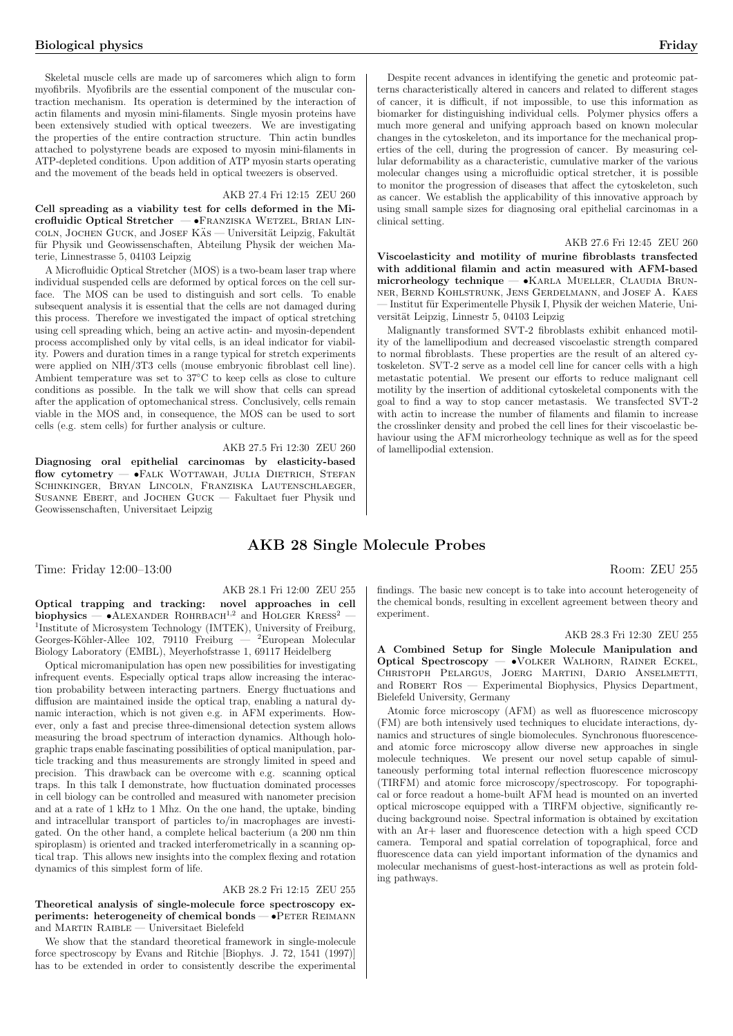Skeletal muscle cells are made up of sarcomeres which align to form myofibrils. Myofibrils are the essential component of the muscular contraction mechanism. Its operation is determined by the interaction of actin filaments and myosin mini-filaments. Single myosin proteins have been extensively studied with optical tweezers. We are investigating the properties of the entire contraction structure. Thin actin bundles attached to polystyrene beads are exposed to myosin mini-filaments in ATP-depleted conditions. Upon addition of ATP myosin starts operating and the movement of the beads held in optical tweezers is observed.

AKB 27.4 Fri 12:15 ZEU 260

**Cell spreading as a viability test for cells deformed in the Microfluidic Optical Stretcher** — •Franziska Wetzel, Brian Lincoln, Jochen Guck, and Josef Käs — Universität Leipzig, Fakultät für Physik und Geowissenschaften, Abteilung Physik der weichen Materie, Linnestrasse 5, 04103 Leipzig

A Microfluidic Optical Stretcher (MOS) is a two-beam laser trap where individual suspended cells are deformed by optical forces on the cell surface. The MOS can be used to distinguish and sort cells. To enable subsequent analysis it is essential that the cells are not damaged during this process. Therefore we investigated the impact of optical stretching using cell spreading which, being an active actin- and myosin-dependent process accomplished only by vital cells, is an ideal indicator for viability. Powers and duration times in a range typical for stretch experiments were applied on NIH/3T3 cells (mouse embryonic fibroblast cell line). Ambient temperature was set to 37°C to keep cells as close to culture conditions as possible. In the talk we will show that cells can spread after the application of optomechanical stress. Conclusively, cells remain viable in the MOS and, in consequence, the MOS can be used to sort cells (e.g. stem cells) for further analysis or culture.

AKB 27.5 Fri 12:30 ZEU 260

**Diagnosing oral epithelial carcinomas by elasticity-based flow cytometry** — •Falk Wottawah, Julia Dietrich, Stefan Schinkinger, Bryan Lincoln, Franziska Lautenschlaeger, Susanne Ebert, and Jochen Guck — Fakultaet fuer Physik und Geowissenschaften, Universitaet Leipzig

Despite recent advances in identifying the genetic and proteomic patterns characteristically altered in cancers and related to different stages of cancer, it is difficult, if not impossible, to use this information as biomarker for distinguishing individual cells. Polymer physics offers a much more general and unifying approach based on known molecular changes in the cytoskeleton, and its importance for the mechanical properties of the cell, during the progression of cancer. By measuring cellular deformability as a characteristic, cumulative marker of the various molecular changes using a microfluidic optical stretcher, it is possible to monitor the progression of diseases that affect the cytoskeleton, such as cancer. We establish the applicability of this innovative approach by using small sample sizes for diagnosing oral epithelial carcinomas in a clinical setting.

AKB 27.6 Fri 12:45 ZEU 260

**Viscoelasticity and motility of murine fibroblasts transfected with additional filamin and actin measured with AFM-based microrheology technique** — •Karla Mueller, Claudia Brunner, Bernd Kohlstrunk, Jens Gerdelmann, and Josef A. Kaes — Institut für Experimentelle Physik I, Physik der weichen Materie, Universität Leipzig, Linnestr 5, 04103 Leipzig

Malignantly transformed SVT-2 fibroblasts exhibit enhanced motility of the lamellipodium and decreased viscoelastic strength compared to normal fibroblasts. These properties are the result of an altered cytoskeleton. SVT-2 serve as a model cell line for cancer cells with a high metastatic potential. We present our efforts to reduce malignant cell motility by the insertion of additional cytoskeletal components with the goal to find a way to stop cancer metastasis. We transfected SVT-2 with actin to increase the number of filaments and filamin to increase the crosslinker density and probed the cell lines for their viscoelastic behaviour using the AFM microrheology technique as well as for the speed of lamellipodial extension.

## AKB 28 Single Molecule Probes

Time: Friday 12:00–13:00 Room: ZEU 255

AKB 28.1 Fri 12:00 ZEU 255

**Optical trapping and tracking: novel approaches in cell biophysics** — •Alexander Rohrbach[1,2] and Holger Kress[2] — [1]Institute of Microsystem Technology (IMTEK), University of Freiburg, Georges-Köhler-Allee 102, 79110 Freiburg — [2]European Molecular Biology Laboratory (EMBL), Meyerhofstrasse 1, 69117 Heidelberg

Optical micromanipulation has open new possibilities for investigating infrequent events. Especially optical traps allow increasing the interaction probability between interacting partners. Energy fluctuations and diffusion are maintained inside the optical trap, enabling a natural dynamic interaction, which is not given e.g. in AFM experiments. However, only a fast and precise three-dimensional detection system allows measuring the broad spectrum of interaction dynamics. Although holographic traps enable fascinating possibilities of optical manipulation, particle tracking and thus measurements are strongly limited in speed and precision. This drawback can be overcome with e.g. scanning optical traps. In this talk I demonstrate, how fluctuation dominated processes in cell biology can be controlled and measured with nanometer precision and at a rate of 1 kHz to 1 Mhz. On the one hand, the uptake, binding and intracellular transport of particles to/in macrophages are investigated. On the other hand, a complete helical bacterium (a 200 nm thin spiroplasm) is oriented and tracked interferometrically in a scanning optical trap. This allows new insights into the complex flexing and rotation dynamics of this simplest form of life.

AKB 28.2 Fri 12:15 ZEU 255

**Theoretical analysis of single-molecule force spectroscopy experiments: heterogeneity of chemical bonds** — •Peter Reimann and Martin Raible — Universitaet Bielefeld

We show that the standard theoretical framework in single-molecule force spectroscopy by Evans and Ritchie [Biophys. J. 72, 1541 (1997)] has to be extended in order to consistently describe the experimental findings. The basic new concept is to take into account heterogeneity of the chemical bonds, resulting in excellent agreement between theory and experiment.

AKB 28.3 Fri 12:30 ZEU 255

**A Combined Setup for Single Molecule Manipulation and Optical Spectroscopy** — •Volker Walhorn, Rainer Eckel, Christoph Pelargus, Joerg Martini, Dario Anselmetti, and Robert Ros — Experimental Biophysics, Physics Department, Bielefeld University, Germany

Atomic force microscopy (AFM) as well as fluorescence microscopy (FM) are both intensively used techniques to elucidate interactions, dynamics and structures of single biomolecules. Synchronous fluorescence- and atomic force microscopy allow diverse new approaches in single molecule techniques. We present our novel setup capable of simultaneously performing total internal reflection fluorescence microscopy (TIRFM) and atomic force microscopy/spectroscopy. For topographical or force readout a home-built AFM head is mounted on an inverted optical microscope equipped with a TIRFM objective, significantly reducing background noise. Spectral information is obtained by excitation with an Ar+ laser and fluorescence detection with a high speed CCD camera. Temporal and spatial correlation of topographical, force and fluorescence data can yield important information of the dynamics and molecular mechanisms of guest-host-interactions as well as protein folding pathways.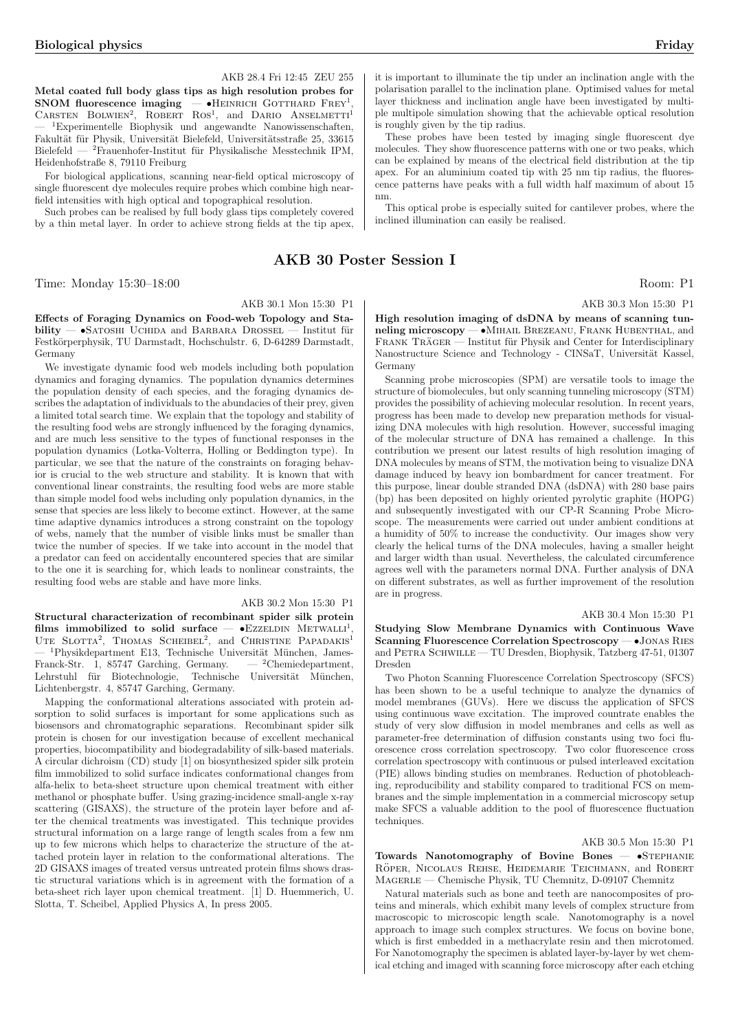AKB 28.4 Fri 12:45 ZEU 255

**Metal coated full body glass tips as high resolution probes for SNOM fluorescence imaging** — •Heinrich Gotthard Frey[1], Carsten Bolwien[2], Robert Ros[1], and Dario Anselmetti[1] — [1]Experimentelle Biophysik und angewandte Nanowissenschaften, Fakultät für Physik, Universität Bielefeld, Universitätsstraße 25, 33615 Bielefeld — [2]Frauenhofer-Institut für Physikalische Messtechnik IPM, Heidenhofstraße 8, 79110 Freiburg

For biological applications, scanning near-field optical microscopy of single fluorescent dye molecules require probes which combine high near-field intensities with high optical and topographical resolution.

Such probes can be realised by full body glass tips completely covered by a thin metal layer. In order to achieve strong fields at the tip apex, it is important to illuminate the tip under an inclination angle with the polarisation parallel to the inclination plane. Optimised values for metal layer thickness and inclination angle have been investigated by multiple multipole simulation showing that the achievable optical resolution is roughly given by the tip radius.

These probes have been tested by imaging single fluorescent dye molecules. They show fluorescence patterns with one or two peaks, which can be explained by means of the electrical field distribution at the tip apex. For an aluminium coated tip with 25 nm tip radius, the fluorescence patterns have peaks with a full width half maximum of about 15 nm.

This optical probe is especially suited for cantilever probes, where the inclined illumination can easily be realised.

## AKB 30 Poster Session I

Time: Monday 15:30–18:00 Room: P1

AKB 30.1 Mon 15:30 P1

**Effects of Foraging Dynamics on Food-web Topology and Stability** — •Satoshi Uchida and Barbara Drossel — Institut für Festkörperphysik, TU Darmstadt, Hochschulstr. 6, D-64289 Darmstadt, Germany

We investigate dynamic food web models including both population dynamics and foraging dynamics. The population dynamics determines the population density of each species, and the foraging dynamics describes the adaptation of individuals to the abundacies of their prey, given a limited total search time. We explain that the topology and stability of the resulting food webs are strongly influenced by the foraging dynamics, and are much less sensitive to the types of functional responses in the population dynamics (Lotka-Volterra, Holling or Beddington type). In particular, we see that the nature of the constraints on foraging behavior is crucial to the web structure and stability. It is known that with conventional linear constraints, the resulting food webs are more stable than simple model food webs including only population dynamics, in the sense that species are less likely to become extinct. However, at the same time adaptive dynamics introduces a strong constraint on the topology of webs, namely that the number of visible links must be smaller than twice the number of species. If we take into account in the model that a predator can feed on accidentally encountered species that are similar to the one it is searching for, which leads to nonlinear constraints, the resulting food webs are stable and have more links.

AKB 30.2 Mon 15:30 P1

**Structural characterization of recombinant spider silk protein films immobilized to solid surface** — •Ezzeldin Metwalli[1], Ute Slotta[2], Thomas Scheibel[2], and Christine Papadakis[1] — [1]Physikdepartment E13, Technische Universität München, James-Franck-Str. 1, 85747 Garching, Germany. — [2]Chemiedepartment, Lehrstuhl für Biotechnologie, Technische Universität München, Lichtenbergstr. 4, 85747 Garching, Germany.

Mapping the conformational alterations associated with protein adsorption to solid surfaces is important for some applications such as biosensors and chromatographic separations. Recombinant spider silk protein is chosen for our investigation because of excellent mechanical properties, biocompatibility and biodegradability of silk-based materials. A circular dichroism (CD) study [1] on biosynthesized spider silk protein film immobilized to solid surface indicates conformational changes from alfa-helix to beta-sheet structure upon chemical treatment with either methanol or phosphate buffer. Using grazing-incidence small-angle x-ray scattering (GISAXS), the structure of the protein layer before and after the chemical treatments was investigated. This technique provides structural information on a large range of length scales from a few nm up to few microns which helps to characterize the structure of the attached protein layer in relation to the conformational alterations. The 2D GISAXS images of treated versus untreated protein films shows drastic structural variations which is in agreement with the formation of a beta-sheet rich layer upon chemical treatment. [1] D. Huemmerich, U. Slotta, T. Scheibel, Applied Physics A, In press 2005.

AKB 30.3 Mon 15:30 P1

**High resolution imaging of dsDNA by means of scanning tunneling microscopy** — •Mihail Brezeanu, Frank Hubenthal, and Frank Träger — Institut für Physik and Center for Interdisciplinary Nanostructure Science and Technology - CINSaT, Universität Kassel, Germany

Scanning probe microscopies (SPM) are versatile tools to image the structure of biomolecules, but only scanning tunneling microscopy (STM) provides the possibility of achieving molecular resolution. In recent years, progress has been made to develop new preparation methods for visualizing DNA molecules with high resolution. However, successful imaging of the molecular structure of DNA has remained a challenge. In this contribution we present our latest results of high resolution imaging of DNA molecules by means of STM, the motivation being to visualize DNA damage induced by heavy ion bombardment for cancer treatment. For this purpose, linear double stranded DNA (dsDNA) with 280 base pairs (bp) has been deposited on highly oriented pyrolytic graphite (HOPG) and subsequently investigated with our CP-R Scanning Probe Microscope. The measurements were carried out under ambient conditions at a humidity of 50% to increase the conductivity. Our images show very clearly the helical turns of the DNA molecules, having a smaller height and larger width than usual. Nevertheless, the calculated circumference agrees well with the parameters normal DNA. Further analysis of DNA on different substrates, as well as further improvement of the resolution are in progress.

AKB 30.4 Mon 15:30 P1

**Studying Slow Membrane Dynamics with Continuous Wave Scanning Fluorescence Correlation Spectroscopy** — •Jonas Ries and Petra Schwille — TU Dresden, Biophysik, Tatzberg 47-51, 01307 Dresden

Two Photon Scanning Fluorescence Correlation Spectroscopy (SFCS) has been shown to be a useful technique to analyze the dynamics of model membranes (GUVs). Here we discuss the application of SFCS using continuous wave excitation. The improved countrate enables the study of very slow diffusion in model membranes and cells as well as parameter-free determination of diffusion constants using two foci fluorescence cross correlation spectroscopy. Two color fluorescence cross correlation spectroscopy with continuous or pulsed interleaved excitation (PIE) allows binding studies on membranes. Reduction of photobleaching, reproducibility and stability compared to traditional FCS on membranes and the simple implementation in a commercial microscopy setup make SFCS a valuable addition to the pool of fluorescence fluctuation techniques.

AKB 30.5 Mon 15:30 P1

**Towards Nanotomography of Bovine Bones** — •Stephanie Röper, Nicolaus Rehse, Heidemarie Teichmann, and Robert Magerle — Chemische Physik, TU Chemnitz, D-09107 Chemnitz

Natural materials such as bone and teeth are nanocomposites of proteins and minerals, which exhibit many levels of complex structure from macroscopic to microscopic length scale. Nanotomography is a novel approach to image such complex structures. We focus on bovine bone, which is first embedded in a methacrylate resin and then microtomed. For Nanotomography the specimen is ablated layer-by-layer by wet chemical etching and imaged with scanning force microscopy after each etching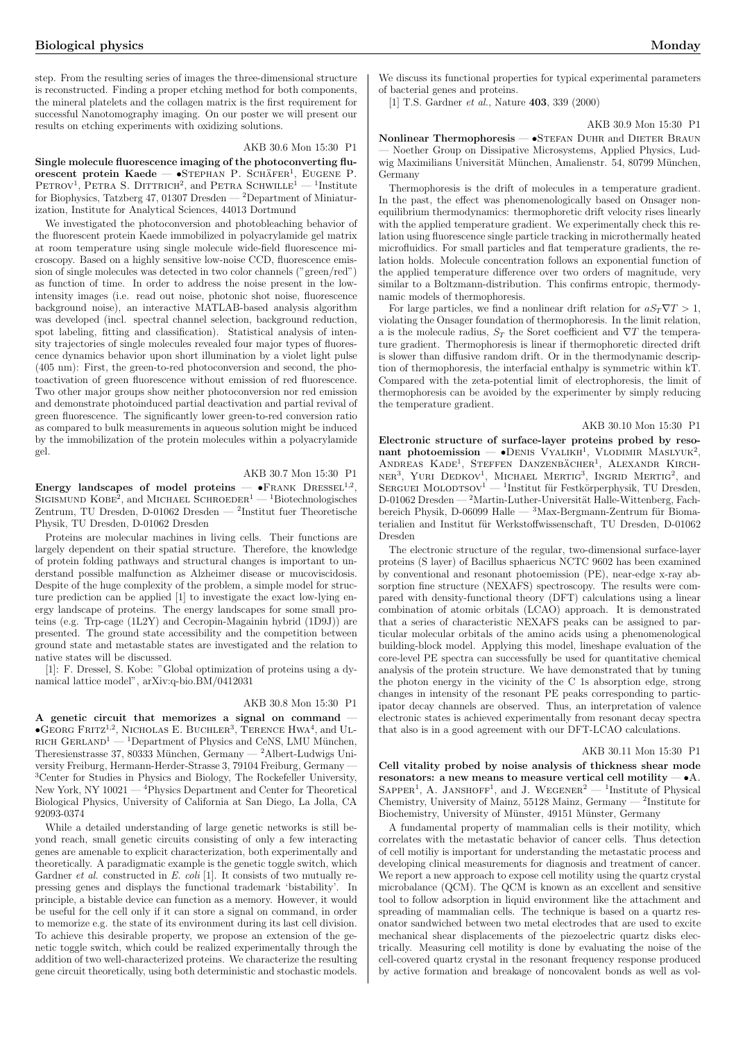step. From the resulting series of images the three-dimensional structure is reconstructed. Finding a proper etching method for both components, the mineral platelets and the collagen matrix is the first requirement for successful Nanotomography imaging. On our poster we will present our results on etching experiments with oxidizing solutions.

AKB 30.6 Mon 15:30 P1

**Single molecule fluorescence imaging of the photoconverting fluorescent protein Kaede** — •Stephan P. Schäfer[1], Eugene P. Petrov[1], Petra S. Dittrich[2], and Petra Schwille[1] — [1]Institute for Biophysics, Tatzberg 47, 01307 Dresden — [2]Department of Miniaturization, Institute for Analytical Sciences, 44013 Dortmund

We investigated the photoconversion and photobleaching behavior of the fluorescent protein Kaede immobilized in polyacrylamide gel matrix at room temperature using single molecule wide-field fluorescence microscopy. Based on a highly sensitive low-noise CCD, fluorescence emission of single molecules was detected in two color channels ("green/red") as function of time. In order to address the noise present in the low-intensity images (i.e. read out noise, photonic shot noise, fluorescence background noise), an interactive MATLAB-based analysis algorithm was developed (incl. spectral channel selection, background reduction, spot labeling, fitting and classification). Statistical analysis of intensity trajectories of single molecules revealed four major types of fluorescence dynamics behavior upon short illumination by a violet light pulse (405 nm): First, the green-to-red photoconversion and second, the photoactivation of green fluorescence without emission of red fluorescence. Two other major groups show neither photoconversion nor red emission and demonstrate photoinduced partial deactivation and partial revival of green fluorescence. The significantly lower green-to-red conversion ratio as compared to bulk measurements in aqueous solution might be induced by the immobilization of the protein molecules within a polyacrylamide gel.

AKB 30.7 Mon 15:30 P1

**Energy landscapes of model proteins** — •Frank Dressel[1,2], Sigismund Kobe[2], and Michael Schroeder[1] — [1]Biotechnologisches Zentrum, TU Dresden, D-01062 Dresden — [2]Institut fuer Theoretische Physik, TU Dresden, D-01062 Dresden

Proteins are molecular machines in living cells. Their functions are largely dependent on their spatial structure. Therefore, the knowledge of protein folding pathways and structural changes is important to understand possible malfunction as Alzheimer disease or mucoviscidosis. Despite of the huge complexity of the problem, a simple model for structure prediction can be applied [1] to investigate the exact low-lying energy landscape of proteins. The energy landscapes for some small proteins (e.g. Trp-cage (1L2Y) and Cecropin-Magainin hybrid (1D9J)) are presented. The ground state accessibility and the competition between ground state and metastable states are investigated and the relation to native states will be discussed.

[1]: F. Dressel, S. Kobe: "Global optimization of proteins using a dynamical lattice model", arXiv:q-bio.BM/0412031

AKB 30.8 Mon 15:30 P1

**A genetic circuit that memorizes a signal on command** — •Georg Fritz[1,2], Nicholas E. Buchler[3], Terence Hwa[4], and Ulrich Gerland[1] — [1]Department of Physics and CeNS, LMU München, Theresienstrasse 37, 80333 München, Germany — [2]Albert-Ludwigs University Freiburg, Hermann-Herder-Strasse 3, 79104 Freiburg, Germany — [3]Center for Studies in Physics and Biology, The Rockefeller University, New York, NY 10021 — [4]Physics Department and Center for Theoretical Biological Physics, University of California at San Diego, La Jolla, CA 92093-0374

While a detailed understanding of large genetic networks is still beyond reach, small genetic circuits consisting of only a few interacting genes are amenable to explicit characterization, both experimentally and theoretically. A paradigmatic example is the genetic toggle switch, which Gardner *et al.* constructed in *E. coli* [1]. It consists of two mutually repressing genes and displays the functional trademark 'bistability'. In principle, a bistable device can function as a memory. However, it would be useful for the cell only if it can store a signal on command, in order to memorize e.g. the state of its environment during its last cell division. To achieve this desirable property, we propose an extension of the genetic toggle switch, which could be realized experimentally through the addition of two well-characterized proteins. We characterize the resulting gene circuit theoretically, using both deterministic and stochastic models. We discuss its functional properties for typical experimental parameters of bacterial genes and proteins.

[1] T.S. Gardner *et al.*, Nature **403**, 339 (2000)

AKB 30.9 Mon 15:30 P1

**Nonlinear Thermophoresis** — •Stefan Duhr and Dieter Braun — Noether Group on Dissipative Microsystems, Applied Physics, Ludwig Maximilians Universität München, Amalienstr. 54, 80799 München, Germany

Thermophoresis is the drift of molecules in a temperature gradient. In the past, the effect was phenomenologically based on Onsager nonequilibrium thermodynamics: thermophoretic drift velocity rises linearly with the applied temperature gradient. We experimentally check this relation using fluorescence single particle tracking in microthermally heated microfluidics. For small particles and flat temperature gradients, the relation holds. Molecule concentration follows an exponential function of the applied temperature difference over two orders of magnitude, very similar to a Boltzmann-distribution. This confirms entropic, thermodynamic models of thermophoresis.

For large particles, we find a nonlinear drift relation for $aS_T\nabla T > 1$, violating the Onsager foundation of thermophoresis. In the limit relation, a is the molecule radius, $S_T$ the Soret coefficient and $\nabla T$ the temperature gradient. Thermophoresis is linear if thermophoretic directed drift is slower than diffusive random drift. Or in the thermodynamic description of thermophoresis, the interfacial enthalpy is symmetric within kT. Compared with the zeta-potential limit of electrophoresis, the limit of thermophoresis can be avoided by the experimenter by simply reducing the temperature gradient.

AKB 30.10 Mon 15:30 P1

**Electronic structure of surface-layer proteins probed by resonant photoemission** — •Denis Vyalikh[1], Vlodimir Maslyuk[2], Andreas Kade[1], Steffen Danzenbächer[1], Alexandr Kirchner[3], Yuri Dedkov[1], Michael Mertig[3], Ingrid Mertig[2], and Serguei Molodtsov[1] — [1]Institut für Festkörperphysik, TU Dresden, D-01062 Dresden — [2]Martin-Luther-Universität Halle-Wittenberg, Fachbereich Physik, D-06099 Halle — [3]Max-Bergmann-Zentrum für Biomaterialien and Institut für Werkstoffwissenschaft, TU Dresden, D-01062 Dresden

The electronic structure of the regular, two-dimensional surface-layer proteins (S layer) of Bacillus sphaericus NCTC 9602 has been examined by conventional and resonant photoemission (PE), near-edge x-ray absorption fine structure (NEXAFS) spectroscopy. The results were compared with density-functional theory (DFT) calculations using a linear combination of atomic orbitals (LCAO) approach. It is demonstrated that a series of characteristic NEXAFS peaks can be assigned to particular molecular orbitals of the amino acids using a phenomenological building-block model. Applying this model, lineshape evaluation of the core-level PE spectra can successfully be used for quantitative chemical analysis of the protein structure. We have demonstrated that by tuning the photon energy in the vicinity of the C 1s absorption edge, strong changes in intensity of the resonant PE peaks corresponding to participator decay channels are observed. Thus, an interpretation of valence electronic states is achieved experimentally from resonant decay spectra that also is in a good agreement with our DFT-LCAO calculations.

AKB 30.11 Mon 15:30 P1

**Cell vitality probed by noise analysis of thickness shear mode resonators: a new means to measure vertical cell motility** — •A. Sapper[1], A. Janshoff[1], and J. Wegener[2] — [1]Institute of Physical Chemistry, University of Mainz, 55128 Mainz, Germany — [2]Institute for Biochemistry, University of Münster, 49151 Münster, Germany

A fundamental property of mammalian cells is their motility, which correlates with the metastatic behavior of cancer cells. Thus detection of cell motiliy is important for understanding the metastatic process and developing clinical measurements for diagnosis and treatment of cancer. We report a new approach to expose cell motility using the quartz crystal microbalance (QCM). The QCM is known as an excellent and sensitive tool to follow adsorption in liquid environment like the attachment and spreading of mammalian cells. The technique is based on a quartz resonator sandwiched between two metal electrodes that are used to excite mechanical shear displacements of the piezoelectric quartz disks electrically. Measuring cell motility is done by evaluating the noise of the cell-covered quartz crystal in the resonant frequency response produced by active formation and breakage of noncovalent bonds as well as vol-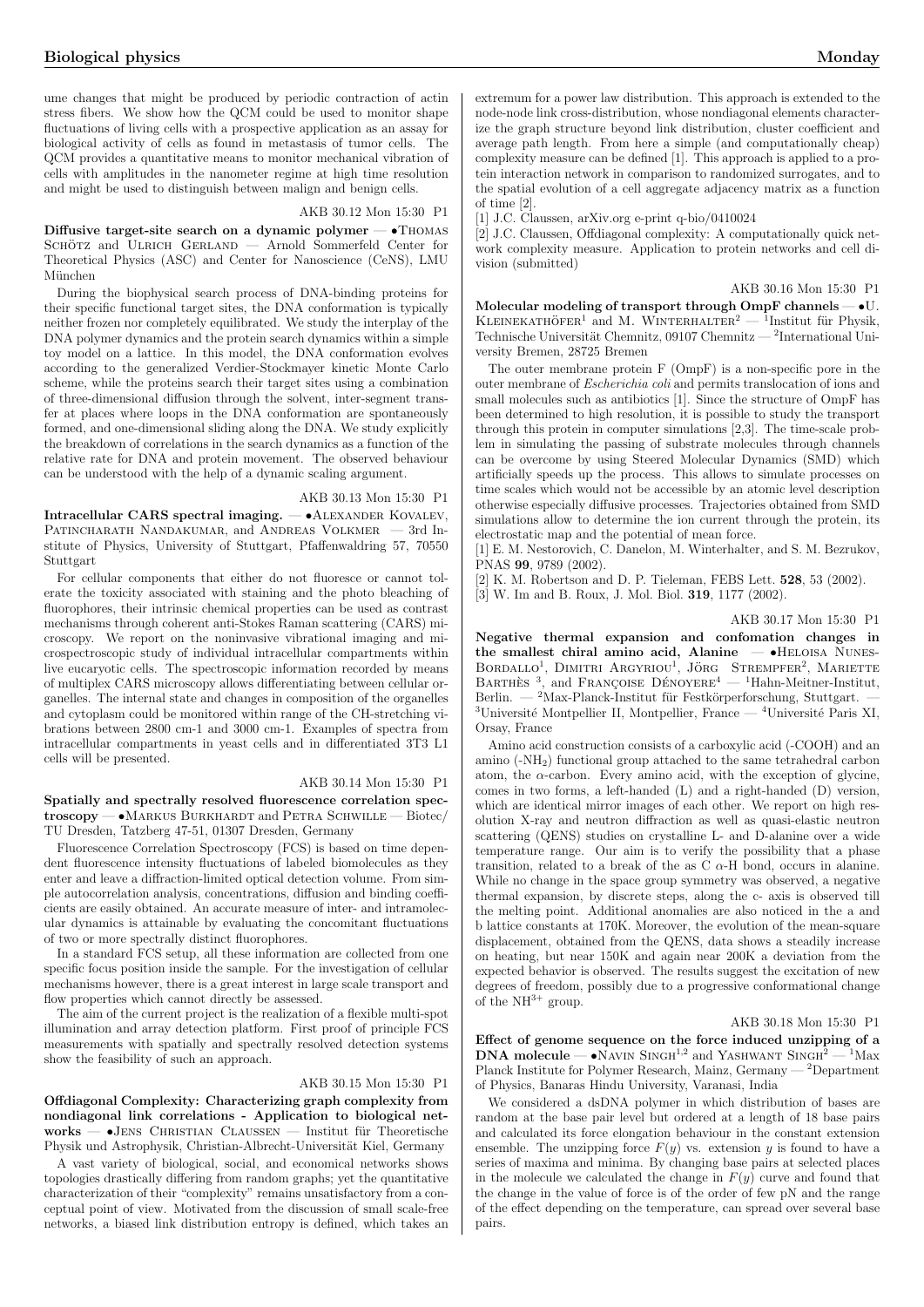ume changes that might be produced by periodic contraction of actin stress fibers. We show how the QCM could be used to monitor shape fluctuations of living cells with a prospective application as an assay for biological activity of cells as found in metastasis of tumor cells. The QCM provides a quantitative means to monitor mechanical vibration of cells with amplitudes in the nanometer regime at high time resolution and might be used to distinguish between malign and benign cells.

AKB 30.12 Mon 15:30 P1

**Diffusive target-site search on a dynamic polymer** — •Thomas Schötz and Ulrich Gerland — Arnold Sommerfeld Center for Theoretical Physics (ASC) and Center for Nanoscience (CeNS), LMU München

During the biophysical search process of DNA-binding proteins for their specific functional target sites, the DNA conformation is typically neither frozen nor completely equilibrated. We study the interplay of the DNA polymer dynamics and the protein search dynamics within a simple toy model on a lattice. In this model, the DNA conformation evolves according to the generalized Verdier-Stockmayer kinetic Monte Carlo scheme, while the proteins search their target sites using a combination of three-dimensional diffusion through the solvent, inter-segment transfer at places where loops in the DNA conformation are spontaneously formed, and one-dimensional sliding along the DNA. We study explicitly the breakdown of correlations in the search dynamics as a function of the relative rate for DNA and protein movement. The observed behaviour can be understood with the help of a dynamic scaling argument.

AKB 30.13 Mon 15:30 P1

**Intracellular CARS spectral imaging.** — •Alexander Kovalev, Patincharath Nandakumar, and Andreas Volkmer — 3rd Institute of Physics, University of Stuttgart, Pfaffenwaldring 57, 70550 Stuttgart

For cellular components that either do not fluoresce or cannot tolerate the toxicity associated with staining and the photo bleaching of fluorophores, their intrinsic chemical properties can be used as contrast mechanisms through coherent anti-Stokes Raman scattering (CARS) microscopy. We report on the noninvasive vibrational imaging and microspectroscopic study of individual intracellular compartments within live eucaryotic cells. The spectroscopic information recorded by means of multiplex CARS microscopy allows differentiating between cellular organelles. The internal state and changes in composition of the organelles and cytoplasm could be monitored within range of the CH-stretching vibrations between 2800 cm-1 and 3000 cm-1. Examples of spectra from intracellular compartments in yeast cells and in differentiated 3T3 L1 cells will be presented.

AKB 30.14 Mon 15:30 P1

**Spatially and spectrally resolved fluorescence correlation spectroscopy** — •Markus Burkhardt and Petra Schwille — Biotec/ TU Dresden, Tatzberg 47-51, 01307 Dresden, Germany

Fluorescence Correlation Spectroscopy (FCS) is based on time dependent fluorescence intensity fluctuations of labeled biomolecules as they enter and leave a diffraction-limited optical detection volume. From simple autocorrelation analysis, concentrations, diffusion and binding coefficients are easily obtained. An accurate measure of inter- and intramolecular dynamics is attainable by evaluating the concomitant fluctuations of two or more spectrally distinct fluorophores.

In a standard FCS setup, all these information are collected from one specific focus position inside the sample. For the investigation of cellular mechanisms however, there is a great interest in large scale transport and flow properties which cannot directly be assessed.

The aim of the current project is the realization of a flexible multi-spot illumination and array detection platform. First proof of principle FCS measurements with spatially and spectrally resolved detection systems show the feasibility of such an approach.

AKB 30.15 Mon 15:30 P1

**Offdiagonal Complexity: Characterizing graph complexity from nondiagonal link correlations - Application to biological networks** — •Jens Christian Claussen — Institut für Theoretische Physik und Astrophysik, Christian-Albrecht-Universität Kiel, Germany

A vast variety of biological, social, and economical networks shows topologies drastically differing from random graphs; yet the quantitative characterization of their "complexity" remains unsatisfactory from a conceptual point of view. Motivated from the discussion of small scale-free networks, a biased link distribution entropy is defined, which takes an extremum for a power law distribution. This approach is extended to the node-node link cross-distribution, whose nondiagonal elements characterize the graph structure beyond link distribution, cluster coefficient and average path length. From here a simple (and computationally cheap) complexity measure can be defined [1]. This approach is applied to a protein interaction network in comparison to randomized surrogates, and to the spatial evolution of a cell aggregate adjacency matrix as a function of time [2].

[1] J.C. Claussen, arXiv.org e-print q-bio/0410024

[2] J.C. Claussen, Offdiagonal complexity: A computationally quick network complexity measure. Application to protein networks and cell division (submitted)

AKB 30.16 Mon 15:30 P1

**Molecular modeling of transport through OmpF channels** — •U. Kleinekathöfer[1] and M. Winterhalter[2] — [1]Institut für Physik, Technische Universität Chemnitz, 09107 Chemnitz — [2]International University Bremen, 28725 Bremen

The outer membrane protein F (OmpF) is a non-specific pore in the outer membrane of *Escherichia coli* and permits translocation of ions and small molecules such as antibiotics [1]. Since the structure of OmpF has been determined to high resolution, it is possible to study the transport through this protein in computer simulations [2,3]. The time-scale problem in simulating the passing of substrate molecules through channels can be overcome by using Steered Molecular Dynamics (SMD) which artificially speeds up the process. This allows to simulate processes on time scales which would not be accessible by an atomic level description otherwise especially diffusive processes. Trajectories obtained from SMD simulations allow to determine the ion current through the protein, its electrostatic map and the potential of mean force.

[1] E. M. Nestorovich, C. Danelon, M. Winterhalter, and S. M. Bezrukov, PNAS **99**, 9789 (2002).

[2] K. M. Robertson and D. P. Tieleman, FEBS Lett. **528**, 53 (2002).

[3] W. Im and B. Roux, J. Mol. Biol. **319**, 1177 (2002).

AKB 30.17 Mon 15:30 P1

**Negative thermal expansion and confomation changes in the smallest chiral amino acid, Alanine** — •Heloisa Nunes-Bordallo[1], Dimitri Argyriou[1], Jörg Strempfer[2], Mariette Barthès [3], and Françoise Dénoyere[4] — [1]Hahn-Meitner-Institut, Berlin. — [2]Max-Planck-Institut für Festkörperforschung, Stuttgart. — [3]Université Montpellier II, Montpellier, France — [4]Université Paris XI, Orsay, France

Amino acid construction consists of a carboxylic acid (-COOH) and an amino (-$NH_2$) functional group attached to the same tetrahedral carbon atom, the $\alpha$-carbon. Every amino acid, with the exception of glycine, comes in two forms, a left-handed (L) and a right-handed (D) version, which are identical mirror images of each other. We report on high resolution X-ray and neutron diffraction as well as quasi-elastic neutron scattering (QENS) studies on crystalline L- and D-alanine over a wide temperature range. Our aim is to verify the possibility that a phase transition, related to a break of the as C $\alpha$-H bond, occurs in alanine. While no change in the space group symmetry was observed, a negative thermal expansion, by discrete steps, along the c- axis is observed till the melting point. Additional anomalies are also noticed in the a and b lattice constants at 170K. Moreover, the evolution of the mean-square displacement, obtained from the QENS, data shows a steadily increase on heating, but near 150K and again near 200K a deviation from the expected behavior is observed. The results suggest the excitation of new degrees of freedom, possibly due to a progressive conformational change of the $NH^{3+}$ group.

AKB 30.18 Mon 15:30 P1

**Effect of genome sequence on the force induced unzipping of a DNA molecule** — •Navin Singh[1,2] and Yashwant Singh[2] — [1]Max Planck Institute for Polymer Research, Mainz, Germany — [2]Department of Physics, Banaras Hindu University, Varanasi, India

We considered a dsDNA polymer in which distribution of bases are random at the base pair level but ordered at a length of 18 base pairs and calculated its force elongation behaviour in the constant extension ensemble. The unzipping force $F(y)$ vs. extension $y$ is found to have a series of maxima and minima. By changing base pairs at selected places in the molecule we calculated the change in $F(y)$ curve and found that the change in the value of force is of the order of few pN and the range of the effect depending on the temperature, can spread over several base pairs.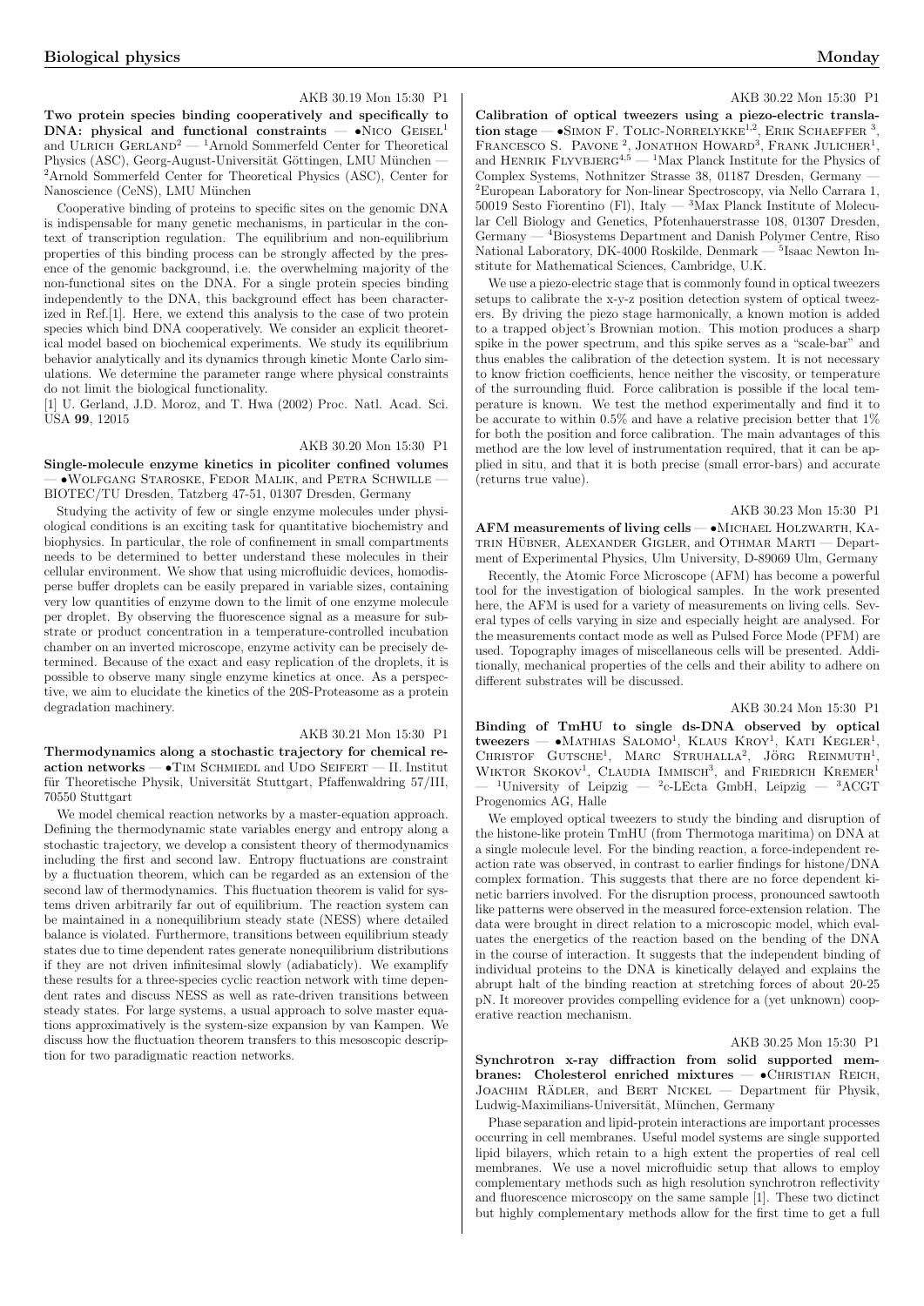AKB 30.19 Mon 15:30 P1

**Two protein species binding cooperatively and specifically to DNA: physical and functional constraints** — •Nico Geisel[1] and Ulrich Gerland[2] — [1]Arnold Sommerfeld Center for Theoretical Physics (ASC), Georg-August-Universität Göttingen, LMU München — [2]Arnold Sommerfeld Center for Theoretical Physics (ASC), Center for Nanoscience (CeNS), LMU München

Cooperative binding of proteins to specific sites on the genomic DNA is indispensable for many genetic mechanisms, in particular in the context of transcription regulation. The equilibrium and non-equilibrium properties of this binding process can be strongly affected by the presence of the genomic background, i.e. the overwhelming majority of the non-functional sites on the DNA. For a single protein species binding independently to the DNA, this background effect has been characterized in Ref.[1]. Here, we extend this analysis to the case of two protein species which bind DNA cooperatively. We consider an explicit theoretical model based on biochemical experiments. We study its equilibrium behavior analytically and its dynamics through kinetic Monte Carlo simulations. We determine the parameter range where physical constraints do not limit the biological functionality.

[1] U. Gerland, J.D. Moroz, and T. Hwa (2002) Proc. Natl. Acad. Sci. USA **99**, 12015

AKB 30.20 Mon 15:30 P1

**Single-molecule enzyme kinetics in picoliter confined volumes** — •Wolfgang Staroske, Fedor Malik, and Petra Schwille — BIOTEC/TU Dresden, Tatzberg 47-51, 01307 Dresden, Germany

Studying the activity of few or single enzyme molecules under physiological conditions is an exciting task for quantitative biochemistry and biophysics. In particular, the role of confinement in small compartments needs to be determined to better understand these molecules in their cellular environment. We show that using microfluidic devices, homodisperse buffer droplets can be easily prepared in variable sizes, containing very low quantities of enzyme down to the limit of one enzyme molecule per droplet. By observing the fluorescence signal as a measure for substrate or product concentration in a temperature-controlled incubation chamber on an inverted microscope, enzyme activity can be precisely determined. Because of the exact and easy replication of the droplets, it is possible to observe many single enzyme kinetics at once. As a perspective, we aim to elucidate the kinetics of the 20S-Proteasome as a protein degradation machinery.

AKB 30.21 Mon 15:30 P1

**Thermodynamics along a stochastic trajectory for chemical reaction networks** — •Tim Schmiedl and Udo Seifert — II. Institut für Theoretische Physik, Universität Stuttgart, Pfaffenwaldring 57/III, 70550 Stuttgart

We model chemical reaction networks by a master-equation approach. Defining the thermodynamic state variables energy and entropy along a stochastic trajectory, we develop a consistent theory of thermodynamics including the first and second law. Entropy fluctuations are constraint by a fluctuation theorem, which can be regarded as an extension of the second law of thermodynamics. This fluctuation theorem is valid for systems driven arbitrarily far out of equilibrium. The reaction system can be maintained in a nonequilibrium steady state (NESS) where detailed balance is violated. Furthermore, transitions between equilibrium steady states due to time dependent rates generate nonequilibrium distributions if they are not driven infinitesimal slowly (adiabaticly). We examplify these results for a three-species cyclic reaction network with time dependent rates and discuss NESS as well as rate-driven transitions between steady states. For large systems, a usual approach to solve master equations approximatively is the system-size expansion by van Kampen. We discuss how the fluctuation theorem transfers to this mesoscopic description for two paradigmatic reaction networks.

AKB 30.22 Mon 15:30 P1

**Calibration of optical tweezers using a piezo-electric translation stage** — •Simon F. Tolic-Norrelykke[1,2], Erik Schaeffer [3], Francesco S. Pavone [2], Jonathon Howard[3], Frank Julicher[1], and Henrik Flyvbjerg[4,5] — [1]Max Planck Institute for the Physics of Complex Systems, Nothnitzer Strasse 38, 01187 Dresden, Germany — [2]European Laboratory for Non-linear Spectroscopy, via Nello Carrara 1, 50019 Sesto Fiorentino (Fl), Italy — [3]Max Planck Institute of Molecular Cell Biology and Genetics, Pfotenhauerstrasse 108, 01307 Dresden, Germany — [4]Biosystems Department and Danish Polymer Centre, Riso National Laboratory, DK-4000 Roskilde, Denmark — [5]Isaac Newton Institute for Mathematical Sciences, Cambridge, U.K.

We use a piezo-electric stage that is commonly found in optical tweezers setups to calibrate the x-y-z position detection system of optical tweezers. By driving the piezo stage harmonically, a known motion is added to a trapped object's Brownian motion. This motion produces a sharp spike in the power spectrum, and this spike serves as a "scale-bar" and thus enables the calibration of the detection system. It is not necessary to know friction coefficients, hence neither the viscosity, or temperature of the surrounding fluid. Force calibration is possible if the local temperature is known. We test the method experimentally and find it to be accurate to within 0.5% and have a relative precision better that 1% for both the position and force calibration. The main advantages of this method are the low level of instrumentation required, that it can be applied in situ, and that it is both precise (small error-bars) and accurate (returns true value).

AKB 30.23 Mon 15:30 P1

**AFM measurements of living cells** — •Michael Holzwarth, Katrin Hübner, Alexander Gigler, and Othmar Marti — Department of Experimental Physics, Ulm University, D-89069 Ulm, Germany

Recently, the Atomic Force Microscope (AFM) has become a powerful tool for the investigation of biological samples. In the work presented here, the AFM is used for a variety of measurements on living cells. Several types of cells varying in size and especially height are analysed. For the measurements contact mode as well as Pulsed Force Mode (PFM) are used. Topography images of miscellaneous cells will be presented. Additionally, mechanical properties of the cells and their ability to adhere on different substrates will be discussed.

AKB 30.24 Mon 15:30 P1

**Binding of TmHU to single ds-DNA observed by optical tweezers** — •Mathias Salomo[1], Klaus Kroy[1], Kati Kegler[1], Christof Gutsche[1], Marc Struhalla[2], Jörg Reinmuth[1], Wiktor Skokov[1], Claudia Immisch[3], and Friedrich Kremer[1] — [1]University of Leipzig — [2]c-LEcta GmbH, Leipzig — [3]ACGT Progenomics AG, Halle

We employed optical tweezers to study the binding and disruption of the histone-like protein TmHU (from Thermotoga maritima) on DNA at a single molecule level. For the binding reaction, a force-independent reaction rate was observed, in contrast to earlier findings for histone/DNA complex formation. This suggests that there are no force dependent kinetic barriers involved. For the disruption process, pronounced sawtooth like patterns were observed in the measured force-extension relation. The data were brought in direct relation to a microscopic model, which evaluates the energetics of the reaction based on the bending of the DNA in the course of interaction. It suggests that the independent binding of individual proteins to the DNA is kinetically delayed and explains the abrupt halt of the binding reaction at stretching forces of about 20-25 pN. It moreover provides compelling evidence for a (yet unknown) cooperative reaction mechanism.

AKB 30.25 Mon 15:30 P1

**Synchrotron x-ray diffraction from solid supported membranes: Cholesterol enriched mixtures** — •Christian Reich, Joachim Rädler, and Bert Nickel — Department für Physik, Ludwig-Maximilians-Universität, München, Germany

Phase separation and lipid-protein interactions are important processes occurring in cell membranes. Useful model systems are single supported lipid bilayers, which retain to a high extent the properties of real cell membranes. We use a novel microfluidic setup that allows to employ complementary methods such as high resolution synchrotron reflectivity and fluorescence microscopy on the same sample [1]. These two distinct but highly complementary methods allow for the first time to get a full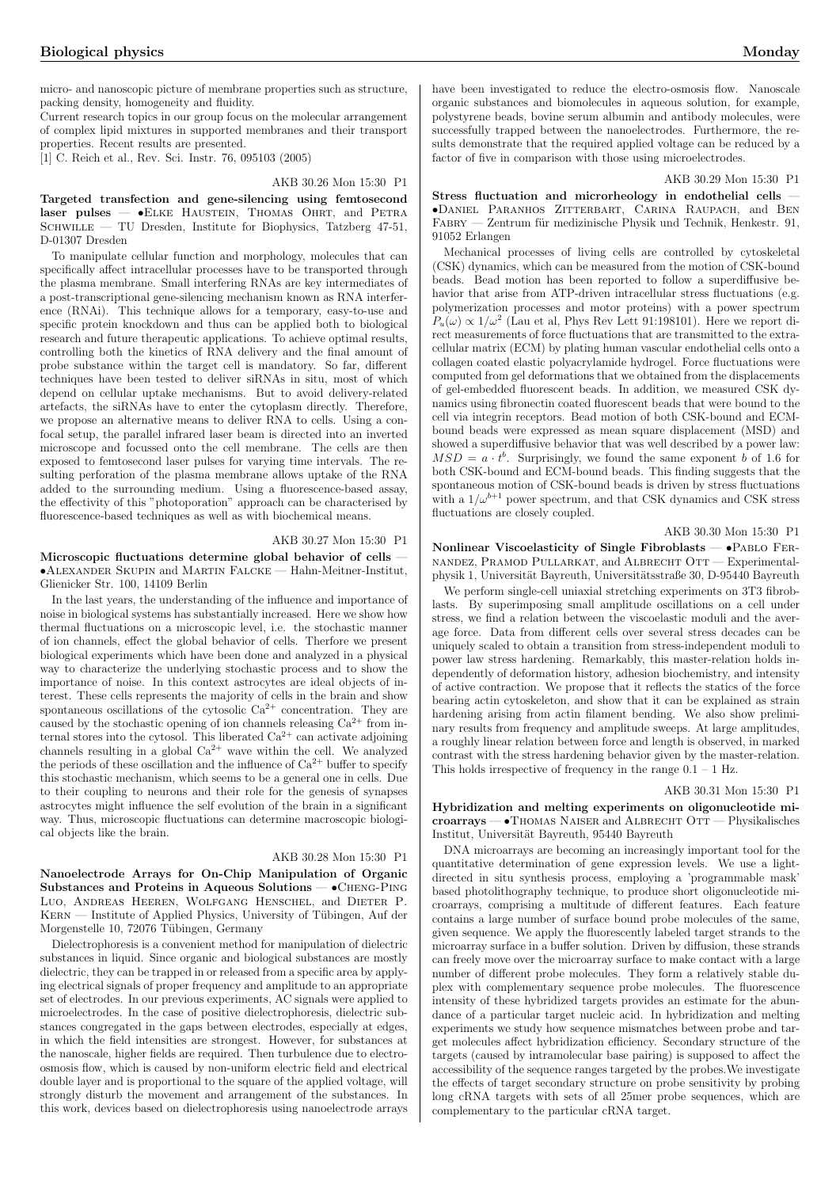micro- and nanoscopic picture of membrane properties such as structure, packing density, homogeneity and fluidity.

Current research topics in our group focus on the molecular arrangement of complex lipid mixtures in supported membranes and their transport properties. Recent results are presented.

[1] C. Reich et al., Rev. Sci. Instr. 76, 095103 (2005)

AKB 30.26 Mon 15:30 P1

**Targeted transfection and gene-silencing using femtosecond laser pulses** — •Elke Haustein, Thomas Ohrt, and Petra Schwille — TU Dresden, Institute for Biophysics, Tatzberg 47-51, D-01307 Dresden

To manipulate cellular function and morphology, molecules that can specifically affect intracellular processes have to be transported through the plasma membrane. Small interfering RNAs are key intermediates of a post-transcriptional gene-silencing mechanism known as RNA interference (RNAi). This technique allows for a temporary, easy-to-use and specific protein knockdown and thus can be applied both to biological research and future therapeutic applications. To achieve optimal results, controlling both the kinetics of RNA delivery and the final amount of probe substance within the target cell is mandatory. So far, different techniques have been tested to deliver siRNAs in situ, most of which depend on cellular uptake mechanisms. But to avoid delivery-related artefacts, the siRNAs have to enter the cytoplasm directly. Therefore, we propose an alternative means to deliver RNA to cells. Using a confocal setup, the parallel infrared laser beam is directed into an inverted microscope and focussed onto the cell membrane. The cells are then exposed to femtosecond laser pulses for varying time intervals. The resulting perforation of the plasma membrane allows uptake of the RNA added to the surrounding medium. Using a fluorescence-based assay, the effectivity of this "photoporation" approach can be characterised by fluorescence-based techniques as well as with biochemical means.

AKB 30.27 Mon 15:30 P1

**Microscopic fluctuations determine global behavior of cells** — •Alexander Skupin and Martin Falcke — Hahn-Meitner-Institut, Glienicker Str. 100, 14109 Berlin

In the last years, the understanding of the influence and importance of noise in biological systems has substantially increased. Here we show how thermal fluctuations on a microscopic level, i.e. the stochastic manner of ion channels, effect the global behavior of cells. Therfore we present biological experiments which have been done and analyzed in a physical way to characterize the underlying stochastic process and to show the importance of noise. In this context astrocytes are ideal objects of interest. These cells represents the majority of cells in the brain and show spontaneous oscillations of the cytosolic $Ca^{2+}$ concentration. They are caused by the stochastic opening of ion channels releasing $Ca^{2+}$ from internal stores into the cytosol. This liberated $Ca^{2+}$ can activate adjoining channels resulting in a global $Ca^{2+}$ wave within the cell. We analyzed the periods of these oscillation and the influence of $Ca^{2+}$ buffer to specify this stochastic mechanism, which seems to be a general one in cells. Due to their coupling to neurons and their role for the genesis of synapses astrocytes might influence the self evolution of the brain in a significant way. Thus, microscopic fluctuations can determine macroscopic biological objects like the brain.

AKB 30.28 Mon 15:30 P1

**Nanoelectrode Arrays for On-Chip Manipulation of Organic Substances and Proteins in Aqueous Solutions** — •Cheng-Ping Luo, Andreas Heeren, Wolfgang Henschel, and Dieter P. Kern — Institute of Applied Physics, University of Tübingen, Auf der Morgenstelle 10, 72076 Tübingen, Germany

Dielectrophoresis is a convenient method for manipulation of dielectric substances in liquid. Since organic and biological substances are mostly dielectric, they can be trapped in or released from a specific area by applying electrical signals of proper frequency and amplitude to an appropriate set of electrodes. In our previous experiments, AC signals were applied to microelectrodes. In the case of positive dielectrophoresis, dielectric substances congregated in the gaps between electrodes, especially at edges, in which the field intensities are strongest. However, for substances at the nanoscale, higher fields are required. Then turbulence due to electro-osmosis flow, which is caused by non-uniform electric field and electrical double layer and is proportional to the square of the applied voltage, will strongly disturb the movement and arrangement of the substances. In this work, devices based on dielectrophoresis using nanoelectrode arrays have been investigated to reduce the electro-osmosis flow. Nanoscale organic substances and biomolecules in aqueous solution, for example, polystyrene beads, bovine serum albumin and antibody molecules, were successfully trapped between the nanoelectrodes. Furthermore, the results demonstrate that the required applied voltage can be reduced by a factor of five in comparison with those using microelectrodes.

AKB 30.29 Mon 15:30 P1

**Stress fluctuation and microrheology in endothelial cells** — •Daniel Paranhos Zitterbart, Carina Raupach, and Ben Fabry — Zentrum für medizinische Physik und Technik, Henkestr. 91, 91052 Erlangen

Mechanical processes of living cells are controlled by cytoskeletal (CSK) dynamics, which can be measured from the motion of CSK-bound beads. Bead motion has been reported to follow a superdiffusive behavior that arise from ATP-driven intracellular stress fluctuations (e.g. polymerization processes and motor proteins) with a power spectrum $P_u(\omega) \propto 1/\omega^2$ (Lau et al, Phys Rev Lett 91:198101). Here we report direct measurements of force fluctuations that are transmitted to the extracellular matrix (ECM) by plating human vascular endothelial cells onto a collagen coated elastic polyacrylamide hydrogel. Force fluctuations were computed from gel deformations that we obtained from the displacements of gel-embedded fluorescent beads. In addition, we measured CSK dynamics using fibronectin coated fluorescent beads that were bound to the cell via integrin receptors. Bead motion of both CSK-bound and ECM-bound beads were expressed as mean square displacement (MSD) and showed a superdiffusive behavior that was well described by a power law: $MSD = a \cdot t^b$. Surprisingly, we found the same exponent $b$ of 1.6 for both CSK-bound and ECM-bound beads. This finding suggests that the spontaneous motion of CSK-bound beads is driven by stress fluctuations with a $1/\omega^{b+1}$ power spectrum, and that CSK dynamics and CSK stress fluctuations are closely coupled.

AKB 30.30 Mon 15:30 P1

**Nonlinear Viscoelasticity of Single Fibroblasts** — •Pablo Fernandez, Pramod Pullarkat, and Albrecht Ott — Experimentalphysik 1, Universität Bayreuth, Universitätsstraße 30, D-95440 Bayreuth

We perform single-cell uniaxial stretching experiments on 3T3 fibroblasts. By superimposing small amplitude oscillations on a cell under stress, we find a relation between the viscoelastic moduli and the average force. Data from different cells over several stress decades can be uniquely scaled to obtain a transition from stress-independent moduli to power law stress hardening. Remarkably, this master-relation holds independently of deformation history, adhesion biochemistry, and intensity of active contraction. We propose that it reflects the statics of the force bearing actin cytoskeleton, and show that it can be explained as strain hardening arising from actin filament bending. We also show preliminary results from frequency and amplitude sweeps. At large amplitudes, a roughly linear relation between force and length is observed, in marked contrast with the stress hardening behavior given by the master-relation. This holds irrespective of frequency in the range 0.1 – 1 Hz.

AKB 30.31 Mon 15:30 P1

**Hybridization and melting experiments on oligonucleotide microarrays** — •Thomas Naiser and Albrecht Ott — Physikalisches Institut, Universität Bayreuth, 95440 Bayreuth

DNA microarrays are becoming an increasingly important tool for the quantitative determination of gene expression levels. We use a light-directed in situ synthesis process, employing a 'programmable mask' based photolithography technique, to produce short oligonucleotide microarrays, comprising a multitude of different features. Each feature contains a large number of surface bound probe molecules of the same, given sequence. We apply the fluorescently labeled target strands to the microarray surface in a buffer solution. Driven by diffusion, these strands can freely move over the microarray surface to make contact with a large number of different probe molecules. They form a relatively stable duplex with complementary sequence probe molecules. The fluorescence intensity of these hybridized targets provides an estimate for the abundance of a particular target nucleic acid. In hybridization and melting experiments we study how sequence mismatches between probe and target molecules affect hybridization efficiency. Secondary structure of the targets (caused by intramolecular base pairing) is supposed to affect the accessibility of the sequence ranges targeted by the probes.We investigate the effects of target secondary structure on probe sensitivity by probing long cRNA targets with sets of all 25mer probe sequences, which are complementary to the particular cRNA target.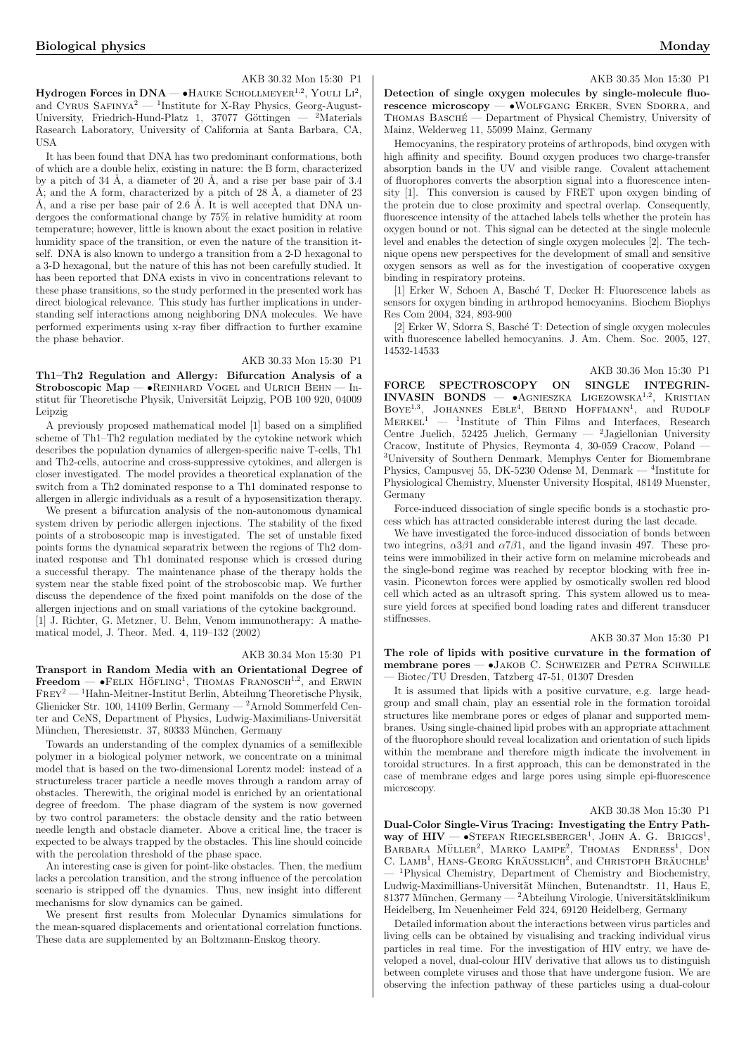AKB 30.32 Mon 15:30 P1

**Hydrogen Forces in DNA** — •Hauke Schollmeyer[1,2], Youli Li[2], and Cyrus Safinya[2] — [1]Institute for X-Ray Physics, Georg-August-University, Friedrich-Hund-Platz 1, 37077 Göttingen — [2]Materials Rasearch Laboratory, University of California at Santa Barbara, CA, USA

It has been found that DNA has two predominant conformations, both of which are a double helix, existing in nature: the B form, characterized by a pitch of 34 Å, a diameter of 20 Å, and a rise per base pair of 3.4 Å; and the A form, characterized by a pitch of 28 Å, a diameter of 23 Å, and a rise per base pair of 2.6 Å. It is well accepted that DNA undergoes the conformational change by 75% in relative humidity at room temperature; however, little is known about the exact position in relative humidity space of the transition, or even the nature of the transition itself. DNA is also known to undergo a transition from a 2-D hexagonal to a 3-D hexagonal, but the nature of this has not been carefully studied. It has been reported that DNA exists in vivo in concentrations relevant to these phase transitions, so the study performed in the presented work has direct biological relevance. This study has further implications in understanding self interactions among neighboring DNA molecules. We have performed experiments using x-ray fiber diffraction to further examine the phase behavior.

AKB 30.33 Mon 15:30 P1

**Th1–Th2 Regulation and Allergy: Bifurcation Analysis of a Stroboscopic Map** — •Reinhard Vogel and Ulrich Behn — Institut für Theoretische Physik, Universität Leipzig, POB 100 920, 04009 Leipzig

A previously proposed mathematical model [1] based on a simplified scheme of Th1–Th2 regulation mediated by the cytokine network which describes the population dynamics of allergen-specific naive T-cells, Th1 and Th2-cells, autocrine and cross-suppressive cytokines, and allergen is closer investigated. The model provides a theoretical explanation of the switch from a Th2 dominated response to a Th1 dominated response to allergen in allergic individuals as a result of a hyposensitization therapy.

We present a bifurcation analysis of the non-autonomous dynamical system driven by periodic allergen injections. The stability of the fixed points of a stroboscopic map is investigated. The set of unstable fixed points forms the dynamical separatrix between the regions of Th2 dominated response and Th1 dominated response which is crossed during a successful therapy. The maintenance phase of the therapy holds the system near the stable fixed point of the stroboscobic map. We further discuss the dependence of the fixed point manifolds on the dose of the allergen injections and on small variations of the cytokine background.

[1] J. Richter, G. Metzner, U. Behn, Venom immunotherapy: A mathematical model, J. Theor. Med. **4**, 119–132 (2002)

AKB 30.34 Mon 15:30 P1

**Transport in Random Media with an Orientational Degree of Freedom** — •Felix Höfling[1], Thomas Franosch[1,2], and Erwin Frey[2] — [1]Hahn-Meitner-Institut Berlin, Abteilung Theoretische Physik, Glienicker Str. 100, 14109 Berlin, Germany — [2]Arnold Sommerfeld Center and CeNS, Department of Physics, Ludwig-Maximilians-Universität München, Theresienstr. 37, 80333 München, Germany

Towards an understanding of the complex dynamics of a semiflexible polymer in a biological polymer network, we concentrate on a minimal model that is based on the two-dimensional Lorentz model: instead of a structureless tracer particle a needle moves through a random array of obstacles. Therewith, the original model is enriched by an orientational degree of freedom. The phase diagram of the system is now governed by two control parameters: the obstacle density and the ratio between needle length and obstacle diameter. Above a critical line, the tracer is expected to be always trapped by the obstacles. This line should coincide with the percolation threshold of the phase space.

An interesting case is given for point-like obstacles. Then, the medium lacks a percolation transition, and the strong influence of the percolation scenario is stripped off the dynamics. Thus, new insight into different mechanisms for slow dynamics can be gained.

We present first results from Molecular Dynamics simulations for the mean-squared displacements and orientational correlation functions. These data are supplemented by an Boltzmann-Enskog theory.

AKB 30.35 Mon 15:30 P1

**Detection of single oxygen molecules by single-molecule fluorescence microscopy** — •Wolfgang Erker, Sven Sdorra, and Thomas Basché — Department of Physical Chemistry, University of Mainz, Welderweg 11, 55099 Mainz, Germany

Hemocyanins, the respiratory proteins of arthropods, bind oxygen with high affinity and specifity. Bound oxygen produces two charge-transfer absorption bands in the UV and visible range. Covalent attachement of fluorophores converts the absorption signal into a fluorescence intensity [1]. This conversion is caused by FRET upon oxygen binding of the protein due to close proximity and spectral overlap. Consequently, fluorescence intensity of the attached labels tells whether the protein has oxygen bound or not. This signal can be detected at the single molecule level and enables the detection of single oxygen molecules [2]. The technique opens new perspectives for the development of small and sensitive oxygen sensors as well as for the investigation of cooperative oxygen binding in respiratory proteins.

[1] Erker W, Schoen A, Basché T, Decker H: Fluorescence labels as sensors for oxygen binding in arthropod hemocyanins. Biochem Biophys Res Com 2004, 324, 893-900

[2] Erker W, Sdorra S, Basché T: Detection of single oxygen molecules with fluorescence labelled hemocyanins. J. Am. Chem. Soc. 2005, 127, 14532-14533

AKB 30.36 Mon 15:30 P1

**FORCE SPECTROSCOPY ON SINGLE INTEGRIN-INVASIN BONDS** — •Agnieszka Ligezowska[1,2], Kristian Boye[1,3], Johannes Eble[4], Bernd Hoffmann[1], and Rudolf Merkel[1] — [1]Institute of Thin Films and Interfaces, Research Centre Juelich, 52425 Juelich, Germany — [2]Jagiellonian University Cracow, Institute of Physics, Reymonta 4, 30-059 Cracow, Poland — [3]University of Southern Denmark, Memphys Center for Biomembrane Physics, Campusvej 55, DK-5230 Odense M, Denmark — [4]Institute for Physiological Chemistry, Muenster University Hospital, 48149 Muenster, Germany

Force-induced dissociation of single specific bonds is a stochastic process which has attracted considerable interest during the last decade.

We have investigated the force-induced dissociation of bonds between two integrins, $\alpha 3\beta 1$ and $\alpha 7\beta 1$, and the ligand invasin 497. These proteins were immobilized in their active form on melamine microbeads and the single-bond regime was reached by receptor blocking with free invasin. Piconewton forces were applied by osmotically swollen red blood cell which acted as an ultrasoft spring. This system allowed us to measure yield forces at specified bond loading rates and different transducer stiffnesses.

AKB 30.37 Mon 15:30 P1

**The role of lipids with positive curvature in the formation of membrane pores** — •Jakob C. Schweizer and Petra Schwille — Biotec/TU Dresden, Tatzberg 47-51, 01307 Dresden

It is assumed that lipids with a positive curvature, e.g. large headgroup and small chain, play an essential role in the formation toroidal structures like membrane pores or edges of planar and supported membranes. Using single-chained lipid probes with an appropriate attachment of the fluorophore should reveal localization and orientation of such lipids within the membrane and therefore migth indicate the involvement in toroidal structures. In a first approach, this can be demonstrated in the case of membrane edges and large pores using simple epi-fluorescence microscopy.

AKB 30.38 Mon 15:30 P1

**Dual-Color Single-Virus Tracing: Investigating the Entry Pathway of HIV** — •Stefan Riegelsberger[1], John A. G. Briggs[1], Barbara Müller[2], Marko Lampe[2], Thomas Endress[1], Don C. Lamb[1], Hans-Georg Kräusslich[2], and Christoph Bräuchle[1] — [1]Physical Chemistry, Department of Chemistry and Biochemistry, Ludwig-Maximillians-Universität München, Butenandtstr. 11, Haus E, 81377 München, Germany — [2]Abteilung Virologie, Universitätsklinikum Heidelberg, Im Neuenheimer Feld 324, 69120 Heidelberg, Germany

Detailed information about the interactions between virus particles and living cells can be obtained by visualising and tracking individual virus particles in real time. For the investigation of HIV entry, we have developed a novel, dual-colour HIV derivative that allows us to distinguish between complete viruses and those that have undergone fusion. We are observing the infection pathway of these particles using a dual-colour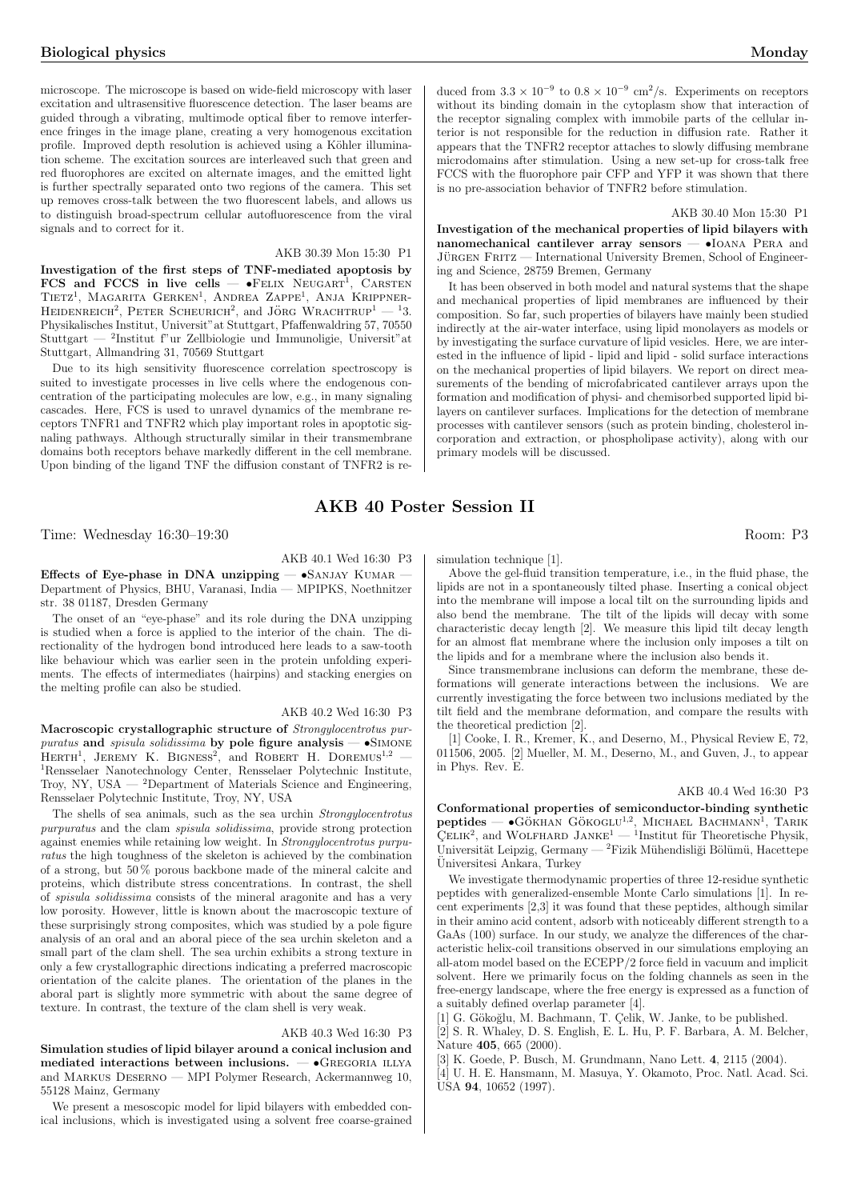microscope. The microscope is based on wide-field microscopy with laser excitation and ultrasensitive fluorescence detection. The laser beams are guided through a vibrating, multimode optical fiber to remove interference fringes in the image plane, creating a very homogenous excitation profile. Improved depth resolution is achieved using a Köhler illumination scheme. The excitation sources are interleaved such that green and red fluorophores are excited on alternate images, and the emitted light is further spectrally separated onto two regions of the camera. This set up removes cross-talk between the two fluorescent labels, and allows us to distinguish broad-spectrum cellular autofluorescence from the viral signals and to correct for it.

AKB 30.39 Mon 15:30 P1

**Investigation of the first steps of TNF-mediated apoptosis by FCS and FCCS in live cells** — •Felix Neugart[1], Carsten Tietz[1], Magarita Gerken[1], Andrea Zappe[1], Anja Krippner-Heidenreich[2], Peter Scheurich[2], and Jörg Wrachtrup[1] — [1]3. Physikalisches Institut, Universit"at Stuttgart, Pfaffenwaldring 57, 70550 Stuttgart — [2]Institut f"ur Zellbiologie und Immunoligie, Universit"at Stuttgart, Allmandring 31, 70569 Stuttgart

Due to its high sensitivity fluorescence correlation spectroscopy is suited to investigate processes in live cells where the endogenous concentration of the participating molecules are low, e.g., in many signaling cascades. Here, FCS is used to unravel dynamics of the membrane receptors TNFR1 and TNFR2 which play important roles in apoptotic signaling pathways. Although structurally similar in their transmembrane domains both receptors behave markedly different in the cell membrane. Upon binding of the ligand TNF the diffusion constant of TNFR2 is reduced from $3.3 \times 10^{-9}$ to $0.8 \times 10^{-9}$ cm$^2$/s. Experiments on receptors without its binding domain in the cytoplasm show that interaction of the receptor signaling complex with immobile parts of the cellular interior is not responsible for the reduction in diffusion rate. Rather it appears that the TNFR2 receptor attaches to slowly diffusing membrane microdomains after stimulation. Using a new set-up for cross-talk free FCCS with the fluorophore pair CFP and YFP it was shown that there is no pre-association behavior of TNFR2 before stimulation.

AKB 30.40 Mon 15:30 P1

**Investigation of the mechanical properties of lipid bilayers with nanomechanical cantilever array sensors** — •Ioana Pera and Jürgen Fritz — International University Bremen, School of Engineering and Science, 28759 Bremen, Germany

It has been observed in both model and natural systems that the shape and mechanical properties of lipid membranes are influenced by their composition. So far, such properties of bilayers have mainly been studied indirectly at the air-water interface, using lipid monolayers as models or by investigating the surface curvature of lipid vesicles. Here, we are interested in the influence of lipid - lipid and lipid - solid surface interactions on the mechanical properties of lipid bilayers. We report on direct measurements of the bending of microfabricated cantilever arrays upon the formation and modification of physi- and chemisorbed supported lipid bilayers on cantilever surfaces. Implications for the detection of membrane processes with cantilever sensors (such as protein binding, cholesterol incorporation and extraction, or phospholipase activity), along with our primary models will be discussed.

## AKB 40 Poster Session II

Time: Wednesday 16:30–19:30 Room: P3

AKB 40.1 Wed 16:30 P3

**Effects of Eye-phase in DNA unzipping** — •Sanjay Kumar — Department of Physics, BHU, Varanasi, India — MPIPKS, Noethnitzer str. 38 01187, Dresden Germany

The onset of an "eye-phase" and its role during the DNA unzipping is studied when a force is applied to the interior of the chain. The directionality of the hydrogen bond introduced here leads to a saw-tooth like behaviour which was earlier seen in the protein unfolding experiments. The effects of intermediates (hairpins) and stacking energies on the melting profile can also be studied.

AKB 40.2 Wed 16:30 P3

**Macroscopic crystallographic structure of *Strongylocentrotus purpuratus* and *spisula solidissima* by pole figure analysis** — •Simone Herth[1], Jeremy K. Bigness[2], and Robert H. Doremus[1,2] — [1]Rensselaer Nanotechnology Center, Rensselaer Polytechnic Institute, Troy, NY, USA — [2]Department of Materials Science and Engineering, Rensselaer Polytechnic Institute, Troy, NY, USA

The shells of sea animals, such as the sea urchin *Strongylocentrotus purpuratus* and the clam *spisula solidissima*, provide strong protection against enemies while retaining low weight. In *Strongylocentrotus purpuratus* the high toughness of the skeleton is achieved by the combination of a strong, but 50 % porous backbone made of the mineral calcite and proteins, which distribute stress concentrations. In contrast, the shell of *spisula solidissima* consists of the mineral aragonite and has a very low porosity. However, little is known about the macroscopic texture of these surprisingly strong composites, which was studied by a pole figure analysis of an oral and an aboral piece of the sea urchin skeleton and a small part of the clam shell. The sea urchin exhibits a strong texture in only a few crystallographic directions indicating a preferred macroscopic orientation of the calcite planes. The orientation of the planes in the aboral part is slightly more symmetric with about the same degree of texture. In contrast, the texture of the clam shell is very weak.

AKB 40.3 Wed 16:30 P3

**Simulation studies of lipid bilayer around a conical inclusion and mediated interactions between inclusions.** — •Gregoria illya and Markus Deserno — MPI Polymer Research, Ackermannweg 10, 55128 Mainz, Germany

We present a mesoscopic model for lipid bilayers with embedded conical inclusions, which is investigated using a solvent free coarse-grained simulation technique [1].

Above the gel-fluid transition temperature, i.e., in the fluid phase, the lipids are not in a spontaneously tilted phase. Inserting a conical object into the membrane will impose a local tilt on the surrounding lipids and also bend the membrane. The tilt of the lipids will decay with some characteristic decay length [2]. We measure this lipid tilt decay length for an almost flat membrane where the inclusion only imposes a tilt on the lipids and for a membrane where the inclusion also bends it.

Since transmembrane inclusions can deform the membrane, these deformations will generate interactions between the inclusions. We are currently investigating the force between two inclusions mediated by the tilt field and the membrane deformation, and compare the results with the theoretical prediction [2].

[1] Cooke, I. R., Kremer, K., and Deserno, M., Physical Review E, 72, 011506, 2005. [2] Mueller, M. M., Deserno, M., and Guven, J., to appear in Phys. Rev. E.

AKB 40.4 Wed 16:30 P3

**Conformational properties of semiconductor-binding synthetic peptides** — •Gökhan Gökoglu[1,2], Michael Bachmann[1], Tarik Çelik[2], and Wolfhard Janke[1] — [1]Institut für Theoretische Physik, Universität Leipzig, Germany — [2]Fizik Mühendisliği Bölümü, Hacettepe Üniversitesi Ankara, Turkey

We investigate thermodynamic properties of three 12-residue synthetic peptides with generalized-ensemble Monte Carlo simulations [1]. In recent experiments [2,3] it was found that these peptides, although similar in their amino acid content, adsorb with noticeably different strength to a GaAs (100) surface. In our study, we analyze the differences of the characteristic helix-coil transitions observed in our simulations employing an all-atom model based on the ECEPP/2 force field in vacuum and implicit solvent. Here we primarily focus on the folding channels as seen in the free-energy landscape, where the free energy is expressed as a function of a suitably defined overlap parameter [4].

[1] G. Gökoğlu, M. Bachmann, T. Çelik, W. Janke, to be published.
[2] S. R. Whaley, D. S. English, E. L. Hu, P. F. Barbara, A. M. Belcher, Nature **405**, 665 (2000).
[3] K. Goede, P. Busch, M. Grundmann, Nano Lett. **4**, 2115 (2004).
[4] U. H. E. Hansmann, M. Masuya, Y. Okamoto, Proc. Natl. Acad. Sci. USA **94**, 10652 (1997).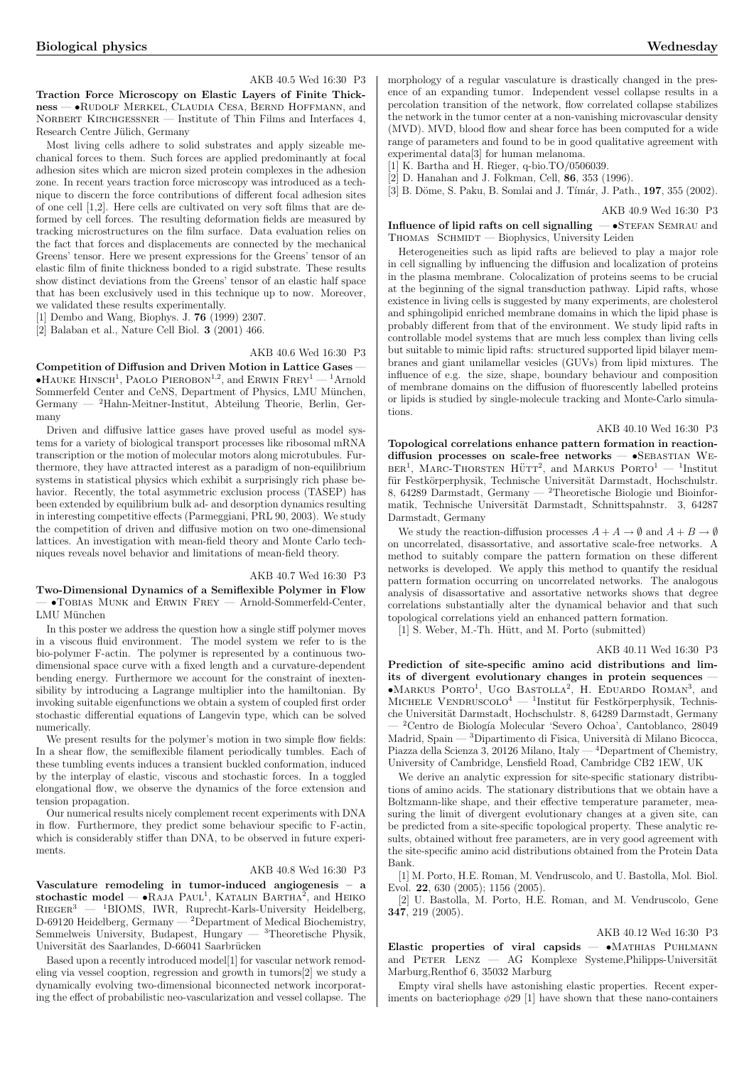AKB 40.5 Wed 16:30 P3

**Traction Force Microscopy on Elastic Layers of Finite Thickness** — •Rudolf Merkel, Claudia Cesa, Bernd Hoffmann, and Norbert Kirchgessner — Institute of Thin Films and Interfaces 4, Research Centre Jülich, Germany

Most living cells adhere to solid substrates and apply sizeable mechanical forces to them. Such forces are applied predominantly at focal adhesion sites which are micron sized protein complexes in the adhesion zone. In recent years traction force microscopy was introduced as a technique to discern the force contributions of different focal adhesion sites of one cell [1,2]. Here cells are cultivated on very soft films that are deformed by cell forces. The resulting deformation fields are measured by tracking microstructures on the film surface. Data evaluation relies on the fact that forces and displacements are connected by the mechanical Greens' tensor. Here we present expressions for the Greens' tensor of an elastic film of finite thickness bonded to a rigid substrate. These results show distinct deviations from the Greens' tensor of an elastic half space that has been exclusively used in this technique up to now. Moreover, we validated these results experimentally.

[1] Dembo and Wang, Biophys. J. **76** (1999) 2307.

[2] Balaban et al., Nature Cell Biol. **3** (2001) 466.

AKB 40.6 Wed 16:30 P3

**Competition of Diffusion and Driven Motion in Lattice Gases** — •Hauke Hinsch[1], Paolo Pierobon[1,2], and Erwin Frey[1] — [1]Arnold Sommerfeld Center and CeNS, Department of Physics, LMU München, Germany — [2]Hahn-Meitner-Institut, Abteilung Theorie, Berlin, Germany

Driven and diffusive lattice gases have proved useful as model systems for a variety of biological transport processes like ribosomal mRNA transcription or the motion of molecular motors along microtubules. Furthermore, they have attracted interest as a paradigm of non-equilibrium systems in statistical physics which exhibit a surprisingly rich phase behavior. Recently, the total asymmetric exclusion process (TASEP) has been extended by equilibrium bulk ad- and desorption dynamics resulting in interesting competitive effects (Parmeggiani, PRL 90, 2003). We study the competition of driven and diffusive motion on two one-dimensional lattices. An investigation with mean-field theory and Monte Carlo techniques reveals novel behavior and limitations of mean-field theory.

AKB 40.7 Wed 16:30 P3

**Two-Dimensional Dynamics of a Semiflexible Polymer in Flow** — •Tobias Munk and Erwin Frey — Arnold-Sommerfeld-Center, LMU München

In this poster we address the question how a single stiff polymer moves in a viscous fluid environment. The model system we refer to is the bio-polymer F-actin. The polymer is represented by a continuous two-dimensional space curve with a fixed length and a curvature-dependent bending energy. Furthermore we account for the constraint of inextensibility by introducing a Lagrange multiplier into the hamiltonian. By invoking suitable eigenfunctions we obtain a system of coupled first order stochastic differential equations of Langevin type, which can be solved numerically.

We present results for the polymer's motion in two simple flow fields: In a shear flow, the semiflexible filament periodically tumbles. Each of these tumbling events induces a transient buckled conformation, induced by the interplay of elastic, viscous and stochastic forces. In a toggled elongational flow, we observe the dynamics of the force extension and tension propagation.

Our numerical results nicely complement recent experiments with DNA in flow. Furthermore, they predict some behaviour specific to F-actin, which is considerably stiffer than DNA, to be observed in future experiments.

AKB 40.8 Wed 16:30 P3

**Vasculature remodeling in tumor-induced angiogenesis – a stochastic model** — •Raja Paul[1], Katalin Bartha[2], and Heiko Rieger[3] — [1]BIOMS, IWR, Ruprecht-Karls-University Heidelberg, D-69120 Heidelberg, Germany — [2]Department of Medical Biochemistry, Semmelweis University, Budapest, Hungary — [3]Theoretische Physik, Universität des Saarlandes, D-66041 Saarbrücken

Based upon a recently introduced model[1] for vascular network remodeling via vessel cooption, regression and growth in tumors[2] we study a dynamically evolving two-dimensional biconnected network incorporating the effect of probabilistic neo-vascularization and vessel collapse. The morphology of a regular vasculature is drastically changed in the presence of an expanding tumor. Independent vessel collapse results in a percolation transition of the network, flow correlated collapse stabilizes the network in the tumor center at a non-vanishing microvascular density (MVD). MVD, blood flow and shear force has been computed for a wide range of parameters and found to be in good qualitative agreement with experimental data[3] for human melanoma.

[1] K. Bartha and H. Rieger, q-bio.TO/0506039.

[2] D. Hanahan and J. Folkman, Cell, **86**, 353 (1996).

[3] B. Döme, S. Paku, B. Somlai and J. Tímár, J. Path., **197**, 355 (2002).

AKB 40.9 Wed 16:30 P3

**Influence of lipid rafts on cell signalling** — •Stefan Semrau and Thomas Schmidt — Biophysics, University Leiden

Heterogeneities such as lipid rafts are believed to play a major role in cell signalling by influencing the diffusion and localization of proteins in the plasma membrane. Colocalization of proteins seems to be crucial at the beginning of the signal transduction pathway. Lipid rafts, whose existence in living cells is suggested by many experiments, are cholesterol and sphingolipid enriched membrane domains in which the lipid phase is probably different from that of the environment. We study lipid rafts in controllable model systems that are much less complex than living cells but suitable to mimic lipid rafts: structured supported lipid bilayer membranes and giant unilamellar vesicles (GUVs) from lipid mixtures. The influence of e.g. the size, shape, boundary behaviour and composition of membrane domains on the diffusion of fluorescently labelled proteins or lipids is studied by single-molecule tracking and Monte-Carlo simulations.

AKB 40.10 Wed 16:30 P3

**Topological correlations enhance pattern formation in reaction-diffusion processes on scale-free networks** — •Sebastian Weber[1], Marc-Thorsten Hütt[2], and Markus Porto[1] — [1]Institut für Festkörperphysik, Technische Universität Darmstadt, Hochschulstr. 8, 64289 Darmstadt, Germany — [2]Theoretische Biologie und Bioinformatik, Technische Universität Darmstadt, Schnittspahnstr. 3, 64287 Darmstadt, Germany

We study the reaction-diffusion processes $A + A \to \emptyset$ and $A + B \to \emptyset$ on uncorrelated, disassortative, and assortative scale-free networks. A method to suitably compare the pattern formation on these different networks is developed. We apply this method to quantify the residual pattern formation occurring on uncorrelated networks. The analogous analysis of disassortative and assortative networks shows that degree correlations substantially alter the dynamical behavior and that such topological correlations yield an enhanced pattern formation.

[1] S. Weber, M.-Th. Hütt, and M. Porto (submitted)

AKB 40.11 Wed 16:30 P3

**Prediction of site-specific amino acid distributions and limits of divergent evolutionary changes in protein sequences** — •Markus Porto[1], Ugo Bastolla[2], H. Eduardo Roman[3], and Michele Vendruscolo[4] — [1]Institut für Festkörperphysik, Technische Universität Darmstadt, Hochschulstr. 8, 64289 Darmstadt, Germany — [2]Centro de Biología Molecular 'Severo Ochoa', Cantoblanco, 28049 Madrid, Spain — [3]Dipartimento di Fisica, Università di Milano Bicocca, Piazza della Scienza 3, 20126 Milano, Italy — [4]Department of Chemistry, University of Cambridge, Lensfield Road, Cambridge CB2 1EW, UK

We derive an analytic expression for site-specific stationary distributions of amino acids. The stationary distributions that we obtain have a Boltzmann-like shape, and their effective temperature parameter, measuring the limit of divergent evolutionary changes at a given site, can be predicted from a site-specific topological property. These analytic results, obtained without free parameters, are in very good agreement with the site-specific amino acid distributions obtained from the Protein Data Bank.

[1] M. Porto, H.E. Roman, M. Vendruscolo, and U. Bastolla, Mol. Biol. Evol. **22**, 630 (2005); 1156 (2005).

[2] U. Bastolla, M. Porto, H.E. Roman, and M. Vendruscolo, Gene **347**, 219 (2005).

AKB 40.12 Wed 16:30 P3

**Elastic properties of viral capsids** — •Mathias Puhlmann and Peter Lenz — AG Komplexe Systeme,Philipps-Universität Marburg,Renthof 6, 35032 Marburg

Empty viral shells have astonishing elastic properties. Recent experiments on bacteriophage $\phi 29$ [1] have shown that these nano-containers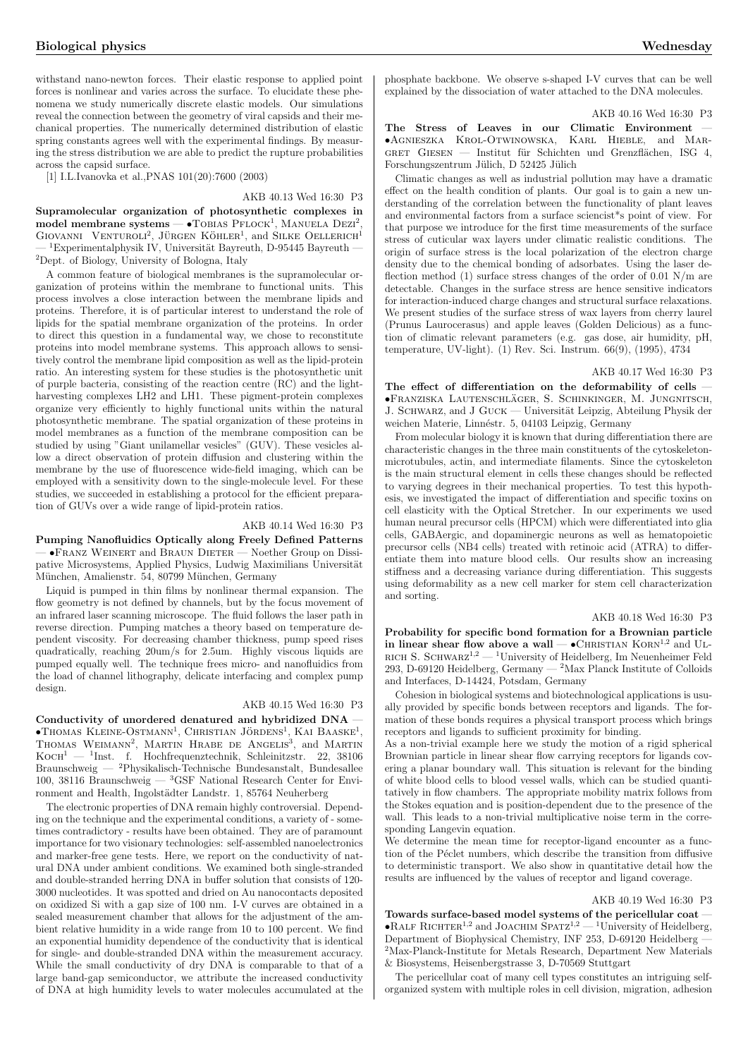withstand nano-newton forces. Their elastic response to applied point forces is nonlinear and varies across the surface. To elucidate these phenomena we study numerically discrete elastic models. Our simulations reveal the connection between the geometry of viral capsids and their mechanical properties. The numerically determined distribution of elastic spring constants agrees well with the experimental findings. By measuring the stress distribution we are able to predict the rupture probabilities across the capsid surface.

[1] I.L.Ivanovka et al.,PNAS 101(20):7600 (2003)

AKB 40.13 Wed 16:30 P3

**Supramolecular organization of photosynthetic complexes in model membrane systems** — •Tobias Pflock[1], Manuela Dezi[2], Giovanni Venturoli[2], Jürgen Köhler[1], and Silke Oellerich[1] — [1]Experimentalphysik IV, Universität Bayreuth, D-95445 Bayreuth — [2]Dept. of Biology, University of Bologna, Italy

A common feature of biological membranes is the supramolecular organization of proteins within the membrane to functional units. This process involves a close interaction between the membrane lipids and proteins. Therefore, it is of particular interest to understand the role of lipids for the spatial membrane organization of the proteins. In order to direct this question in a fundamental way, we chose to reconstitute proteins into model membrane systems. This approach allows to sensitively control the membrane lipid composition as well as the lipid-protein ratio. An interesting system for these studies is the photosynthetic unit of purple bacteria, consisting of the reaction centre (RC) and the light-harvesting complexes LH2 and LH1. These pigment-protein complexes organize very efficiently to highly functional units within the natural photosynthetic membrane. The spatial organization of these proteins in model membranes as a function of the membrane composition can be studied by using "Giant unilamellar vesicles" (GUV). These vesicles allow a direct observation of protein diffusion and clustering within the membrane by the use of fluorescence wide-field imaging, which can be employed with a sensitivity down to the single-molecule level. For these studies, we succeeded in establishing a protocol for the efficient preparation of GUVs over a wide range of lipid-protein ratios.

AKB 40.14 Wed 16:30 P3

**Pumping Nanofluidics Optically along Freely Defined Patterns** — •Franz Weinert and Braun Dieter — Noether Group on Dissipative Microsystems, Applied Physics, Ludwig Maximilians Universität München, Amalienstr. 54, 80799 München, Germany

Liquid is pumped in thin films by nonlinear thermal expansion. The flow geometry is not defined by channels, but by the focus movement of an infrared laser scanning microscope. The fluid follows the laser path in reverse direction. Pumping matches a theory based on temperature dependent viscosity. For decreasing chamber thickness, pump speed rises quadratically, reaching 20um/s for 2.5um. Highly viscous liquids are pumped equally well. The technique frees micro- and nanofluidics from the load of channel lithography, delicate interfacing and complex pump design.

AKB 40.15 Wed 16:30 P3

**Conductivity of unordered denatured and hybridized DNA** — •Thomas Kleine-Ostmann[1], Christian Jördens[1], Kai Baaske[1], Thomas Weimann[2], Martin Hrabe de Angelis[3], and Martin Koch[1] — [1]Inst. f. Hochfrequenztechnik, Schleinitzstr. 22, 38106 Braunschweig — [2]Physikalisch-Technische Bundesanstalt, Bundesallee 100, 38116 Braunschweig — [3]GSF National Research Center for Environment and Health, Ingolstädter Landstr. 1, 85764 Neuherberg

The electronic properties of DNA remain highly controversial. Depending on the technique and the experimental conditions, a variety of - sometimes contradictory - results have been obtained. They are of paramount importance for two visionary technologies: self-assembled nanoelectronics and marker-free gene tests. Here, we report on the conductivity of natural DNA under ambient conditions. We examined both single-stranded and double-stranded herring DNA in buffer solution that consists of 120-3000 nucleotides. It was spotted and dried on Au nanocontacts deposited on oxidized Si with a gap size of 100 nm. I-V curves are obtained in a sealed measurement chamber that allows for the adjustment of the ambient relative humidity in a wide range from 10 to 100 percent. We find an exponential humidity dependence of the conductivity that is identical for single- and double-stranded DNA within the measurement accuracy. While the small conductivity of dry DNA is comparable to that of a large band-gap semiconductor, we attribute the increased conductivity of DNA at high humidity levels to water molecules accumulated at the phosphate backbone. We observe s-shaped I-V curves that can be well explained by the dissociation of water attached to the DNA molecules.

AKB 40.16 Wed 16:30 P3

**The Stress of Leaves in our Climatic Environment** — •Agnieszka Krol-Otwinowska, Karl Hieble, and Margret Giesen — Institut für Schichten und Grenzflächen, ISG 4, Forschungszentrum Jülich, D 52425 Jülich

Climatic changes as well as industrial pollution may have a dramatic effect on the health condition of plants. Our goal is to gain a new understanding of the correlation between the functionality of plant leaves and environmental factors from a surface sciencist*s point of view. For that purpose we introduce for the first time measurements of the surface stress of cuticular wax layers under climatic realistic conditions. The origin of surface stress is the local polarization of the electron charge density due to the chemical bonding of adsorbates. Using the laser deflection method (1) surface stress changes of the order of 0.01 N/m are detectable. Changes in the surface stress are hence sensitive indicators for interaction-induced charge changes and structural surface relaxations. We present studies of the surface stress of wax layers from cherry laurel (Prunus Laurocerasus) and apple leaves (Golden Delicious) as a function of climatic relevant parameters (e.g. gas dose, air humidity, pH, temperature, UV-light). (1) Rev. Sci. Instrum. 66(9), (1995), 4734

AKB 40.17 Wed 16:30 P3

**The effect of differentiation on the deformability of cells** — •Franziska Lautenschläger, S. Schinkinger, M. Jungnitsch, J. Schwarz, and J Guck — Universität Leipzig, Abteilung Physik der weichen Materie, Linnéstr. 5, 04103 Leipzig, Germany

From molecular biology it is known that during differentiation there are characteristic changes in the three main constituents of the cytoskeleton-microtubules, actin, and intermediate filaments. Since the cytoskeleton is the main structural element in cells these changes should be reflected to varying degrees in their mechanical properties. To test this hypothesis, we investigated the impact of differentiation and specific toxins on cell elasticity with the Optical Stretcher. In our experiments we used human neural precursor cells (HPCM) which were differentiated into glia cells, GABAergic, and dopaminergic neurons as well as hematopoietic precursor cells (NB4 cells) treated with retinoic acid (ATRA) to differentiate them into mature blood cells. Our results show an increasing stiffness and a decreasing variance during differentiation. This suggests using deformability as a new cell marker for stem cell characterization and sorting.

AKB 40.18 Wed 16:30 P3

**Probability for specific bond formation for a Brownian particle in linear shear flow above a wall** — •Christian Korn[1,2] and Ulrich S. Schwarz[1,2] — [1]University of Heidelberg, Im Neuenheimer Feld 293, D-69120 Heidelberg, Germany — [2]Max Planck Institute of Colloids and Interfaces, D-14424, Potsdam, Germany

Cohesion in biological systems and biotechnological applications is usually provided by specific bonds between receptors and ligands. The formation of these bonds requires a physical transport process which brings receptors and ligands to sufficient proximity for binding.

As a non-trivial example here we study the motion of a rigid spherical Brownian particle in linear shear flow carrying receptors for ligands covering a planar boundary wall. This situation is relevant for the binding of white blood cells to blood vessel walls, which can be studied quantitatively in flow chambers. The appropriate mobility matrix follows from the Stokes equation and is position-dependent due to the presence of the wall. This leads to a non-trivial multiplicative noise term in the corresponding Langevin equation.

We determine the mean time for receptor-ligand encounter as a function of the Péclet numbers, which describe the transition from diffusive to deterministic transport. We also show in quantitative detail how the results are influenced by the values of receptor and ligand coverage.

AKB 40.19 Wed 16:30 P3

**Towards surface-based model systems of the pericellular coat** — •Ralf Richter[1,2] and Joachim Spatz[1,2] — [1]University of Heidelberg, Department of Biophysical Chemistry, INF 253, D-69120 Heidelberg — [2]Max-Planck-Institute for Metals Research, Department New Materials & Biosystems, Heisenbergstrasse 3, D-70569 Stuttgart

The pericellular coat of many cell types constitutes an intriguing self-organized system with multiple roles in cell division, migration, adhesion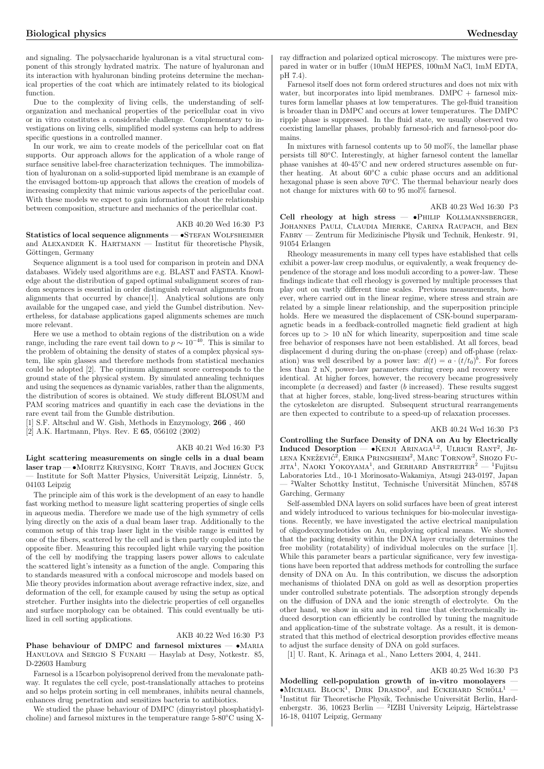and signaling. The polysaccharide hyaluronan is a vital structural component of this strongly hydrated matrix. The nature of hyaluronan and its interaction with hyaluronan binding proteins determine the mechanical properties of the coat which are intimately related to its biological function.

Due to the complexity of living cells, the understanding of self-organization and mechanical properties of the pericellular coat in vivo or in vitro constitutes a considerable challenge. Complementary to investigations on living cells, simplified model systems can help to address specific questions in a controlled manner.

In our work, we aim to create models of the pericellular coat on flat supports. Our approach allows for the application of a whole range of surface sensitive label-free characterization techniques. The immobilization of hyaluronan on a solid-supported lipid membrane is an example of the envisaged bottom-up approach that allows the creation of models of increasing complexity that mimic various aspects of the pericellular coat. With these models we expect to gain information about the relationship between composition, structure and mechanics of the pericellular coat.

AKB 40.20 Wed 16:30 P3

**Statistics of local sequence alignments** — •Stefan Wolfsheimer and Alexander K. Hartmann — Institut für theoretische Physik, Göttingen, Germany

Sequence alignment is a tool used for comparison in protein and DNA databases. Widely used algorithms are e.g. BLAST and FASTA. Knowledge about the distribution of gaped optimal subalignment scores of random sequences is essential in order distinguish relevant alignments from alignments that occurred by chance[1]. Analytical solutions are only available for the ungaped case, and yield the Gumbel distribution. Nevertheless, for database applications gaped alignments schemes are much more relevant.

Here we use a method to obtain regions of the distribution on a wide range, including the rare event tail down to $p \sim 10^{-40}$. This is similar to the problem of obtaining the density of states of a complex physical system, like spin glasses and therefore methods from statistical mechanics could be adopted [2]. The optimum alignment score corresponds to the ground state of the physical system. By simulated annealing techniques and using the sequences as dynamic variables, rather than the alignments, the distribution of scores is obtained. We study different BLOSUM and PAM scoring matrices and quantify in each case the deviations in the rare event tail from the Gumble distribution.

[1] S.F. Altschul and W. Gish, Methods in Enzymology, **266** , 460

[2] A.K. Hartmann, Phys. Rev. E **65**, 056102 (2002)

AKB 40.21 Wed 16:30 P3

**Light scattering measurements on single cells in a dual beam laser trap** — •Moritz Kreysing, Kort Travis, and Jochen Guck — Institute for Soft Matter Physics, Universität Leipzig, Linnéstr. 5, 04103 Leipzig

The principle aim of this work is the development of an easy to handle fast working method to measure light scattering properties of single cells in aqueous media. Therefore we made use of the high symmetry of cells lying directly on the axis of a dual beam laser trap. Additionally to the common setup of this trap laser light in the visible range is emitted by one of the fibers, scattered by the cell and is then partly coupled into the opposite fiber. Measuring this recoupled light while varying the position of the cell by modifying the trapping lasers power allows to calculate the scattered light's intensity as a function of the angle. Comparing this to standards measured with a confocal microscope and models based on Mie theory provides information about average refractive index, size, and deformation of the cell, for example caused by using the setup as optical stretcher. Further insights into the dielectric properties of cell organelles and surface morphology can be obtained. This could eventually be utilized in cell sorting applications.

AKB 40.22 Wed 16:30 P3

**Phase behaviour of DMPC and farnesol mixtures** — •Maria Hanulova and Sergio S Funari — Hasylab at Desy, Notkestr. 85, D-22603 Hamburg

Farnesol is a 15carbon polyisoprenol derived from the mevalonate pathway. It regulates the cell cycle, post-translationally attaches to proteins and so helps protein sorting in cell membranes, inhibits neural channels, enhances drug penetration and sensitizes bacteria to antibiotics.

We studied the phase behaviour of DMPC (dimyristoyl phosphatidylcholine) and farnesol mixtures in the temperature range 5-80°C using X-ray diffraction and polarized optical microscopy. The mixtures were prepared in water or in buffer (10mM HEPES, 100mM NaCl, 1mM EDTA, pH 7.4).

Farnesol itself does not form ordered structures and does not mix with water, but incorporates into lipid membranes. DMPC + farnesol mixtures form lamellar phases at low temperatures. The gel-fluid transition is broader than in DMPC and occurs at lower temperatures. The DMPC ripple phase is suppressed. In the fluid state, we usually observed two coexisting lamellar phases, probably farnesol-rich and farnesol-poor domains.

In mixtures with farnesol contents up to 50 mol%, the lamellar phase persists till 80°C. Interestingly, at higher farnesol content the lamellar phase vanishes at 40-45°C and new ordered structures assemble on further heating. At about 60°C a cubic phase occurs and an additional hexagonal phase is seen above 70°C. The thermal behaviour nearly does not change for mixtures with 60 to 95 mol% farnesol.

AKB 40.23 Wed 16:30 P3

**Cell rheology at high stress** — •Philip Kollmannsberger, Johannes Pauli, Claudia Mierke, Carina Raupach, and Ben Fabry — Zentrum für Medizinische Physik und Technik, Henkestr. 91, 91054 Erlangen

Rheology measurements in many cell types have established that cells exhibit a power-law creep modulus, or equivalently, a weak frequency dependence of the storage and loss moduli according to a power-law. These findings indicate that cell rheology is governed by multiple processes that play out on vastly different time scales. Previous measurements, however, where carried out in the linear regime, where stress and strain are related by a simple linear relationship, and the superposition principle holds. Here we measured the displacement of CSK-bound superparamagnetic beads in a feedback-controlled magnetic field gradient at high forces up to > 10 nN for which linearity, superposition and time scale free behavior of responses have not been established. At all forces, bead displacement d during during the on-phase (creep) and off-phase (relaxation) was well described by a power law: $d(t) = a \cdot (t/t_0)^b$. For forces less than 2 nN, power-law parameters during creep and recovery were identical. At higher forces, however, the recovery became progressively incomplete ($a$ decreased) and faster ($b$ increased). These results suggest that at higher forces, stable, long-lived stress-bearing structures within the cytoskeleton are disrupted. Subsequent structural rearrangements are then expected to contribute to a speed-up of relaxation processes.

AKB 40.24 Wed 16:30 P3

**Controlling the Surface Density of DNA on Au by Electrically Induced Desorption** — •Kenji Arinaga[1,2], Ulrich Rant[2], Jelena Knežević[2], Erika Pringsheim[2], Marc Tornow[2], Shozo Fujita[1], Naoki Yokoyama[1], and Gerhard Abstreiter[2] — [1]Fujitsu Laboratories Ltd., 10-1 Morinosato-Wakamiya, Atsugi 243-0197, Japan — [2]Walter Schottky Institut, Technische Universität München, 85748 Garching, Germany

Self-assembled DNA layers on solid surfaces have been of great interest and widely introduced to various techniques for bio-molecular investigations. Recently, we have investigated the active electrical manipulation of oligodeoxynucleotides on Au, employing optical means. We showed that the packing density within the DNA layer crucially determines the free mobility (rotatability) of individual molecules on the surface [1]. While this parameter bears a particular significance, very few investigations have been reported that address methods for controlling the surface density of DNA on Au. In this contribution, we discuss the adsorption mechanisms of thiolated DNA on gold as well as desorption properties under controlled substrate potentials. The adsorption strongly depends on the diffusion of DNA and the ionic strength of electrolyte. On the other hand, we show in situ and in real time that electrochemically induced desorption can efficiently be controlled by tuning the magnitude and application-time of the substrate voltage. As a result, it is demonstrated that this method of electrical desorption provides effective means to adjust the surface density of DNA on gold surfaces.

[1] U. Rant, K. Arinaga et al., Nano Letters 2004, 4, 2441.

AKB 40.25 Wed 16:30 P3

**Modelling cell-population growth of in-vitro monolayers** — •Michael Block[1], Dirk Drasdo[2], and Eckehard Schöll[1] — [1]Institut für Theoretische Physik, Technische Universität Berlin, Hardenbergstr. 36, 10623 Berlin — [2]IZBI University Leipzig, Härtelstrasse 16-18, 04107 Leipzig, Germany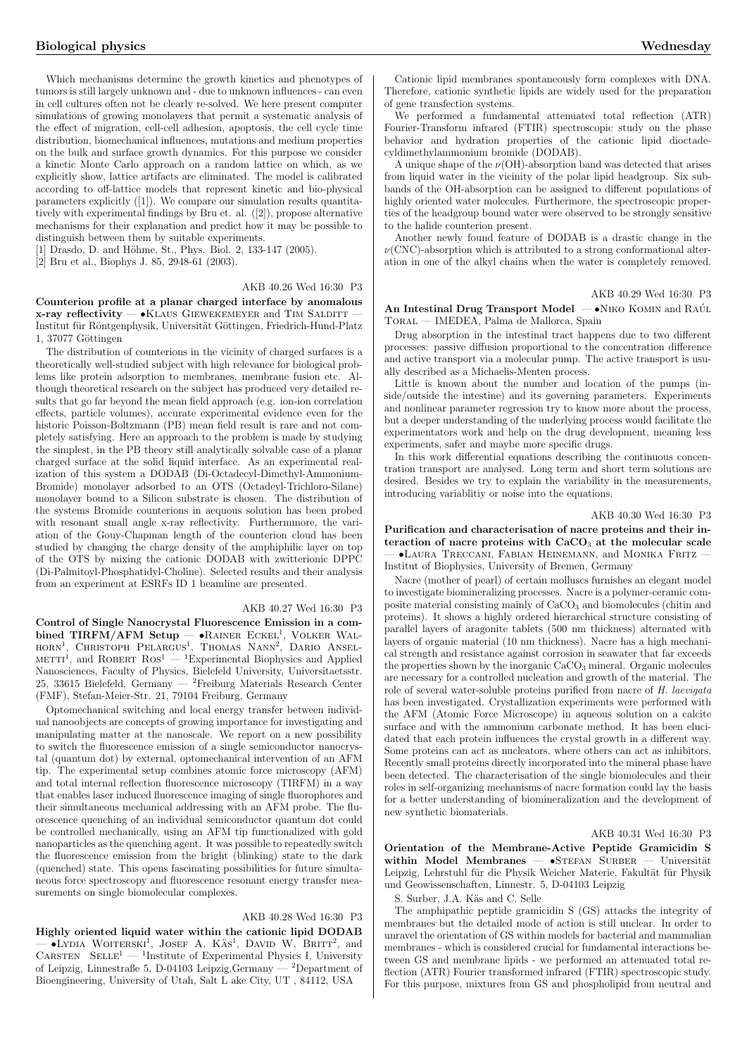Which mechanisms determine the growth kinetics and phenotypes of tumors is still largely unknown and - due to unknown influences - can even in cell cultures often not be clearly re-solved. We here present computer simulations of growing monolayers that permit a systematic analysis of the effect of migration, cell-cell adhesion, apoptosis, the cell cycle time distribution, biomechanical influences, mutations and medium properties on the bulk and surface growth dynamics. For this purpose we consider a kinetic Monte Carlo approach on a random lattice on which, as we explicitly show, lattice artifacts are eliminated. The model is calibrated according to off-lattice models that represent kinetic and bio-physical parameters explicitly ([1]). We compare our simulation results quantitatively with experimental findings by Bru et. al. ([2]), propose alternative mechanisms for their explanation and predict how it may be possible to distinguish between them by suitable experiments.

[1] Drasdo, D. and Höhme, St., Phys. Biol. 2, 133-147 (2005).

[2] Bru et al., Biophys J. 85, 2948-61 (2003).

AKB 40.26 Wed 16:30 P3

**Counterion profile at a planar charged interface by anomalous x-ray reflectivity** — •Klaus Giewekemeyer and Tim Salditt — Institut für Röntgenphysik, Universität Göttingen, Friedrich-Hund-Platz 1, 37077 Göttingen

The distribution of counterions in the vicinity of charged surfaces is a theoretically well-studied subject with high relevance for biological problems like protein adsorption to membranes, membrane fusion etc. Although theoretical research on the subject has produced very detailed results that go far beyond the mean field approach (e.g. ion-ion correlation effects, particle volumes), accurate experimental evidence even for the historic Poisson-Boltzmann (PB) mean field result is rare and not completely satisfying. Here an approach to the problem is made by studying the simplest, in the PB theory still analytically solvable case of a planar charged surface at the solid liquid interface. As an experimental realization of this system a DODAB (Di-Octadecyl-Dimethyl-Ammonium-Bromide) monolayer adsorbed to an OTS (Octadeyl-Trichloro-Silane) monolayer bound to a Silicon substrate is chosen. The distribution of the systems Bromide counterions in aequous solution has been probed with resonant small angle x-ray reflectivity. Furthermmore, the variation of the Gouy-Chapman length of the counterion cloud has been studied by changing the charge density of the amphiphilic layer on top of the OTS by mixing the cationic DODAB with zwitterionic DPPC (Di-Palmitoyl-Phosphatidyl-Choline). Selected results and their analysis from an experiment at ESRFs ID 1 beamline are presented.

AKB 40.27 Wed 16:30 P3

**Control of Single Nanocrystal Fluorescence Emission in a combined TIRFM/AFM Setup** — •Rainer Eckel[1], Volker Walhorn[1], Christoph Pelargus[1], Thomas Nann[2], Dario Anselmetti[1], and Robert Ros[1] — [1]Experimental Biophysics and Applied Nanosciences, Faculty of Physics, Bielefeld University, Universitaetsstr. 25, 33615 Bielefeld, Germany — [2]Freiburg Materials Research Center (FMF), Stefan-Meier-Str. 21, 79104 Freiburg, Germany

Optomechanical switching and local energy transfer between individual nanoobjects are concepts of growing importance for investigating and manipulating matter at the nanoscale. We report on a new possibility to switch the fluorescence emission of a single semiconductor nanocrystal (quantum dot) by external, optomechanical intervention of an AFM tip. The experimental setup combines atomic force microscopy (AFM) and total internal reflection fluorescence microscopy (TIRFM) in a way that enables laser induced fluorescence imaging of single fluorophores and their simultaneous mechanical addressing with an AFM probe. The fluorescence quenching of an individual semiconductor quantum dot could be controlled mechanically, using an AFM tip functionalized with gold nanoparticles as the quenching agent. It was possible to repeatedly switch the fluorescence emission from the bright (blinking) state to the dark (quenched) state. This opens fascinating possibilities for future simultaneous force spectroscopy and fluorescence resonant energy transfer measurements on single biomolecular complexes.

AKB 40.28 Wed 16:30 P3

**Highly oriented liquid water within the cationic lipid DODAB** — •Lydia Woiterski[1], Josef A. Käs[1], David W. Britt[2], and Carsten Selle[1] — [1]Institute of Experimental Physics I, University of Leipzig, Linnestraße 5, D-04103 Leipzig,Germany — [2]Department of Bioengineering, University of Utah, Salt L ake City, UT , 84112, USA

Cationic lipid membranes spontaneously form complexes with DNA. Therefore, cationic synthetic lipids are widely used for the preparation of gene transfection systems.

We performed a fundamental attenuated total reflection (ATR) Fourier-Transform infrared (FTIR) spectroscopic study on the phase behavior and hydration properties of the cationic lipid dioctadecyldimethylammonium bromide (DODAB).

A unique shape of the $\nu$(OH)-absorption band was detected that arises from liquid water in the vicinity of the polar lipid headgroup. Six subbands of the OH-absorption can be assigned to different populations of highly oriented water molecules. Furthermore, the spectroscopic properties of the headgroup bound water were observed to be strongly sensitive to the halide counterion present.

Another newly found feature of DODAB is a drastic change in the $\nu$(CNC)-absorption which is attributed to a strong conformational alteration in one of the alkyl chains when the water is completely removed.

AKB 40.29 Wed 16:30 P3

**An Intestinal Drug Transport Model** — •Niko Komin and Raúl Toral — IMEDEA, Palma de Mallorca, Spain

Drug absorption in the intestinal tract happens due to two different processes: passive diffusion proportional to the concentration difference and active transport via a molecular pump. The active transport is usually described as a Michaelis-Menten process.

Little is known about the number and location of the pumps (inside/outside the intestine) and its governing parameters. Experiments and nonlinear parameter regression try to know more about the process, but a deeper understanding of the underlying process would facilitate the experimentators work and help on the drug development, meaning less experiments, safer and maybe more specific drugs.

In this work differential equations describing the continuous concentration transport are analysed. Long term and short term solutions are desired. Besides we try to explain the variability in the measurements, introducing variablitiy or noise into the equations.

AKB 40.30 Wed 16:30 P3

**Purification and characterisation of nacre proteins and their interaction of nacre proteins with $CaCO_3$ at the molecular scale** — •Laura Treccani, Fabian Heinemann, and Monika Fritz — Institut of Biophysics, University of Bremen, Germany

Nacre (mother of pearl) of certain molluscs furnishes an elegant model to investigate biomineralizing processes. Nacre is a polymer-ceramic composite material consisting mainly of $CaCO_3$ and biomolecules (chitin and proteins). It shows a highly ordered hierarchical structure consisting of parallel layers of aragonite tablets (500 nm thickness) alternated with layers of organic material (10 nm thickness). Nacre has a high mechanical strength and resistance against corrosion in seawater that far exceeds the properties shown by the inorganic $CaCO_3$ mineral. Organic molecules are necessary for a controlled nucleation and growth of the material. The role of several water-soluble proteins purified from nacre of *H. laevigata* has been investigated. Crystallization experiments were performed with the AFM (Atomic Force Microscope) in aqueous solution on a calcite surface and with the ammonium carbonate method. It has been elucidated that each protein influences the crystal growth in a different way. Some proteins can act as nucleators, where others can act as inhibitors. Recently small proteins directly incorporated into the mineral phase have been detected. The characterisation of the single biomolecules and their roles in self-organizing mechanisms of nacre formation could lay the basis for a better understanding of biomineralization and the development of new synthetic biomaterials.

AKB 40.31 Wed 16:30 P3

**Orientation of the Membrane-Active Peptide Gramicidin S within Model Membranes** — •Stefan Surber — Universität Leipzig, Lehrstuhl für die Physik Weicher Materie, Fakultät für Physik und Geowissenschaften, Linnestr. 5, D-04103 Leipzig

S. Surber, J.A. Käs and C. Selle

The amphipathic peptide gramicidin S (GS) attacks the integrity of membranes but the detailed mode of action is still unclear. In order to unravel the orientation of GS within models for bacterial and mammalian membranes - which is considered crucial for fundamental interactions between GS and membrane lipids - we performed an attenuated total reflection (ATR) Fourier transformed infrared (FTIR) spectroscopic study. For this purpose, mixtures from GS and phospholipid from neutral and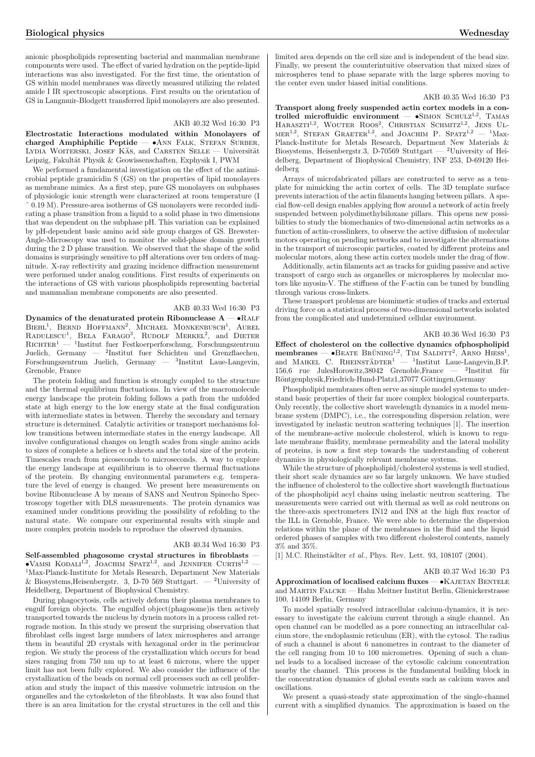anionic phospholipids representing bacterial and mammalian membrane components were used. The effect of varied hydration on the peptide-lipid interactions was also investigated. For the first time, the orientation of GS within model membranes was directly measured utilizing the related amide I IR spectroscopic absorptions. First results on the orientation of GS in Langmuir-Blodgett transferred lipid monolayers are also presented.

AKB 40.32 Wed 16:30 P3

**Electrostatic Interactions modulated within Monolayers of charged Amphiphilic Peptide** — •Ann Falk, Stefan Surber, Lydia Woiterski, Josef Käs, and Carsten Selle — Universität Leipzig, Fakultät Physik & Geowissenschaften, Exphysik I, PWM

We performed a fundamental investigation on the effect of the antimicrobial peptide gramicidin S (GS) on the properties of lipid monolayers as membrane mimics. As a first step, pure GS monolayers on subphases of physiologic ionic strength were characterized at room temperature (I ~ 0.19 M). Pressure-area isotherms of GS monolayers were recorded indicating a phase transition from a liquid to a solid phase in two dimensions that was dependent on the subphase pH. This variation can be explained by pH-dependent basic amino acid side group charges of GS. Brewster-Angle-Microscopy was used to monitor the solid-phase domain growth during the 2 D phase transition. We observed that the shape of the solid domains is surprisingly sensitive to pH alterations over ten orders of magnitude. X-ray reflectivity and grazing incidence diffraction measurement were performed under analog conditions. First results of experiments on the interactions of GS with various phospholipids representing bacterial and mammalian membrane components are also presented.

AKB 40.33 Wed 16:30 P3

**Dynamics of the denaturated protein Ribonuclease A** — •Ralf Biehl[1], Bernd Hoffmann[2], Michael Monkenbusch[1], Aurel Radulescu[1], Bela Farago[3], Rudolf Merkel[2], and Dieter Richter[1] — [1]Institut fuer Festkoerperforschung, Forschungszentrum Juelich, Germany — [2]Institut fuer Schichten und Grenzflaechen, Forschungszentrum Juelich, Germany — [3]Institut Laue-Langevin, Grenoble, France

The protein folding and function is strongly coupled to the structure and the thermal equilibrium fluctuations. In view of the macromolecule energy landscape the protein folding follows a path from the unfolded state at high energy to the low energy state at the final configuration with intermediate states in between. Thereby the secondary and ternary structure is determined. Catalytic activities or transport mechanisms follow transitions between intermediate states in the energy landscape. All involve configurational changes on length scales from single amino acids to sizes of complete a helices or b sheets and the total size of the protein. Timescales reach from picoseconds to microseconds. A way to explore the energy landscape at equilibrium is to observe thermal fluctuations of the protein. By changing environmental parameters e.g. temperature the level of energy is changed. We present here measurements on bovine Ribonuclease A by means of SANS and Neutron Spinecho Spectroscopy together with DLS measurements. The protein dynamics was examined under conditions providing the possibility of refolding to the natural state. We compare our experimental results with simple and more complex protein models to reproduce the observed dynamics.

AKB 40.34 Wed 16:30 P3

**Self-assembled phagosome crystal structures in fibroblasts** — •Vamsi Kodali[1,2], Joachim Spatz[1,2], and Jennifer Curtis[1,2] — [1]Max-Planck-Institute for Metals Research, Department New Materials & Biosystems,Heisenbergstr. 3, D-70 569 Stuttgart. — [2]University of Heidelberg, Department of Biophysical Chemistry.

During phagocytosis, cells actively deform their plasma membranes to engulf foreign objects. The engulfed object(phagosome)is then actively transported towards the nucleus by dynein motors in a process called retrograde motion. In this study we present the surprising observation that fibroblast cells ingest large numbers of latex microspheres and arrange them in beautiful 2D crystals with hexagonal order in the perinuclear region. We study the process of the crystallization which occurs for bead sizes ranging from 750 nm up to at least 6 microns, where the upper limit has not been fully explored. We also consider the influence of the crystallization of the beads on normal cell processes such as cell proliferation and study the impact of this massive volumetric intrusion on the organelles and the cytoskeleton of the fibroblasts. It was also found that there is an area limitation for the crystal structures in the cell and this limited area depends on the cell size and is independent of the bead size. Finally, we present the counterintuitive observation that mixed sizes of microspheres tend to phase separate with the large spheres moving to the center even under biased initial conditions.

AKB 40.35 Wed 16:30 P3

**Transport along freely suspended actin cortex models in a controlled microfluidic environment** — •Simon Schulz[1,2], Tamas Haraszti[1,2], Wouter Roos[2], Christian Schmitz[1,2], Jens Ulmer[1,2], Stefan Graeter[1,2], and Joachim P. Spatz[1,2] — [1]Max-Planck-Institute for Metals Research, Department New Materials & Biosystems, Heisenbergstr.3, D-70569 Stuttgart — [2]University of Heidelberg, Department of Biophysical Chemistry, INF 253, D-69120 Heidelberg

Arrays of microfabricated pillars are constructed to serve as a template for mimicking the actin cortex of cells. The 3D template surface prevents interaction of the actin filaments hanging between pillars. A special flow-cell design enables applying flow around a network of actin freely suspended between polydimethylsiloxane pillars. This opens new possibilities to study the biomechanics of two-dimensional actin networks as a function of actin-crosslinkers, to observe the active diffusion of molecular motors operating on pending networks and to investigate the alternations in the transport of microscopic particles, coated by different proteins and molecular motors, along these actin cortex models under the drag of flow.

Additionally, actin filaments act as tracks for guiding passive and active transport of cargo such as organelles or microspheres by molecular motors like myosin-V. The stiffness of the F-actin can be tuned by bundling through various cross-linkers.

These transport problems are biomimetic studies of tracks and external driving force on a statistical process of two-dimensional networks isolated from the complicated and undetermined cellular environment.

AKB 40.36 Wed 16:30 P3

**Effect of cholesterol on the collective dynamics ofphospholipid membranes** — •Beate Brüning[1,2], Tim Salditt[2], Arno Hiess[1], and Maikel C. Rheinstädter[1] — [1]Institut Laue-Langevin,B.P. 156,6 rue JulesHorowitz,38042 Grenoble,France — [2]Institut für Röntgenphysik,Friedrich-Hund-Platz1,37077 Göttingen,Germany

Phospholipid membranes often serve as simple model systems to understand basic properties of their far more complex biological counterparts. Only recently, the collective short wavelength dynamics in a model membrane system (DMPC), i.e., the corresponding dispersion relation, were investigated by inelastic neutron scattering techniques [1]. The insertion of the membrane-active molecule cholesterol, which is known to regulate membrane fluidity, membrane permeability and the lateral mobility of proteins, is now a first step towards the understanding of coherent dynamics in physiologically relevant membrane systems.

While the structure of phospholipid/cholesterol systems is well studied, their short scale dynamics are so far largely unknown. We have studied the influence of cholesterol to the collective short wavelength fluctuations of the phospholipid acyl chains using inelastic neutron scattering. The measurements were carried out with thermal as well as cold neutrons on the three-axis spectrometers IN12 and IN8 at the high flux reactor of the ILL in Grenoble, France. We were able to determine the dispersion relations within the plane of the membranes in the fluid and the liquid ordered phases of samples with two different cholesterol contents, namely 3% and 35%.

[1] M.C. Rheinstädter *et al.*, Phys. Rev. Lett. 93, 108107 (2004).

AKB 40.37 Wed 16:30 P3

**Approximation of localised calcium fluxes** — •Kajetan Bentele and Martin Falcke — Hahn Meitner Institut Berlin, Glienickerstrasse 100, 14109 Berlin, Germany

To model spatially resolved intracellular calcium-dynamics, it is necessary to investigate the calcium current through a single channel. An open channel can be modelled as a pore connecting an intracellular calcium store, the endoplasmic reticulum (ER), with the cytosol. The radius of such a channel is about 6 nanometres in contrast to the diameter of the cell ranging from 10 to 100 micrometres. Opening of such a channel leads to a localised increase of the cytosolic calcium concentration nearby the channel. This process is the fundamental building block in the concentration dynamics of global events such as calcium waves and oscillations.

We present a quasi-steady state approximation of the single-channel current with a simplified dynamics. The approximation is based on the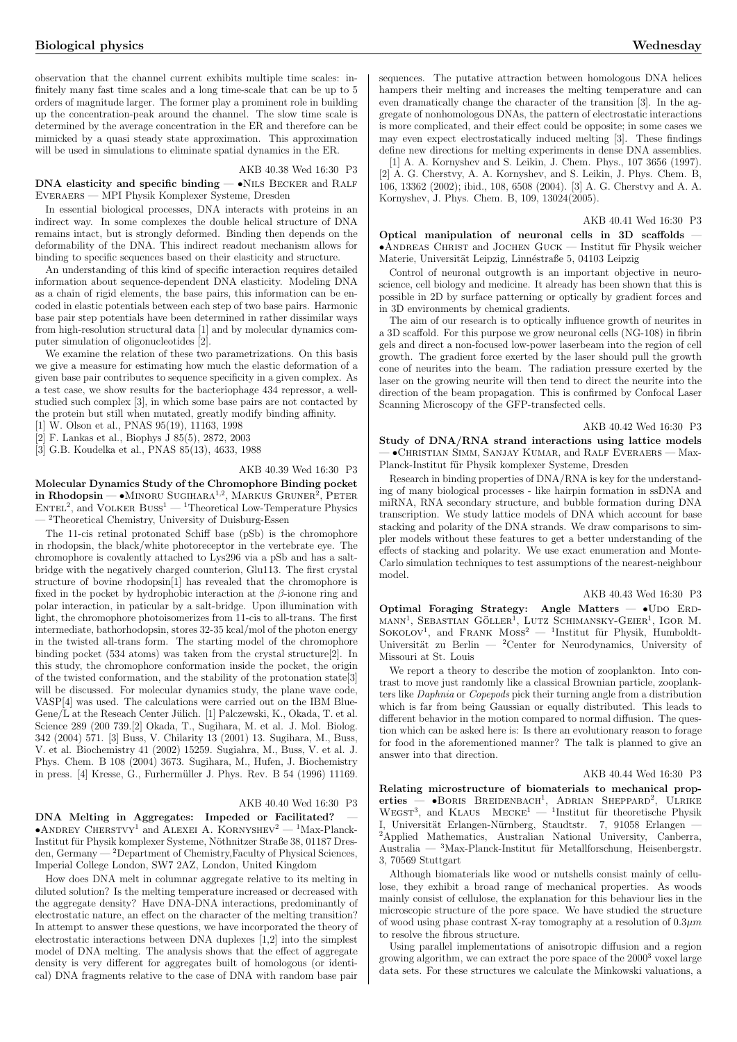observation that the channel current exhibits multiple time scales: infinitely many fast time scales and a long time-scale that can be up to 5 orders of magnitude larger. The former play a prominent role in building up the concentration-peak around the channel. The slow time scale is determined by the average concentration in the ER and therefore can be mimicked by a quasi steady state approximation. This approximation will be used in simulations to eliminate spatial dynamics in the ER.

AKB 40.38 Wed 16:30 P3

**DNA elasticity and specific binding** — •Nils Becker and Ralf Everaers — MPI Physik Komplexer Systeme, Dresden

In essential biological processes, DNA interacts with proteins in an indirect way. In some complexes the double helical structure of DNA remains intact, but is strongly deformed. Binding then depends on the deformability of the DNA. This indirect readout mechanism allows for binding to specific sequences based on their elasticity and structure.

An understanding of this kind of specific interaction requires detailed information about sequence-dependent DNA elasticity. Modeling DNA as a chain of rigid elements, the base pairs, this information can be encoded in elastic potentials between each step of two base pairs. Harmonic base pair step potentials have been determined in rather dissimilar ways from high-resolution structural data [1] and by molecular dynamics computer simulation of oligonucleotides [2].

We examine the relation of these two parametrizations. On this basis we give a measure for estimating how much the elastic deformation of a given base pair contributes to sequence specificity in a given complex. As a test case, we show results for the bacteriophage 434 repressor, a well-studied such complex [3], in which some base pairs are not contacted by the protein but still when mutated, greatly modify binding affinity.

[1] W. Olson et al., PNAS 95(19), 11163, 1998

[2] F. Lankas et al., Biophys J 85(5), 2872, 2003

[3] G.B. Koudelka et al., PNAS 85(13), 4633, 1988

AKB 40.39 Wed 16:30 P3

**Molecular Dynamics Study of the Chromophore Binding pocket in Rhodopsin** — •Minoru Sugihara[1,2], Markus Gruner[2], Peter Entel[2], and Volker Buss[1] — [1]Theoretical Low-Temperature Physics — [2]Theoretical Chemistry, University of Duisburg-Essen

The 11-cis retinal protonated Schiff base (pSb) is the chromophore in rhodopsin, the black/white photoreceptor in the vertebrate eye. The chromophore is covalently attached to Lys296 via a pSb and has a salt-bridge with the negatively charged counterion, Glu113. The first crystal structure of bovine rhodopsin[1] has revealed that the chromophore is fixed in the pocket by hydrophobic interaction at the $\beta$-ionone ring and polar interaction, in paticular by a salt-bridge. Upon illumination with light, the chromophore photoisomerizes from 11-cis to all-trans. The first intermediate, bathorhodopsin, stores 32-35 kcal/mol of the photon energy in the twisted all-trans form. The starting model of the chromophore binding pocket (534 atoms) was taken from the crystal structure[2]. In this study, the chromophore conformation inside the pocket, the origin of the twisted conformation, and the stability of the protonation state[3] will be discussed. For molecular dynamics study, the plane wave code, VASP[4] was used. The calculations were carried out on the IBM Blue-Gene/L at the Reseach Center Jülich. [1] Palczewski, K., Okada, T. et al. Science 289 (200 739.[2] Okada, T., Sugihara, M. et al. J. Mol. Biolog. 342 (2004) 571. [3] Buss, V. Chilarity 13 (2001) 13. Sugihara, M., Buss, V. et al. Biochemistry 41 (2002) 15259. Sugiahra, M., Buss, V. et al. J. Phys. Chem. B 108 (2004) 3673. Sugihara, M., Hufen, J. Biochemistry in press. [4] Kresse, G., Furhermüller J. Phys. Rev. B 54 (1996) 11169.

AKB 40.40 Wed 16:30 P3

**DNA Melting in Aggregates: Impeded or Facilitated?** — •Andrey Cherstvy[1] and Alexei A. Kornyshev[2] — [1]Max-Planck-Institut für Physik komplexer Systeme, Nöthnitzer Straße 38, 01187 Dresden, Germany — [2]Department of Chemistry,Faculty of Physical Sciences, Imperial College London, SW7 2AZ, London, United Kingdom

How does DNA melt in columnar aggregate relative to its melting in diluted solution? Is the melting temperature increased or decreased with the aggregate density? Have DNA-DNA interactions, predominantly of electrostatic nature, an effect on the character of the melting transition? In attempt to answer these questions, we have incorporated the theory of electrostatic interactions between DNA duplexes [1,2] into the simplest model of DNA melting. The analysis shows that the effect of aggregate density is very different for aggregates built of homologous (or identical) DNA fragments relative to the case of DNA with random base pair sequences. The putative attraction between homologous DNA helices hampers their melting and increases the melting temperature and can even dramatically change the character of the transition [3]. In the aggregate of nonhomologous DNAs, the pattern of electrostatic interactions is more complicated, and their effect could be opposite; in some cases we may even expect electrostatically induced melting [3]. These findings define new directions for melting experiments in dense DNA assemblies.

[1] A. A. Kornyshev and S. Leikin, J. Chem. Phys., 107 3656 (1997). [2] A. G. Cherstvy, A. A. Kornyshev, and S. Leikin, J. Phys. Chem. B, 106, 13362 (2002); ibid., 108, 6508 (2004). [3] A. G. Cherstvy and A. A. Kornyshev, J. Phys. Chem. B, 109, 13024(2005).

AKB 40.41 Wed 16:30 P3

**Optical manipulation of neuronal cells in 3D scaffolds** — •Andreas Christ and Jochen Guck — Institut für Physik weicher Materie, Universität Leipzig, Linnéstraße 5, 04103 Leipzig

Control of neuronal outgrowth is an important objective in neuroscience, cell biology and medicine. It already has been shown that this is possible in 2D by surface patterning or optically by gradient forces and in 3D environments by chemical gradients.

The aim of our research is to optically influence growth of neurites in a 3D scaffold. For this purpose we grow neuronal cells (NG-108) in fibrin gels and direct a non-focused low-power laserbeam into the region of cell growth. The gradient force exerted by the laser should pull the growth cone of neurites into the beam. The radiation pressure exerted by the laser on the growing neurite will then tend to direct the neurite into the direction of the beam propagation. This is confirmed by Confocal Laser Scanning Microscopy of the GFP-transfected cells.

AKB 40.42 Wed 16:30 P3

**Study of DNA/RNA strand interactions using lattice models** — •Christian Simm, Sanjay Kumar, and Ralf Everaers — Max-Planck-Institut für Physik komplexer Systeme, Dresden

Research in binding properties of DNA/RNA is key for the understanding of many biological processes - like hairpin formation in ssDNA and miRNA, RNA secondary structure, and bubble formation during DNA transcription. We study lattice models of DNA which account for base stacking and polarity of the DNA strands. We draw comparisons to simpler models without these features to get a better understanding of the effects of stacking and polarity. We use exact enumeration and Monte-Carlo simulation techniques to test assumptions of the nearest-neighbour model.

AKB 40.43 Wed 16:30 P3

**Optimal Foraging Strategy: Angle Matters** — •Udo Erdmann[1], Sebastian Göller[1], Lutz Schimansky-Geier[1], Igor M. Sokolov[1], and Frank Moss[2] — [1]Institut für Physik, Humboldt-Universität zu Berlin — [2]Center for Neurodynamics, University of Missouri at St. Louis

We report a theory to describe the motion of zooplankton. Into contrast to move just randomly like a classical Brownian particle, zooplankters like *Daphnia* or *Copepods* pick their turning angle from a distribution which is far from being Gaussian or equally distributed. This leads to different behavior in the motion compared to normal diffusion. The question which can be asked here is: Is there an evolutionary reason to forage for food in the aforementioned manner? The talk is planned to give an answer into that direction.

AKB 40.44 Wed 16:30 P3

**Relating microstructure of biomaterials to mechanical properties** — •Boris Breidenbach[1], Adrian Sheppard[2], Ulrike Wegst[3], and Klaus Mecke[1] — [1]Institut für theoretische Physik I, Universität Erlangen-Nürnberg, Staudtstr. 7, 91058 Erlangen — [2]Applied Mathematics, Australian National University, Canberra, Australia — [3]Max-Planck-Institut für Metallforschung, Heisenbergstr. 3, 70569 Stuttgart

Although biomaterials like wood or nutshells consist mainly of cellulose, they exhibit a broad range of mechanical properties. As woods mainly consist of cellulose, the explanation for this behaviour lies in the microscopic structure of the pore space. We have studied the structure of wood using phase contrast X-ray tomography at a resolution of $0.3\mu m$ to resolve the fibrous structure.

Using parallel implementations of anisotropic diffusion and a region growing algorithm, we can extract the pore space of the $2000^3$ voxel large data sets. For these structures we calculate the Minkowski valuations, a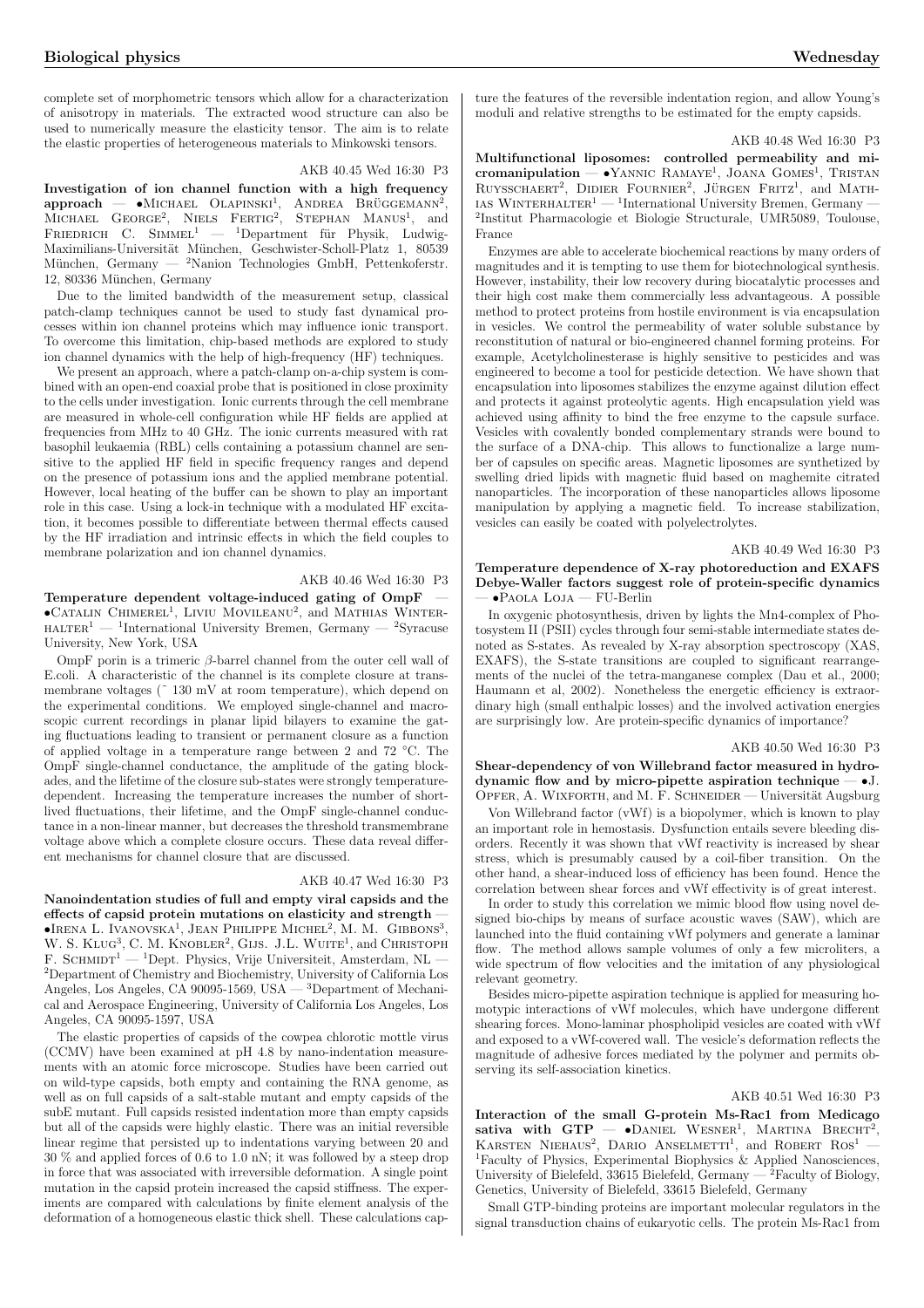complete set of morphometric tensors which allow for a characterization of anisotropy in materials. The extracted wood structure can also be used to numerically measure the elasticity tensor. The aim is to relate the elastic properties of heterogeneous materials to Minkowski tensors.

AKB 40.45 Wed 16:30 P3

**Investigation of ion channel function with a high frequency approach** — •Michael Olapinski[1], Andrea Brüggemann[2], Michael George[2], Niels Fertig[2], Stephan Manus[1], and Friedrich C. Simmel[1] — [1]Department für Physik, Ludwig-Maximilians-Universität München, Geschwister-Scholl-Platz 1, 80539 München, Germany — [2]Nanion Technologies GmbH, Pettenkoferstr. 12, 80336 München, Germany

Due to the limited bandwidth of the measurement setup, classical patch-clamp techniques cannot be used to study fast dynamical processes within ion channel proteins which may influence ionic transport. To overcome this limitation, chip-based methods are explored to study ion channel dynamics with the help of high-frequency (HF) techniques.

We present an approach, where a patch-clamp on-a-chip system is combined with an open-end coaxial probe that is positioned in close proximity to the cells under investigation. Ionic currents through the cell membrane are measured in whole-cell configuration while HF fields are applied at frequencies from MHz to 40 GHz. The ionic currents measured with rat basophil leukaemia (RBL) cells containing a potassium channel are sensitive to the applied HF field in specific frequency ranges and depend on the presence of potassium ions and the applied membrane potential. However, local heating of the buffer can be shown to play an important role in this case. Using a lock-in technique with a modulated HF excitation, it becomes possible to differentiate between thermal effects caused by the HF irradiation and intrinsic effects in which the field couples to membrane polarization and ion channel dynamics.

AKB 40.46 Wed 16:30 P3

**Temperature dependent voltage-induced gating of OmpF** — •Catalin Chimerel[1], Liviu Movileanu[2], and Mathias Winterhalter[1] — [1]International University Bremen, Germany — [2]Syracuse University, New York, USA

OmpF porin is a trimeric $\beta$-barrel channel from the outer cell wall of E.coli. A characteristic of the channel is its complete closure at transmembrane voltages (~ 130 mV at room temperature), which depend on the experimental conditions. We employed single-channel and macroscopic current recordings in planar lipid bilayers to examine the gating fluctuations leading to transient or permanent closure as a function of applied voltage in a temperature range between 2 and 72 °C. The OmpF single-channel conductance, the amplitude of the gating blockades, and the lifetime of the closure sub-states were strongly temperature-dependent. Increasing the temperature increases the number of short-lived fluctuations, their lifetime, and the OmpF single-channel conductance in a non-linear manner, but decreases the threshold transmembrane voltage above which a complete closure occurs. These data reveal different mechanisms for channel closure that are discussed.

AKB 40.47 Wed 16:30 P3

**Nanoindentation studies of full and empty viral capsids and the effects of capsid protein mutations on elasticity and strength** — •Irena L. Ivanovska[1], Jean Philippe Michel[2], M. M. Gibbons[3], W. S. Klug[3], C. M. Knobler[2], Gijs. J.L. Wuite[1], and Christoph F. Schmidt[1] — [1]Dept. Physics, Vrije Universiteit, Amsterdam, NL — [2]Department of Chemistry and Biochemistry, University of California Los Angeles, Los Angeles, CA 90095-1569, USA — [3]Department of Mechanical and Aerospace Engineering, University of California Los Angeles, Los Angeles, CA 90095-1597, USA

The elastic properties of capsids of the cowpea chlorotic mottle virus (CCMV) have been examined at pH 4.8 by nano-indentation measurements with an atomic force microscope. Studies have been carried out on wild-type capsids, both empty and containing the RNA genome, as well as on full capsids of a salt-stable mutant and empty capsids of the subE mutant. Full capsids resisted indentation more than empty capsids but all of the capsids were highly elastic. There was an initial reversible linear regime that persisted up to indentations varying between 20 and 30 % and applied forces of 0.6 to 1.0 nN; it was followed by a steep drop in force that was associated with irreversible deformation. A single point mutation in the capsid protein increased the capsid stiffness. The experiments are compared with calculations by finite element analysis of the deformation of a homogeneous elastic thick shell. These calculations capture the features of the reversible indentation region, and allow Young's moduli and relative strengths to be estimated for the empty capsids.

AKB 40.48 Wed 16:30 P3

**Multifunctional liposomes: controlled permeability and micromanipulation** — •Yannic Ramaye[1], Joana Gomes[1], Tristan Ruysschaert[2], Didier Fournier[2], Jürgen Fritz[1], and Mathias Winterhalter[1] — [1]International University Bremen, Germany — [2]Institut Pharmacologie et Biologie Structurale, UMR5089, Toulouse, France

Enzymes are able to accelerate biochemical reactions by many orders of magnitudes and it is tempting to use them for biotechnological synthesis. However, instability, their low recovery during biocatalytic processes and their high cost make them commercially less advantageous. A possible method to protect proteins from hostile environment is via encapsulation in vesicles. We control the permeability of water soluble substance by reconstitution of natural or bio-engineered channel forming proteins. For example, Acetylcholinesterase is highly sensitive to pesticides and was engineered to become a tool for pesticide detection. We have shown that encapsulation into liposomes stabilizes the enzyme against dilution effect and protects it against proteolytic agents. High encapsulation yield was achieved using affinity to bind the free enzyme to the capsule surface. Vesicles with covalently bonded complementary strands were bound to the surface of a DNA-chip. This allows to functionalize a large number of capsules on specific areas. Magnetic liposomes are synthetized by swelling dried lipids with magnetic fluid based on maghemite citrated nanoparticles. The incorporation of these nanoparticles allows liposome manipulation by applying a magnetic field. To increase stabilization, vesicles can easily be coated with polyelectrolytes.

AKB 40.49 Wed 16:30 P3

**Temperature dependence of X-ray photoreduction and EXAFS Debye-Waller factors suggest role of protein-specific dynamics** — •Paola Loja — FU-Berlin

In oxygenic photosynthesis, driven by lights the Mn4-complex of Photosystem II (PSII) cycles through four semi-stable intermediate states denoted as S-states. As revealed by X-ray absorption spectroscopy (XAS, EXAFS), the S-state transitions are coupled to significant rearrangements of the nuclei of the tetra-manganese complex (Dau et al., 2000; Haumann et al, 2002). Nonetheless the energetic efficiency is extraordinary high (small enthalpic losses) and the involved activation energies are surprisingly low. Are protein-specific dynamics of importance?

AKB 40.50 Wed 16:30 P3

**Shear-dependency of von Willebrand factor measured in hydrodynamic flow and by micro-pipette aspiration technique** — •J. Opfer, A. Wixforth, and M. F. Schneider — Universität Augsburg

Von Willebrand factor (vWf) is a biopolymer, which is known to play an important role in hemostasis. Dysfunction entails severe bleeding disorders. Recently it was shown that vWf reactivity is increased by shear stress, which is presumably caused by a coil-fiber transition. On the other hand, a shear-induced loss of efficiency has been found. Hence the correlation between shear forces and vWf effectivity is of great interest.

In order to study this correlation we mimic blood flow using novel designed bio-chips by means of surface acoustic waves (SAW), which are launched into the fluid containing vWf polymers and generate a laminar flow. The method allows sample volumes of only a few microliters, a wide spectrum of flow velocities and the imitation of any physiological relevant geometry.

Besides micro-pipette aspiration technique is applied for measuring homotypic interactions of vWf molecules, which have undergone different shearing forces. Mono-laminar phospholipid vesicles are coated with vWf and exposed to a vWf-covered wall. The vesicle's deformation reflects the magnitude of adhesive forces mediated by the polymer and permits observing its self-association kinetics.

AKB 40.51 Wed 16:30 P3

**Interaction of the small G-protein Ms-Rac1 from Medicago sativa with GTP** — •Daniel Wesner[1], Martina Brecht[2], Karsten Niehaus[2], Dario Anselmetti[1], and Robert Ros[1] — [1]Faculty of Physics, Experimental Biophysics & Applied Nanosciences, University of Bielefeld, 33615 Bielefeld, Germany — [2]Faculty of Biology, Genetics, University of Bielefeld, 33615 Bielefeld, Germany

Small GTP-binding proteins are important molecular regulators in the signal transduction chains of eukaryotic cells. The protein Ms-Rac1 from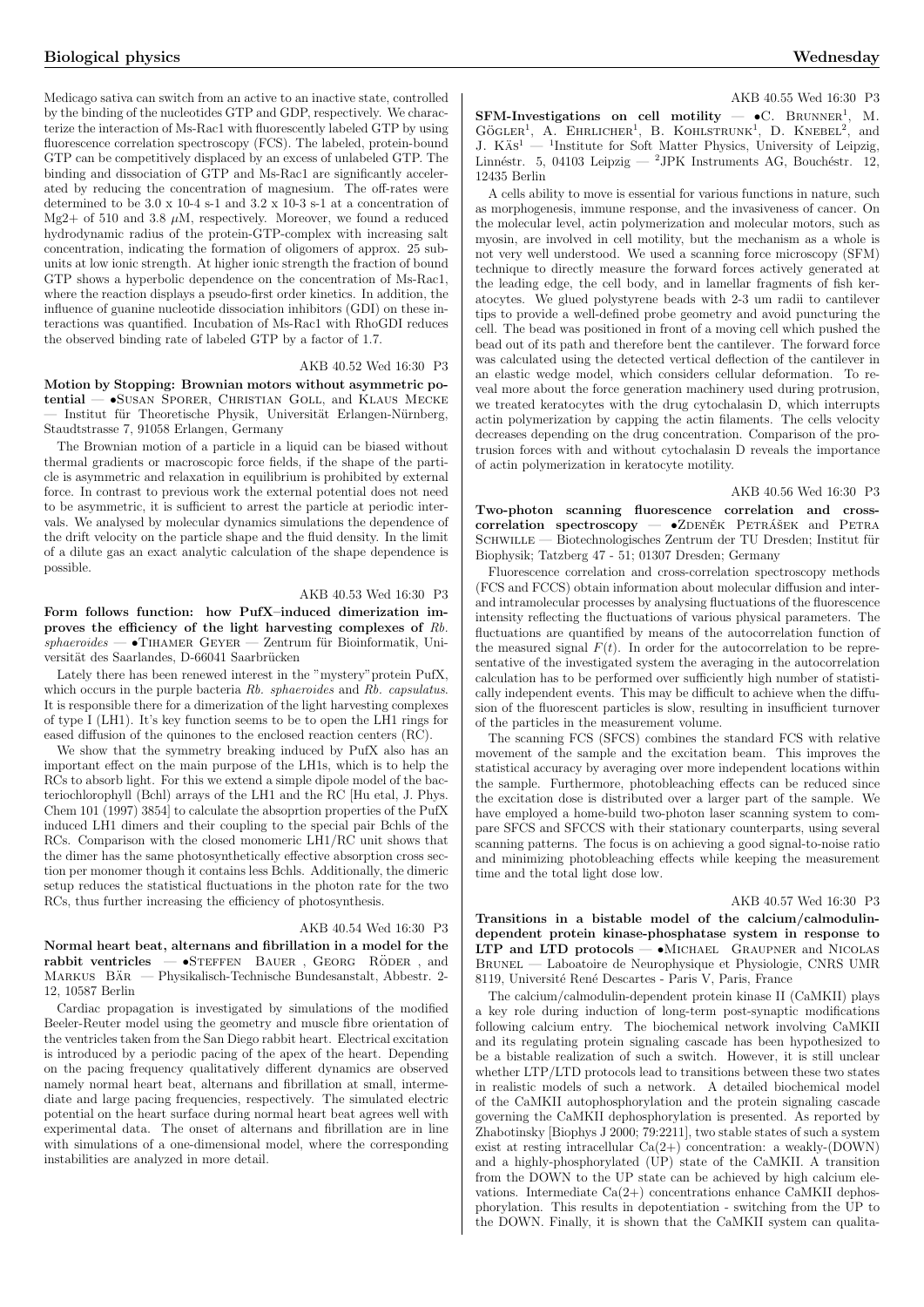Medicago sativa can switch from an active to an inactive state, controlled by the binding of the nucleotides GTP and GDP, respectively. We characterize the interaction of Ms-Rac1 with fluorescently labeled GTP by using fluorescence correlation spectroscopy (FCS). The labeled, protein-bound GTP can be competitively displaced by an excess of unlabeled GTP. The binding and dissociation of GTP and Ms-Rac1 are significantly accelerated by reducing the concentration of magnesium. The off-rates were determined to be 3.0 x 10-4 s-1 and 3.2 x 10-3 s-1 at a concentration of Mg2+ of 510 and 3.8 $\mu$M, respectively. Moreover, we found a reduced hydrodynamic radius of the protein-GTP-complex with increasing salt concentration, indicating the formation of oligomers of approx. 25 subunits at low ionic strength. At higher ionic strength the fraction of bound GTP shows a hyperbolic dependence on the concentration of Ms-Rac1, where the reaction displays a pseudo-first order kinetics. In addition, the influence of guanine nucleotide dissociation inhibitors (GDI) on these interactions was quantified. Incubation of Ms-Rac1 with RhoGDI reduces the observed binding rate of labeled GTP by a factor of 1.7.

AKB 40.52 Wed 16:30 P3

**Motion by Stopping: Brownian motors without asymmetric potential** — •Susan Sporer, Christian Goll, and Klaus Mecke — Institut für Theoretische Physik, Universität Erlangen-Nürnberg, Staudtstrasse 7, 91058 Erlangen, Germany

The Brownian motion of a particle in a liquid can be biased without thermal gradients or macroscopic force fields, if the shape of the particle is asymmetric and relaxation in equilibrium is prohibited by external force. In contrast to previous work the external potential does not need to be asymmetric, it is sufficient to arrest the particle at periodic intervals. We analysed by molecular dynamics simulations the dependence of the drift velocity on the particle shape and the fluid density. In the limit of a dilute gas an exact analytic calculation of the shape dependence is possible.

AKB 40.53 Wed 16:30 P3

**Form follows function: how PufX–induced dimerization improves the efficiency of the light harvesting complexes of *Rb. sphaeroides*** — •Tihamer Geyer — Zentrum für Bioinformatik, Universität des Saarlandes, D-66041 Saarbrücken

Lately there has been renewed interest in the "mystery"protein PufX, which occurs in the purple bacteria *Rb. sphaeroides* and *Rb. capsulatus*. It is responsible there for a dimerization of the light harvesting complexes of type I (LH1). It's key function seems to be to open the LH1 rings for eased diffusion of the quinones to the enclosed reaction centers (RC).

We show that the symmetry breaking induced by PufX also has an important effect on the main purpose of the LH1s, which is to help the RCs to absorb light. For this we extend a simple dipole model of the bacteriochlorophyll (Bchl) arrays of the LH1 and the RC [Hu etal, J. Phys. Chem 101 (1997) 3854] to calculate the absoprtion properties of the PufX induced LH1 dimers and their coupling to the special pair Bchls of the RCs. Comparison with the closed monomeric LH1/RC unit shows that the dimer has the same photosynthetically effective absorption cross section per monomer though it contains less Bchls. Additionally, the dimeric setup reduces the statistical fluctuations in the photon rate for the two RCs, thus further increasing the efficiency of photosynthesis.

AKB 40.54 Wed 16:30 P3

**Normal heart beat, alternans and fibrillation in a model for the rabbit ventricles** — •Steffen Bauer, Georg Röder, and Markus Bär — Physikalisch-Technische Bundesanstalt, Abbestr. 2-12, 10587 Berlin

Cardiac propagation is investigated by simulations of the modified Beeler-Reuter model using the geometry and muscle fibre orientation of the ventricles taken from the San Diego rabbit heart. Electrical excitation is introduced by a periodic pacing of the apex of the heart. Depending on the pacing frequency qualitatively different dynamics are observed namely normal heart beat, alternans and fibrillation at small, intermediate and large pacing frequencies, respectively. The simulated electric potential on the heart surface during normal heart beat agrees well with experimental data. The onset of alternans and fibrillation are in line with simulations of a one-dimensional model, where the corresponding instabilities are analyzed in more detail.

AKB 40.55 Wed 16:30 P3

**SFM-Investigations on cell motility** — •C. Brunner[1], M. Gögler[1], A. Ehrlicher[1], B. Kohlstrunk[1], D. Knebel[2], and J. Käs[1] — [1]Institute for Soft Matter Physics, University of Leipzig, Linnéstr. 5, 04103 Leipzig — [2]JPK Instruments AG, Bouchéstr. 12, 12435 Berlin

A cells ability to move is essential for various functions in nature, such as morphogenesis, immune response, and the invasiveness of cancer. On the molecular level, actin polymerization and molecular motors, such as myosin, are involved in cell motility, but the mechanism as a whole is not very well understood. We used a scanning force microscopy (SFM) technique to directly measure the forward forces actively generated at the leading edge, the cell body, and in lamellar fragments of fish keratocytes. We glued polystyrene beads with 2-3 um radii to cantilever tips to provide a well-defined probe geometry and avoid puncturing the cell. The bead was positioned in front of a moving cell which pushed the bead out of its path and therefore bent the cantilever. The forward force was calculated using the detected vertical deflection of the cantilever in an elastic wedge model, which considers cellular deformation. To reveal more about the force generation machinery used during protrusion, we treated keratocytes with the drug cytochalasin D, which interrupts actin polymerization by capping the actin filaments. The cells velocity decreases depending on the drug concentration. Comparison of the protrusion forces with and without cytochalasin D reveals the importance of actin polymerization in keratocyte motility.

AKB 40.56 Wed 16:30 P3

**Two-photon scanning fluorescence correlation and cross-correlation spectroscopy** — •Zdeněk Petrášek and Petra Schwille — Biotechnologisches Zentrum der TU Dresden; Institut für Biophysik; Tatzberg 47 - 51; 01307 Dresden; Germany

Fluorescence correlation and cross-correlation spectroscopy methods (FCS and FCCS) obtain information about molecular diffusion and inter- and intramolecular processes by analysing fluctuations of the fluorescence intensity reflecting the fluctuations of various physical parameters. The fluctuations are quantified by means of the autocorrelation function of the measured signal $F(t)$. In order for the autocorrelation to be representative of the investigated system the averaging in the autocorrelation calculation has to be performed over sufficiently high number of statistically independent events. This may be difficult to achieve when the diffusion of the fluorescent particles is slow, resulting in insufficient turnover of the particles in the measurement volume.

The scanning FCS (SFCS) combines the standard FCS with relative movement of the sample and the excitation beam. This improves the statistical accuracy by averaging over more independent locations within the sample. Furthermore, photobleaching effects can be reduced since the excitation dose is distributed over a larger part of the sample. We have employed a home-build two-photon laser scanning system to compare SFCS and SFCCS with their stationary counterparts, using several scanning patterns. The focus is on achieving a good signal-to-noise ratio and minimizing photobleaching effects while keeping the measurement time and the total light dose low.

AKB 40.57 Wed 16:30 P3

**Transitions in a bistable model of the calcium/calmodulin-dependent protein kinase-phosphatase system in response to LTP and LTD protocols** — •Michael Graupner and Nicolas Brunel — Laboatoire de Neurophysique et Physiologie, CNRS UMR 8119, Université René Descartes - Paris V, Paris, France

The calcium/calmodulin-dependent protein kinase II (CaMKII) plays a key role during induction of long-term post-synaptic modifications following calcium entry. The biochemical network involving CaMKII and its regulating protein signaling cascade has been hypothesized to be a bistable realization of such a switch. However, it is still unclear whether LTP/LTD protocols lead to transitions between these two states in realistic models of such a network. A detailed biochemical model of the CaMKII autophosphorylation and the protein signaling cascade governing the CaMKII dephosphorylation is presented. As reported by Zhabotinsky [Biophys J 2000; 79:2211], two stable states of such a system exist at resting intracellular Ca(2+) concentration: a weakly-(DOWN) and a highly-phosphorylated (UP) state of the CaMKII. A transition from the DOWN to the UP state can be achieved by high calcium elevations. Intermediate Ca(2+) concentrations enhance CaMKII dephosphorylation. This results in depotentiation - switching from the UP to the DOWN. Finally, it is shown that the CaMKII system can qualita-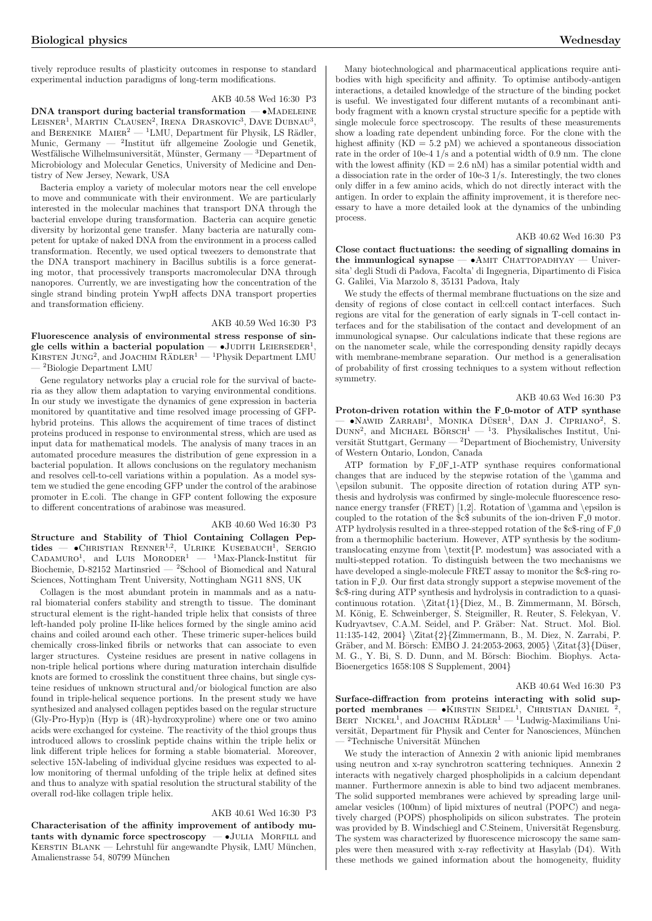tively reproduce results of plasticity outcomes in response to standard experimental induction paradigms of long-term modifications.

AKB 40.58 Wed 16:30 P3

**DNA transport during bacterial transformation** — •Madeleine Leisner[1], Martin Clausen[2], Irena Draskovic[3], Dave Dubnau[3], and Berenike Maier[2] — [1]LMU, Department für Physik, LS Rädler, Munic, Germany — [2]Institut üfr allgemeine Zoologie und Genetik, Westfälische Wilhelmsuniversität, Münster, Germany — [3]Department of Microbiology and Molecular Genetics, University of Medicine and Dentistry of New Jersey, Newark, USA

Bacteria employ a variety of molecular motors near the cell envelope to move and communicate with their environment. We are particularly interested in the molecular machines that transport DNA through the bacterial envelope during transformation. Bacteria can acquire genetic diversity by horizontal gene transfer. Many bacteria are naturally competent for uptake of naked DNA from the environment in a process called transformation. Recently, we used optical tweezers to demonstrate that the DNA transport machinery in Bacillus subtilis is a force generating motor, that processively transports macromolecular DNA through nanopores. Currently, we are investigating how the concentration of the single strand binding protein YwpH affects DNA transport properties and transformation efficieny.

AKB 40.59 Wed 16:30 P3

**Fluorescence analysis of environmental stress response of single cells within a bacterial population** — •Judith Leierseder[1], Kirsten Jung[2], and Joachim Rädler[1] — [1]Physik Department LMU — [2]Biologie Department LMU

Gene regulatory networks play a crucial role for the survival of bacteria as they allow them adaptation to varying environmental conditions. In our study we investigate the dynamics of gene expression in bacteria monitored by quantitative and time resolved image processing of GFP-hybrid proteins. This allows the acquirement of time traces of distinct proteins produced in response to environmental stress, which are used as input data for mathematical models. The analysis of many traces in an automated procedure measures the distribution of gene expression in a bacterial population. It allows conclusions on the regulatory mechanism and resolves cell-to-cell variations within a population. As a model system we studied the gene encoding GFP under the control of the arabinose promoter in E.coli. The change in GFP content following the exposure to different concentrations of arabinose was measured.

AKB 40.60 Wed 16:30 P3

**Structure and Stability of Thiol Containing Collagen Peptides** — •Christian Renner[1,2], Ulrike Kusebauch[1], Sergio Cadamuro[1], and Luis Moroder[1] — [1]Max-Planck-Institut für Biochemie, D-82152 Martinsried — [2]School of Biomedical and Natural Sciences, Nottingham Trent University, Nottingham NG11 8NS, UK

Collagen is the most abundant protein in mammals and as a natural biomaterial confers stability and strength to tissue. The dominant structural element is the right-handed triple helix that consists of three left-handed poly proline II-like helices formed by the single amino acid chains and coiled around each other. These trimeric super-helices build chemically cross-linked fibrils or networks that can associate to even larger structures. Cysteine residues are present in native collagens in non-triple helical portions where during maturation interchain disulfide knots are formed to crosslink the constituent three chains, but single cysteine residues of unknown structural and/or biological function are also found in triple-helical sequence portions. In the present study we have synthesized and analysed collagen peptides based on the regular structure (Gly-Pro-Hyp)n (Hyp is (4R)-hydroxyproline) where one or two amino acids were exchanged for cysteine. The reactivity of the thiol groups thus introduced allows to crosslink peptide chains within the triple helix or link different triple helices for forming a stable biomaterial. Moreover, selective 15N-labeling of individual glycine residues was expected to allow monitoring of thermal unfolding of the triple helix at defined sites and thus to analyze with spatial resolution the structural stability of the overall rod-like collagen triple helix.

AKB 40.61 Wed 16:30 P3

**Characterisation of the affinity improvement of antibody mutants with dynamic force spectroscopy** — •Julia Morfill and Kerstin Blank — Lehrstuhl für angewandte Physik, LMU München, Amalienstrasse 54, 80799 München

Many biotechnological and pharmaceutical applications require antibodies with high specificity and affinity. To optimise antibody-antigen interactions, a detailed knowledge of the structure of the binding pocket is useful. We investigated four different mutants of a recombinant antibody fragment with a known crystal structure specific for a peptide with single molecule force spectroscopy. The results of these measurements show a loading rate dependent unbinding force. For the clone with the highest affinity (KD = 5.2 pM) we achieved a spontaneous dissociation rate in the order of 10e-4 1/s and a potential width of 0.9 nm. The clone with the lowest affinity (KD = 2.6 nM) has a similar potential width and a dissociation rate in the order of 10e-3 1/s. Interestingly, the two clones only differ in a few amino acids, which do not directly interact with the antigen. In order to explain the affinity improvement, it is therefore necessary to have a more detailed look at the dynamics of the unbinding process.

AKB 40.62 Wed 16:30 P3

**Close contact fluctuations: the seeding of signalling domains in the immunological synapse** — •Amit Chattopadhyay — Universita' degli Studi di Padova, Facolta' di Ingegneria, Dipartimento di Fisica G. Galilei, Via Marzolo 8, 35131 Padova, Italy

We study the effects of thermal membrane fluctuations on the size and density of regions of close contact in cell:cell contact interfaces. Such regions are vital for the generation of early signals in T-cell contact interfaces and for the stabilisation of the contact and development of an immunological synapse. Our calculations indicate that these regions are on the nanometer scale, while the corresponding density rapidly decays with membrane-membrane separation. Our method is a generalisation of probability of first crossing techniques to a system without reflection symmetry.

AKB 40.63 Wed 16:30 P3

**Proton-driven rotation within the F_0-motor of ATP synthase** — •Nawid Zarrabi[1], Monika Düser[1], Dan J. Cipriano[2], S. Dunn[2], and Michael Börsch[1] — [1]3. Physikalisches Institut, Universität Stuttgart, Germany — [2]Department of Biochemistry, University of Western Ontario, London, Canada

ATP formation by F_0F_1-ATP synthase requires conformational changes that are induced by the stepwise rotation of the \gamma and \epsilon subunit. The opposite direction of rotation during ATP synthesis and hydrolysis was confirmed by single-molecule fluorescence resonance energy transfer (FRET) [1,2]. Rotation of \gamma and \epsilon is coupled to the rotation of the $c$ subunits of the ion-driven F_0 motor. ATP hydrolysis resulted in a three-stepped rotation of the $c$-ring of F_0 from a thermophilic bacterium. However, ATP synthesis by the sodium-translocating enzyme from \textit{P. modestum} was associated with a multi-stepped rotation. To distinguish between the two mechanisms we have developed a single-molecule FRET assay to monitor the $c$-ring rotation in F_0. Our first data strongly support a stepwise movement of the $c$-ring during ATP synthesis and hydrolysis in contradiction to a quasi-continuous rotation. \Zitat{1}{Diez, M., B. Zimmermann, M. Börsch, M. König, E. Schweinberger, S. Steigmiller, R. Reuter, S. Felekyan, V. Kudryavtsev, C.A.M. Seidel, and P. Gräber: Nat. Struct. Mol. Biol. 11:135-142, 2004} \Zitat{2}{Zimmermann, B., M. Diez, N. Zarrabi, P. Gräber, and M. Börsch: EMBO J. 24:2053-2063, 2005} \Zitat{3}{Düser, M. G., Y. Bi, S. D. Dunn, and M. Börsch: Biochim. Biophys. Acta-Bioenergetics 1658:108 S Supplement, 2004}

AKB 40.64 Wed 16:30 P3

**Surface-diffraction from proteins interacting with solid supported membranes** — •Kirstin Seidel[1], Christian Daniel [2], Bert Nickel[1], and Joachim Rädler[1] — [1]Ludwig-Maximilians Universität, Department für Physik and Center for Nanosciences, München — [2]Technische Universität München

We study the interaction of Annexin 2 with anionic lipid membranes using neutron and x-ray synchrotron scattering techniques. Annexin 2 interacts with negatively charged phospholipids in a calcium dependant manner. Furthermore annexin is able to bind two adjacent membranes. The solid supported membranes were achieved by spreading large unilamelar vesicles (100nm) of lipid mixtures of neutral (POPC) and negatively charged (POPS) phospholipids on silicon substrates. The protein was provided by B. Windschiegl and C.Steinem, Universität Regensburg. The system was characterized by fluorescence microscopy the same samples were then measured with x-ray reflectivity at Hasylab (D4). With these methods we gained information about the homogeneity, fluidity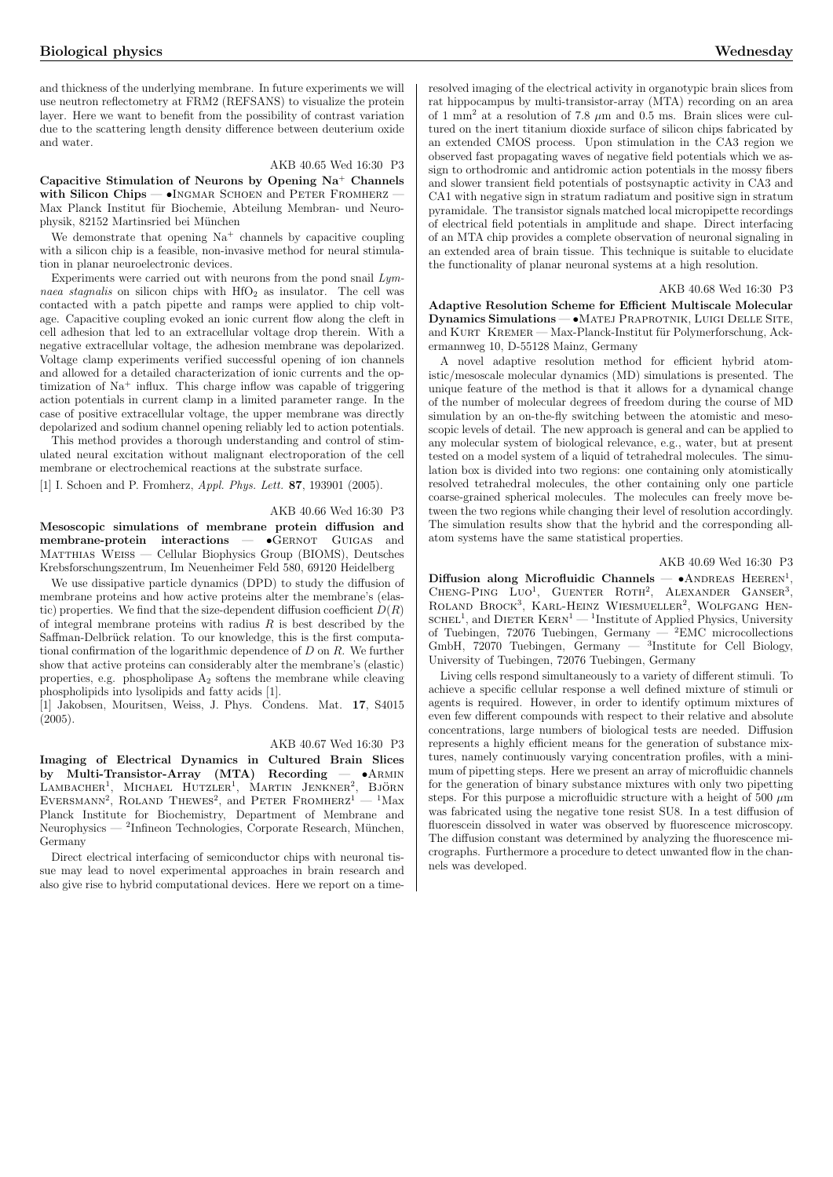and thickness of the underlying membrane. In future experiments we will use neutron reflectometry at FRM2 (REFSANS) to visualize the protein layer. Here we want to benefit from the possibility of contrast variation due to the scattering length density difference between deuterium oxide and water.

AKB 40.65 Wed 16:30 P3

**Capacitive Stimulation of Neurons by Opening $Na^+$ Channels with Silicon Chips** — •Ingmar Schoen and Peter Fromherz — Max Planck Institut für Biochemie, Abteilung Membran- und Neurophysik, 82152 Martinsried bei München

We demonstrate that opening $Na^+$ channels by capacitive coupling with a silicon chip is a feasible, non-invasive method for neural stimulation in planar neuroelectronic devices.

Experiments were carried out with neurons from the pond snail *Lymnaea stagnalis* on silicon chips with $HfO_2$ as insulator. The cell was contacted with a patch pipette and ramps were applied to chip voltage. Capacitive coupling evoked an ionic current flow along the cleft in cell adhesion that led to an extracellular voltage drop therein. With a negative extracellular voltage, the adhesion membrane was depolarized. Voltage clamp experiments verified successful opening of ion channels and allowed for a detailed characterization of ionic currents and the optimization of $Na^+$ influx. This charge inflow was capable of triggering action potentials in current clamp in a limited parameter range. In the case of positive extracellular voltage, the upper membrane was directly depolarized and sodium channel opening reliably led to action potentials.

This method provides a thorough understanding and control of stimulated neural excitation without malignant electroporation of the cell membrane or electrochemical reactions at the substrate surface.

[1] I. Schoen and P. Fromherz, *Appl. Phys. Lett.* **87**, 193901 (2005).

AKB 40.66 Wed 16:30 P3

**Mesoscopic simulations of membrane protein diffusion and membrane-protein interactions** — •Gernot Guigas and Matthias Weiss — Cellular Biophysics Group (BIOMS), Deutsches Krebsforschungszentrum, Im Neuenheimer Feld 580, 69120 Heidelberg

We use dissipative particle dynamics (DPD) to study the diffusion of membrane proteins and how active proteins alter the membrane's (elastic) properties. We find that the size-dependent diffusion coefficient $D(R)$ of integral membrane proteins with radius $R$ is best described by the Saffman-Delbrück relation. To our knowledge, this is the first computational confirmation of the logarithmic dependence of $D$ on $R$. We further show that active proteins can considerably alter the membrane's (elastic) properties, e.g. phospholipase $A_2$ softens the membrane while cleaving phospholipids into lysolipids and fatty acids [1].

[1] Jakobsen, Mouritsen, Weiss, J. Phys. Condens. Mat. **17**, S4015 (2005).

AKB 40.67 Wed 16:30 P3

**Imaging of Electrical Dynamics in Cultured Brain Slices by Multi-Transistor-Array (MTA) Recording** — •Armin Lambacher[1], Michael Hutzler[1], Martin Jenkner[2], Björn Eversmann[2], Roland Thewes[2], and Peter Fromherz[1] — [1]Max Planck Institute for Biochemistry, Department of Membrane and Neurophysics — [2]Infineon Technologies, Corporate Research, München, Germany

Direct electrical interfacing of semiconductor chips with neuronal tissue may lead to novel experimental approaches in brain research and also give rise to hybrid computational devices. Here we report on a time-resolved imaging of the electrical activity in organotypic brain slices from rat hippocampus by multi-transistor-array (MTA) recording on an area of 1 $mm^2$ at a resolution of 7.8 $\mu$m and 0.5 ms. Brain slices were cultured on the inert titanium dioxide surface of silicon chips fabricated by an extended CMOS process. Upon stimulation in the CA3 region we observed fast propagating waves of negative field potentials which we assign to orthodromic and antidromic action potentials in the mossy fibers and slower transient field potentials of postsynaptic activity in CA3 and CA1 with negative sign in stratum radiatum and positive sign in stratum pyramidale. The transistor signals matched local micropipette recordings of electrical field potentials in amplitude and shape. Direct interfacing of an MTA chip provides a complete observation of neuronal signaling in an extended area of brain tissue. This technique is suitable to elucidate the functionality of planar neuronal systems at a high resolution.

AKB 40.68 Wed 16:30 P3

**Adaptive Resolution Scheme for Efficient Multiscale Molecular Dynamics Simulations** — •Matej Praprotnik, Luigi Delle Site, and Kurt Kremer — Max-Planck-Institut für Polymerforschung, Ackermannweg 10, D-55128 Mainz, Germany

A novel adaptive resolution method for efficient hybrid atomistic/mesoscale molecular dynamics (MD) simulations is presented. The unique feature of the method is that it allows for a dynamical change of the number of molecular degrees of freedom during the course of MD simulation by an on-the-fly switching between the atomistic and mesoscopic levels of detail. The new approach is general and can be applied to any molecular system of biological relevance, e.g., water, but at present tested on a model system of a liquid of tetrahedral molecules. The simulation box is divided into two regions: one containing only atomistically resolved tetrahedral molecules, the other containing only one particle coarse-grained spherical molecules. The molecules can freely move between the two regions while changing their level of resolution accordingly. The simulation results show that the hybrid and the corresponding all-atom systems have the same statistical properties.

AKB 40.69 Wed 16:30 P3

**Diffusion along Microfluidic Channels** — •Andreas Heeren[1], Cheng-Ping Luo[1], Guenter Roth[2], Alexander Ganser[3], Roland Brock[3], Karl-Heinz Wiesmueller[2], Wolfgang Henschel[1], and Dieter Kern[1] — [1]Institute of Applied Physics, University of Tuebingen, 72076 Tuebingen, Germany — [2]EMC microcollections GmbH, 72070 Tuebingen, Germany — [3]Institute for Cell Biology, University of Tuebingen, 72076 Tuebingen, Germany

Living cells respond simultaneously to a variety of different stimuli. To achieve a specific cellular response a well defined mixture of stimuli or agents is required. However, in order to identify optimum mixtures of even few different compounds with respect to their relative and absolute concentrations, large numbers of biological tests are needed. Diffusion represents a highly efficient means for the generation of substance mixtures, namely continuously varying concentration profiles, with a minimum of pipetting steps. Here we present an array of microfluidic channels for the generation of binary substance mixtures with only two pipetting steps. For this purpose a microfluidic structure with a height of 500 $\mu$m was fabricated using the negative tone resist SU8. In a test diffusion of fluorescein dissolved in water was observed by fluorescence microscopy. The diffusion constant was determined by analyzing the fluorescence micrographs. Furthermore a procedure to detect unwanted flow in the channels was developed.